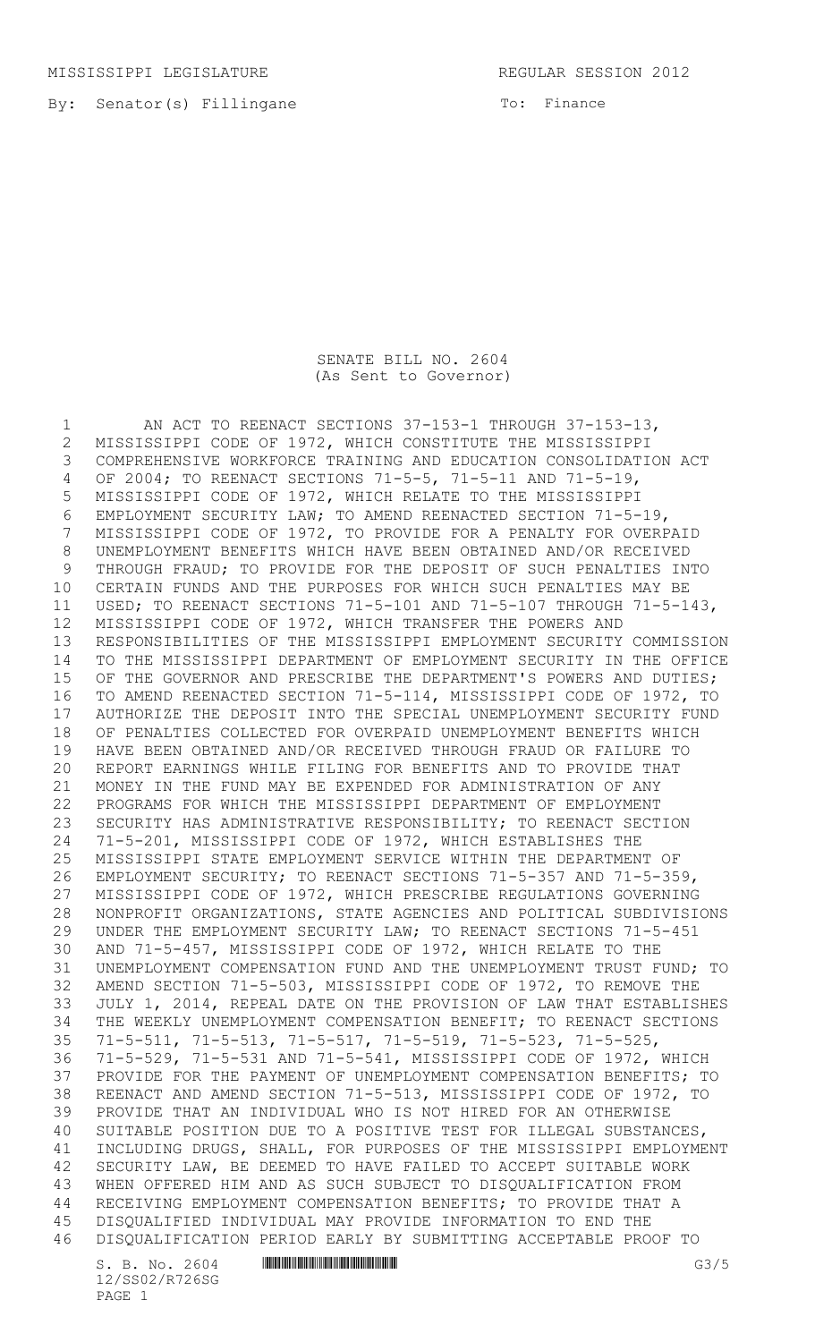MISSISSIPPI LEGISLATURE REGULAR SESSION 2012

By: Senator(s) Fillingane

To: Finance

# SENATE BILL NO. 2604
(As Sent to Governor)

AN ACT TO REENACT SECTIONS 37-153-1 THROUGH 37-153-13, MISSISSIPPI CODE OF 1972, WHICH CONSTITUTE THE MISSISSIPPI COMPREHENSIVE WORKFORCE TRAINING AND EDUCATION CONSOLIDATION ACT OF 2004; TO REENACT SECTIONS 71-5-5, 71-5-11 AND 71-5-19, MISSISSIPPI CODE OF 1972, WHICH RELATE TO THE MISSISSIPPI EMPLOYMENT SECURITY LAW; TO AMEND REENACTED SECTION 71-5-19, MISSISSIPPI CODE OF 1972, TO PROVIDE FOR A PENALTY FOR OVERPAID UNEMPLOYMENT BENEFITS WHICH HAVE BEEN OBTAINED AND/OR RECEIVED THROUGH FRAUD; TO PROVIDE FOR THE DEPOSIT OF SUCH PENALTIES INTO CERTAIN FUNDS AND THE PURPOSES FOR WHICH SUCH PENALTIES MAY BE USED; TO REENACT SECTIONS 71-5-101 AND 71-5-107 THROUGH 71-5-143, MISSISSIPPI CODE OF 1972, WHICH TRANSFER THE POWERS AND RESPONSIBILITIES OF THE MISSISSIPPI EMPLOYMENT SECURITY COMMISSION TO THE MISSISSIPPI DEPARTMENT OF EMPLOYMENT SECURITY IN THE OFFICE OF THE GOVERNOR AND PRESCRIBE THE DEPARTMENT'S POWERS AND DUTIES; TO AMEND REENACTED SECTION 71-5-114, MISSISSIPPI CODE OF 1972, TO AUTHORIZE THE DEPOSIT INTO THE SPECIAL UNEMPLOYMENT SECURITY FUND OF PENALTIES COLLECTED FOR OVERPAID UNEMPLOYMENT BENEFITS WHICH HAVE BEEN OBTAINED AND/OR RECEIVED THROUGH FRAUD OR FAILURE TO REPORT EARNINGS WHILE FILING FOR BENEFITS AND TO PROVIDE THAT MONEY IN THE FUND MAY BE EXPENDED FOR ADMINISTRATION OF ANY PROGRAMS FOR WHICH THE MISSISSIPPI DEPARTMENT OF EMPLOYMENT SECURITY HAS ADMINISTRATIVE RESPONSIBILITY; TO REENACT SECTION 71-5-201, MISSISSIPPI CODE OF 1972, WHICH ESTABLISHES THE MISSISSIPPI STATE EMPLOYMENT SERVICE WITHIN THE DEPARTMENT OF EMPLOYMENT SECURITY; TO REENACT SECTIONS 71-5-357 AND 71-5-359, MISSISSIPPI CODE OF 1972, WHICH PRESCRIBE REGULATIONS GOVERNING NONPROFIT ORGANIZATIONS, STATE AGENCIES AND POLITICAL SUBDIVISIONS UNDER THE EMPLOYMENT SECURITY LAW; TO REENACT SECTIONS 71-5-451 AND 71-5-457, MISSISSIPPI CODE OF 1972, WHICH RELATE TO THE UNEMPLOYMENT COMPENSATION FUND AND THE UNEMPLOYMENT TRUST FUND; TO AMEND SECTION 71-5-503, MISSISSIPPI CODE OF 1972, TO REMOVE THE JULY 1, 2014, REPEAL DATE ON THE PROVISION OF LAW THAT ESTABLISHES THE WEEKLY UNEMPLOYMENT COMPENSATION BENEFIT; TO REENACT SECTIONS 71-5-511, 71-5-513, 71-5-517, 71-5-519, 71-5-523, 71-5-525, 71-5-529, 71-5-531 AND 71-5-541, MISSISSIPPI CODE OF 1972, WHICH PROVIDE FOR THE PAYMENT OF UNEMPLOYMENT COMPENSATION BENEFITS; TO REENACT AND AMEND SECTION 71-5-513, MISSISSIPPI CODE OF 1972, TO PROVIDE THAT AN INDIVIDUAL WHO IS NOT HIRED FOR AN OTHERWISE SUITABLE POSITION DUE TO A POSITIVE TEST FOR ILLEGAL SUBSTANCES, INCLUDING DRUGS, SHALL, FOR PURPOSES OF THE MISSISSIPPI EMPLOYMENT SECURITY LAW, BE DEEMED TO HAVE FAILED TO ACCEPT SUITABLE WORK WHEN OFFERED HIM AND AS SUCH SUBJECT TO DISQUALIFICATION FROM RECEIVING EMPLOYMENT COMPENSATION BENEFITS; TO PROVIDE THAT A DISQUALIFIED INDIVIDUAL MAY PROVIDE INFORMATION TO END THE DISQUALIFICATION PERIOD EARLY BY SUBMITTING ACCEPTABLE PROOF TO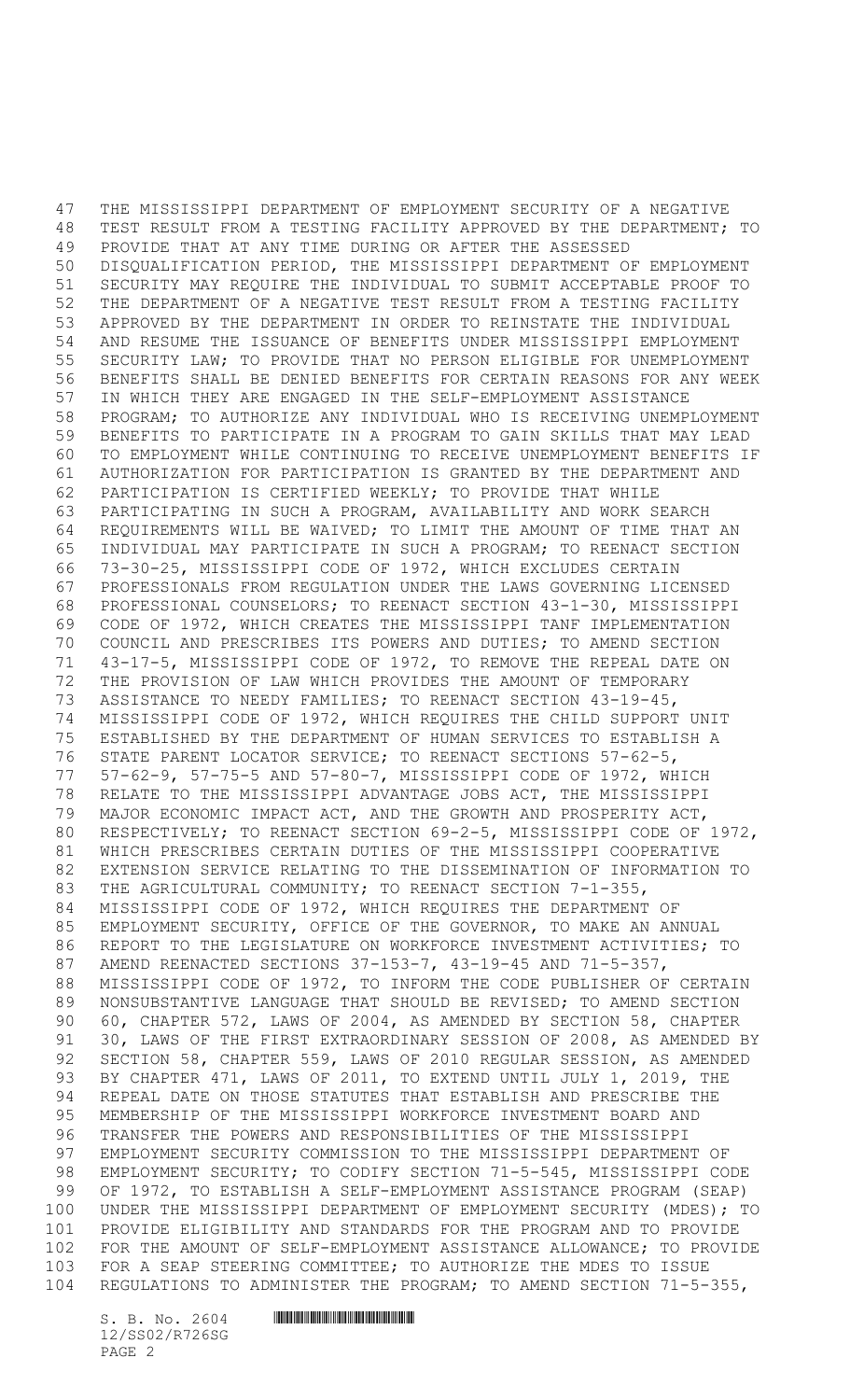THE MISSISSIPPI DEPARTMENT OF EMPLOYMENT SECURITY OF A NEGATIVE TEST RESULT FROM A TESTING FACILITY APPROVED BY THE DEPARTMENT; TO PROVIDE THAT AT ANY TIME DURING OR AFTER THE ASSESSED DISQUALIFICATION PERIOD, THE MISSISSIPPI DEPARTMENT OF EMPLOYMENT SECURITY MAY REQUIRE THE INDIVIDUAL TO SUBMIT ACCEPTABLE PROOF TO THE DEPARTMENT OF A NEGATIVE TEST RESULT FROM A TESTING FACILITY APPROVED BY THE DEPARTMENT IN ORDER TO REINSTATE THE INDIVIDUAL AND RESUME THE ISSUANCE OF BENEFITS UNDER MISSISSIPPI EMPLOYMENT SECURITY LAW; TO PROVIDE THAT NO PERSON ELIGIBLE FOR UNEMPLOYMENT BENEFITS SHALL BE DENIED BENEFITS FOR CERTAIN REASONS FOR ANY WEEK IN WHICH THEY ARE ENGAGED IN THE SELF-EMPLOYMENT ASSISTANCE PROGRAM; TO AUTHORIZE ANY INDIVIDUAL WHO IS RECEIVING UNEMPLOYMENT BENEFITS TO PARTICIPATE IN A PROGRAM TO GAIN SKILLS THAT MAY LEAD TO EMPLOYMENT WHILE CONTINUING TO RECEIVE UNEMPLOYMENT BENEFITS IF AUTHORIZATION FOR PARTICIPATION IS GRANTED BY THE DEPARTMENT AND PARTICIPATION IS CERTIFIED WEEKLY; TO PROVIDE THAT WHILE PARTICIPATING IN SUCH A PROGRAM, AVAILABILITY AND WORK SEARCH REQUIREMENTS WILL BE WAIVED; TO LIMIT THE AMOUNT OF TIME THAT AN INDIVIDUAL MAY PARTICIPATE IN SUCH A PROGRAM; TO REENACT SECTION 73-30-25, MISSISSIPPI CODE OF 1972, WHICH EXCLUDES CERTAIN PROFESSIONALS FROM REGULATION UNDER THE LAWS GOVERNING LICENSED PROFESSIONAL COUNSELORS; TO REENACT SECTION 43-1-30, MISSISSIPPI CODE OF 1972, WHICH CREATES THE MISSISSIPPI TANF IMPLEMENTATION COUNCIL AND PRESCRIBES ITS POWERS AND DUTIES; TO AMEND SECTION 43-17-5, MISSISSIPPI CODE OF 1972, TO REMOVE THE REPEAL DATE ON THE PROVISION OF LAW WHICH PROVIDES THE AMOUNT OF TEMPORARY ASSISTANCE TO NEEDY FAMILIES; TO REENACT SECTION 43-19-45, MISSISSIPPI CODE OF 1972, WHICH REQUIRES THE CHILD SUPPORT UNIT ESTABLISHED BY THE DEPARTMENT OF HUMAN SERVICES TO ESTABLISH A STATE PARENT LOCATOR SERVICE; TO REENACT SECTIONS 57-62-5, 57-62-9, 57-75-5 AND 57-80-7, MISSISSIPPI CODE OF 1972, WHICH RELATE TO THE MISSISSIPPI ADVANTAGE JOBS ACT, THE MISSISSIPPI MAJOR ECONOMIC IMPACT ACT, AND THE GROWTH AND PROSPERITY ACT, RESPECTIVELY; TO REENACT SECTION 69-2-5, MISSISSIPPI CODE OF 1972, WHICH PRESCRIBES CERTAIN DUTIES OF THE MISSISSIPPI COOPERATIVE EXTENSION SERVICE RELATING TO THE DISSEMINATION OF INFORMATION TO THE AGRICULTURAL COMMUNITY; TO REENACT SECTION 7-1-355, MISSISSIPPI CODE OF 1972, WHICH REQUIRES THE DEPARTMENT OF EMPLOYMENT SECURITY, OFFICE OF THE GOVERNOR, TO MAKE AN ANNUAL REPORT TO THE LEGISLATURE ON WORKFORCE INVESTMENT ACTIVITIES; TO AMEND REENACTED SECTIONS 37-153-7, 43-19-45 AND 71-5-357, MISSISSIPPI CODE OF 1972, TO INFORM THE CODE PUBLISHER OF CERTAIN NONSUBSTANTIVE LANGUAGE THAT SHOULD BE REVISED; TO AMEND SECTION 60, CHAPTER 572, LAWS OF 2004, AS AMENDED BY SECTION 58, CHAPTER 30, LAWS OF THE FIRST EXTRAORDINARY SESSION OF 2008, AS AMENDED BY SECTION 58, CHAPTER 559, LAWS OF 2010 REGULAR SESSION, AS AMENDED BY CHAPTER 471, LAWS OF 2011, TO EXTEND UNTIL JULY 1, 2019, THE REPEAL DATE ON THOSE STATUTES THAT ESTABLISH AND PRESCRIBE THE MEMBERSHIP OF THE MISSISSIPPI WORKFORCE INVESTMENT BOARD AND TRANSFER THE POWERS AND RESPONSIBILITIES OF THE MISSISSIPPI EMPLOYMENT SECURITY COMMISSION TO THE MISSISSIPPI DEPARTMENT OF EMPLOYMENT SECURITY; TO CODIFY SECTION 71-5-545, MISSISSIPPI CODE OF 1972, TO ESTABLISH A SELF-EMPLOYMENT ASSISTANCE PROGRAM (SEAP) UNDER THE MISSISSIPPI DEPARTMENT OF EMPLOYMENT SECURITY (MDES); TO PROVIDE ELIGIBILITY AND STANDARDS FOR THE PROGRAM AND TO PROVIDE FOR THE AMOUNT OF SELF-EMPLOYMENT ASSISTANCE ALLOWANCE; TO PROVIDE FOR A SEAP STEERING COMMITTEE; TO AUTHORIZE THE MDES TO ISSUE REGULATIONS TO ADMINISTER THE PROGRAM; TO AMEND SECTION 71-5-355,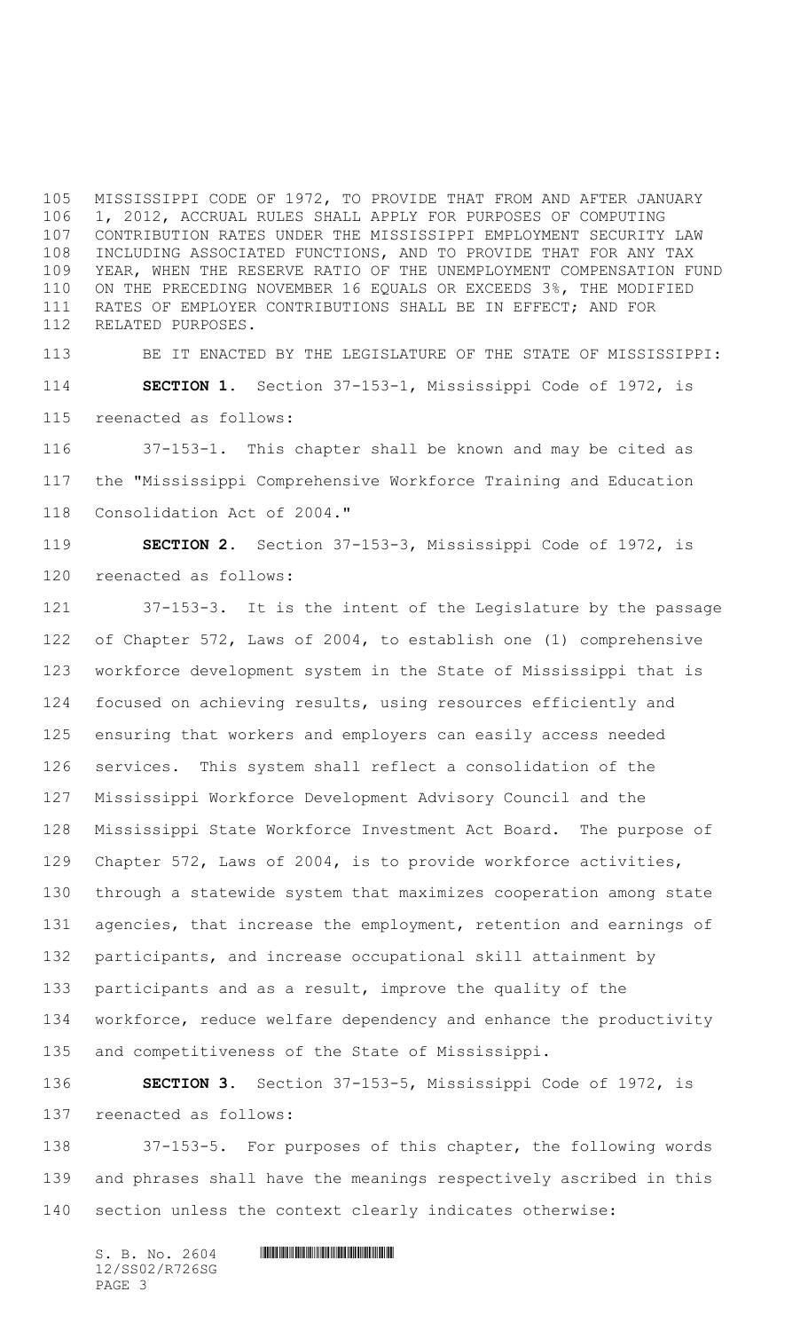MISSISSIPPI CODE OF 1972, TO PROVIDE THAT FROM AND AFTER JANUARY 1, 2012, ACCRUAL RULES SHALL APPLY FOR PURPOSES OF COMPUTING CONTRIBUTION RATES UNDER THE MISSISSIPPI EMPLOYMENT SECURITY LAW INCLUDING ASSOCIATED FUNCTIONS, AND TO PROVIDE THAT FOR ANY TAX YEAR, WHEN THE RESERVE RATIO OF THE UNEMPLOYMENT COMPENSATION FUND ON THE PRECEDING NOVEMBER 16 EQUALS OR EXCEEDS 3%, THE MODIFIED RATES OF EMPLOYER CONTRIBUTIONS SHALL BE IN EFFECT; AND FOR RELATED PURPOSES.

BE IT ENACTED BY THE LEGISLATURE OF THE STATE OF MISSISSIPPI:

**SECTION 1.** Section 37-153-1, Mississippi Code of 1972, is reenacted as follows:

37-153-1. This chapter shall be known and may be cited as the "Mississippi Comprehensive Workforce Training and Education Consolidation Act of 2004."

**SECTION 2.** Section 37-153-3, Mississippi Code of 1972, is reenacted as follows:

37-153-3. It is the intent of the Legislature by the passage of Chapter 572, Laws of 2004, to establish one (1) comprehensive workforce development system in the State of Mississippi that is focused on achieving results, using resources efficiently and ensuring that workers and employers can easily access needed services. This system shall reflect a consolidation of the Mississippi Workforce Development Advisory Council and the Mississippi State Workforce Investment Act Board. The purpose of Chapter 572, Laws of 2004, is to provide workforce activities, through a statewide system that maximizes cooperation among state agencies, that increase the employment, retention and earnings of participants, and increase occupational skill attainment by participants and as a result, improve the quality of the workforce, reduce welfare dependency and enhance the productivity and competitiveness of the State of Mississippi.

**SECTION 3.** Section 37-153-5, Mississippi Code of 1972, is reenacted as follows:

37-153-5. For purposes of this chapter, the following words and phrases shall have the meanings respectively ascribed in this section unless the context clearly indicates otherwise: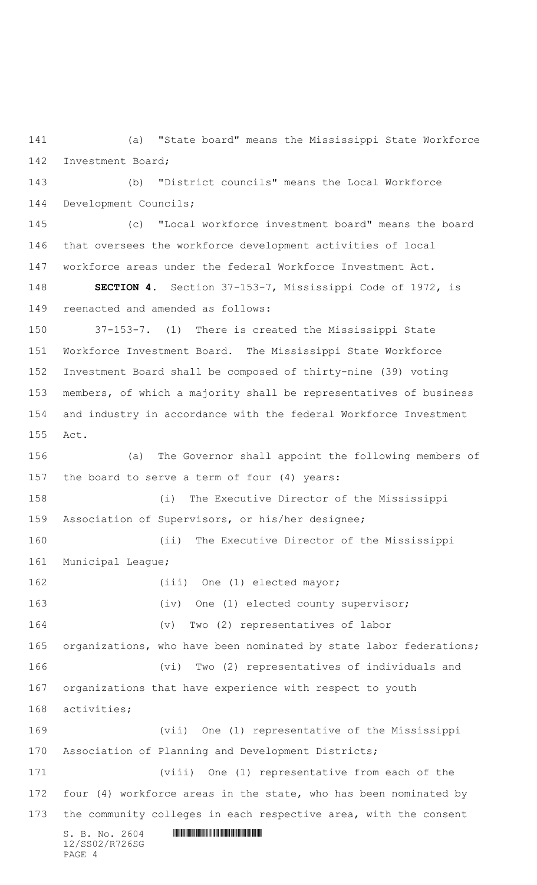(a) "State board" means the Mississippi State Workforce Investment Board;

(b) "District councils" means the Local Workforce Development Councils;

(c) "Local workforce investment board" means the board that oversees the workforce development activities of local workforce areas under the federal Workforce Investment Act.

**SECTION 4.** Section 37-153-7, Mississippi Code of 1972, is reenacted and amended as follows:

37-153-7. (1) There is created the Mississippi State Workforce Investment Board. The Mississippi State Workforce Investment Board shall be composed of thirty-nine (39) voting members, of which a majority shall be representatives of business and industry in accordance with the federal Workforce Investment Act.

(a) The Governor shall appoint the following members of the board to serve a term of four (4) years:

(i) The Executive Director of the Mississippi Association of Supervisors, or his/her designee;

(ii) The Executive Director of the Mississippi Municipal League;

(iii) One (1) elected mayor;

(iv) One (1) elected county supervisor;

(v) Two (2) representatives of labor organizations, who have been nominated by state labor federations;

(vi) Two (2) representatives of individuals and organizations that have experience with respect to youth activities;

(vii) One (1) representative of the Mississippi Association of Planning and Development Districts;

(viii) One (1) representative from each of the four (4) workforce areas in the state, who has been nominated by the community colleges in each respective area, with the consent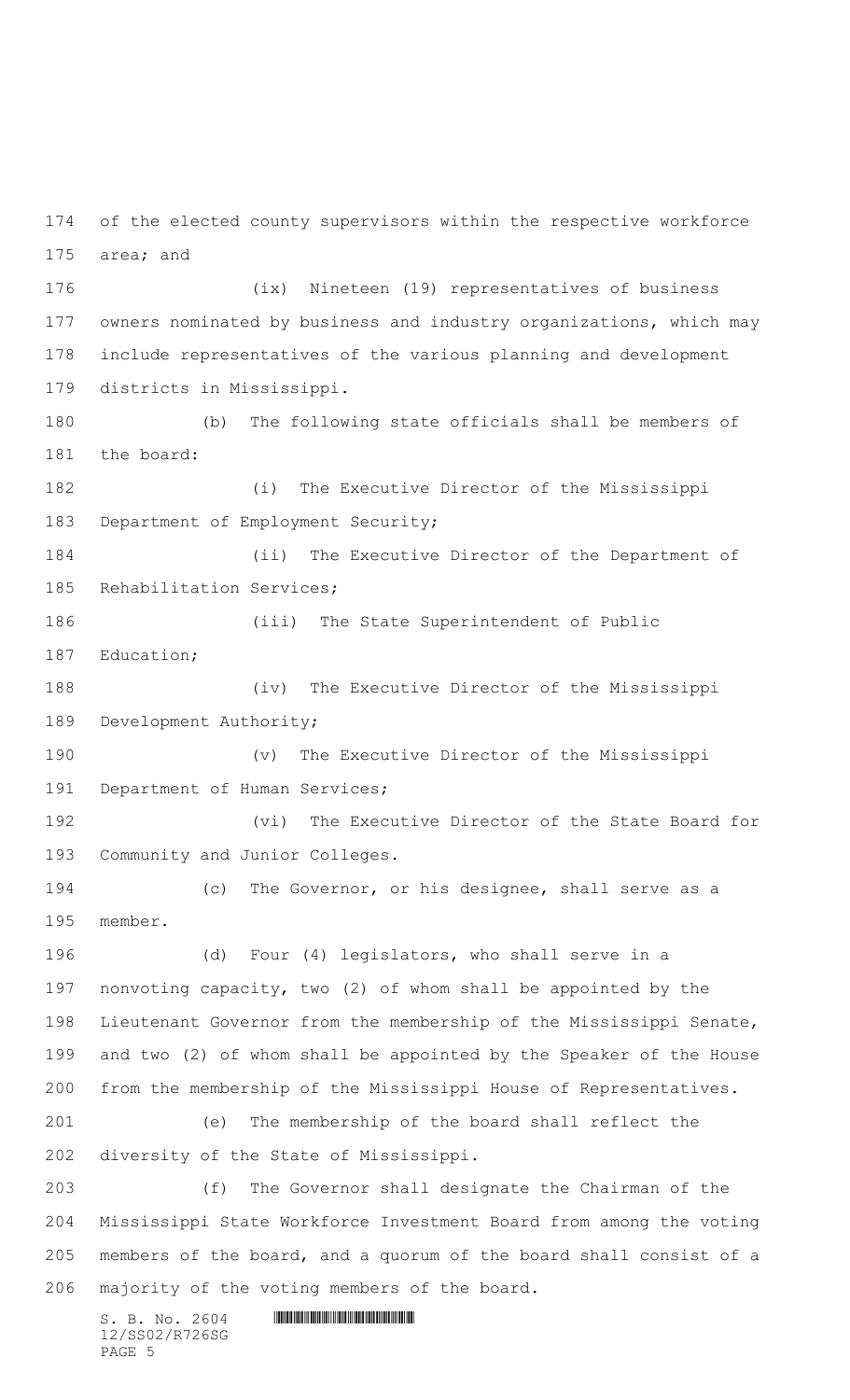of the elected county supervisors within the respective workforce area; and

(ix) Nineteen (19) representatives of business owners nominated by business and industry organizations, which may include representatives of the various planning and development districts in Mississippi.

(b) The following state officials shall be members of the board:

(i) The Executive Director of the Mississippi Department of Employment Security;

(ii) The Executive Director of the Department of Rehabilitation Services;

(iii) The State Superintendent of Public Education;

(iv) The Executive Director of the Mississippi Development Authority;

(v) The Executive Director of the Mississippi Department of Human Services;

(vi) The Executive Director of the State Board for Community and Junior Colleges.

(c) The Governor, or his designee, shall serve as a member.

(d) Four (4) legislators, who shall serve in a nonvoting capacity, two (2) of whom shall be appointed by the Lieutenant Governor from the membership of the Mississippi Senate, and two (2) of whom shall be appointed by the Speaker of the House from the membership of the Mississippi House of Representatives.

(e) The membership of the board shall reflect the diversity of the State of Mississippi.

(f) The Governor shall designate the Chairman of the Mississippi State Workforce Investment Board from among the voting members of the board, and a quorum of the board shall consist of a majority of the voting members of the board.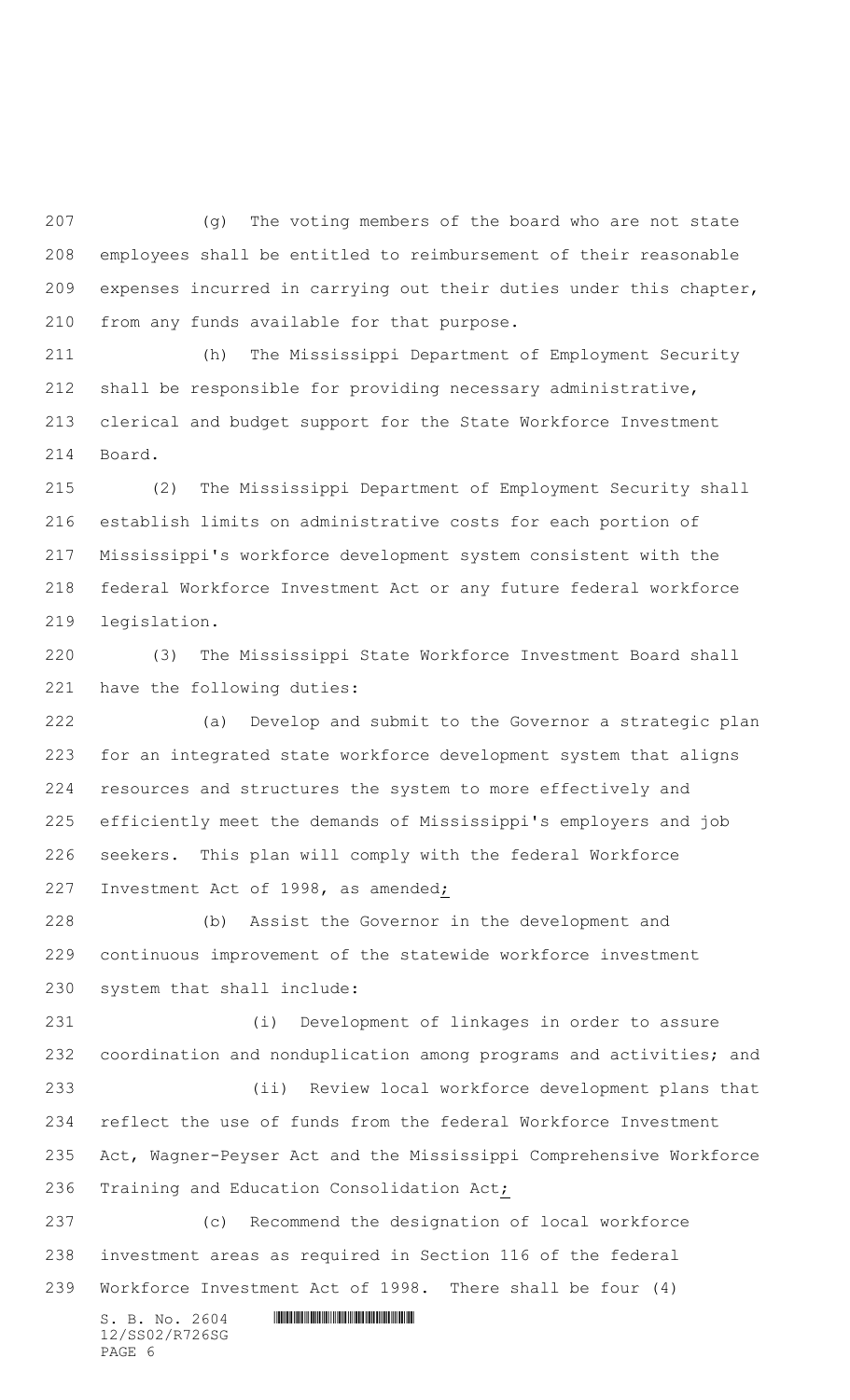(g) The voting members of the board who are not state employees shall be entitled to reimbursement of their reasonable expenses incurred in carrying out their duties under this chapter, from any funds available for that purpose.

(h) The Mississippi Department of Employment Security shall be responsible for providing necessary administrative, clerical and budget support for the State Workforce Investment Board.

(2) The Mississippi Department of Employment Security shall establish limits on administrative costs for each portion of Mississippi's workforce development system consistent with the federal Workforce Investment Act or any future federal workforce legislation.

(3) The Mississippi State Workforce Investment Board shall have the following duties:

(a) Develop and submit to the Governor a strategic plan for an integrated state workforce development system that aligns resources and structures the system to more effectively and efficiently meet the demands of Mississippi's employers and job seekers. This plan will comply with the federal Workforce Investment Act of 1998, as amended;

(b) Assist the Governor in the development and continuous improvement of the statewide workforce investment system that shall include:

(i) Development of linkages in order to assure coordination and nonduplication among programs and activities; and

(ii) Review local workforce development plans that reflect the use of funds from the federal Workforce Investment Act, Wagner-Peyser Act and the Mississippi Comprehensive Workforce Training and Education Consolidation Act;

(c) Recommend the designation of local workforce investment areas as required in Section 116 of the federal Workforce Investment Act of 1998. There shall be four (4)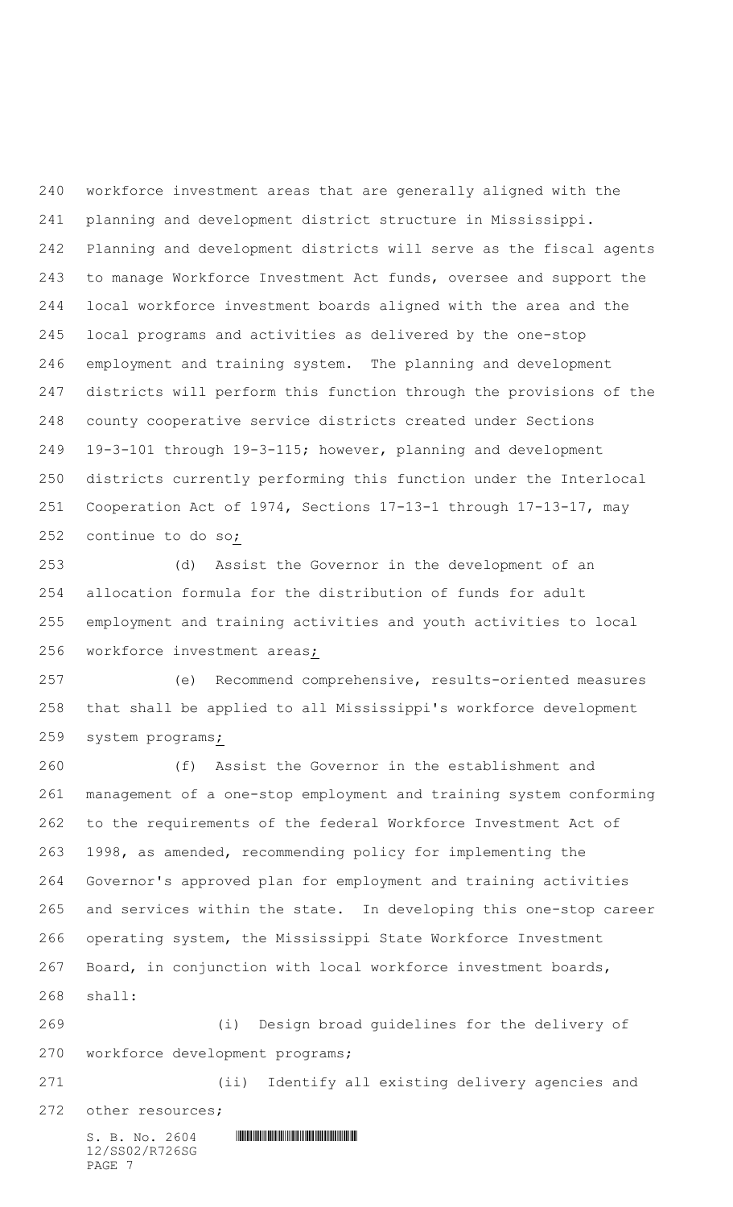workforce investment areas that are generally aligned with the planning and development district structure in Mississippi. Planning and development districts will serve as the fiscal agents to manage Workforce Investment Act funds, oversee and support the local workforce investment boards aligned with the area and the local programs and activities as delivered by the one-stop employment and training system. The planning and development districts will perform this function through the provisions of the county cooperative service districts created under Sections 19-3-101 through 19-3-115; however, planning and development districts currently performing this function under the Interlocal Cooperation Act of 1974, Sections 17-13-1 through 17-13-17, may continue to do so;

(d) Assist the Governor in the development of an allocation formula for the distribution of funds for adult employment and training activities and youth activities to local workforce investment areas;

(e) Recommend comprehensive, results-oriented measures that shall be applied to all Mississippi's workforce development system programs;

(f) Assist the Governor in the establishment and management of a one-stop employment and training system conforming to the requirements of the federal Workforce Investment Act of 1998, as amended, recommending policy for implementing the Governor's approved plan for employment and training activities and services within the state. In developing this one-stop career operating system, the Mississippi State Workforce Investment Board, in conjunction with local workforce investment boards, shall:

(i) Design broad guidelines for the delivery of workforce development programs;

(ii) Identify all existing delivery agencies and other resources;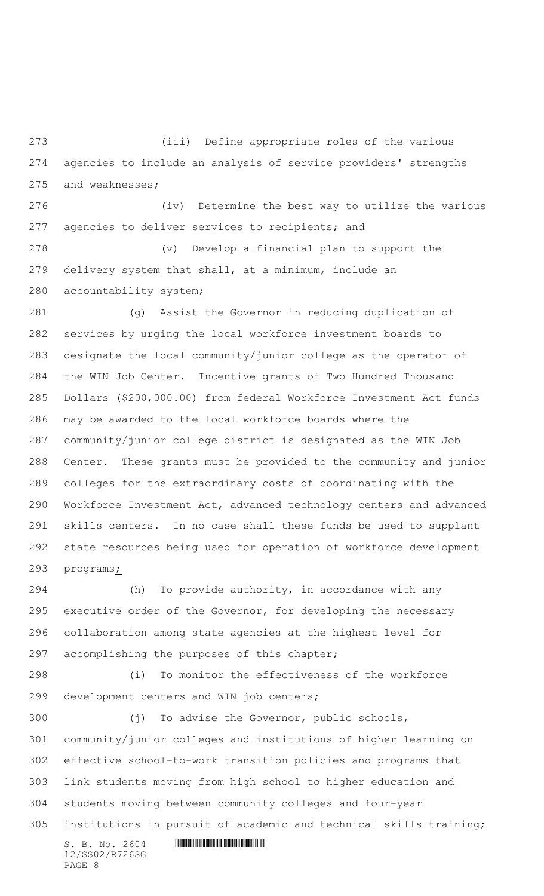(iii) Define appropriate roles of the various agencies to include an analysis of service providers' strengths and weaknesses;

(iv) Determine the best way to utilize the various agencies to deliver services to recipients; and

(v) Develop a financial plan to support the delivery system that shall, at a minimum, include an accountability system;

(g) Assist the Governor in reducing duplication of services by urging the local workforce investment boards to designate the local community/junior college as the operator of the WIN Job Center. Incentive grants of Two Hundred Thousand Dollars ($200,000.00) from federal Workforce Investment Act funds may be awarded to the local workforce boards where the community/junior college district is designated as the WIN Job Center. These grants must be provided to the community and junior colleges for the extraordinary costs of coordinating with the Workforce Investment Act, advanced technology centers and advanced skills centers. In no case shall these funds be used to supplant state resources being used for operation of workforce development programs;

(h) To provide authority, in accordance with any executive order of the Governor, for developing the necessary collaboration among state agencies at the highest level for accomplishing the purposes of this chapter;

(i) To monitor the effectiveness of the workforce development centers and WIN job centers;

(j) To advise the Governor, public schools, community/junior colleges and institutions of higher learning on effective school-to-work transition policies and programs that link students moving from high school to higher education and students moving between community colleges and four-year institutions in pursuit of academic and technical skills training;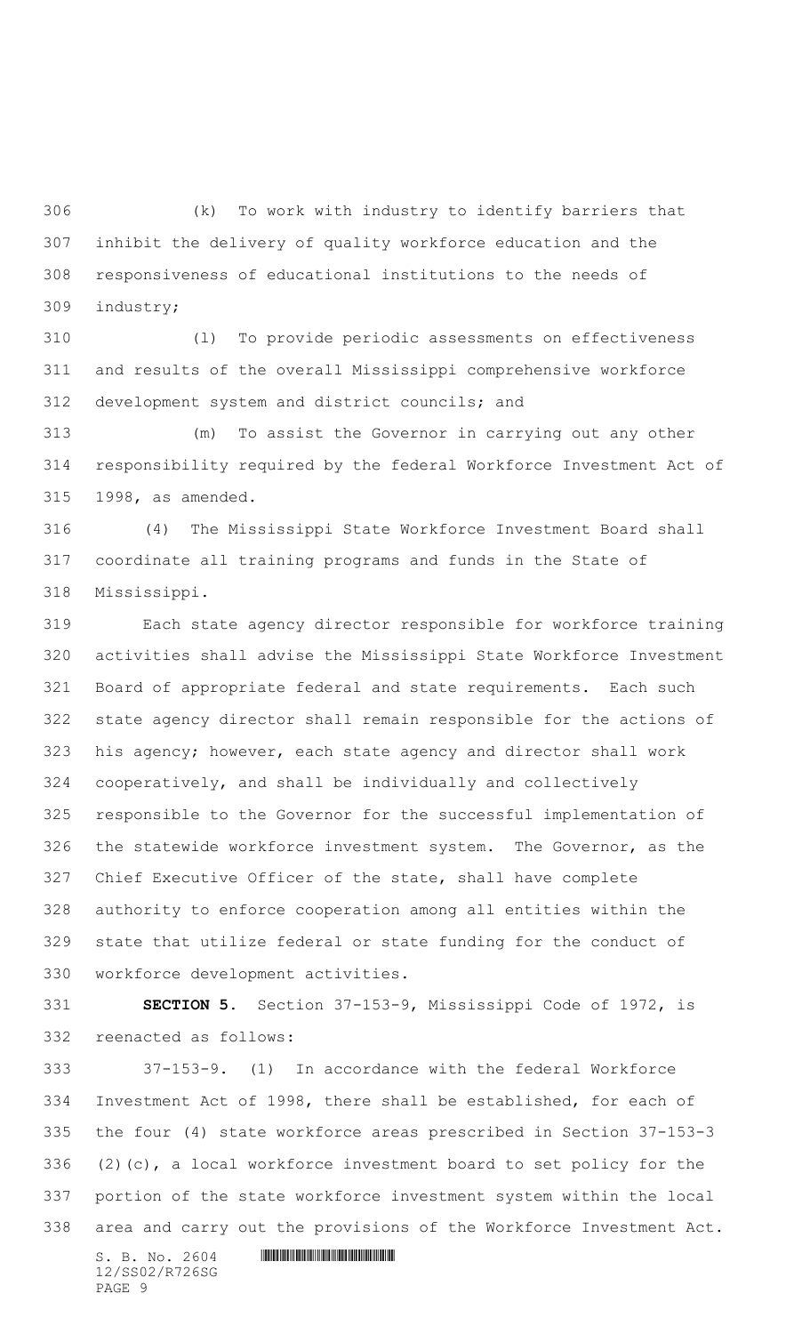(k) To work with industry to identify barriers that inhibit the delivery of quality workforce education and the responsiveness of educational institutions to the needs of industry;

(l) To provide periodic assessments on effectiveness and results of the overall Mississippi comprehensive workforce development system and district councils; and

(m) To assist the Governor in carrying out any other responsibility required by the federal Workforce Investment Act of 1998, as amended.

(4) The Mississippi State Workforce Investment Board shall coordinate all training programs and funds in the State of Mississippi.

Each state agency director responsible for workforce training activities shall advise the Mississippi State Workforce Investment Board of appropriate federal and state requirements. Each such state agency director shall remain responsible for the actions of his agency; however, each state agency and director shall work cooperatively, and shall be individually and collectively responsible to the Governor for the successful implementation of the statewide workforce investment system. The Governor, as the Chief Executive Officer of the state, shall have complete authority to enforce cooperation among all entities within the state that utilize federal or state funding for the conduct of workforce development activities.

**SECTION 5.** Section 37-153-9, Mississippi Code of 1972, is reenacted as follows:

37-153-9. (1) In accordance with the federal Workforce Investment Act of 1998, there shall be established, for each of the four (4) state workforce areas prescribed in Section 37-153-3 (2)(c), a local workforce investment board to set policy for the portion of the state workforce investment system within the local area and carry out the provisions of the Workforce Investment Act.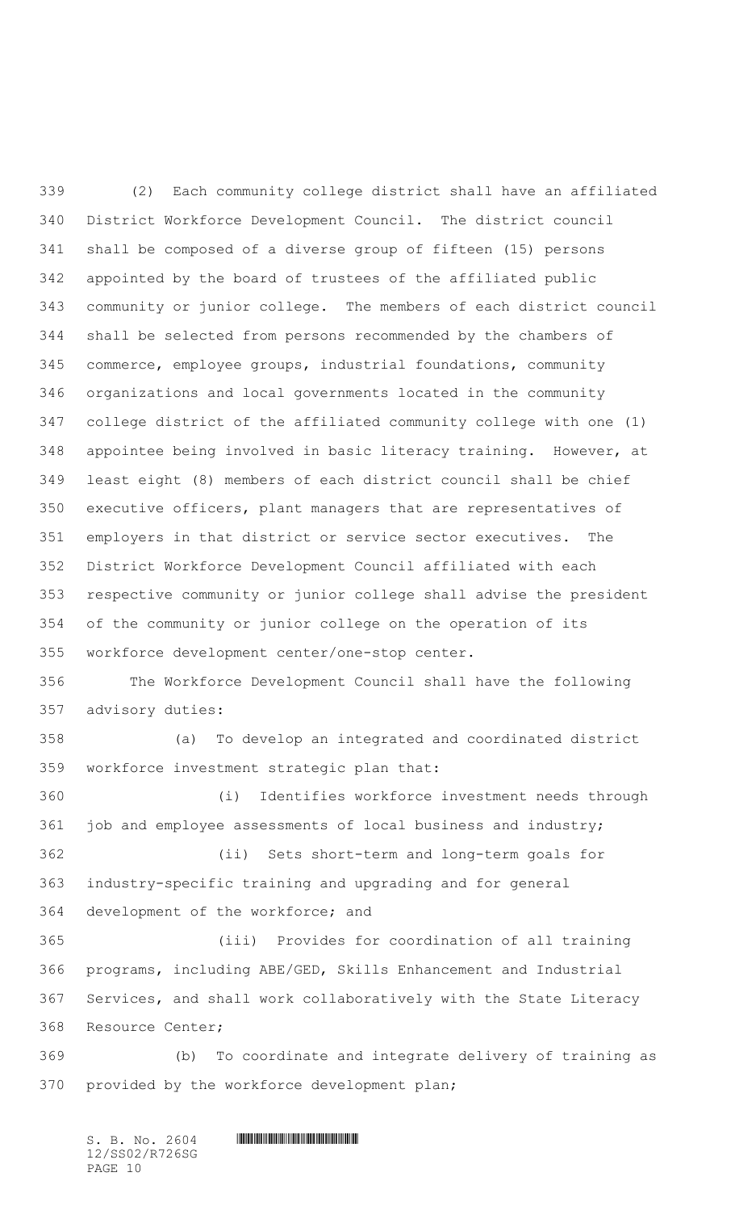(2) Each community college district shall have an affiliated District Workforce Development Council. The district council shall be composed of a diverse group of fifteen (15) persons appointed by the board of trustees of the affiliated public community or junior college. The members of each district council shall be selected from persons recommended by the chambers of commerce, employee groups, industrial foundations, community organizations and local governments located in the community college district of the affiliated community college with one (1) appointee being involved in basic literacy training. However, at least eight (8) members of each district council shall be chief executive officers, plant managers that are representatives of employers in that district or service sector executives. The District Workforce Development Council affiliated with each respective community or junior college shall advise the president of the community or junior college on the operation of its workforce development center/one-stop center.

The Workforce Development Council shall have the following advisory duties:

(a) To develop an integrated and coordinated district workforce investment strategic plan that:

(i) Identifies workforce investment needs through job and employee assessments of local business and industry;

(ii) Sets short-term and long-term goals for industry-specific training and upgrading and for general development of the workforce; and

(iii) Provides for coordination of all training programs, including ABE/GED, Skills Enhancement and Industrial Services, and shall work collaboratively with the State Literacy Resource Center;

(b) To coordinate and integrate delivery of training as provided by the workforce development plan;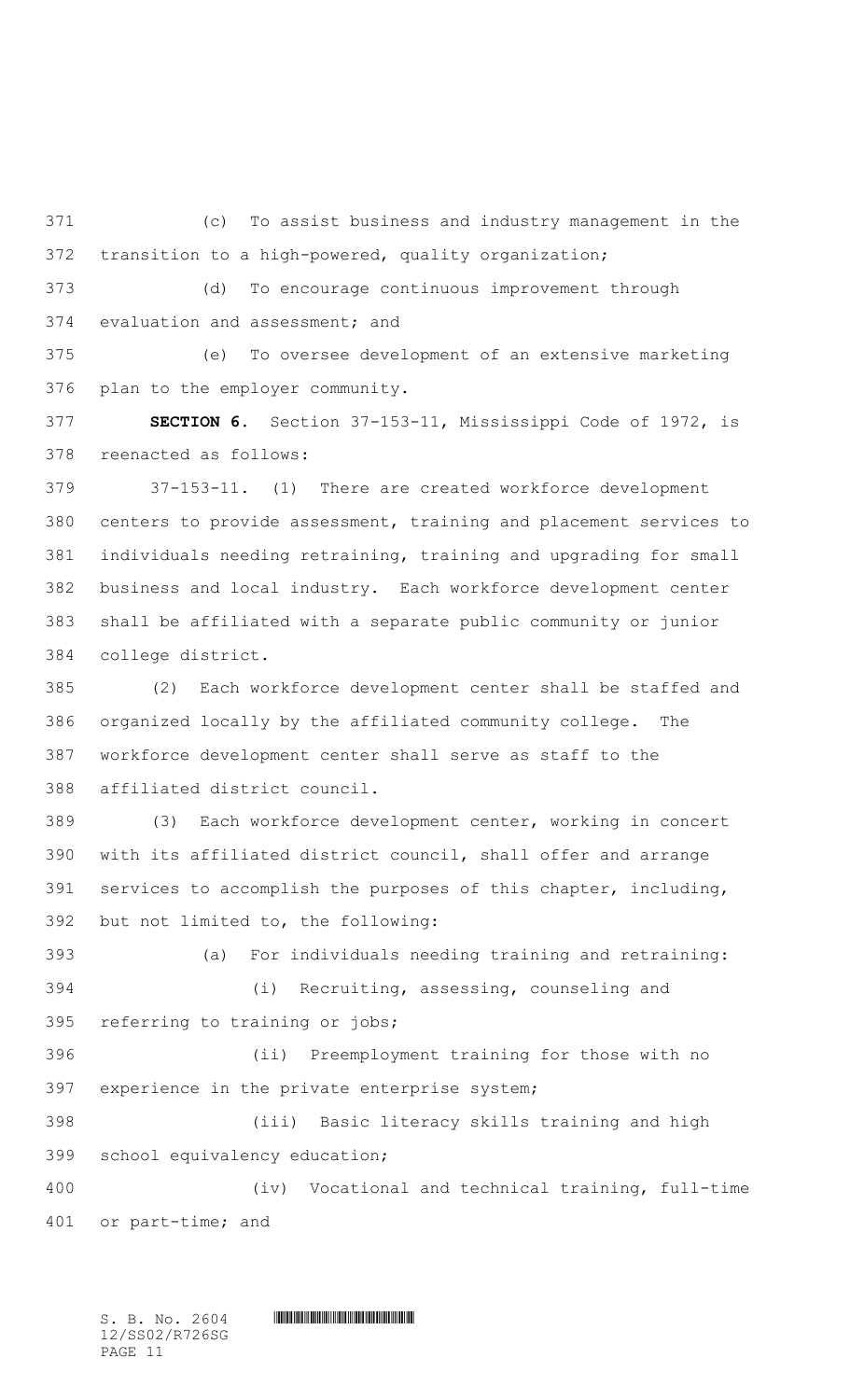(c) To assist business and industry management in the transition to a high-powered, quality organization;

(d) To encourage continuous improvement through evaluation and assessment; and

(e) To oversee development of an extensive marketing plan to the employer community.

**SECTION 6.** Section 37-153-11, Mississippi Code of 1972, is reenacted as follows:

37-153-11. (1) There are created workforce development centers to provide assessment, training and placement services to individuals needing retraining, training and upgrading for small business and local industry. Each workforce development center shall be affiliated with a separate public community or junior college district.

(2) Each workforce development center shall be staffed and organized locally by the affiliated community college. The workforce development center shall serve as staff to the affiliated district council.

(3) Each workforce development center, working in concert with its affiliated district council, shall offer and arrange services to accomplish the purposes of this chapter, including, but not limited to, the following:

(a) For individuals needing training and retraining:

(i) Recruiting, assessing, counseling and referring to training or jobs;

(ii) Preemployment training for those with no experience in the private enterprise system;

(iii) Basic literacy skills training and high school equivalency education;

(iv) Vocational and technical training, full-time or part-time; and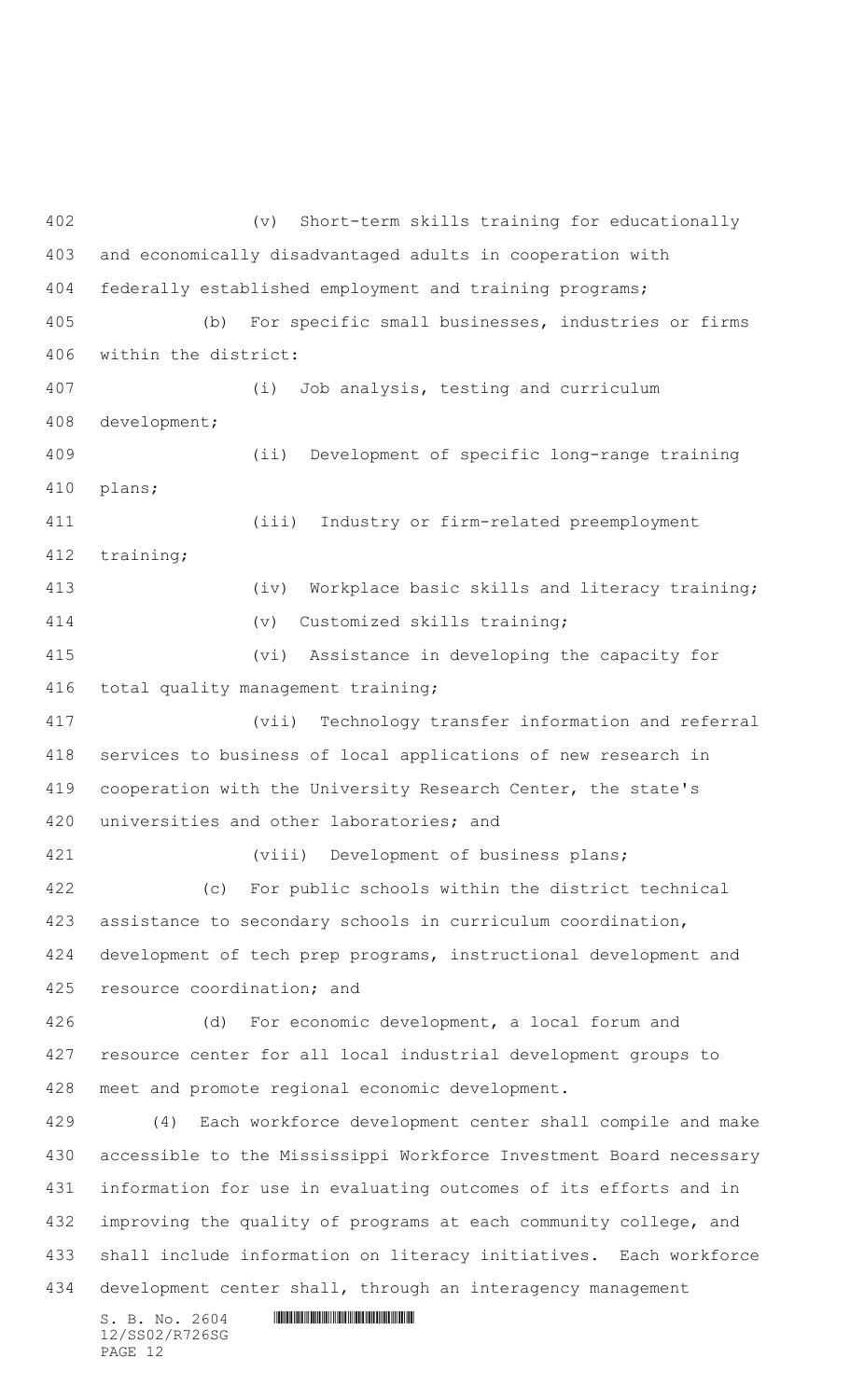(v) Short-term skills training for educationally and economically disadvantaged adults in cooperation with federally established employment and training programs;

(b) For specific small businesses, industries or firms within the district:

(i) Job analysis, testing and curriculum development;

(ii) Development of specific long-range training plans;

(iii) Industry or firm-related preemployment training;

(iv) Workplace basic skills and literacy training;

(v) Customized skills training;

(vi) Assistance in developing the capacity for total quality management training;

(vii) Technology transfer information and referral services to business of local applications of new research in cooperation with the University Research Center, the state's universities and other laboratories; and

(viii) Development of business plans;

(c) For public schools within the district technical assistance to secondary schools in curriculum coordination, development of tech prep programs, instructional development and resource coordination; and

(d) For economic development, a local forum and resource center for all local industrial development groups to meet and promote regional economic development.

(4) Each workforce development center shall compile and make accessible to the Mississippi Workforce Investment Board necessary information for use in evaluating outcomes of its efforts and in improving the quality of programs at each community college, and shall include information on literacy initiatives. Each workforce development center shall, through an interagency management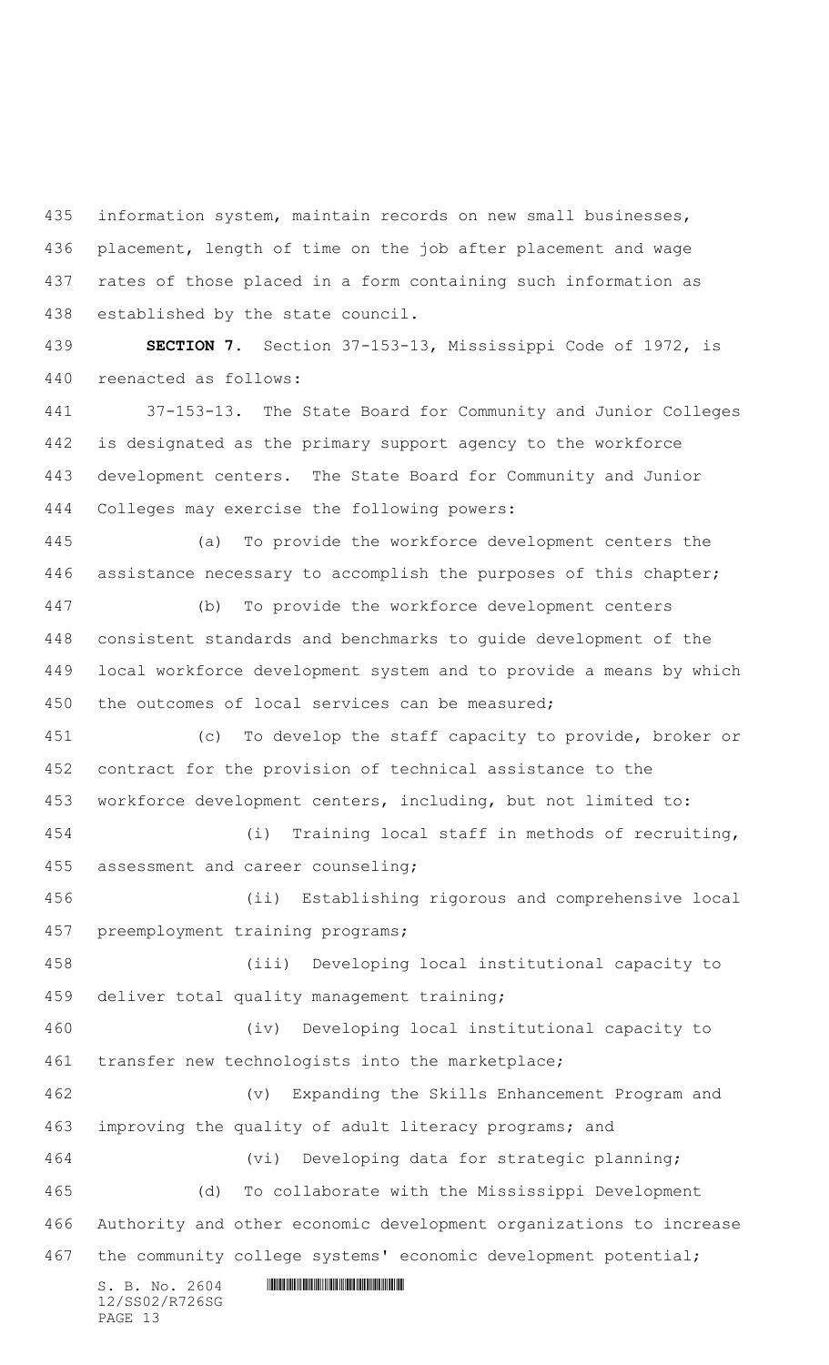information system, maintain records on new small businesses, placement, length of time on the job after placement and wage rates of those placed in a form containing such information as established by the state council.

**SECTION 7.** Section 37-153-13, Mississippi Code of 1972, is reenacted as follows:

37-153-13. The State Board for Community and Junior Colleges is designated as the primary support agency to the workforce development centers. The State Board for Community and Junior Colleges may exercise the following powers:

(a) To provide the workforce development centers the assistance necessary to accomplish the purposes of this chapter;

(b) To provide the workforce development centers consistent standards and benchmarks to guide development of the local workforce development system and to provide a means by which the outcomes of local services can be measured;

(c) To develop the staff capacity to provide, broker or contract for the provision of technical assistance to the workforce development centers, including, but not limited to:

(i) Training local staff in methods of recruiting, assessment and career counseling;

(ii) Establishing rigorous and comprehensive local preemployment training programs;

(iii) Developing local institutional capacity to deliver total quality management training;

(iv) Developing local institutional capacity to transfer new technologists into the marketplace;

(v) Expanding the Skills Enhancement Program and improving the quality of adult literacy programs; and

(vi) Developing data for strategic planning;

(d) To collaborate with the Mississippi Development Authority and other economic development organizations to increase the community college systems' economic development potential;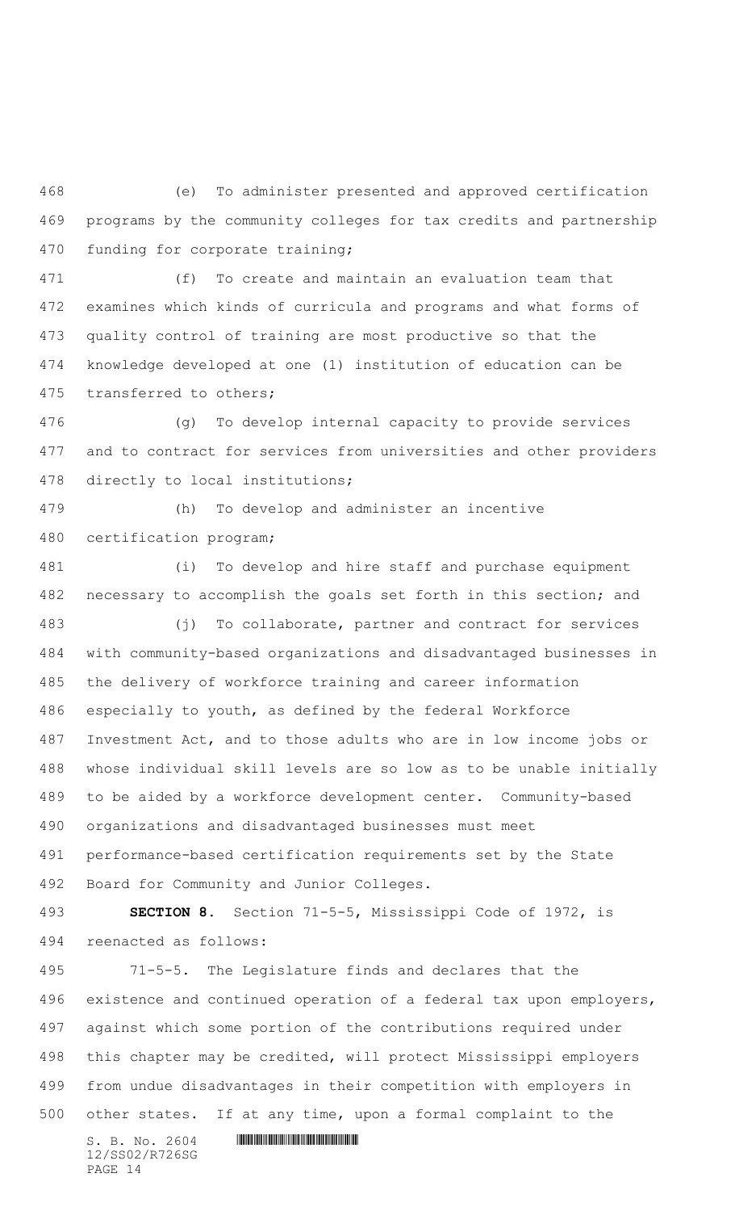(e) To administer presented and approved certification programs by the community colleges for tax credits and partnership funding for corporate training;

(f) To create and maintain an evaluation team that examines which kinds of curricula and programs and what forms of quality control of training are most productive so that the knowledge developed at one (1) institution of education can be transferred to others;

(g) To develop internal capacity to provide services and to contract for services from universities and other providers directly to local institutions;

(h) To develop and administer an incentive certification program;

(i) To develop and hire staff and purchase equipment necessary to accomplish the goals set forth in this section; and

(j) To collaborate, partner and contract for services with community-based organizations and disadvantaged businesses in the delivery of workforce training and career information especially to youth, as defined by the federal Workforce Investment Act, and to those adults who are in low income jobs or whose individual skill levels are so low as to be unable initially to be aided by a workforce development center. Community-based organizations and disadvantaged businesses must meet performance-based certification requirements set by the State Board for Community and Junior Colleges.

**SECTION 8.** Section 71-5-5, Mississippi Code of 1972, is reenacted as follows:

71-5-5. The Legislature finds and declares that the existence and continued operation of a federal tax upon employers, against which some portion of the contributions required under this chapter may be credited, will protect Mississippi employers from undue disadvantages in their competition with employers in other states. If at any time, upon a formal complaint to the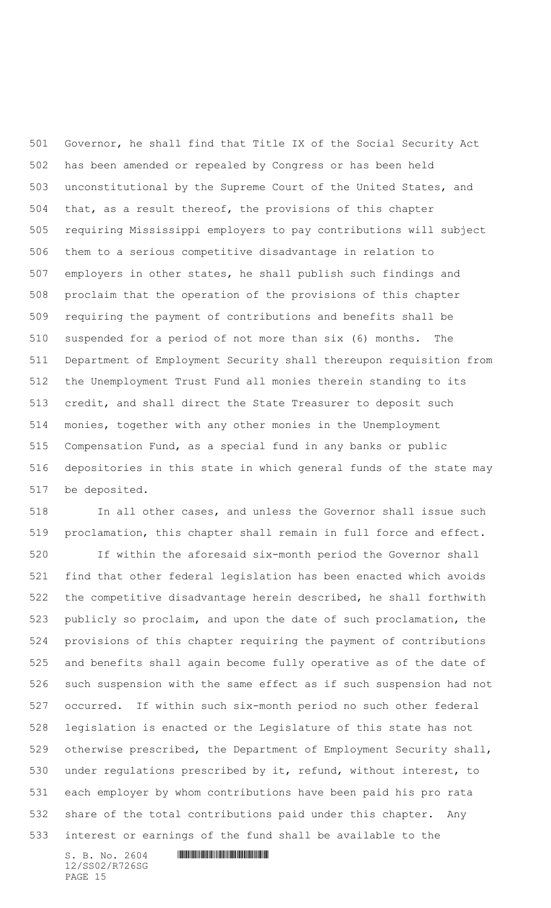Governor, he shall find that Title IX of the Social Security Act has been amended or repealed by Congress or has been held unconstitutional by the Supreme Court of the United States, and that, as a result thereof, the provisions of this chapter requiring Mississippi employers to pay contributions will subject them to a serious competitive disadvantage in relation to employers in other states, he shall publish such findings and proclaim that the operation of the provisions of this chapter requiring the payment of contributions and benefits shall be suspended for a period of not more than six (6) months. The Department of Employment Security shall thereupon requisition from the Unemployment Trust Fund all monies therein standing to its credit, and shall direct the State Treasurer to deposit such monies, together with any other monies in the Unemployment Compensation Fund, as a special fund in any banks or public depositories in this state in which general funds of the state may be deposited.

In all other cases, and unless the Governor shall issue such proclamation, this chapter shall remain in full force and effect.

If within the aforesaid six-month period the Governor shall find that other federal legislation has been enacted which avoids the competitive disadvantage herein described, he shall forthwith publicly so proclaim, and upon the date of such proclamation, the provisions of this chapter requiring the payment of contributions and benefits shall again become fully operative as of the date of such suspension with the same effect as if such suspension had not occurred. If within such six-month period no such other federal legislation is enacted or the Legislature of this state has not otherwise prescribed, the Department of Employment Security shall, under regulations prescribed by it, refund, without interest, to each employer by whom contributions have been paid his pro rata share of the total contributions paid under this chapter. Any interest or earnings of the fund shall be available to the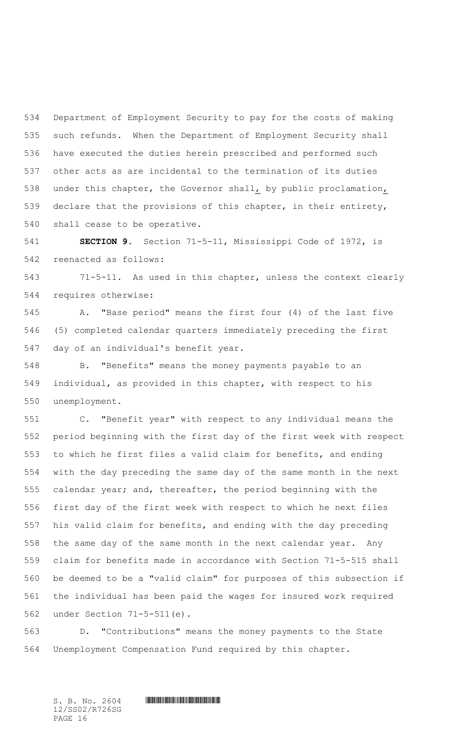Department of Employment Security to pay for the costs of making such refunds. When the Department of Employment Security shall have executed the duties herein prescribed and performed such other acts as are incidental to the termination of its duties under this chapter, the Governor shall, by public proclamation, declare that the provisions of this chapter, in their entirety, shall cease to be operative.

**SECTION 9.** Section 71-5-11, Mississippi Code of 1972, is reenacted as follows:

71-5-11. As used in this chapter, unless the context clearly requires otherwise:

A. "Base period" means the first four (4) of the last five (5) completed calendar quarters immediately preceding the first day of an individual's benefit year.

B. "Benefits" means the money payments payable to an individual, as provided in this chapter, with respect to his unemployment.

C. "Benefit year" with respect to any individual means the period beginning with the first day of the first week with respect to which he first files a valid claim for benefits, and ending with the day preceding the same day of the same month in the next calendar year; and, thereafter, the period beginning with the first day of the first week with respect to which he next files his valid claim for benefits, and ending with the day preceding the same day of the same month in the next calendar year. Any claim for benefits made in accordance with Section 71-5-515 shall be deemed to be a "valid claim" for purposes of this subsection if the individual has been paid the wages for insured work required under Section 71-5-511(e).

D. "Contributions" means the money payments to the State Unemployment Compensation Fund required by this chapter.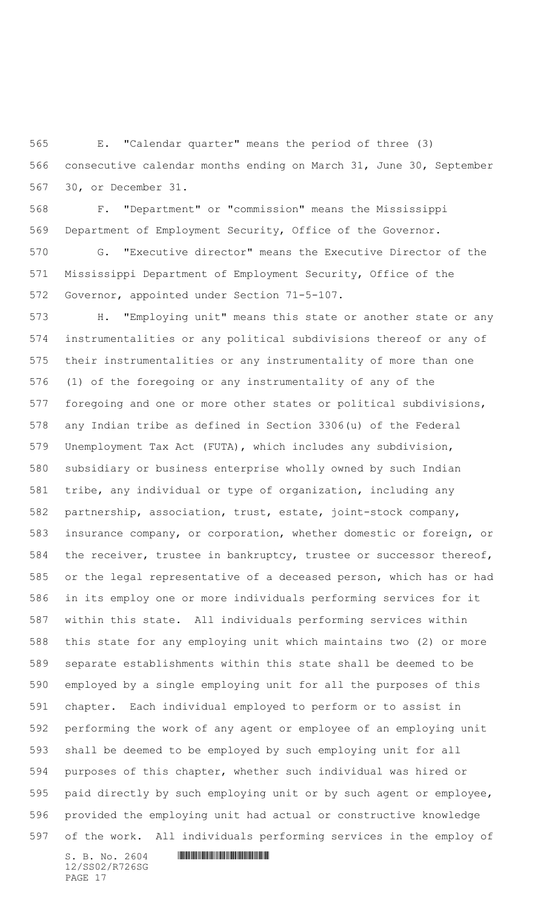E. "Calendar quarter" means the period of three (3) consecutive calendar months ending on March 31, June 30, September 30, or December 31.

F. "Department" or "commission" means the Mississippi Department of Employment Security, Office of the Governor.

G. "Executive director" means the Executive Director of the Mississippi Department of Employment Security, Office of the Governor, appointed under Section 71-5-107.

H. "Employing unit" means this state or another state or any instrumentalities or any political subdivisions thereof or any of their instrumentalities or any instrumentality of more than one (1) of the foregoing or any instrumentality of any of the foregoing and one or more other states or political subdivisions, any Indian tribe as defined in Section 3306(u) of the Federal Unemployment Tax Act (FUTA), which includes any subdivision, subsidiary or business enterprise wholly owned by such Indian tribe, any individual or type of organization, including any partnership, association, trust, estate, joint-stock company, insurance company, or corporation, whether domestic or foreign, or the receiver, trustee in bankruptcy, trustee or successor thereof, or the legal representative of a deceased person, which has or had in its employ one or more individuals performing services for it within this state. All individuals performing services within this state for any employing unit which maintains two (2) or more separate establishments within this state shall be deemed to be employed by a single employing unit for all the purposes of this chapter. Each individual employed to perform or to assist in performing the work of any agent or employee of an employing unit shall be deemed to be employed by such employing unit for all purposes of this chapter, whether such individual was hired or paid directly by such employing unit or by such agent or employee, provided the employing unit had actual or constructive knowledge of the work. All individuals performing services in the employ of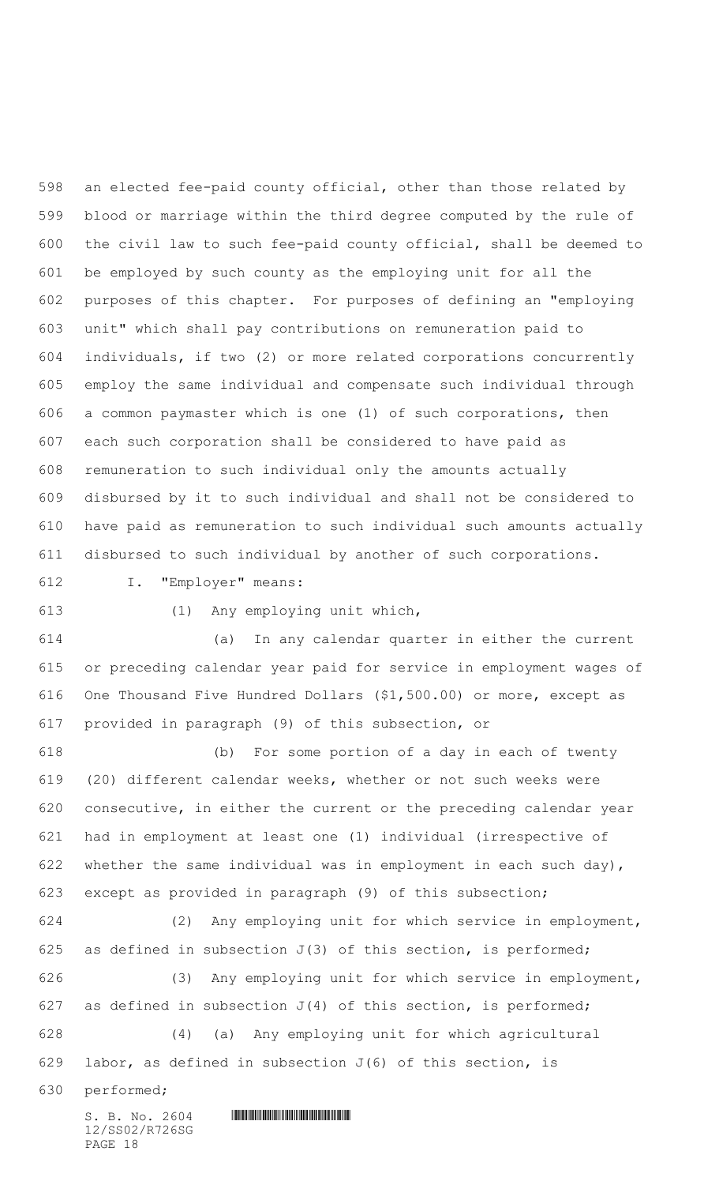an elected fee-paid county official, other than those related by blood or marriage within the third degree computed by the rule of the civil law to such fee-paid county official, shall be deemed to be employed by such county as the employing unit for all the purposes of this chapter. For purposes of defining an "employing unit" which shall pay contributions on remuneration paid to individuals, if two (2) or more related corporations concurrently employ the same individual and compensate such individual through a common paymaster which is one (1) of such corporations, then each such corporation shall be considered to have paid as remuneration to such individual only the amounts actually disbursed by it to such individual and shall not be considered to have paid as remuneration to such individual such amounts actually disbursed to such individual by another of such corporations.

I. "Employer" means:

(1) Any employing unit which,

(a) In any calendar quarter in either the current or preceding calendar year paid for service in employment wages of One Thousand Five Hundred Dollars ($1,500.00) or more, except as provided in paragraph (9) of this subsection, or

(b) For some portion of a day in each of twenty (20) different calendar weeks, whether or not such weeks were consecutive, in either the current or the preceding calendar year had in employment at least one (1) individual (irrespective of whether the same individual was in employment in each such day), except as provided in paragraph (9) of this subsection;

(2) Any employing unit for which service in employment, as defined in subsection J(3) of this section, is performed;

(3) Any employing unit for which service in employment, as defined in subsection J(4) of this section, is performed;

(4) (a) Any employing unit for which agricultural labor, as defined in subsection J(6) of this section, is performed;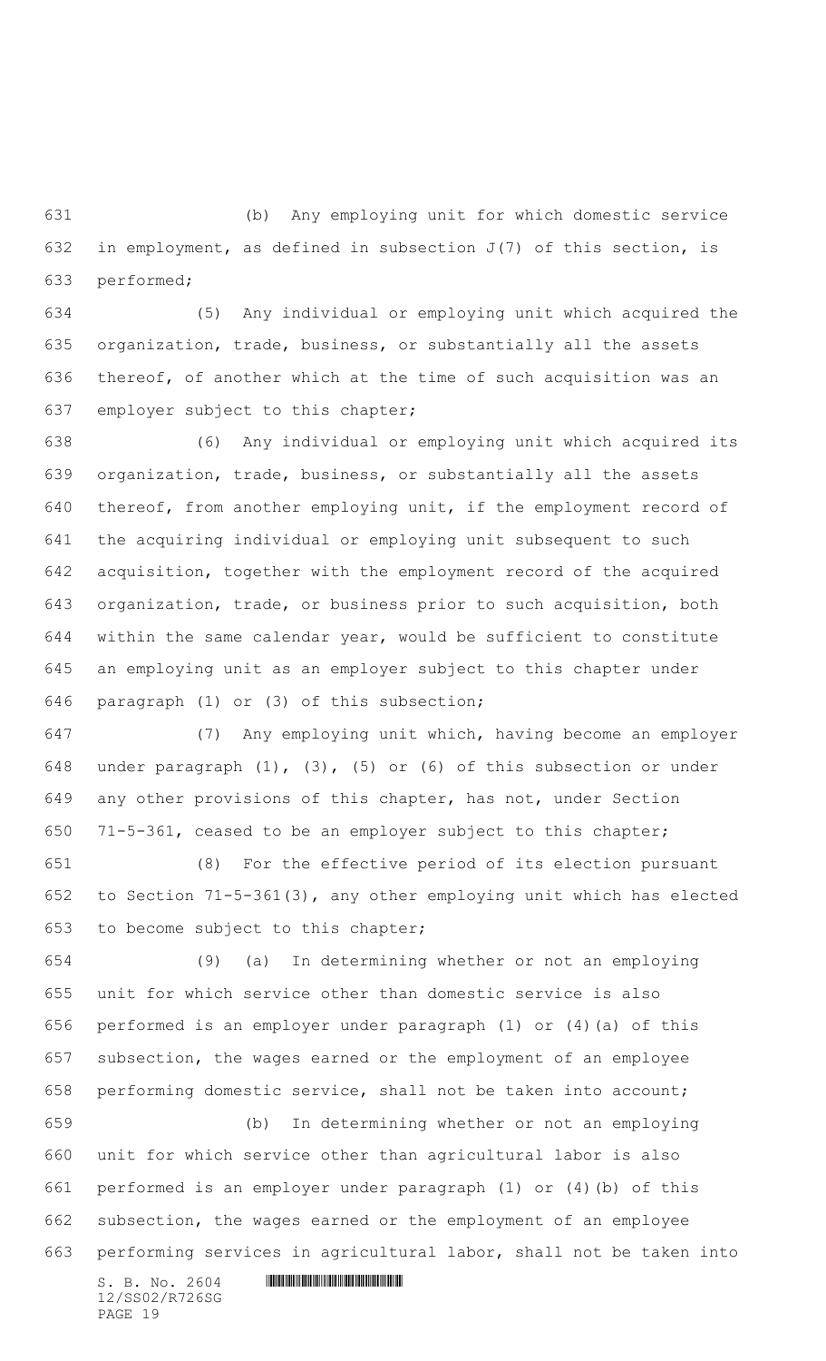(b) Any employing unit for which domestic service in employment, as defined in subsection J(7) of this section, is performed;

(5) Any individual or employing unit which acquired the organization, trade, business, or substantially all the assets thereof, of another which at the time of such acquisition was an employer subject to this chapter;

(6) Any individual or employing unit which acquired its organization, trade, business, or substantially all the assets thereof, from another employing unit, if the employment record of the acquiring individual or employing unit subsequent to such acquisition, together with the employment record of the acquired organization, trade, or business prior to such acquisition, both within the same calendar year, would be sufficient to constitute an employing unit as an employer subject to this chapter under paragraph (1) or (3) of this subsection;

(7) Any employing unit which, having become an employer under paragraph (1), (3), (5) or (6) of this subsection or under any other provisions of this chapter, has not, under Section 71-5-361, ceased to be an employer subject to this chapter;

(8) For the effective period of its election pursuant to Section 71-5-361(3), any other employing unit which has elected to become subject to this chapter;

(9) (a) In determining whether or not an employing unit for which service other than domestic service is also performed is an employer under paragraph (1) or (4)(a) of this subsection, the wages earned or the employment of an employee performing domestic service, shall not be taken into account;

(b) In determining whether or not an employing unit for which service other than agricultural labor is also performed is an employer under paragraph (1) or (4)(b) of this subsection, the wages earned or the employment of an employee performing services in agricultural labor, shall not be taken into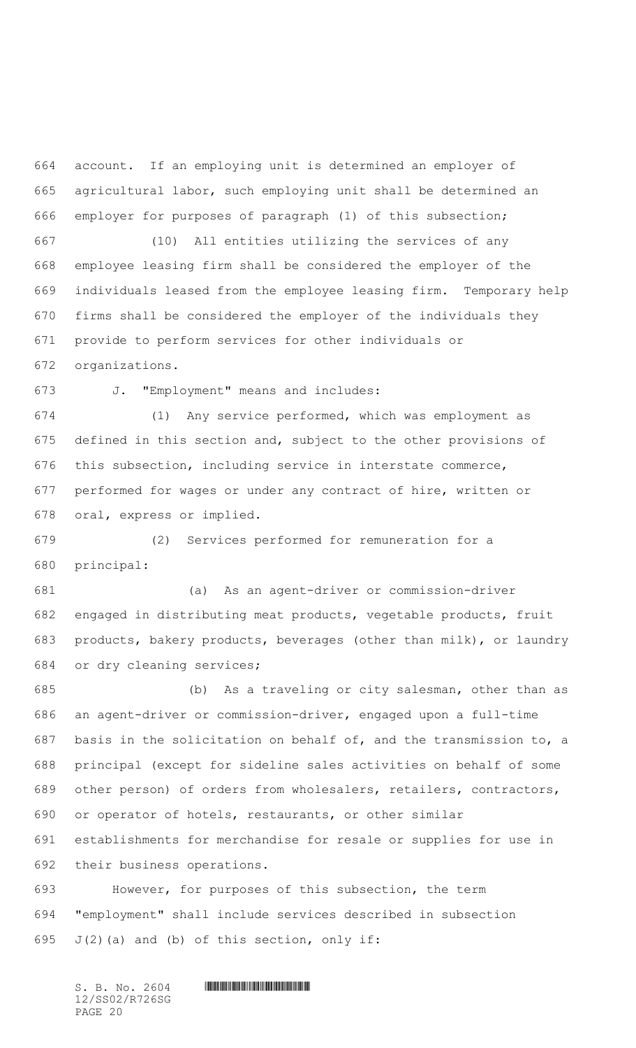account. If an employing unit is determined an employer of agricultural labor, such employing unit shall be determined an employer for purposes of paragraph (1) of this subsection;

(10) All entities utilizing the services of any employee leasing firm shall be considered the employer of the individuals leased from the employee leasing firm. Temporary help firms shall be considered the employer of the individuals they provide to perform services for other individuals or organizations.

J. "Employment" means and includes:

(1) Any service performed, which was employment as defined in this section and, subject to the other provisions of this subsection, including service in interstate commerce, performed for wages or under any contract of hire, written or oral, express or implied.

(2) Services performed for remuneration for a principal:

(a) As an agent-driver or commission-driver engaged in distributing meat products, vegetable products, fruit products, bakery products, beverages (other than milk), or laundry or dry cleaning services;

(b) As a traveling or city salesman, other than as an agent-driver or commission-driver, engaged upon a full-time basis in the solicitation on behalf of, and the transmission to, a principal (except for sideline sales activities on behalf of some other person) of orders from wholesalers, retailers, contractors, or operator of hotels, restaurants, or other similar establishments for merchandise for resale or supplies for use in their business operations.

However, for purposes of this subsection, the term "employment" shall include services described in subsection J(2)(a) and (b) of this section, only if: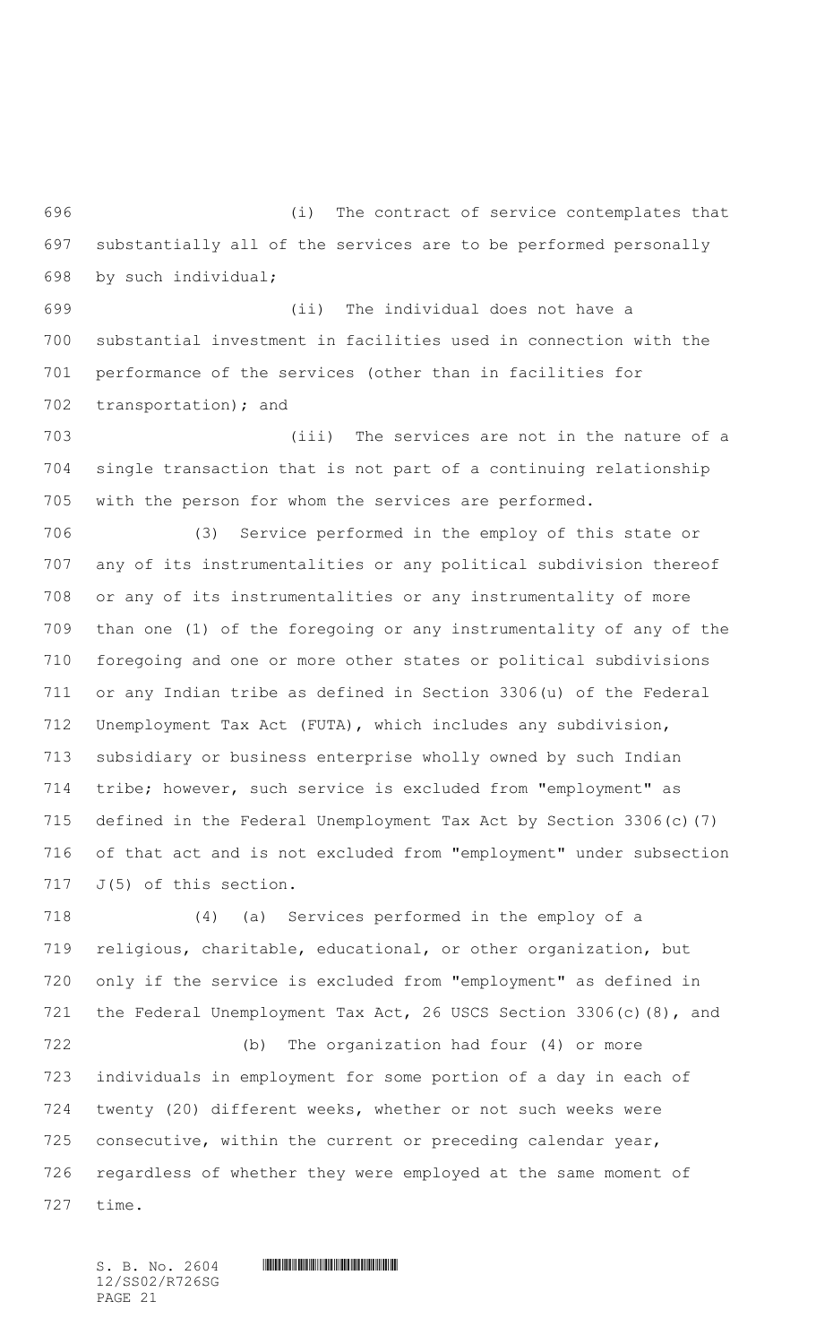(i) The contract of service contemplates that substantially all of the services are to be performed personally by such individual;

(ii) The individual does not have a substantial investment in facilities used in connection with the performance of the services (other than in facilities for transportation); and

(iii) The services are not in the nature of a single transaction that is not part of a continuing relationship with the person for whom the services are performed.

(3) Service performed in the employ of this state or any of its instrumentalities or any political subdivision thereof or any of its instrumentalities or any instrumentality of more than one (1) of the foregoing or any instrumentality of any of the foregoing and one or more other states or political subdivisions or any Indian tribe as defined in Section 3306(u) of the Federal Unemployment Tax Act (FUTA), which includes any subdivision, subsidiary or business enterprise wholly owned by such Indian tribe; however, such service is excluded from "employment" as defined in the Federal Unemployment Tax Act by Section 3306(c)(7) of that act and is not excluded from "employment" under subsection J(5) of this section.

(4) (a) Services performed in the employ of a religious, charitable, educational, or other organization, but only if the service is excluded from "employment" as defined in the Federal Unemployment Tax Act, 26 USCS Section 3306(c)(8), and

(b) The organization had four (4) or more individuals in employment for some portion of a day in each of twenty (20) different weeks, whether or not such weeks were consecutive, within the current or preceding calendar year, regardless of whether they were employed at the same moment of time.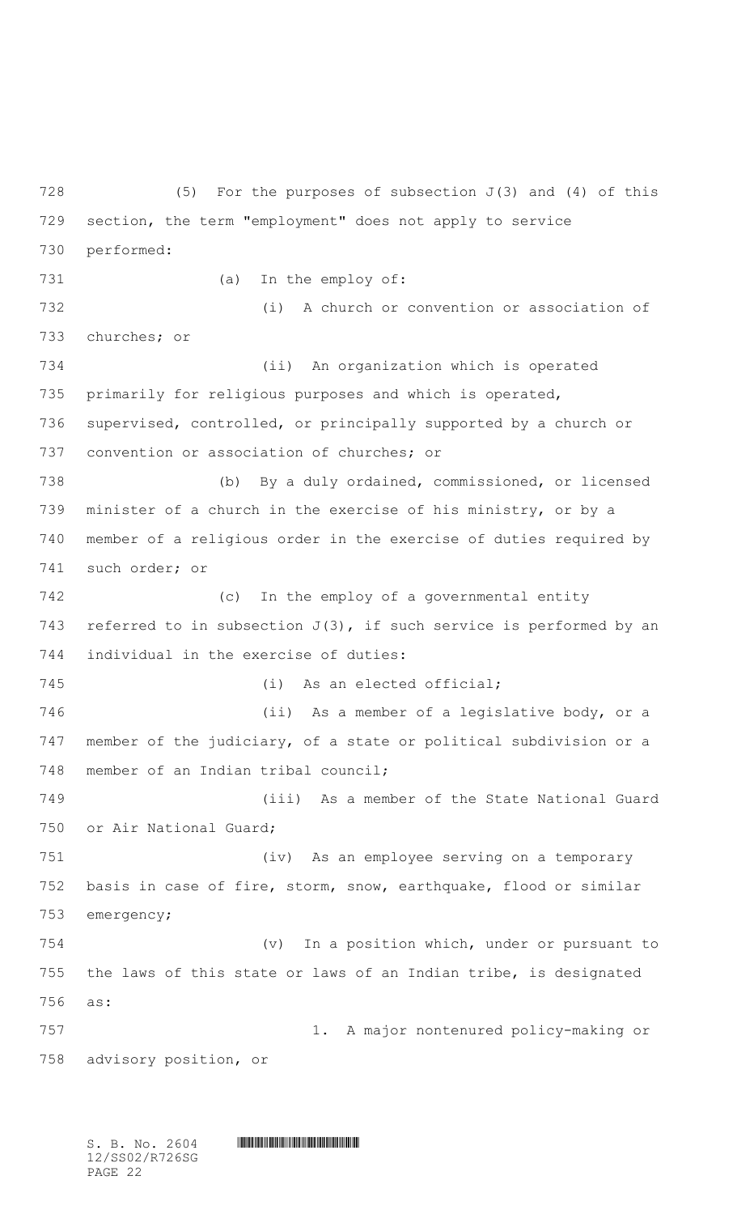(5) For the purposes of subsection J(3) and (4) of this section, the term "employment" does not apply to service performed:

(a) In the employ of:

(i) A church or convention or association of churches; or

(ii) An organization which is operated primarily for religious purposes and which is operated, supervised, controlled, or principally supported by a church or convention or association of churches; or

(b) By a duly ordained, commissioned, or licensed minister of a church in the exercise of his ministry, or by a member of a religious order in the exercise of duties required by such order; or

(c) In the employ of a governmental entity referred to in subsection J(3), if such service is performed by an individual in the exercise of duties:

(i) As an elected official;

(ii) As a member of a legislative body, or a member of the judiciary, of a state or political subdivision or a member of an Indian tribal council;

(iii) As a member of the State National Guard or Air National Guard;

(iv) As an employee serving on a temporary basis in case of fire, storm, snow, earthquake, flood or similar emergency;

(v) In a position which, under or pursuant to the laws of this state or laws of an Indian tribe, is designated as:

1. A major nontenured policy-making or advisory position, or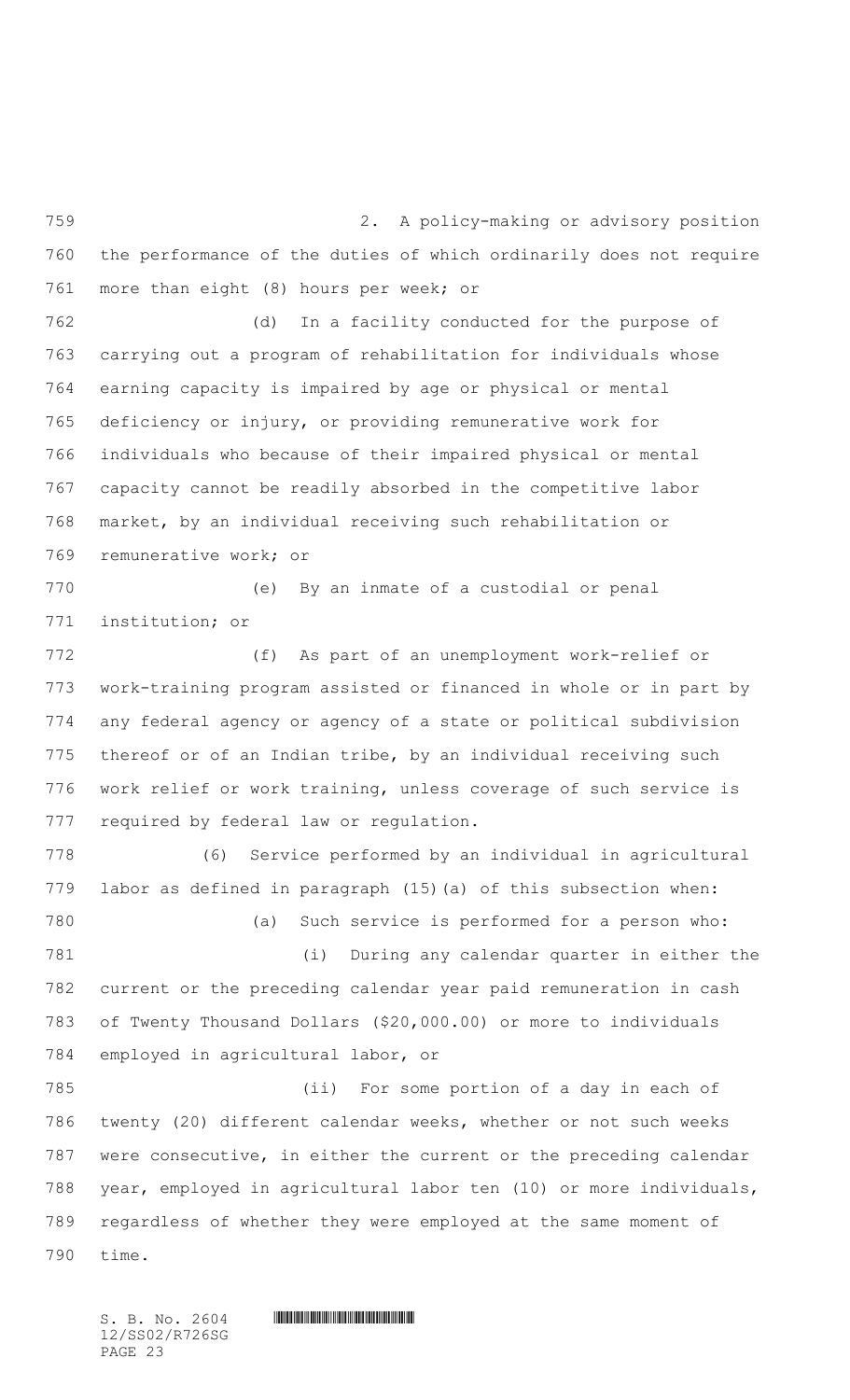2. A policy-making or advisory position the performance of the duties of which ordinarily does not require more than eight (8) hours per week; or

(d) In a facility conducted for the purpose of carrying out a program of rehabilitation for individuals whose earning capacity is impaired by age or physical or mental deficiency or injury, or providing remunerative work for individuals who because of their impaired physical or mental capacity cannot be readily absorbed in the competitive labor market, by an individual receiving such rehabilitation or remunerative work; or

(e) By an inmate of a custodial or penal institution; or

(f) As part of an unemployment work-relief or work-training program assisted or financed in whole or in part by any federal agency or agency of a state or political subdivision thereof or of an Indian tribe, by an individual receiving such work relief or work training, unless coverage of such service is required by federal law or regulation.

(6) Service performed by an individual in agricultural labor as defined in paragraph (15)(a) of this subsection when:

(a) Such service is performed for a person who:

(i) During any calendar quarter in either the current or the preceding calendar year paid remuneration in cash of Twenty Thousand Dollars ($20,000.00) or more to individuals employed in agricultural labor, or

(ii) For some portion of a day in each of twenty (20) different calendar weeks, whether or not such weeks were consecutive, in either the current or the preceding calendar year, employed in agricultural labor ten (10) or more individuals, regardless of whether they were employed at the same moment of time.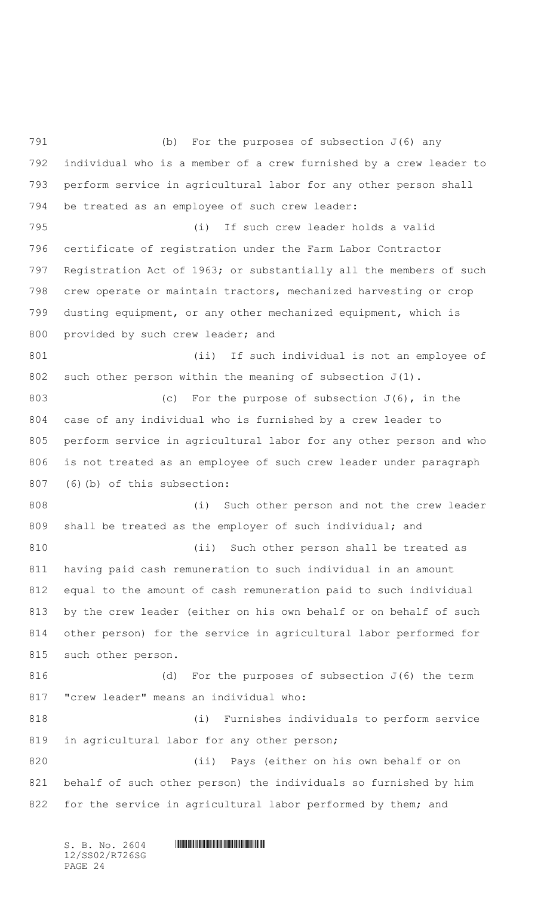(b) For the purposes of subsection J(6) any individual who is a member of a crew furnished by a crew leader to perform service in agricultural labor for any other person shall be treated as an employee of such crew leader:

(i) If such crew leader holds a valid certificate of registration under the Farm Labor Contractor Registration Act of 1963; or substantially all the members of such crew operate or maintain tractors, mechanized harvesting or crop dusting equipment, or any other mechanized equipment, which is provided by such crew leader; and

(ii) If such individual is not an employee of such other person within the meaning of subsection J(1).

(c) For the purpose of subsection J(6), in the case of any individual who is furnished by a crew leader to perform service in agricultural labor for any other person and who is not treated as an employee of such crew leader under paragraph (6)(b) of this subsection:

(i) Such other person and not the crew leader shall be treated as the employer of such individual; and

(ii) Such other person shall be treated as having paid cash remuneration to such individual in an amount equal to the amount of cash remuneration paid to such individual by the crew leader (either on his own behalf or on behalf of such other person) for the service in agricultural labor performed for such other person.

(d) For the purposes of subsection J(6) the term "crew leader" means an individual who:

(i) Furnishes individuals to perform service in agricultural labor for any other person;

(ii) Pays (either on his own behalf or on behalf of such other person) the individuals so furnished by him for the service in agricultural labor performed by them; and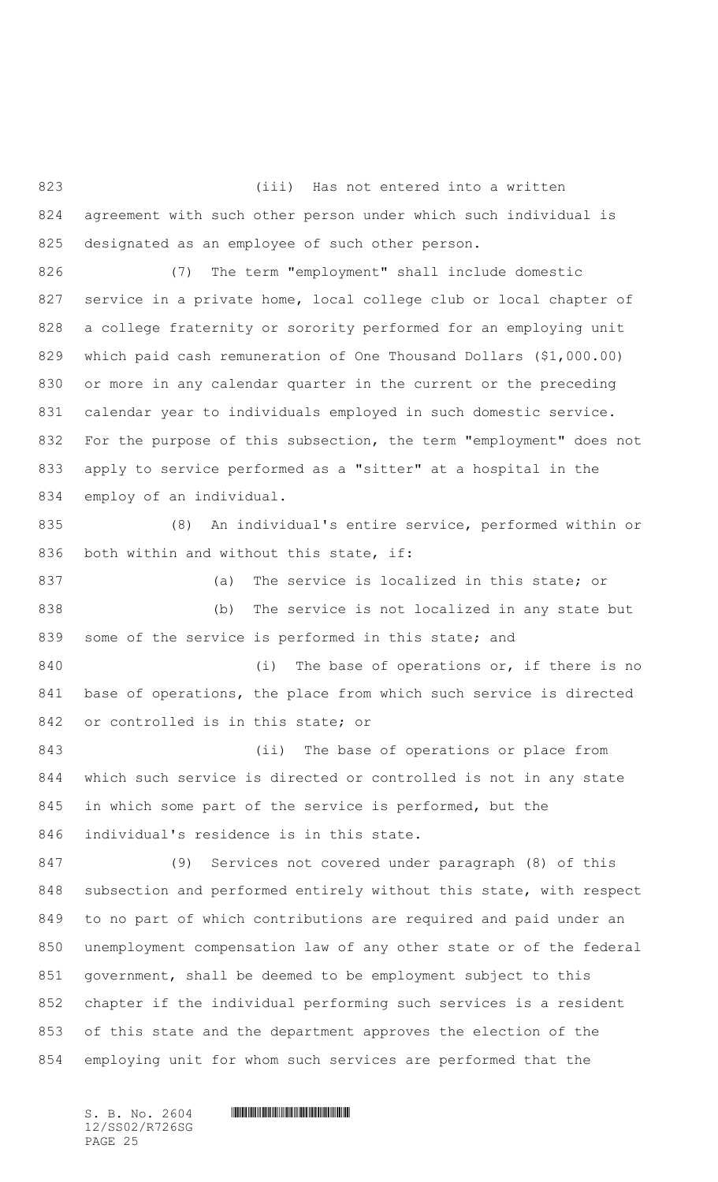(iii) Has not entered into a written agreement with such other person under which such individual is designated as an employee of such other person.

(7) The term "employment" shall include domestic service in a private home, local college club or local chapter of a college fraternity or sorority performed for an employing unit which paid cash remuneration of One Thousand Dollars ($1,000.00) or more in any calendar quarter in the current or the preceding calendar year to individuals employed in such domestic service. For the purpose of this subsection, the term "employment" does not apply to service performed as a "sitter" at a hospital in the employ of an individual.

(8) An individual's entire service, performed within or both within and without this state, if:

(a) The service is localized in this state; or

(b) The service is not localized in any state but some of the service is performed in this state; and

(i) The base of operations or, if there is no base of operations, the place from which such service is directed or controlled is in this state; or

(ii) The base of operations or place from which such service is directed or controlled is not in any state in which some part of the service is performed, but the individual's residence is in this state.

(9) Services not covered under paragraph (8) of this subsection and performed entirely without this state, with respect to no part of which contributions are required and paid under an unemployment compensation law of any other state or of the federal government, shall be deemed to be employment subject to this chapter if the individual performing such services is a resident of this state and the department approves the election of the employing unit for whom such services are performed that the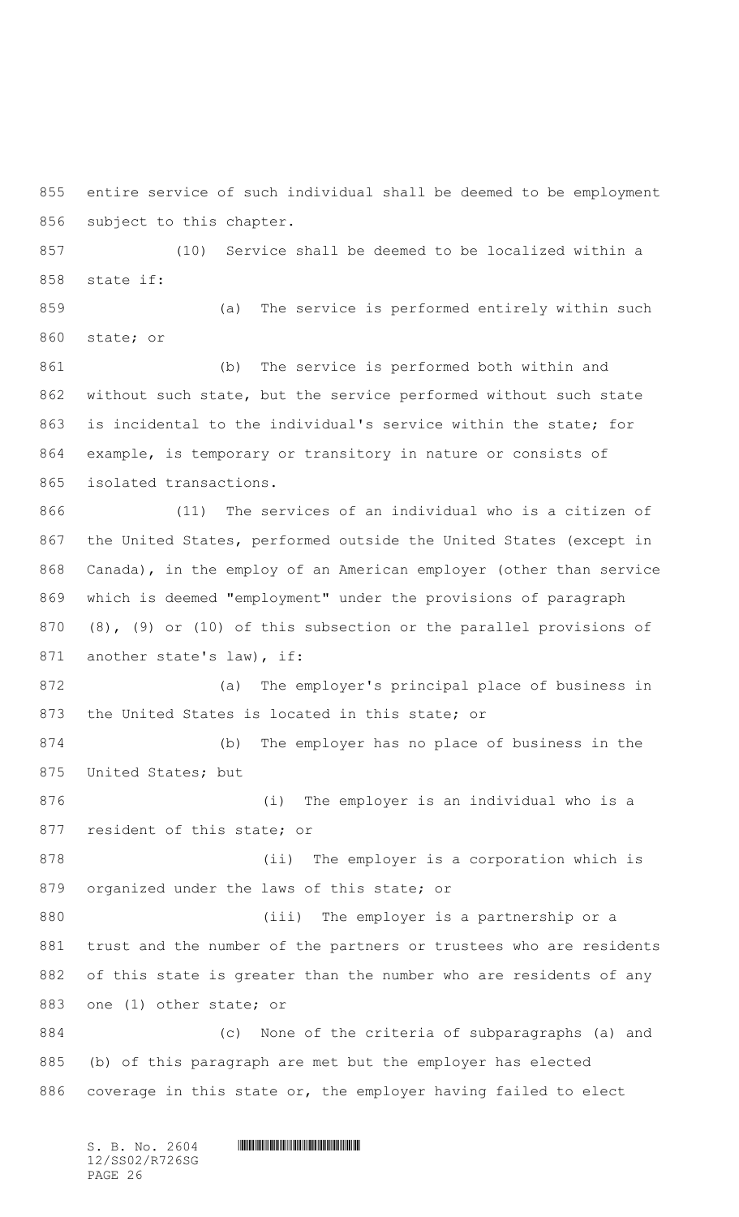entire service of such individual shall be deemed to be employment subject to this chapter.

(10) Service shall be deemed to be localized within a state if:

(a) The service is performed entirely within such state; or

(b) The service is performed both within and without such state, but the service performed without such state is incidental to the individual's service within the state; for example, is temporary or transitory in nature or consists of isolated transactions.

(11) The services of an individual who is a citizen of the United States, performed outside the United States (except in Canada), in the employ of an American employer (other than service which is deemed "employment" under the provisions of paragraph (8), (9) or (10) of this subsection or the parallel provisions of another state's law), if:

(a) The employer's principal place of business in the United States is located in this state; or

(b) The employer has no place of business in the United States; but

(i) The employer is an individual who is a resident of this state; or

(ii) The employer is a corporation which is organized under the laws of this state; or

(iii) The employer is a partnership or a trust and the number of the partners or trustees who are residents of this state is greater than the number who are residents of any one (1) other state; or

(c) None of the criteria of subparagraphs (a) and (b) of this paragraph are met but the employer has elected coverage in this state or, the employer having failed to elect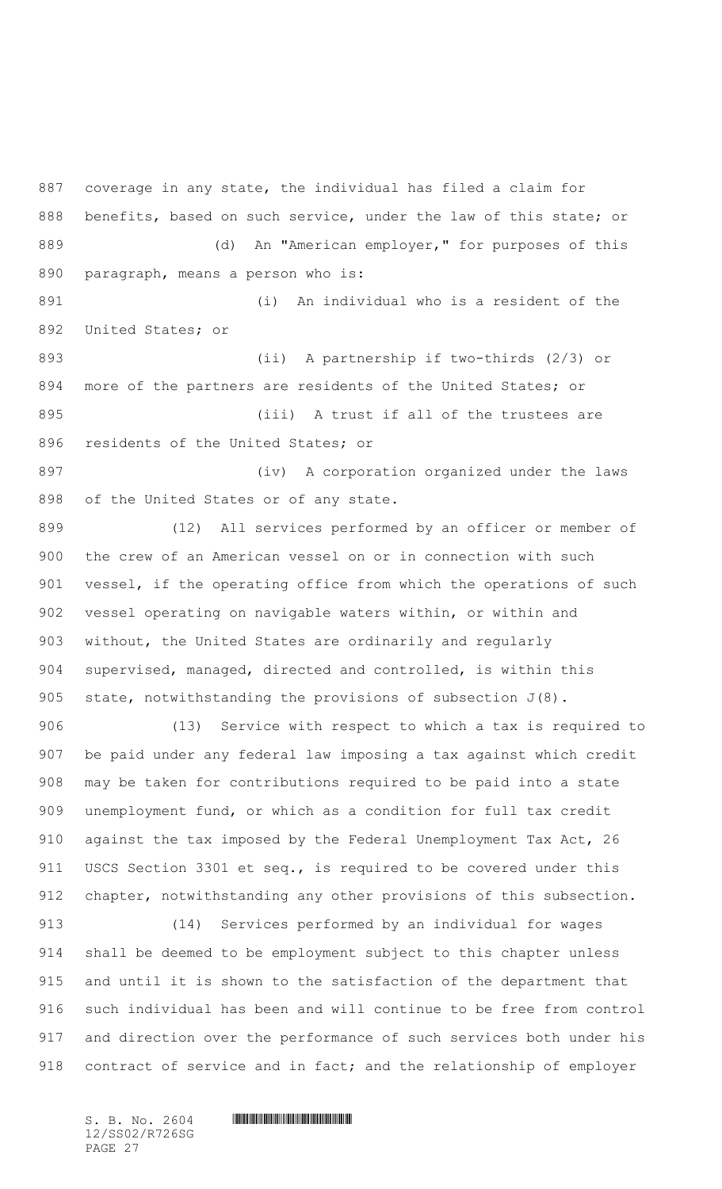coverage in any state, the individual has filed a claim for benefits, based on such service, under the law of this state; or

(d) An "American employer," for purposes of this paragraph, means a person who is:

(i) An individual who is a resident of the United States; or

(ii) A partnership if two-thirds (2/3) or more of the partners are residents of the United States; or

(iii) A trust if all of the trustees are residents of the United States; or

(iv) A corporation organized under the laws of the United States or of any state.

(12) All services performed by an officer or member of the crew of an American vessel on or in connection with such vessel, if the operating office from which the operations of such vessel operating on navigable waters within, or within and without, the United States are ordinarily and regularly supervised, managed, directed and controlled, is within this state, notwithstanding the provisions of subsection J(8).

(13) Service with respect to which a tax is required to be paid under any federal law imposing a tax against which credit may be taken for contributions required to be paid into a state unemployment fund, or which as a condition for full tax credit against the tax imposed by the Federal Unemployment Tax Act, 26 USCS Section 3301 et seq., is required to be covered under this chapter, notwithstanding any other provisions of this subsection.

(14) Services performed by an individual for wages shall be deemed to be employment subject to this chapter unless and until it is shown to the satisfaction of the department that such individual has been and will continue to be free from control and direction over the performance of such services both under his contract of service and in fact; and the relationship of employer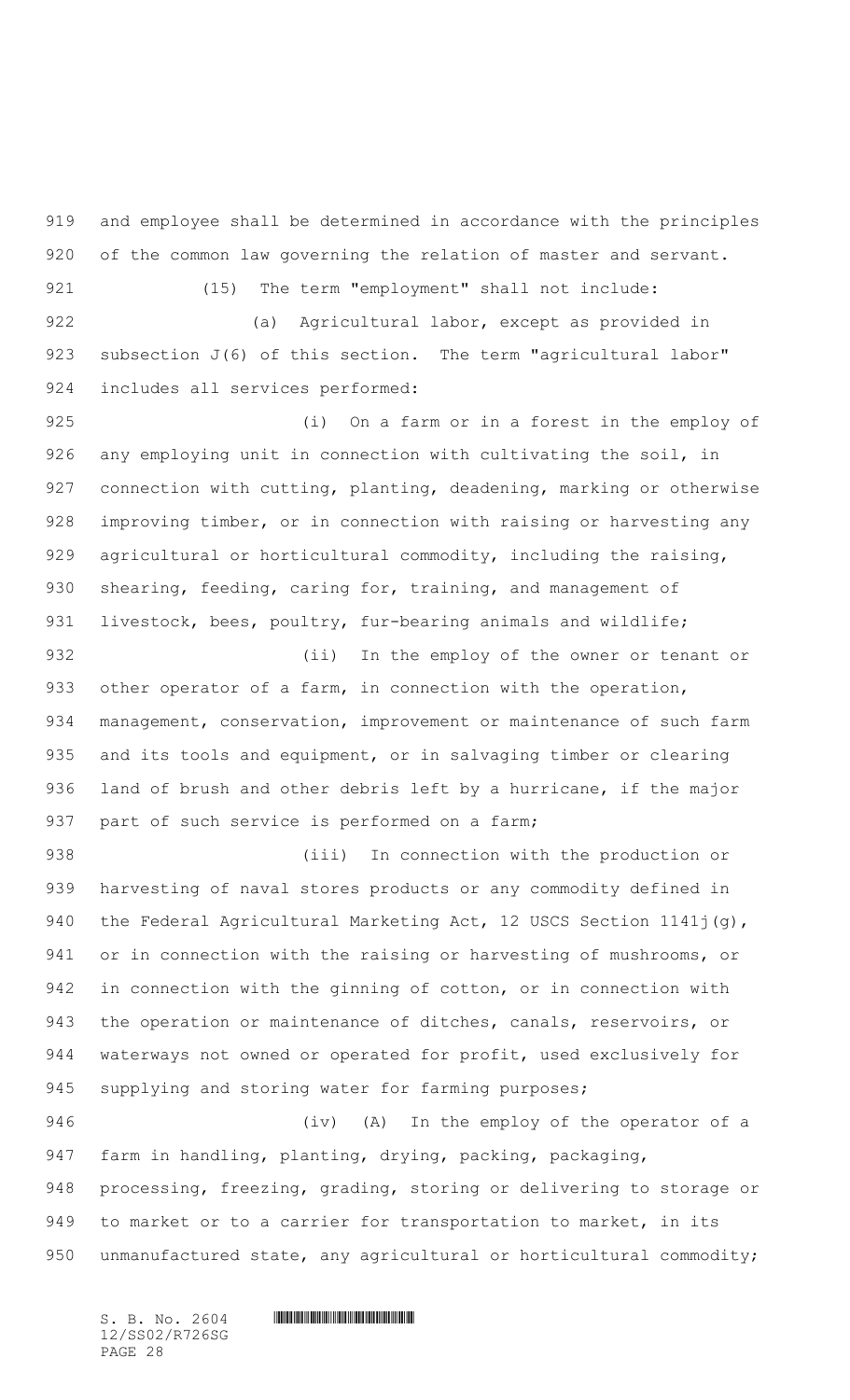and employee shall be determined in accordance with the principles of the common law governing the relation of master and servant.

(15) The term "employment" shall not include:

(a) Agricultural labor, except as provided in subsection J(6) of this section. The term "agricultural labor" includes all services performed:

(i) On a farm or in a forest in the employ of any employing unit in connection with cultivating the soil, in connection with cutting, planting, deadening, marking or otherwise improving timber, or in connection with raising or harvesting any agricultural or horticultural commodity, including the raising, shearing, feeding, caring for, training, and management of livestock, bees, poultry, fur-bearing animals and wildlife;

(ii) In the employ of the owner or tenant or other operator of a farm, in connection with the operation, management, conservation, improvement or maintenance of such farm and its tools and equipment, or in salvaging timber or clearing land of brush and other debris left by a hurricane, if the major part of such service is performed on a farm;

(iii) In connection with the production or harvesting of naval stores products or any commodity defined in the Federal Agricultural Marketing Act, 12 USCS Section 1141j(g), or in connection with the raising or harvesting of mushrooms, or in connection with the ginning of cotton, or in connection with the operation or maintenance of ditches, canals, reservoirs, or waterways not owned or operated for profit, used exclusively for supplying and storing water for farming purposes;

(iv) (A) In the employ of the operator of a farm in handling, planting, drying, packing, packaging, processing, freezing, grading, storing or delivering to storage or to market or to a carrier for transportation to market, in its unmanufactured state, any agricultural or horticultural commodity;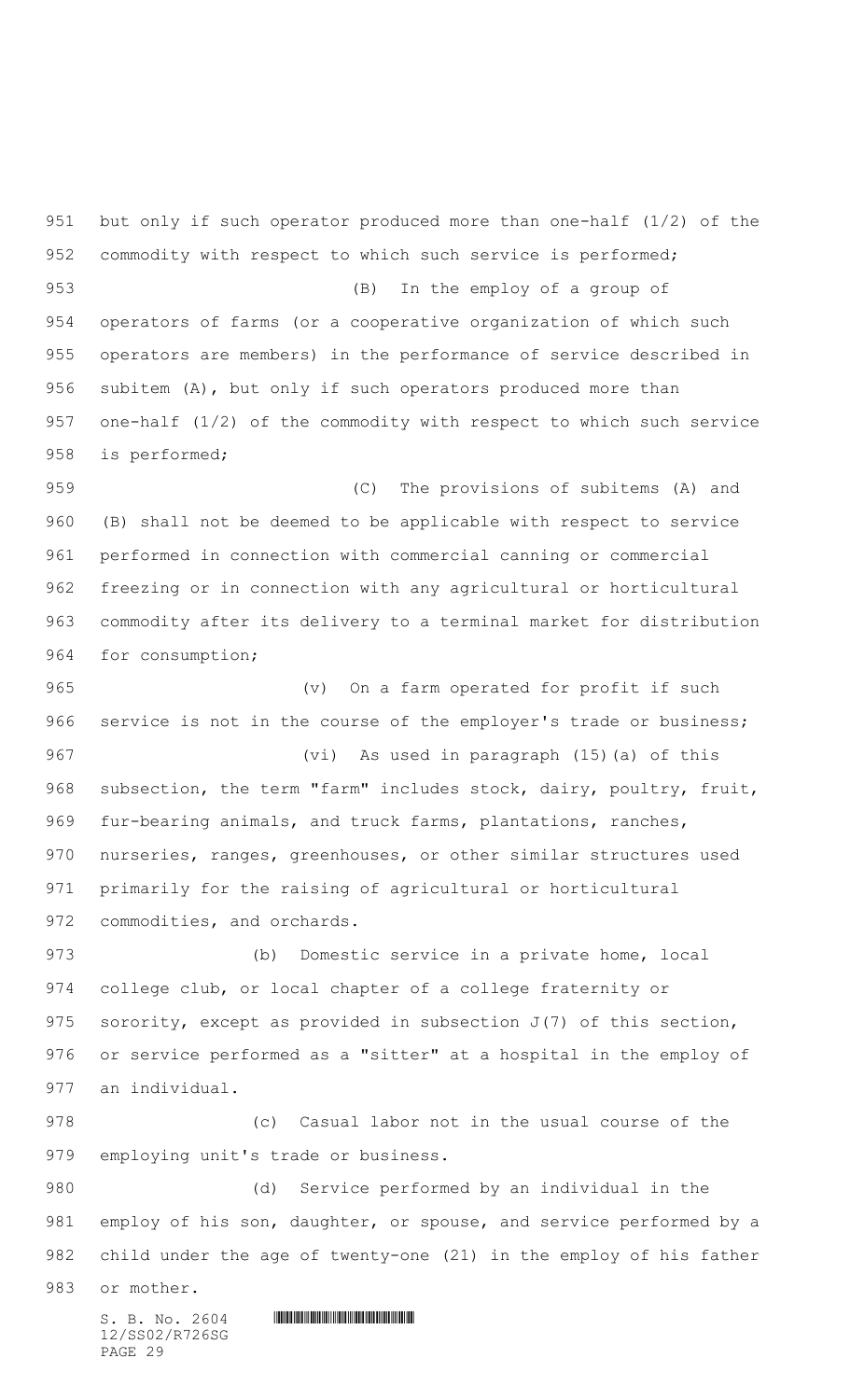but only if such operator produced more than one-half (1/2) of the commodity with respect to which such service is performed;

(B) In the employ of a group of operators of farms (or a cooperative organization of which such operators are members) in the performance of service described in subitem (A), but only if such operators produced more than one-half (1/2) of the commodity with respect to which such service is performed;

(C) The provisions of subitems (A) and (B) shall not be deemed to be applicable with respect to service performed in connection with commercial canning or commercial freezing or in connection with any agricultural or horticultural commodity after its delivery to a terminal market for distribution for consumption;

(v) On a farm operated for profit if such service is not in the course of the employer's trade or business;

(vi) As used in paragraph (15)(a) of this subsection, the term "farm" includes stock, dairy, poultry, fruit, fur-bearing animals, and truck farms, plantations, ranches, nurseries, ranges, greenhouses, or other similar structures used primarily for the raising of agricultural or horticultural commodities, and orchards.

(b) Domestic service in a private home, local college club, or local chapter of a college fraternity or sorority, except as provided in subsection J(7) of this section, or service performed as a "sitter" at a hospital in the employ of an individual.

(c) Casual labor not in the usual course of the employing unit's trade or business.

(d) Service performed by an individual in the employ of his son, daughter, or spouse, and service performed by a child under the age of twenty-one (21) in the employ of his father or mother.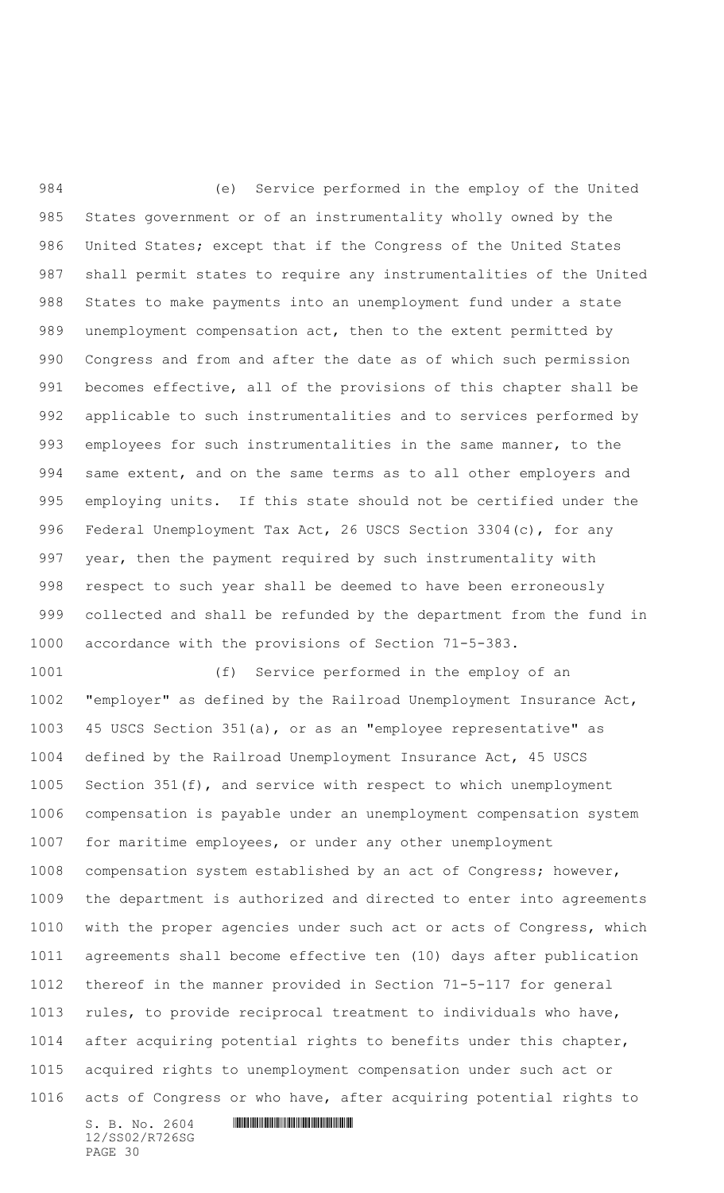(e) Service performed in the employ of the United States government or of an instrumentality wholly owned by the United States; except that if the Congress of the United States shall permit states to require any instrumentalities of the United States to make payments into an unemployment fund under a state unemployment compensation act, then to the extent permitted by Congress and from and after the date as of which such permission becomes effective, all of the provisions of this chapter shall be applicable to such instrumentalities and to services performed by employees for such instrumentalities in the same manner, to the same extent, and on the same terms as to all other employers and employing units. If this state should not be certified under the Federal Unemployment Tax Act, 26 USCS Section 3304(c), for any year, then the payment required by such instrumentality with respect to such year shall be deemed to have been erroneously collected and shall be refunded by the department from the fund in accordance with the provisions of Section 71-5-383.

(f) Service performed in the employ of an "employer" as defined by the Railroad Unemployment Insurance Act, 45 USCS Section 351(a), or as an "employee representative" as defined by the Railroad Unemployment Insurance Act, 45 USCS Section 351(f), and service with respect to which unemployment compensation is payable under an unemployment compensation system for maritime employees, or under any other unemployment compensation system established by an act of Congress; however, the department is authorized and directed to enter into agreements with the proper agencies under such act or acts of Congress, which agreements shall become effective ten (10) days after publication thereof in the manner provided in Section 71-5-117 for general rules, to provide reciprocal treatment to individuals who have, after acquiring potential rights to benefits under this chapter, acquired rights to unemployment compensation under such act or acts of Congress or who have, after acquiring potential rights to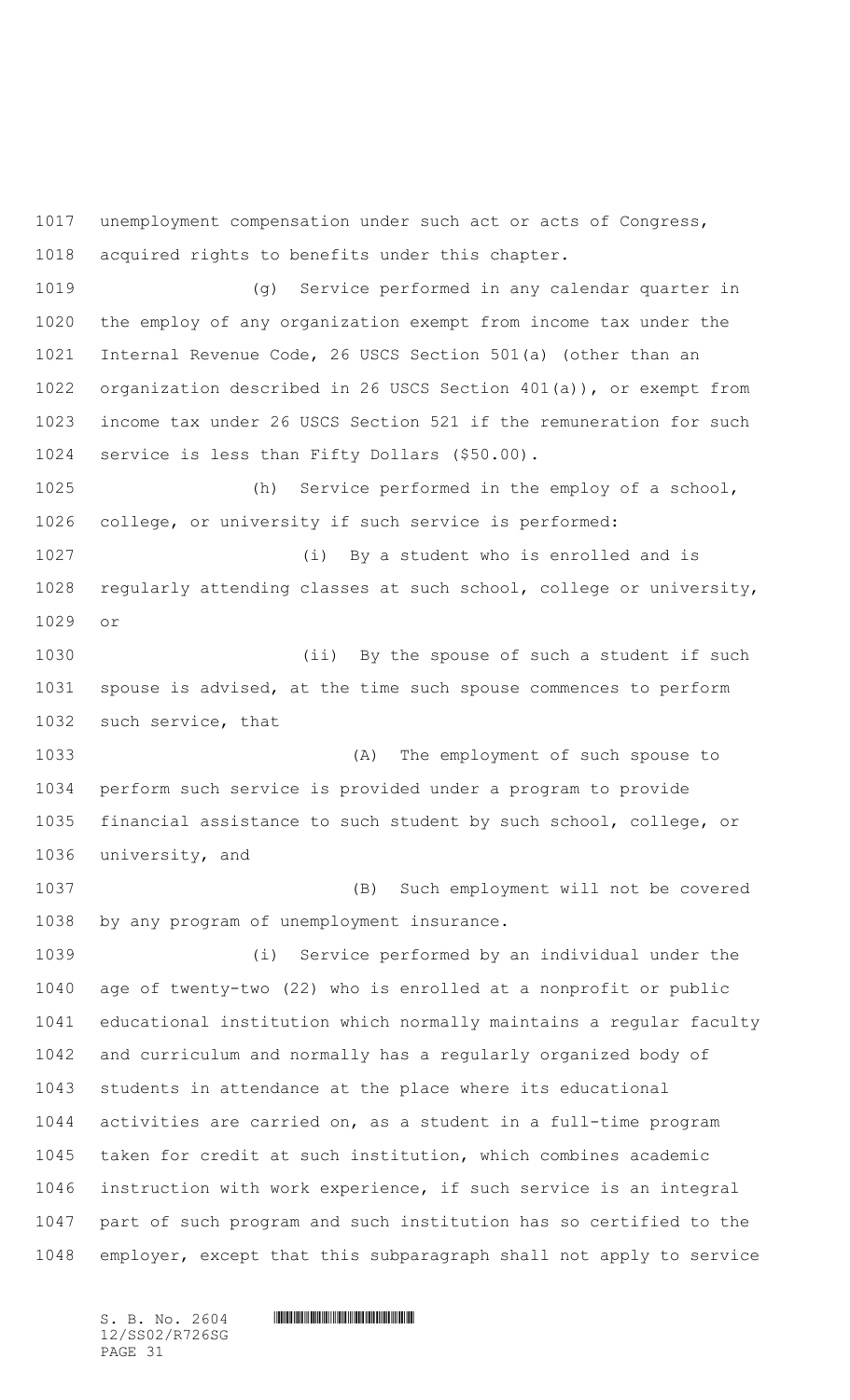unemployment compensation under such act or acts of Congress, acquired rights to benefits under this chapter.

(g) Service performed in any calendar quarter in the employ of any organization exempt from income tax under the Internal Revenue Code, 26 USCS Section 501(a) (other than an organization described in 26 USCS Section 401(a)), or exempt from income tax under 26 USCS Section 521 if the remuneration for such service is less than Fifty Dollars ($50.00).

(h) Service performed in the employ of a school, college, or university if such service is performed:

(i) By a student who is enrolled and is regularly attending classes at such school, college or university, or

(ii) By the spouse of such a student if such spouse is advised, at the time such spouse commences to perform such service, that

(A) The employment of such spouse to perform such service is provided under a program to provide financial assistance to such student by such school, college, or university, and

(B) Such employment will not be covered by any program of unemployment insurance.

(i) Service performed by an individual under the age of twenty-two (22) who is enrolled at a nonprofit or public educational institution which normally maintains a regular faculty and curriculum and normally has a regularly organized body of students in attendance at the place where its educational activities are carried on, as a student in a full-time program taken for credit at such institution, which combines academic instruction with work experience, if such service is an integral part of such program and such institution has so certified to the employer, except that this subparagraph shall not apply to service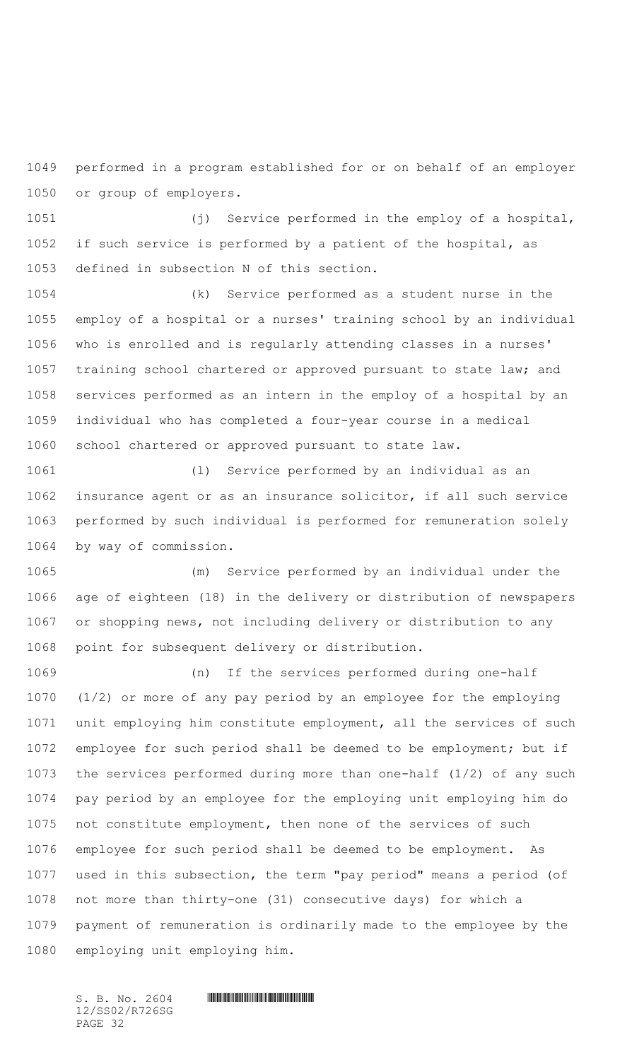performed in a program established for or on behalf of an employer or group of employers.

(j) Service performed in the employ of a hospital, if such service is performed by a patient of the hospital, as defined in subsection N of this section.

(k) Service performed as a student nurse in the employ of a hospital or a nurses' training school by an individual who is enrolled and is regularly attending classes in a nurses' training school chartered or approved pursuant to state law; and services performed as an intern in the employ of a hospital by an individual who has completed a four-year course in a medical school chartered or approved pursuant to state law.

(l) Service performed by an individual as an insurance agent or as an insurance solicitor, if all such service performed by such individual is performed for remuneration solely by way of commission.

(m) Service performed by an individual under the age of eighteen (18) in the delivery or distribution of newspapers or shopping news, not including delivery or distribution to any point for subsequent delivery or distribution.

(n) If the services performed during one-half (1/2) or more of any pay period by an employee for the employing unit employing him constitute employment, all the services of such employee for such period shall be deemed to be employment; but if the services performed during more than one-half (1/2) of any such pay period by an employee for the employing unit employing him do not constitute employment, then none of the services of such employee for such period shall be deemed to be employment. As used in this subsection, the term "pay period" means a period (of not more than thirty-one (31) consecutive days) for which a payment of remuneration is ordinarily made to the employee by the employing unit employing him.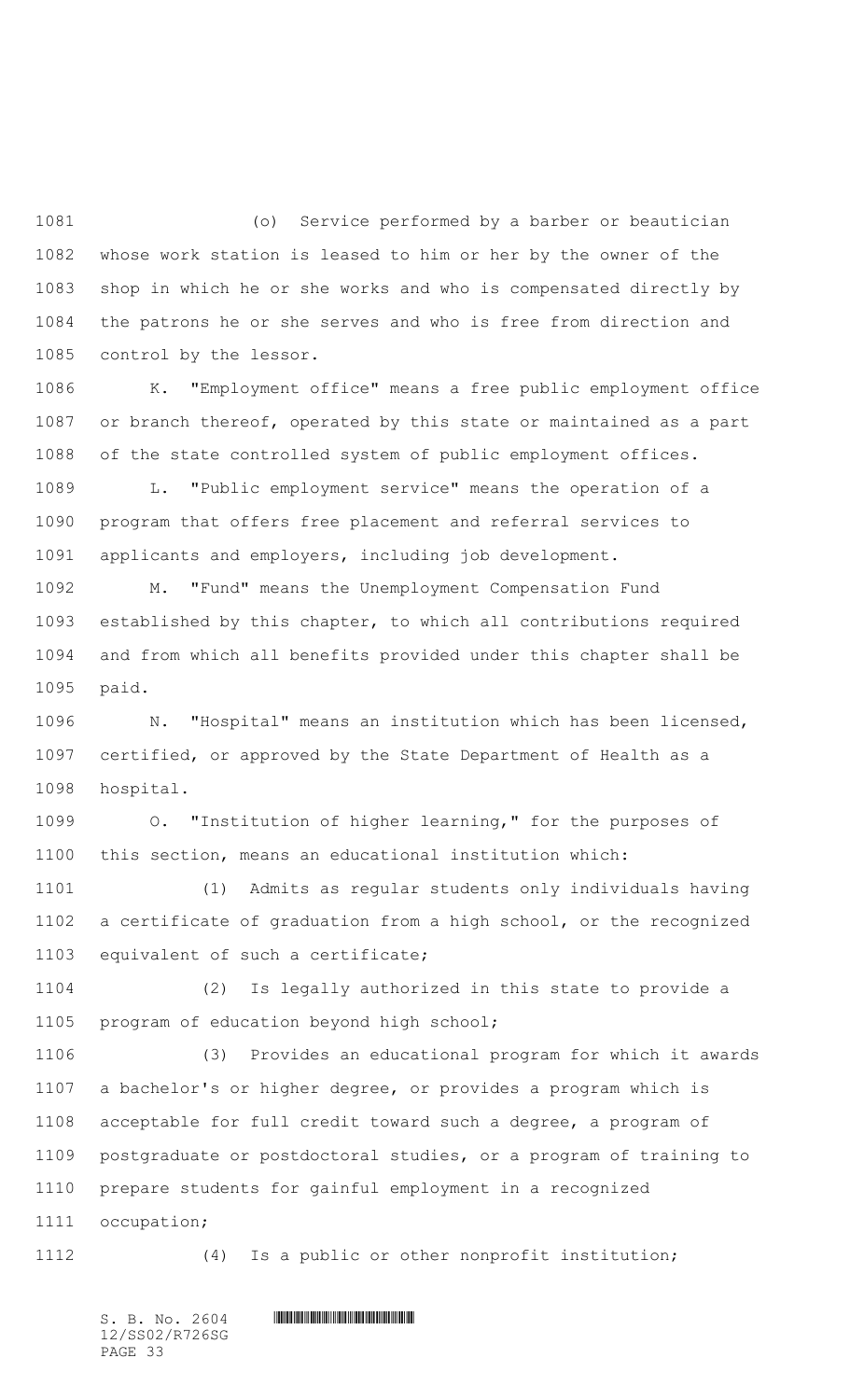(o) Service performed by a barber or beautician whose work station is leased to him or her by the owner of the shop in which he or she works and who is compensated directly by the patrons he or she serves and who is free from direction and control by the lessor.

K. "Employment office" means a free public employment office or branch thereof, operated by this state or maintained as a part of the state controlled system of public employment offices.

L. "Public employment service" means the operation of a program that offers free placement and referral services to applicants and employers, including job development.

M. "Fund" means the Unemployment Compensation Fund established by this chapter, to which all contributions required and from which all benefits provided under this chapter shall be paid.

N. "Hospital" means an institution which has been licensed, certified, or approved by the State Department of Health as a hospital.

O. "Institution of higher learning," for the purposes of this section, means an educational institution which:

(1) Admits as regular students only individuals having a certificate of graduation from a high school, or the recognized equivalent of such a certificate;

(2) Is legally authorized in this state to provide a program of education beyond high school;

(3) Provides an educational program for which it awards a bachelor's or higher degree, or provides a program which is acceptable for full credit toward such a degree, a program of postgraduate or postdoctoral studies, or a program of training to prepare students for gainful employment in a recognized occupation;

(4) Is a public or other nonprofit institution;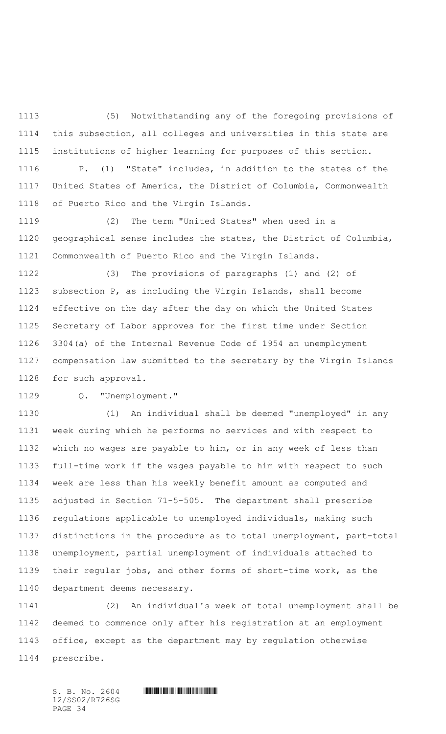(5) Notwithstanding any of the foregoing provisions of this subsection, all colleges and universities in this state are institutions of higher learning for purposes of this section.

P. (1) "State" includes, in addition to the states of the United States of America, the District of Columbia, Commonwealth of Puerto Rico and the Virgin Islands.

(2) The term "United States" when used in a geographical sense includes the states, the District of Columbia, Commonwealth of Puerto Rico and the Virgin Islands.

(3) The provisions of paragraphs (1) and (2) of subsection P, as including the Virgin Islands, shall become effective on the day after the day on which the United States Secretary of Labor approves for the first time under Section 3304(a) of the Internal Revenue Code of 1954 an unemployment compensation law submitted to the secretary by the Virgin Islands for such approval.

Q. "Unemployment."

(1) An individual shall be deemed "unemployed" in any week during which he performs no services and with respect to which no wages are payable to him, or in any week of less than full-time work if the wages payable to him with respect to such week are less than his weekly benefit amount as computed and adjusted in Section 71-5-505. The department shall prescribe regulations applicable to unemployed individuals, making such distinctions in the procedure as to total unemployment, part-total unemployment, partial unemployment of individuals attached to their regular jobs, and other forms of short-time work, as the department deems necessary.

(2) An individual's week of total unemployment shall be deemed to commence only after his registration at an employment office, except as the department may by regulation otherwise prescribe.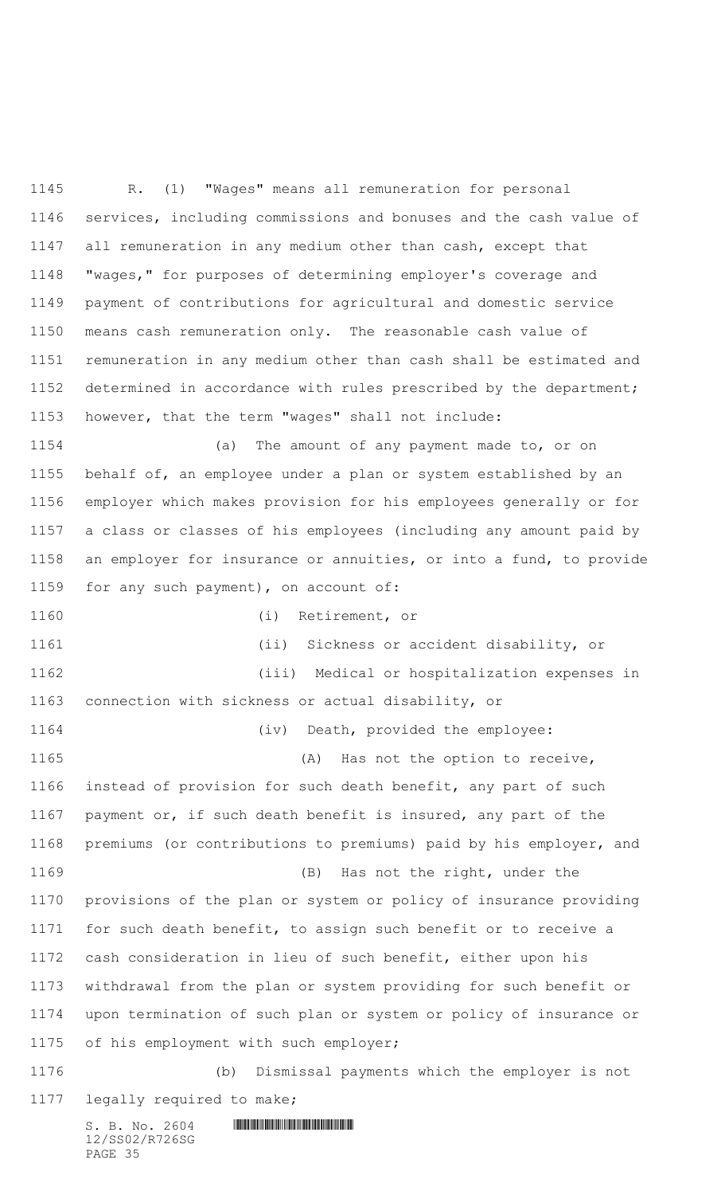R. (1) "Wages" means all remuneration for personal services, including commissions and bonuses and the cash value of all remuneration in any medium other than cash, except that "wages," for purposes of determining employer's coverage and payment of contributions for agricultural and domestic service means cash remuneration only. The reasonable cash value of remuneration in any medium other than cash shall be estimated and determined in accordance with rules prescribed by the department; however, that the term "wages" shall not include:

(a) The amount of any payment made to, or on behalf of, an employee under a plan or system established by an employer which makes provision for his employees generally or for a class or classes of his employees (including any amount paid by an employer for insurance or annuities, or into a fund, to provide for any such payment), on account of:

(i) Retirement, or

(ii) Sickness or accident disability, or

(iii) Medical or hospitalization expenses in connection with sickness or actual disability, or

(iv) Death, provided the employee:

(A) Has not the option to receive, instead of provision for such death benefit, any part of such payment or, if such death benefit is insured, any part of the premiums (or contributions to premiums) paid by his employer, and

(B) Has not the right, under the provisions of the plan or system or policy of insurance providing for such death benefit, to assign such benefit or to receive a cash consideration in lieu of such benefit, either upon his withdrawal from the plan or system providing for such benefit or upon termination of such plan or system or policy of insurance or of his employment with such employer;

(b) Dismissal payments which the employer is not legally required to make;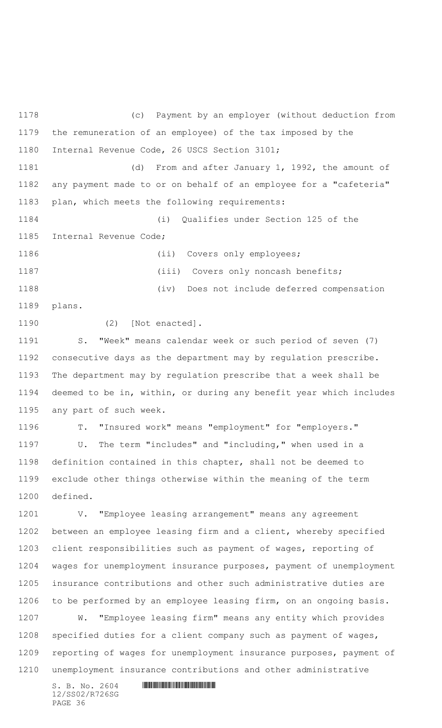(c) Payment by an employer (without deduction from the remuneration of an employee) of the tax imposed by the Internal Revenue Code, 26 USCS Section 3101;

(d) From and after January 1, 1992, the amount of any payment made to or on behalf of an employee for a "cafeteria" plan, which meets the following requirements:

(i) Qualifies under Section 125 of the Internal Revenue Code;

(ii) Covers only employees;

(iii) Covers only noncash benefits;

(iv) Does not include deferred compensation plans.

(2) [Not enacted].

S. "Week" means calendar week or such period of seven (7) consecutive days as the department may by regulation prescribe. The department may by regulation prescribe that a week shall be deemed to be in, within, or during any benefit year which includes any part of such week.

T. "Insured work" means "employment" for "employers."

U. The term "includes" and "including," when used in a definition contained in this chapter, shall not be deemed to exclude other things otherwise within the meaning of the term defined.

V. "Employee leasing arrangement" means any agreement between an employee leasing firm and a client, whereby specified client responsibilities such as payment of wages, reporting of wages for unemployment insurance purposes, payment of unemployment insurance contributions and other such administrative duties are to be performed by an employee leasing firm, on an ongoing basis.

W. "Employee leasing firm" means any entity which provides specified duties for a client company such as payment of wages, reporting of wages for unemployment insurance purposes, payment of unemployment insurance contributions and other administrative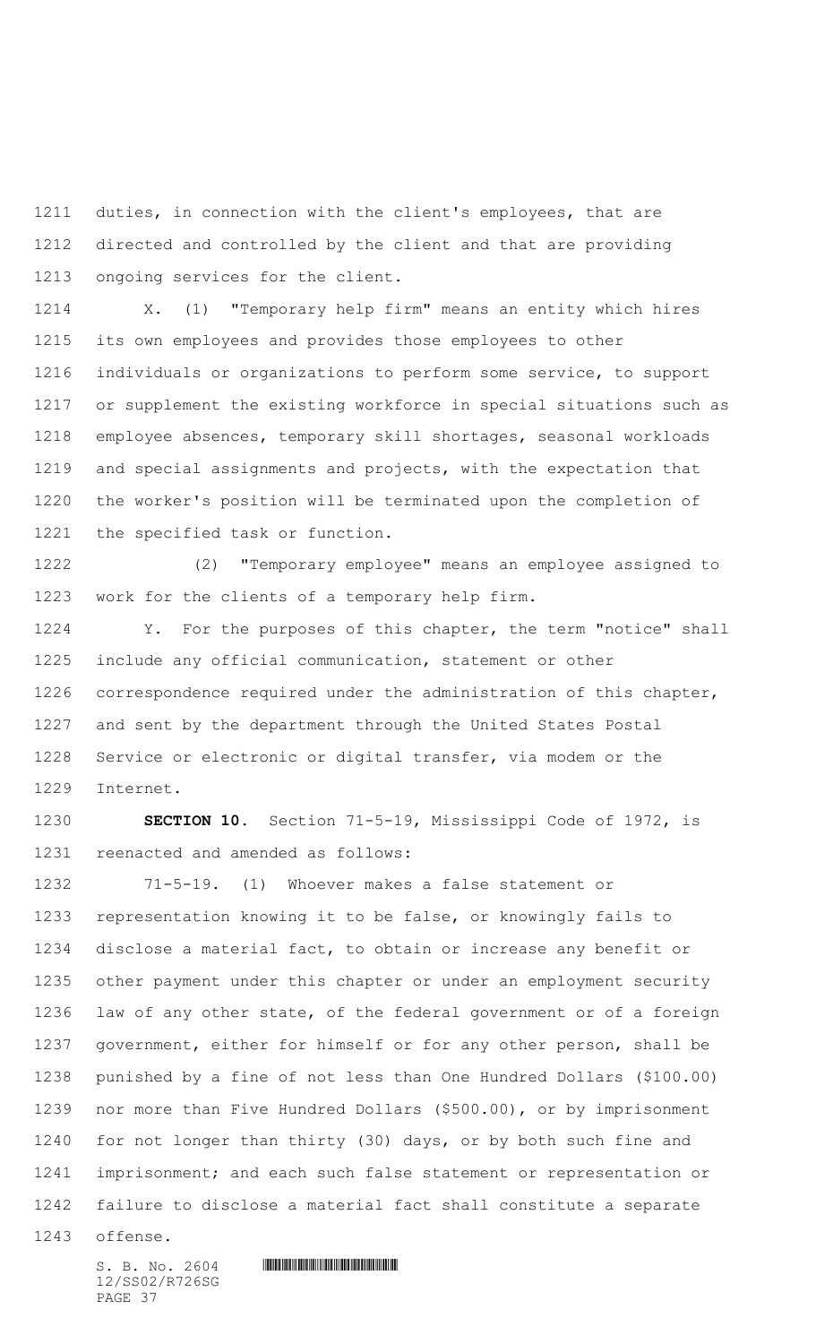duties, in connection with the client's employees, that are directed and controlled by the client and that are providing ongoing services for the client.

X. (1) "Temporary help firm" means an entity which hires its own employees and provides those employees to other individuals or organizations to perform some service, to support or supplement the existing workforce in special situations such as employee absences, temporary skill shortages, seasonal workloads and special assignments and projects, with the expectation that the worker's position will be terminated upon the completion of the specified task or function.

(2) "Temporary employee" means an employee assigned to work for the clients of a temporary help firm.

Y. For the purposes of this chapter, the term "notice" shall include any official communication, statement or other correspondence required under the administration of this chapter, and sent by the department through the United States Postal Service or electronic or digital transfer, via modem or the Internet.

**SECTION 10.** Section 71-5-19, Mississippi Code of 1972, is reenacted and amended as follows:

71-5-19. (1) Whoever makes a false statement or representation knowing it to be false, or knowingly fails to disclose a material fact, to obtain or increase any benefit or other payment under this chapter or under an employment security law of any other state, of the federal government or of a foreign government, either for himself or for any other person, shall be punished by a fine of not less than One Hundred Dollars ($100.00) nor more than Five Hundred Dollars ($500.00), or by imprisonment for not longer than thirty (30) days, or by both such fine and imprisonment; and each such false statement or representation or failure to disclose a material fact shall constitute a separate offense.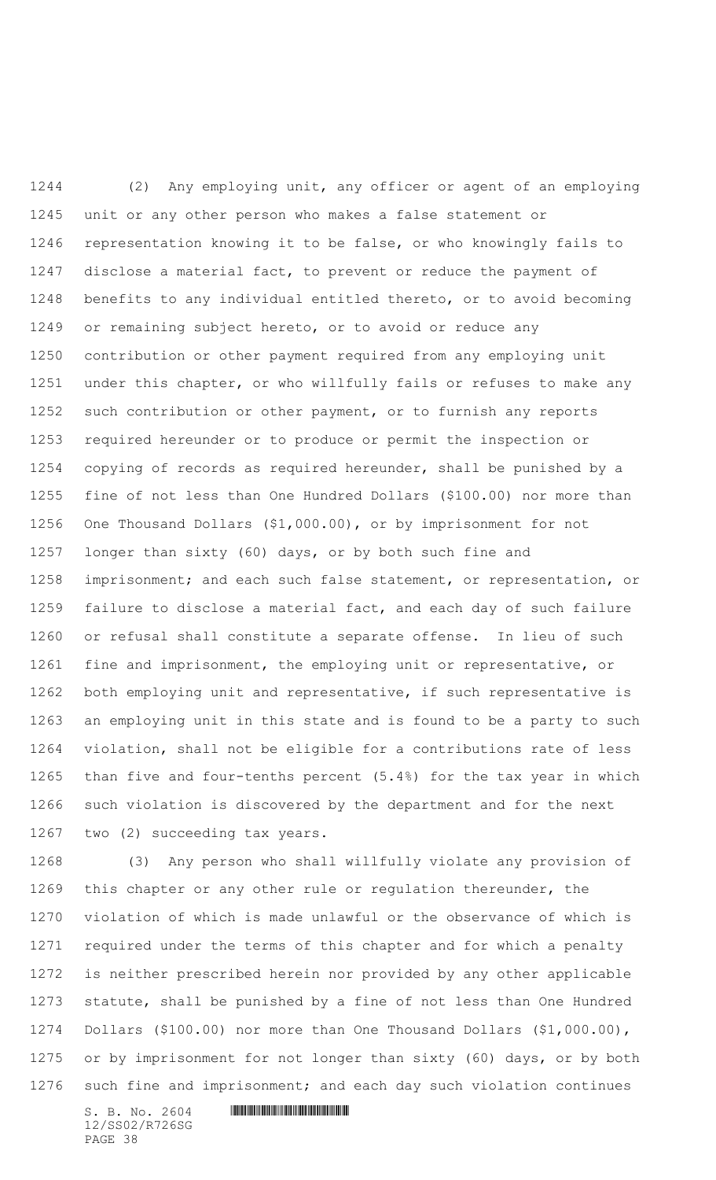(2) Any employing unit, any officer or agent of an employing unit or any other person who makes a false statement or representation knowing it to be false, or who knowingly fails to disclose a material fact, to prevent or reduce the payment of benefits to any individual entitled thereto, or to avoid becoming or remaining subject hereto, or to avoid or reduce any contribution or other payment required from any employing unit under this chapter, or who willfully fails or refuses to make any such contribution or other payment, or to furnish any reports required hereunder or to produce or permit the inspection or copying of records as required hereunder, shall be punished by a fine of not less than One Hundred Dollars ($100.00) nor more than One Thousand Dollars ($1,000.00), or by imprisonment for not longer than sixty (60) days, or by both such fine and imprisonment; and each such false statement, or representation, or failure to disclose a material fact, and each day of such failure or refusal shall constitute a separate offense. In lieu of such fine and imprisonment, the employing unit or representative, or both employing unit and representative, if such representative is an employing unit in this state and is found to be a party to such violation, shall not be eligible for a contributions rate of less than five and four-tenths percent (5.4%) for the tax year in which such violation is discovered by the department and for the next two (2) succeeding tax years.

(3) Any person who shall willfully violate any provision of this chapter or any other rule or regulation thereunder, the violation of which is made unlawful or the observance of which is required under the terms of this chapter and for which a penalty is neither prescribed herein nor provided by any other applicable statute, shall be punished by a fine of not less than One Hundred Dollars ($100.00) nor more than One Thousand Dollars ($1,000.00), or by imprisonment for not longer than sixty (60) days, or by both such fine and imprisonment; and each day such violation continues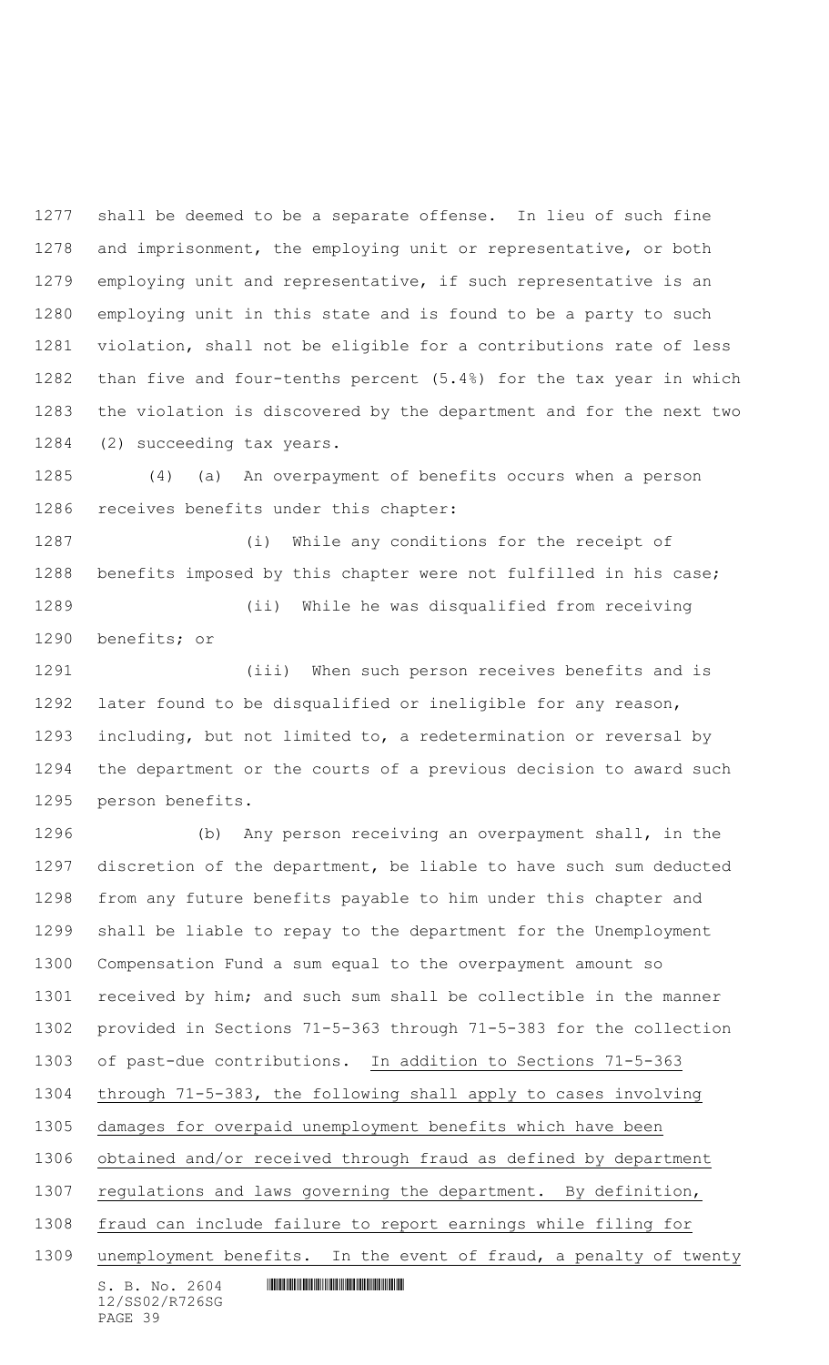shall be deemed to be a separate offense. In lieu of such fine and imprisonment, the employing unit or representative, or both employing unit and representative, if such representative is an employing unit in this state and is found to be a party to such violation, shall not be eligible for a contributions rate of less than five and four-tenths percent (5.4%) for the tax year in which the violation is discovered by the department and for the next two (2) succeeding tax years.

(4) (a) An overpayment of benefits occurs when a person receives benefits under this chapter:

(i) While any conditions for the receipt of benefits imposed by this chapter were not fulfilled in his case;

(ii) While he was disqualified from receiving benefits; or

(iii) When such person receives benefits and is later found to be disqualified or ineligible for any reason, including, but not limited to, a redetermination or reversal by the department or the courts of a previous decision to award such person benefits.

(b) Any person receiving an overpayment shall, in the discretion of the department, be liable to have such sum deducted from any future benefits payable to him under this chapter and shall be liable to repay to the department for the Unemployment Compensation Fund a sum equal to the overpayment amount so received by him; and such sum shall be collectible in the manner provided in Sections 71-5-363 through 71-5-383 for the collection of past-due contributions. In addition to Sections 71-5-363 through 71-5-383, the following shall apply to cases involving damages for overpaid unemployment benefits which have been obtained and/or received through fraud as defined by department regulations and laws governing the department. By definition, fraud can include failure to report earnings while filing for unemployment benefits. In the event of fraud, a penalty of twenty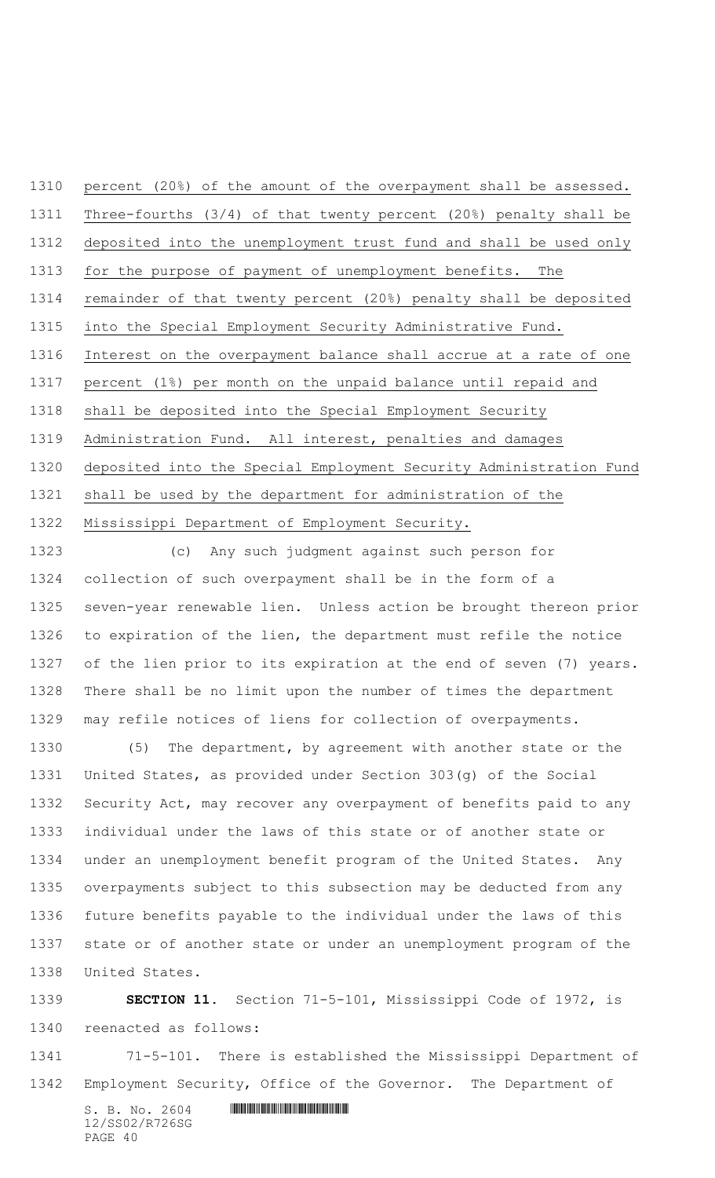percent (20%) of the amount of the overpayment shall be assessed. Three-fourths (3/4) of that twenty percent (20%) penalty shall be deposited into the unemployment trust fund and shall be used only for the purpose of payment of unemployment benefits. The remainder of that twenty percent (20%) penalty shall be deposited into the Special Employment Security Administrative Fund. Interest on the overpayment balance shall accrue at a rate of one percent (1%) per month on the unpaid balance until repaid and shall be deposited into the Special Employment Security Administration Fund. All interest, penalties and damages deposited into the Special Employment Security Administration Fund shall be used by the department for administration of the Mississippi Department of Employment Security.

(c) Any such judgment against such person for collection of such overpayment shall be in the form of a seven-year renewable lien. Unless action be brought thereon prior to expiration of the lien, the department must refile the notice of the lien prior to its expiration at the end of seven (7) years. There shall be no limit upon the number of times the department may refile notices of liens for collection of overpayments.

(5) The department, by agreement with another state or the United States, as provided under Section 303(g) of the Social Security Act, may recover any overpayment of benefits paid to any individual under the laws of this state or of another state or under an unemployment benefit program of the United States. Any overpayments subject to this subsection may be deducted from any future benefits payable to the individual under the laws of this state or of another state or under an unemployment program of the United States.

**SECTION 11.** Section 71-5-101, Mississippi Code of 1972, is reenacted as follows:

71-5-101. There is established the Mississippi Department of Employment Security, Office of the Governor. The Department of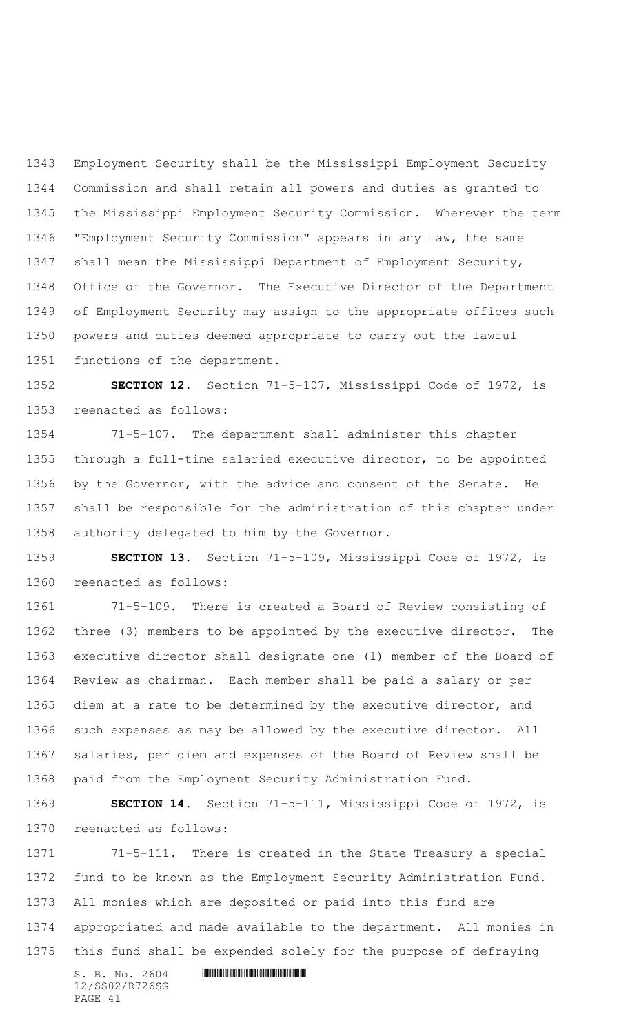Employment Security shall be the Mississippi Employment Security Commission and shall retain all powers and duties as granted to the Mississippi Employment Security Commission. Wherever the term "Employment Security Commission" appears in any law, the same shall mean the Mississippi Department of Employment Security, Office of the Governor. The Executive Director of the Department of Employment Security may assign to the appropriate offices such powers and duties deemed appropriate to carry out the lawful functions of the department.

**SECTION 12.** Section 71-5-107, Mississippi Code of 1972, is reenacted as follows:

71-5-107. The department shall administer this chapter through a full-time salaried executive director, to be appointed by the Governor, with the advice and consent of the Senate. He shall be responsible for the administration of this chapter under authority delegated to him by the Governor.

**SECTION 13.** Section 71-5-109, Mississippi Code of 1972, is reenacted as follows:

71-5-109. There is created a Board of Review consisting of three (3) members to be appointed by the executive director. The executive director shall designate one (1) member of the Board of Review as chairman. Each member shall be paid a salary or per diem at a rate to be determined by the executive director, and such expenses as may be allowed by the executive director. All salaries, per diem and expenses of the Board of Review shall be paid from the Employment Security Administration Fund.

**SECTION 14.** Section 71-5-111, Mississippi Code of 1972, is reenacted as follows:

71-5-111. There is created in the State Treasury a special fund to be known as the Employment Security Administration Fund. All monies which are deposited or paid into this fund are appropriated and made available to the department. All monies in this fund shall be expended solely for the purpose of defraying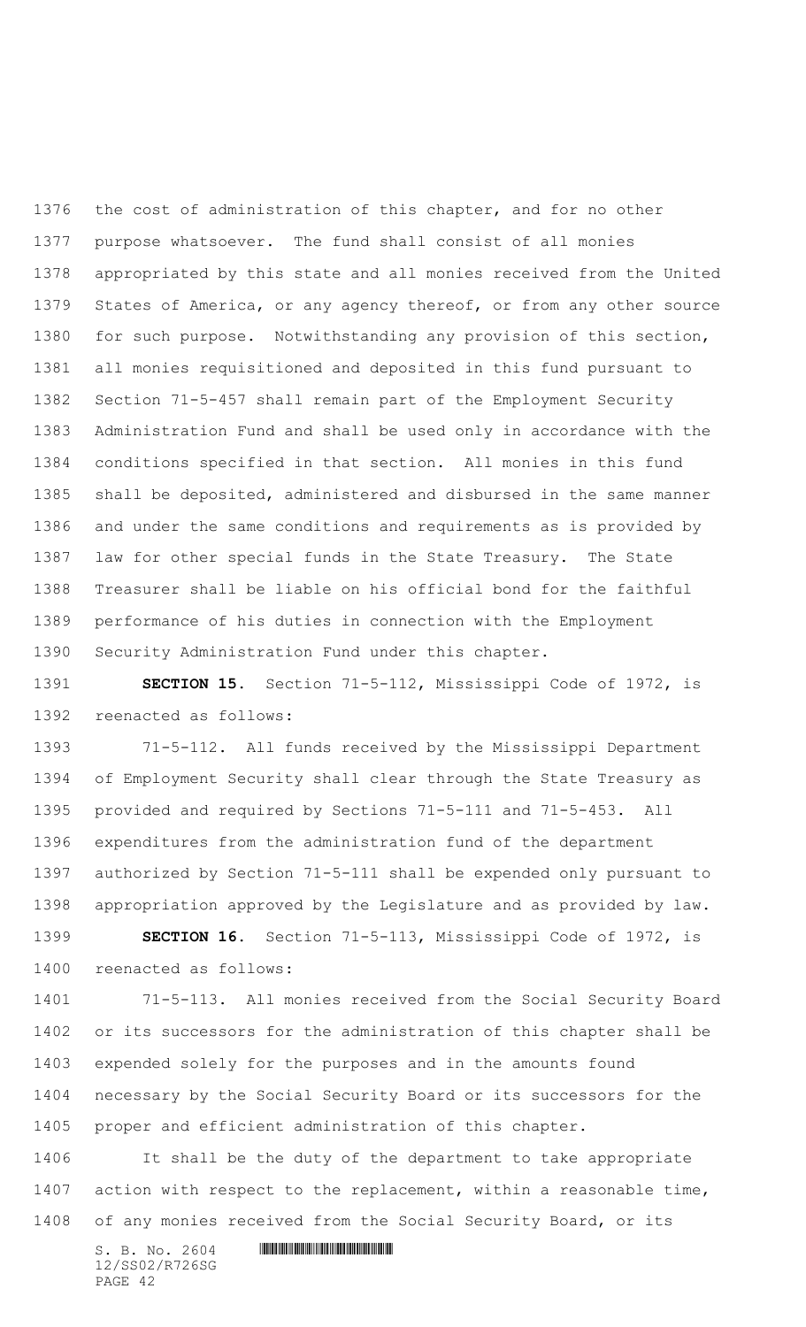the cost of administration of this chapter, and for no other purpose whatsoever. The fund shall consist of all monies appropriated by this state and all monies received from the United States of America, or any agency thereof, or from any other source for such purpose. Notwithstanding any provision of this section, all monies requisitioned and deposited in this fund pursuant to Section 71-5-457 shall remain part of the Employment Security Administration Fund and shall be used only in accordance with the conditions specified in that section. All monies in this fund shall be deposited, administered and disbursed in the same manner and under the same conditions and requirements as is provided by law for other special funds in the State Treasury. The State Treasurer shall be liable on his official bond for the faithful performance of his duties in connection with the Employment Security Administration Fund under this chapter.

**SECTION 15.** Section 71-5-112, Mississippi Code of 1972, is reenacted as follows:

71-5-112. All funds received by the Mississippi Department of Employment Security shall clear through the State Treasury as provided and required by Sections 71-5-111 and 71-5-453. All expenditures from the administration fund of the department authorized by Section 71-5-111 shall be expended only pursuant to appropriation approved by the Legislature and as provided by law.

**SECTION 16.** Section 71-5-113, Mississippi Code of 1972, is reenacted as follows:

71-5-113. All monies received from the Social Security Board or its successors for the administration of this chapter shall be expended solely for the purposes and in the amounts found necessary by the Social Security Board or its successors for the proper and efficient administration of this chapter.

It shall be the duty of the department to take appropriate action with respect to the replacement, within a reasonable time, of any monies received from the Social Security Board, or its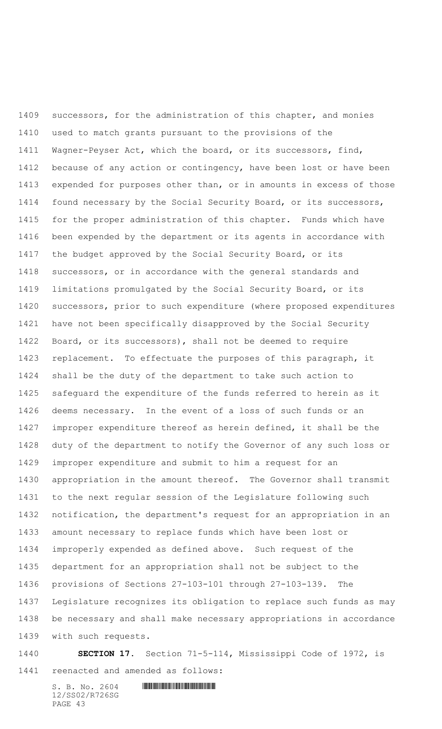successors, for the administration of this chapter, and monies used to match grants pursuant to the provisions of the Wagner-Peyser Act, which the board, or its successors, find, because of any action or contingency, have been lost or have been expended for purposes other than, or in amounts in excess of those found necessary by the Social Security Board, or its successors, for the proper administration of this chapter. Funds which have been expended by the department or its agents in accordance with the budget approved by the Social Security Board, or its successors, or in accordance with the general standards and limitations promulgated by the Social Security Board, or its successors, prior to such expenditure (where proposed expenditures have not been specifically disapproved by the Social Security Board, or its successors), shall not be deemed to require replacement. To effectuate the purposes of this paragraph, it shall be the duty of the department to take such action to safeguard the expenditure of the funds referred to herein as it deems necessary. In the event of a loss of such funds or an improper expenditure thereof as herein defined, it shall be the duty of the department to notify the Governor of any such loss or improper expenditure and submit to him a request for an appropriation in the amount thereof. The Governor shall transmit to the next regular session of the Legislature following such notification, the department's request for an appropriation in an amount necessary to replace funds which have been lost or improperly expended as defined above. Such request of the department for an appropriation shall not be subject to the provisions of Sections 27-103-101 through 27-103-139. The Legislature recognizes its obligation to replace such funds as may be necessary and shall make necessary appropriations in accordance with such requests.

**SECTION 17.** Section 71-5-114, Mississippi Code of 1972, is reenacted and amended as follows: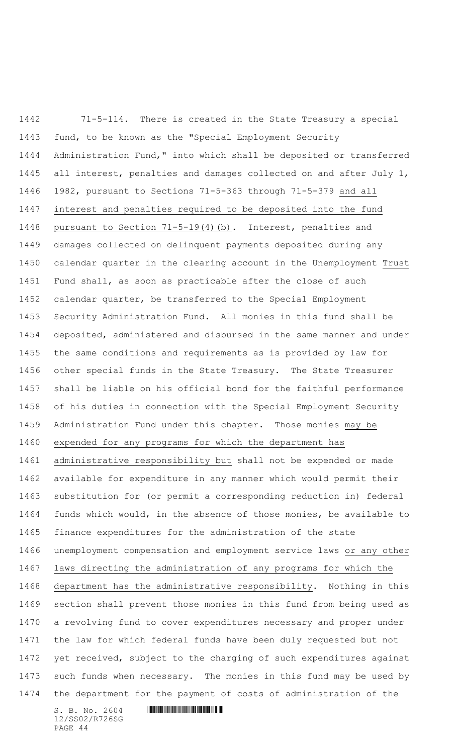71-5-114. There is created in the State Treasury a special fund, to be known as the "Special Employment Security Administration Fund," into which shall be deposited or transferred all interest, penalties and damages collected on and after July 1, 1982, pursuant to Sections 71-5-363 through 71-5-379 and all interest and penalties required to be deposited into the fund pursuant to Section 71-5-19(4)(b). Interest, penalties and damages collected on delinquent payments deposited during any calendar quarter in the clearing account in the Unemployment Trust Fund shall, as soon as practicable after the close of such calendar quarter, be transferred to the Special Employment Security Administration Fund. All monies in this fund shall be deposited, administered and disbursed in the same manner and under the same conditions and requirements as is provided by law for other special funds in the State Treasury. The State Treasurer shall be liable on his official bond for the faithful performance of his duties in connection with the Special Employment Security Administration Fund under this chapter. Those monies may be expended for any programs for which the department has administrative responsibility but shall not be expended or made available for expenditure in any manner which would permit their substitution for (or permit a corresponding reduction in) federal funds which would, in the absence of those monies, be available to finance expenditures for the administration of the state unemployment compensation and employment service laws or any other laws directing the administration of any programs for which the department has the administrative responsibility. Nothing in this section shall prevent those monies in this fund from being used as a revolving fund to cover expenditures necessary and proper under the law for which federal funds have been duly requested but not yet received, subject to the charging of such expenditures against such funds when necessary. The monies in this fund may be used by the department for the payment of costs of administration of the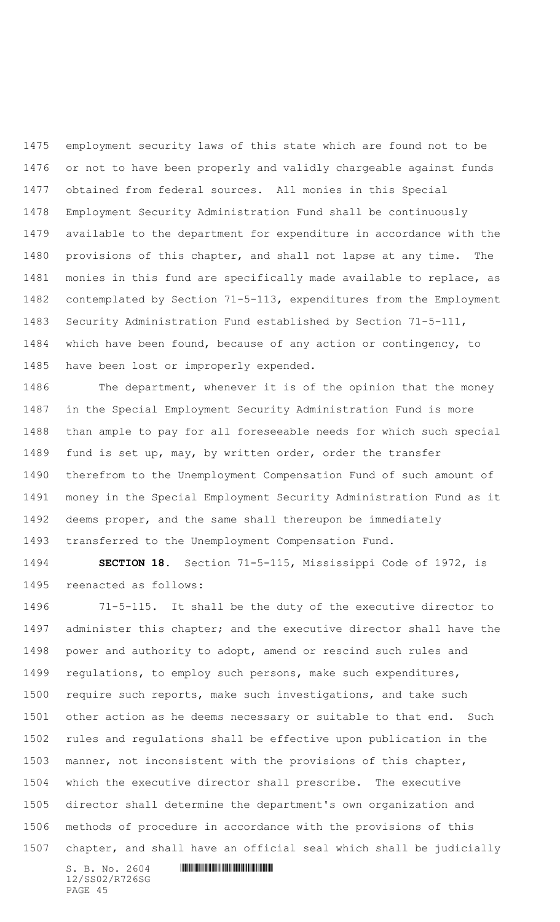employment security laws of this state which are found not to be or not to have been properly and validly chargeable against funds obtained from federal sources. All monies in this Special Employment Security Administration Fund shall be continuously available to the department for expenditure in accordance with the provisions of this chapter, and shall not lapse at any time. The monies in this fund are specifically made available to replace, as contemplated by Section 71-5-113, expenditures from the Employment Security Administration Fund established by Section 71-5-111, which have been found, because of any action or contingency, to have been lost or improperly expended.

The department, whenever it is of the opinion that the money in the Special Employment Security Administration Fund is more than ample to pay for all foreseeable needs for which such special fund is set up, may, by written order, order the transfer therefrom to the Unemployment Compensation Fund of such amount of money in the Special Employment Security Administration Fund as it deems proper, and the same shall thereupon be immediately transferred to the Unemployment Compensation Fund.

**SECTION 18.** Section 71-5-115, Mississippi Code of 1972, is reenacted as follows:

71-5-115. It shall be the duty of the executive director to administer this chapter; and the executive director shall have the power and authority to adopt, amend or rescind such rules and regulations, to employ such persons, make such expenditures, require such reports, make such investigations, and take such other action as he deems necessary or suitable to that end. Such rules and regulations shall be effective upon publication in the manner, not inconsistent with the provisions of this chapter, which the executive director shall prescribe. The executive director shall determine the department's own organization and methods of procedure in accordance with the provisions of this chapter, and shall have an official seal which shall be judicially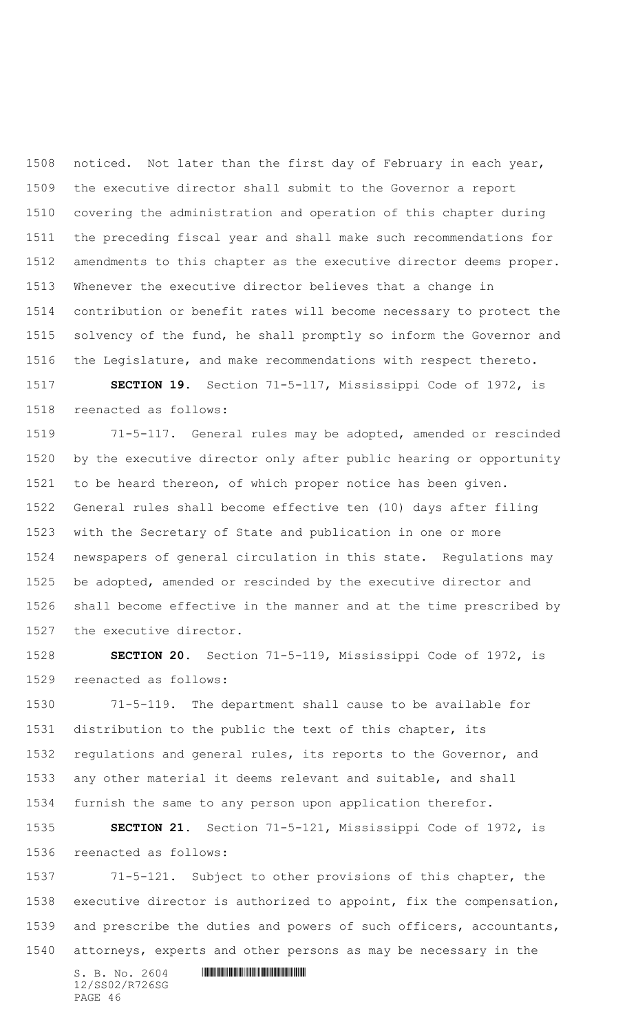noticed. Not later than the first day of February in each year, the executive director shall submit to the Governor a report covering the administration and operation of this chapter during the preceding fiscal year and shall make such recommendations for amendments to this chapter as the executive director deems proper. Whenever the executive director believes that a change in contribution or benefit rates will become necessary to protect the solvency of the fund, he shall promptly so inform the Governor and the Legislature, and make recommendations with respect thereto.

**SECTION 19.** Section 71-5-117, Mississippi Code of 1972, is reenacted as follows:

71-5-117. General rules may be adopted, amended or rescinded by the executive director only after public hearing or opportunity to be heard thereon, of which proper notice has been given. General rules shall become effective ten (10) days after filing with the Secretary of State and publication in one or more newspapers of general circulation in this state. Regulations may be adopted, amended or rescinded by the executive director and shall become effective in the manner and at the time prescribed by the executive director.

**SECTION 20.** Section 71-5-119, Mississippi Code of 1972, is reenacted as follows:

71-5-119. The department shall cause to be available for distribution to the public the text of this chapter, its regulations and general rules, its reports to the Governor, and any other material it deems relevant and suitable, and shall furnish the same to any person upon application therefor.

**SECTION 21.** Section 71-5-121, Mississippi Code of 1972, is reenacted as follows:

71-5-121. Subject to other provisions of this chapter, the executive director is authorized to appoint, fix the compensation, and prescribe the duties and powers of such officers, accountants, attorneys, experts and other persons as may be necessary in the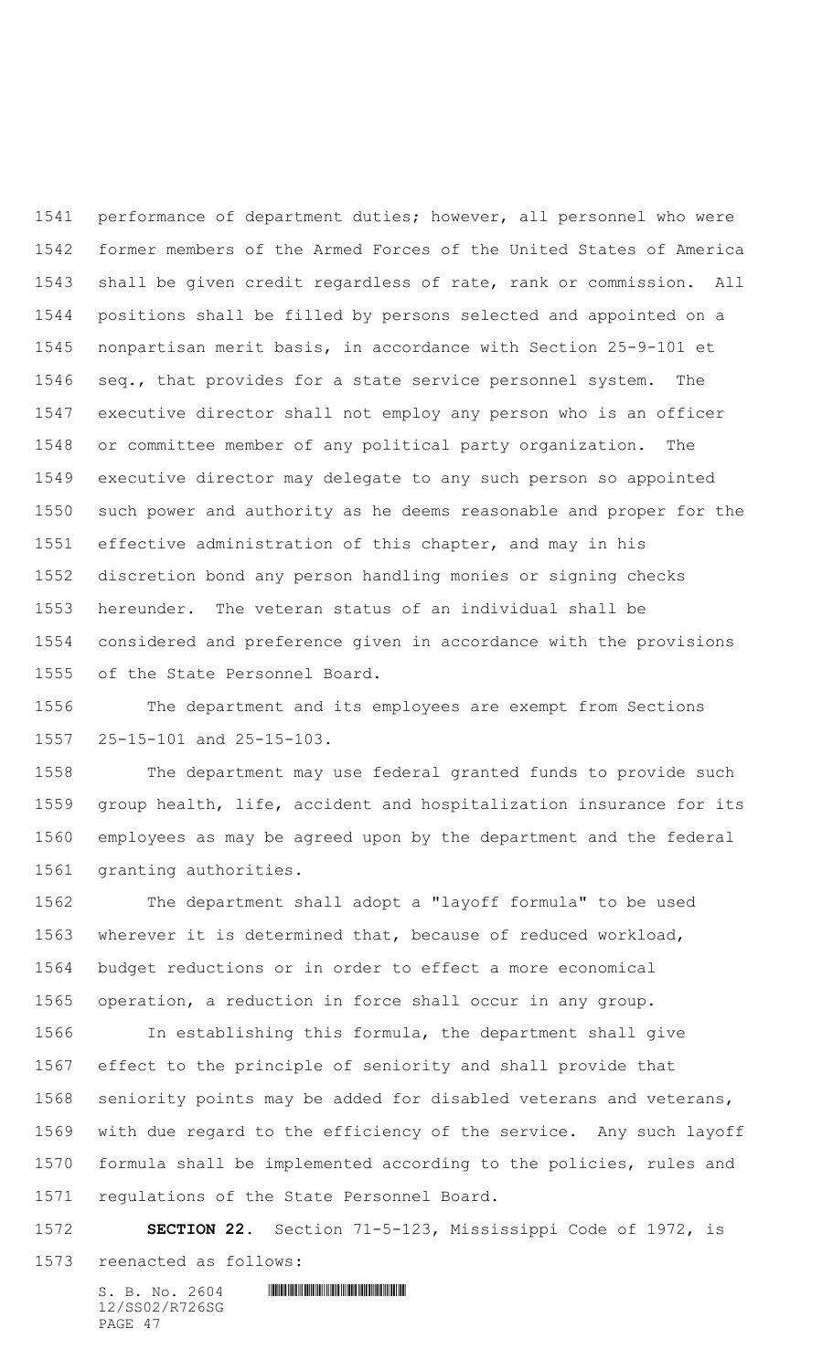performance of department duties; however, all personnel who were former members of the Armed Forces of the United States of America shall be given credit regardless of rate, rank or commission. All positions shall be filled by persons selected and appointed on a nonpartisan merit basis, in accordance with Section 25-9-101 et seq., that provides for a state service personnel system. The executive director shall not employ any person who is an officer or committee member of any political party organization. The executive director may delegate to any such person so appointed such power and authority as he deems reasonable and proper for the effective administration of this chapter, and may in his discretion bond any person handling monies or signing checks hereunder. The veteran status of an individual shall be considered and preference given in accordance with the provisions of the State Personnel Board.

The department and its employees are exempt from Sections 25-15-101 and 25-15-103.

The department may use federal granted funds to provide such group health, life, accident and hospitalization insurance for its employees as may be agreed upon by the department and the federal granting authorities.

The department shall adopt a "layoff formula" to be used wherever it is determined that, because of reduced workload, budget reductions or in order to effect a more economical operation, a reduction in force shall occur in any group.

In establishing this formula, the department shall give effect to the principle of seniority and shall provide that seniority points may be added for disabled veterans and veterans, with due regard to the efficiency of the service. Any such layoff formula shall be implemented according to the policies, rules and regulations of the State Personnel Board.

**SECTION 22.** Section 71-5-123, Mississippi Code of 1972, is reenacted as follows: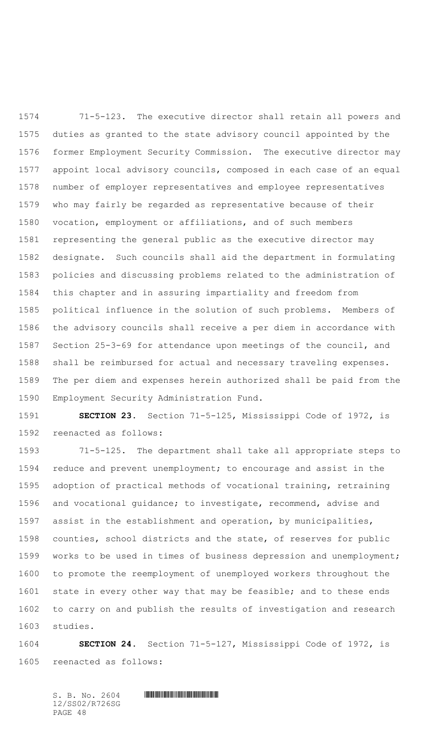71-5-123. The executive director shall retain all powers and duties as granted to the state advisory council appointed by the former Employment Security Commission. The executive director may appoint local advisory councils, composed in each case of an equal number of employer representatives and employee representatives who may fairly be regarded as representative because of their vocation, employment or affiliations, and of such members representing the general public as the executive director may designate. Such councils shall aid the department in formulating policies and discussing problems related to the administration of this chapter and in assuring impartiality and freedom from political influence in the solution of such problems. Members of the advisory councils shall receive a per diem in accordance with Section 25-3-69 for attendance upon meetings of the council, and shall be reimbursed for actual and necessary traveling expenses. The per diem and expenses herein authorized shall be paid from the Employment Security Administration Fund.

**SECTION 23.** Section 71-5-125, Mississippi Code of 1972, is reenacted as follows:

71-5-125. The department shall take all appropriate steps to reduce and prevent unemployment; to encourage and assist in the adoption of practical methods of vocational training, retraining and vocational guidance; to investigate, recommend, advise and assist in the establishment and operation, by municipalities, counties, school districts and the state, of reserves for public works to be used in times of business depression and unemployment; to promote the reemployment of unemployed workers throughout the state in every other way that may be feasible; and to these ends to carry on and publish the results of investigation and research studies.

**SECTION 24.** Section 71-5-127, Mississippi Code of 1972, is reenacted as follows: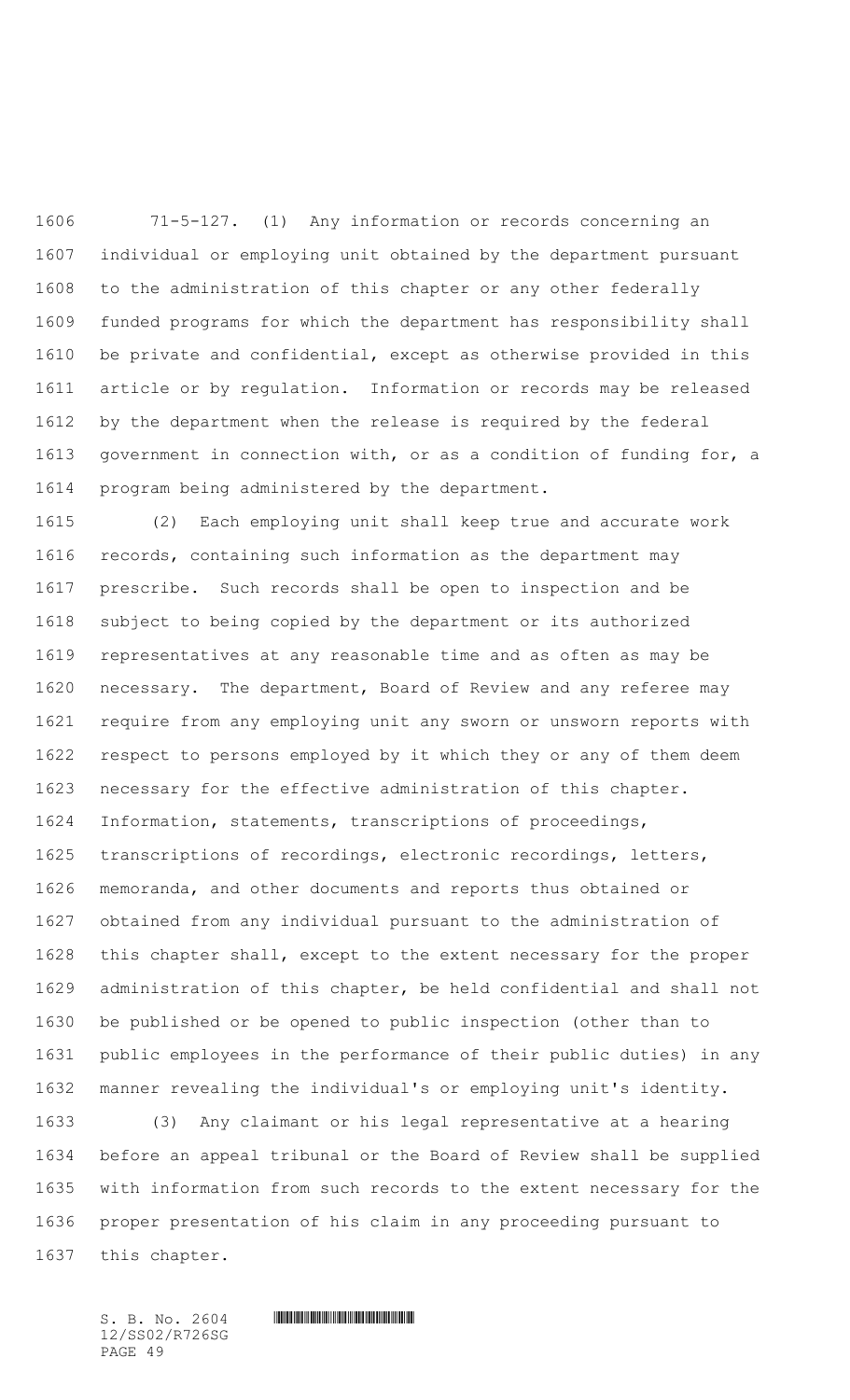71-5-127. (1) Any information or records concerning an individual or employing unit obtained by the department pursuant to the administration of this chapter or any other federally funded programs for which the department has responsibility shall be private and confidential, except as otherwise provided in this article or by regulation. Information or records may be released by the department when the release is required by the federal government in connection with, or as a condition of funding for, a program being administered by the department.

(2) Each employing unit shall keep true and accurate work records, containing such information as the department may prescribe. Such records shall be open to inspection and be subject to being copied by the department or its authorized representatives at any reasonable time and as often as may be necessary. The department, Board of Review and any referee may require from any employing unit any sworn or unsworn reports with respect to persons employed by it which they or any of them deem necessary for the effective administration of this chapter. Information, statements, transcriptions of proceedings, transcriptions of recordings, electronic recordings, letters, memoranda, and other documents and reports thus obtained or obtained from any individual pursuant to the administration of this chapter shall, except to the extent necessary for the proper administration of this chapter, be held confidential and shall not be published or be opened to public inspection (other than to public employees in the performance of their public duties) in any manner revealing the individual's or employing unit's identity.

(3) Any claimant or his legal representative at a hearing before an appeal tribunal or the Board of Review shall be supplied with information from such records to the extent necessary for the proper presentation of his claim in any proceeding pursuant to this chapter.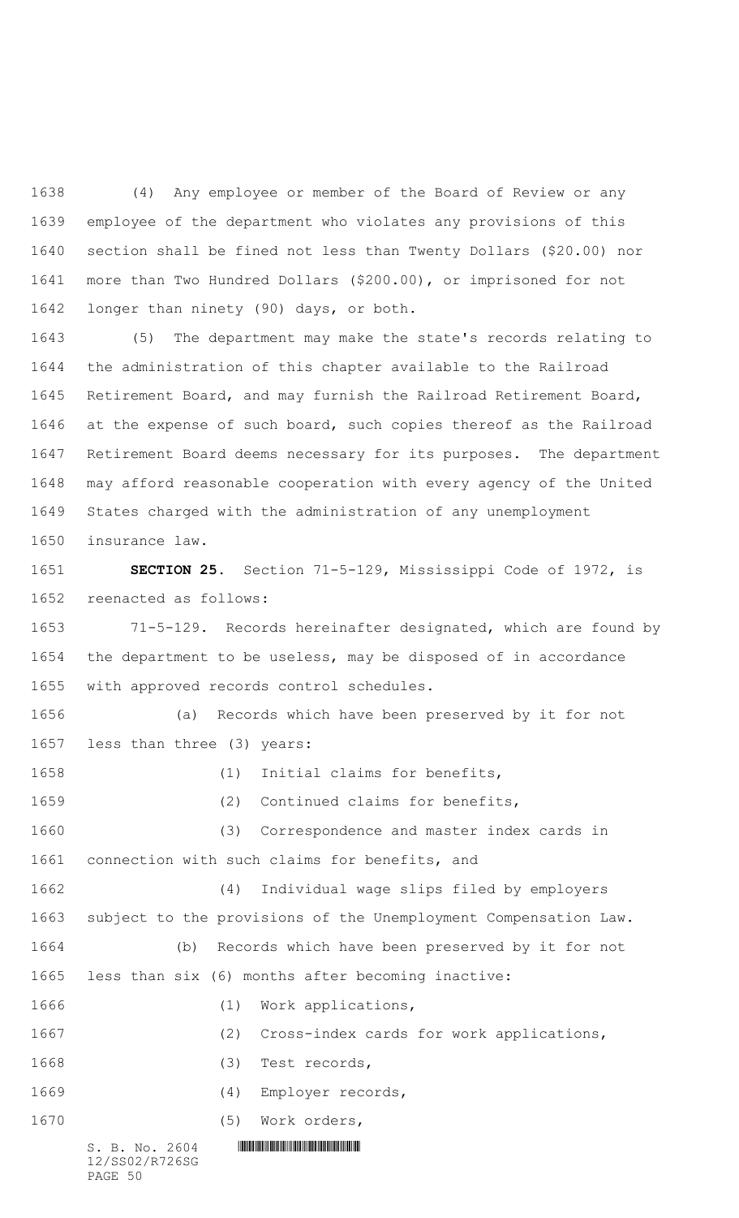(4) Any employee or member of the Board of Review or any employee of the department who violates any provisions of this section shall be fined not less than Twenty Dollars ($20.00) nor more than Two Hundred Dollars ($200.00), or imprisoned for not longer than ninety (90) days, or both.

(5) The department may make the state's records relating to the administration of this chapter available to the Railroad Retirement Board, and may furnish the Railroad Retirement Board, at the expense of such board, such copies thereof as the Railroad Retirement Board deems necessary for its purposes. The department may afford reasonable cooperation with every agency of the United States charged with the administration of any unemployment insurance law.

**SECTION 25.** Section 71-5-129, Mississippi Code of 1972, is reenacted as follows:

71-5-129. Records hereinafter designated, which are found by the department to be useless, may be disposed of in accordance with approved records control schedules.

(a) Records which have been preserved by it for not less than three (3) years:

(1) Initial claims for benefits,

(2) Continued claims for benefits,

(3) Correspondence and master index cards in connection with such claims for benefits, and

(4) Individual wage slips filed by employers subject to the provisions of the Unemployment Compensation Law.

(b) Records which have been preserved by it for not less than six (6) months after becoming inactive:

(1) Work applications,

(2) Cross-index cards for work applications,

(3) Test records,

(4) Employer records,

(5) Work orders,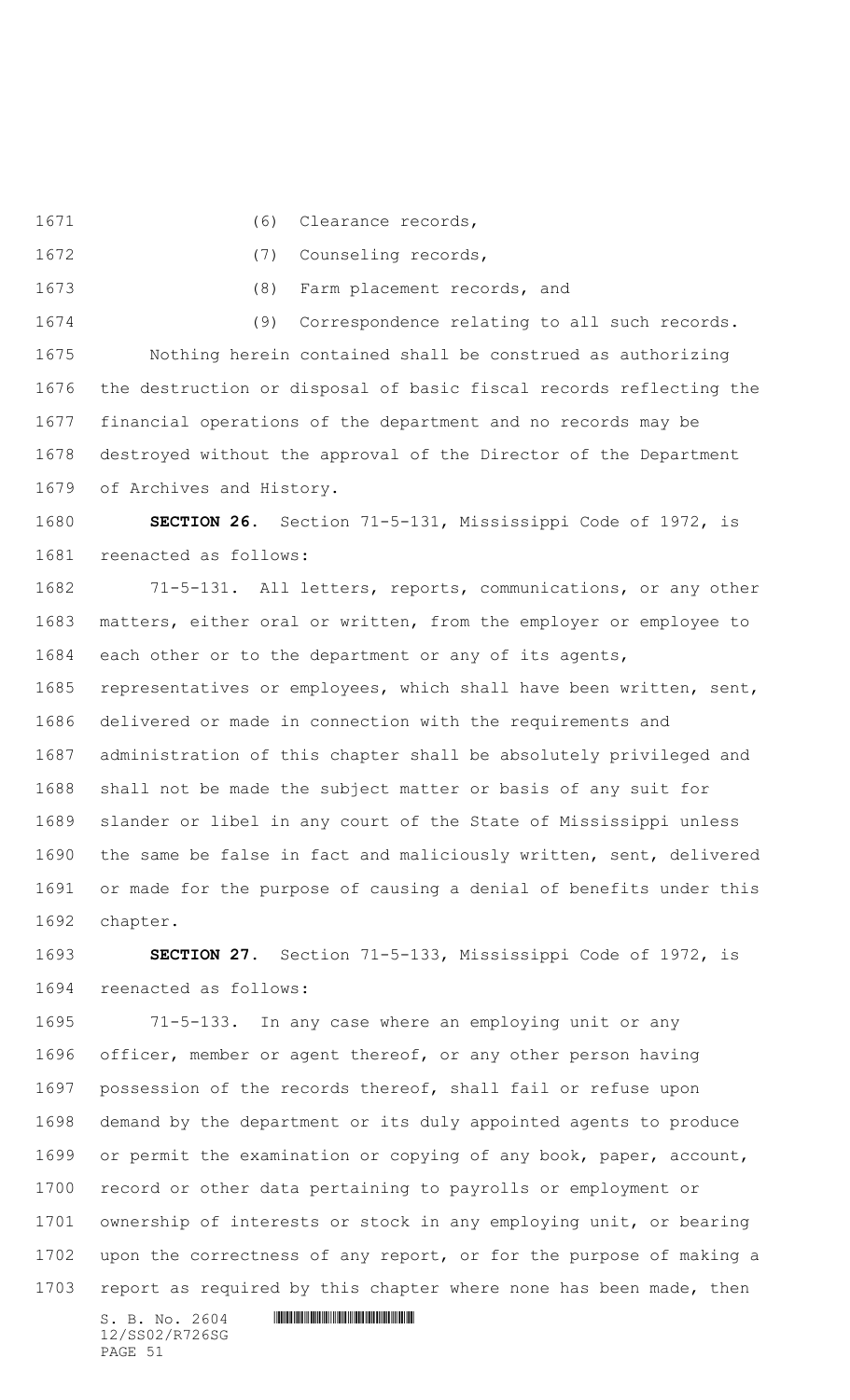(6) Clearance records,

(7) Counseling records,

(8) Farm placement records, and

(9) Correspondence relating to all such records.

Nothing herein contained shall be construed as authorizing the destruction or disposal of basic fiscal records reflecting the financial operations of the department and no records may be destroyed without the approval of the Director of the Department of Archives and History.

**SECTION 26.** Section 71-5-131, Mississippi Code of 1972, is reenacted as follows:

71-5-131. All letters, reports, communications, or any other matters, either oral or written, from the employer or employee to each other or to the department or any of its agents, representatives or employees, which shall have been written, sent, delivered or made in connection with the requirements and administration of this chapter shall be absolutely privileged and shall not be made the subject matter or basis of any suit for slander or libel in any court of the State of Mississippi unless the same be false in fact and maliciously written, sent, delivered or made for the purpose of causing a denial of benefits under this chapter.

**SECTION 27.** Section 71-5-133, Mississippi Code of 1972, is reenacted as follows:

71-5-133. In any case where an employing unit or any officer, member or agent thereof, or any other person having possession of the records thereof, shall fail or refuse upon demand by the department or its duly appointed agents to produce or permit the examination or copying of any book, paper, account, record or other data pertaining to payrolls or employment or ownership of interests or stock in any employing unit, or bearing upon the correctness of any report, or for the purpose of making a report as required by this chapter where none has been made, then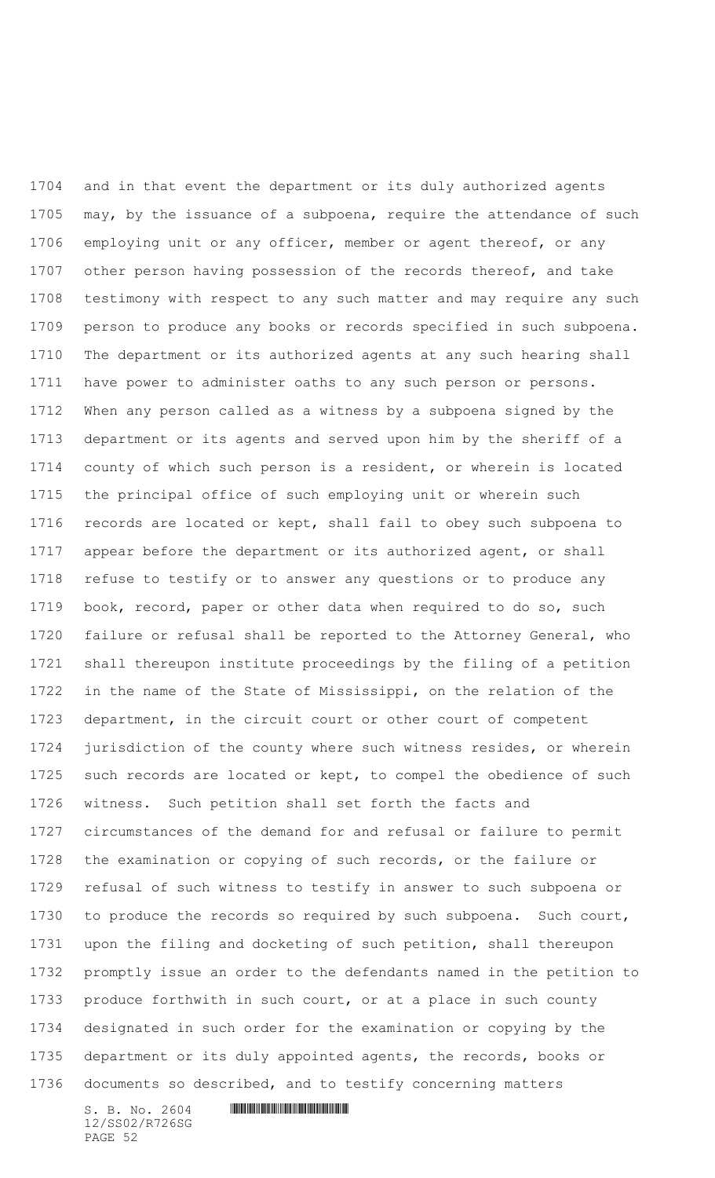and in that event the department or its duly authorized agents may, by the issuance of a subpoena, require the attendance of such employing unit or any officer, member or agent thereof, or any other person having possession of the records thereof, and take testimony with respect to any such matter and may require any such person to produce any books or records specified in such subpoena. The department or its authorized agents at any such hearing shall have power to administer oaths to any such person or persons. When any person called as a witness by a subpoena signed by the department or its agents and served upon him by the sheriff of a county of which such person is a resident, or wherein is located the principal office of such employing unit or wherein such records are located or kept, shall fail to obey such subpoena to appear before the department or its authorized agent, or shall refuse to testify or to answer any questions or to produce any book, record, paper or other data when required to do so, such failure or refusal shall be reported to the Attorney General, who shall thereupon institute proceedings by the filing of a petition in the name of the State of Mississippi, on the relation of the department, in the circuit court or other court of competent jurisdiction of the county where such witness resides, or wherein such records are located or kept, to compel the obedience of such witness. Such petition shall set forth the facts and circumstances of the demand for and refusal or failure to permit the examination or copying of such records, or the failure or refusal of such witness to testify in answer to such subpoena or to produce the records so required by such subpoena. Such court, upon the filing and docketing of such petition, shall thereupon promptly issue an order to the defendants named in the petition to produce forthwith in such court, or at a place in such county designated in such order for the examination or copying by the department or its duly appointed agents, the records, books or documents so described, and to testify concerning matters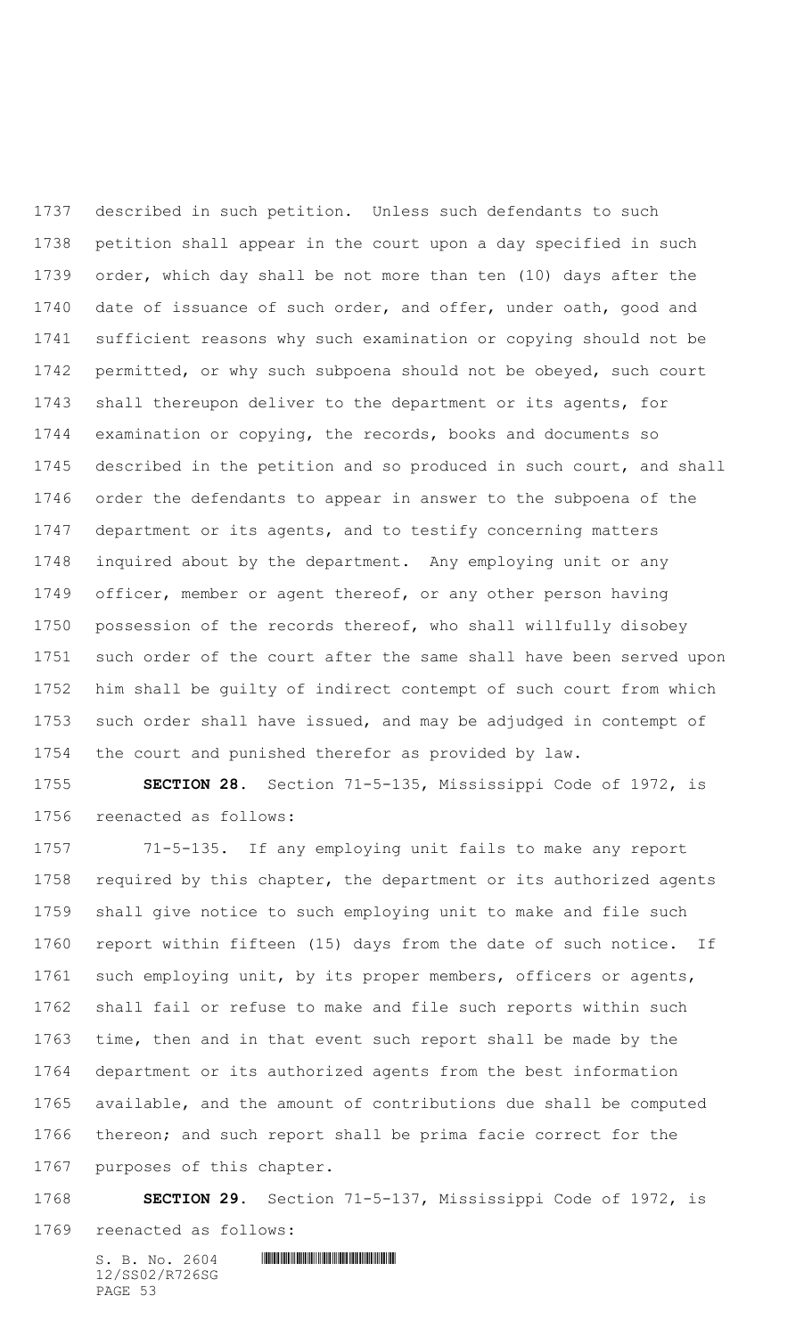described in such petition. Unless such defendants to such petition shall appear in the court upon a day specified in such order, which day shall be not more than ten (10) days after the date of issuance of such order, and offer, under oath, good and sufficient reasons why such examination or copying should not be permitted, or why such subpoena should not be obeyed, such court shall thereupon deliver to the department or its agents, for examination or copying, the records, books and documents so described in the petition and so produced in such court, and shall order the defendants to appear in answer to the subpoena of the department or its agents, and to testify concerning matters inquired about by the department. Any employing unit or any officer, member or agent thereof, or any other person having possession of the records thereof, who shall willfully disobey such order of the court after the same shall have been served upon him shall be guilty of indirect contempt of such court from which such order shall have issued, and may be adjudged in contempt of the court and punished therefor as provided by law.

**SECTION 28.** Section 71-5-135, Mississippi Code of 1972, is reenacted as follows:

71-5-135. If any employing unit fails to make any report required by this chapter, the department or its authorized agents shall give notice to such employing unit to make and file such report within fifteen (15) days from the date of such notice. If such employing unit, by its proper members, officers or agents, shall fail or refuse to make and file such reports within such time, then and in that event such report shall be made by the department or its authorized agents from the best information available, and the amount of contributions due shall be computed thereon; and such report shall be prima facie correct for the purposes of this chapter.

**SECTION 29.** Section 71-5-137, Mississippi Code of 1972, is reenacted as follows: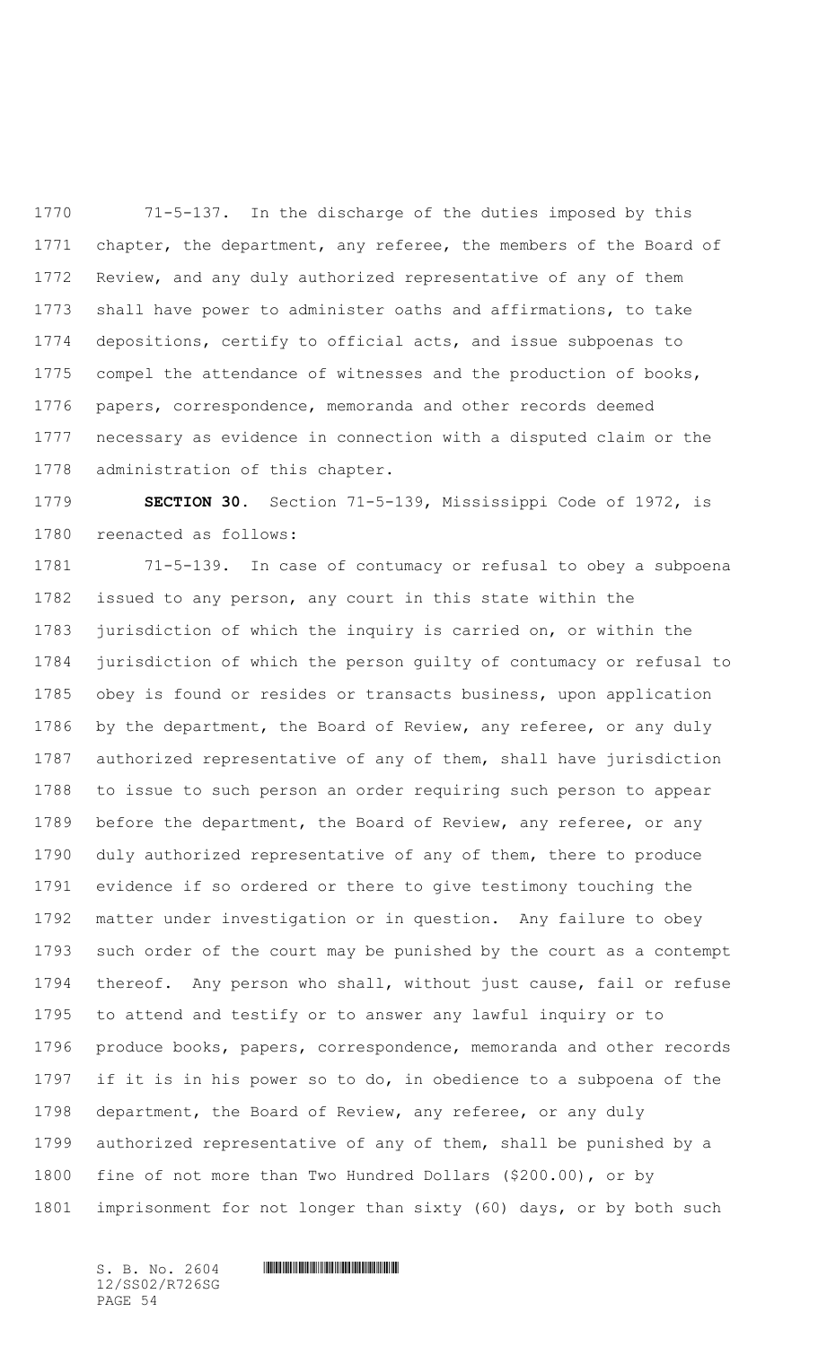71-5-137. In the discharge of the duties imposed by this chapter, the department, any referee, the members of the Board of Review, and any duly authorized representative of any of them shall have power to administer oaths and affirmations, to take depositions, certify to official acts, and issue subpoenas to compel the attendance of witnesses and the production of books, papers, correspondence, memoranda and other records deemed necessary as evidence in connection with a disputed claim or the administration of this chapter.

**SECTION 30.** Section 71-5-139, Mississippi Code of 1972, is reenacted as follows:

71-5-139. In case of contumacy or refusal to obey a subpoena issued to any person, any court in this state within the jurisdiction of which the inquiry is carried on, or within the jurisdiction of which the person guilty of contumacy or refusal to obey is found or resides or transacts business, upon application by the department, the Board of Review, any referee, or any duly authorized representative of any of them, shall have jurisdiction to issue to such person an order requiring such person to appear before the department, the Board of Review, any referee, or any duly authorized representative of any of them, there to produce evidence if so ordered or there to give testimony touching the matter under investigation or in question. Any failure to obey such order of the court may be punished by the court as a contempt thereof. Any person who shall, without just cause, fail or refuse to attend and testify or to answer any lawful inquiry or to produce books, papers, correspondence, memoranda and other records if it is in his power so to do, in obedience to a subpoena of the department, the Board of Review, any referee, or any duly authorized representative of any of them, shall be punished by a fine of not more than Two Hundred Dollars ($200.00), or by imprisonment for not longer than sixty (60) days, or by both such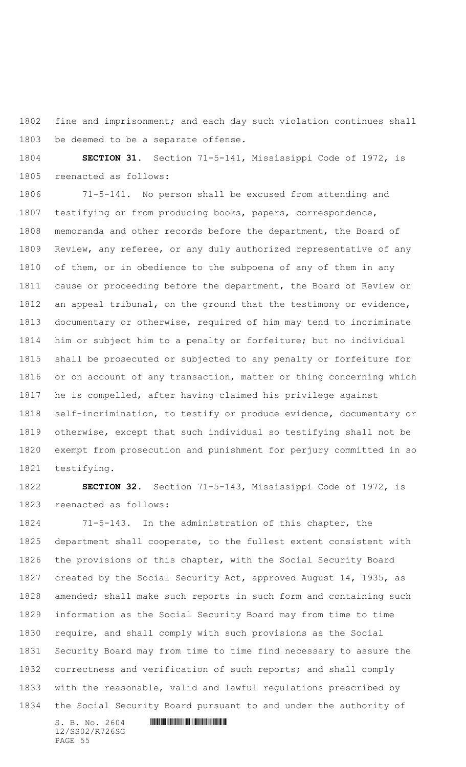fine and imprisonment; and each day such violation continues shall be deemed to be a separate offense.

**SECTION 31.** Section 71-5-141, Mississippi Code of 1972, is reenacted as follows:

71-5-141. No person shall be excused from attending and testifying or from producing books, papers, correspondence, memoranda and other records before the department, the Board of Review, any referee, or any duly authorized representative of any of them, or in obedience to the subpoena of any of them in any cause or proceeding before the department, the Board of Review or an appeal tribunal, on the ground that the testimony or evidence, documentary or otherwise, required of him may tend to incriminate him or subject him to a penalty or forfeiture; but no individual shall be prosecuted or subjected to any penalty or forfeiture for or on account of any transaction, matter or thing concerning which he is compelled, after having claimed his privilege against self-incrimination, to testify or produce evidence, documentary or otherwise, except that such individual so testifying shall not be exempt from prosecution and punishment for perjury committed in so testifying.

**SECTION 32.** Section 71-5-143, Mississippi Code of 1972, is reenacted as follows:

71-5-143. In the administration of this chapter, the department shall cooperate, to the fullest extent consistent with the provisions of this chapter, with the Social Security Board created by the Social Security Act, approved August 14, 1935, as amended; shall make such reports in such form and containing such information as the Social Security Board may from time to time require, and shall comply with such provisions as the Social Security Board may from time to time find necessary to assure the correctness and verification of such reports; and shall comply with the reasonable, valid and lawful regulations prescribed by the Social Security Board pursuant to and under the authority of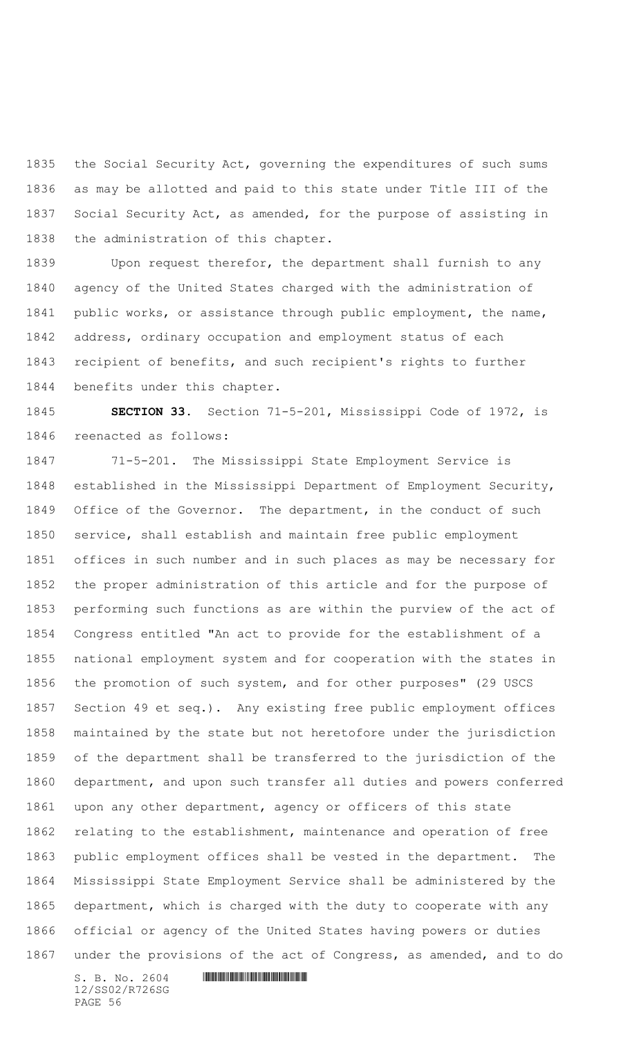the Social Security Act, governing the expenditures of such sums as may be allotted and paid to this state under Title III of the Social Security Act, as amended, for the purpose of assisting in the administration of this chapter.

Upon request therefor, the department shall furnish to any agency of the United States charged with the administration of public works, or assistance through public employment, the name, address, ordinary occupation and employment status of each recipient of benefits, and such recipient's rights to further benefits under this chapter.

**SECTION 33.** Section 71-5-201, Mississippi Code of 1972, is reenacted as follows:

71-5-201. The Mississippi State Employment Service is established in the Mississippi Department of Employment Security, Office of the Governor. The department, in the conduct of such service, shall establish and maintain free public employment offices in such number and in such places as may be necessary for the proper administration of this article and for the purpose of performing such functions as are within the purview of the act of Congress entitled "An act to provide for the establishment of a national employment system and for cooperation with the states in the promotion of such system, and for other purposes" (29 USCS Section 49 et seq.). Any existing free public employment offices maintained by the state but not heretofore under the jurisdiction of the department shall be transferred to the jurisdiction of the department, and upon such transfer all duties and powers conferred upon any other department, agency or officers of this state relating to the establishment, maintenance and operation of free public employment offices shall be vested in the department. The Mississippi State Employment Service shall be administered by the department, which is charged with the duty to cooperate with any official or agency of the United States having powers or duties under the provisions of the act of Congress, as amended, and to do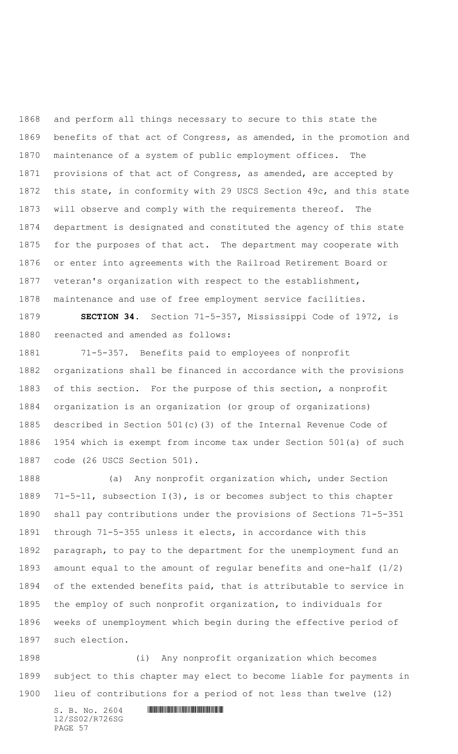and perform all things necessary to secure to this state the benefits of that act of Congress, as amended, in the promotion and maintenance of a system of public employment offices. The provisions of that act of Congress, as amended, are accepted by this state, in conformity with 29 USCS Section 49c, and this state will observe and comply with the requirements thereof. The department is designated and constituted the agency of this state for the purposes of that act. The department may cooperate with or enter into agreements with the Railroad Retirement Board or veteran's organization with respect to the establishment, maintenance and use of free employment service facilities.

**SECTION 34.** Section 71-5-357, Mississippi Code of 1972, is reenacted and amended as follows:

71-5-357. Benefits paid to employees of nonprofit organizations shall be financed in accordance with the provisions of this section. For the purpose of this section, a nonprofit organization is an organization (or group of organizations) described in Section 501(c)(3) of the Internal Revenue Code of 1954 which is exempt from income tax under Section 501(a) of such code (26 USCS Section 501).

(a) Any nonprofit organization which, under Section 71-5-11, subsection I(3), is or becomes subject to this chapter shall pay contributions under the provisions of Sections 71-5-351 through 71-5-355 unless it elects, in accordance with this paragraph, to pay to the department for the unemployment fund an amount equal to the amount of regular benefits and one-half (1/2) of the extended benefits paid, that is attributable to service in the employ of such nonprofit organization, to individuals for weeks of unemployment which begin during the effective period of such election.

(i) Any nonprofit organization which becomes subject to this chapter may elect to become liable for payments in lieu of contributions for a period of not less than twelve (12)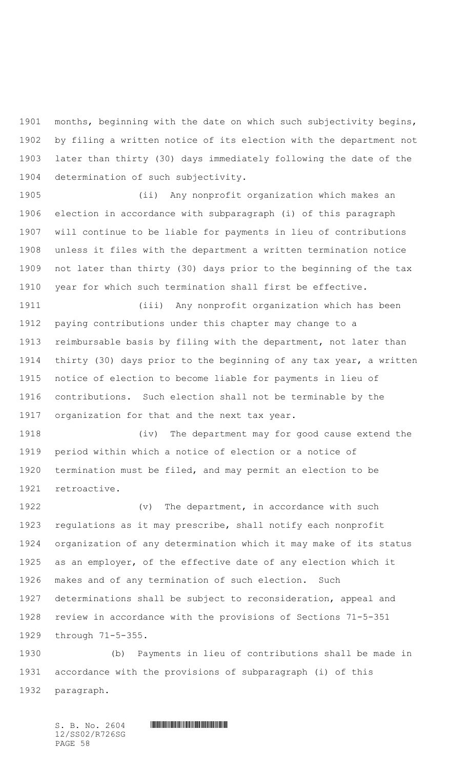months, beginning with the date on which such subjectivity begins, by filing a written notice of its election with the department not later than thirty (30) days immediately following the date of the determination of such subjectivity.

(ii) Any nonprofit organization which makes an election in accordance with subparagraph (i) of this paragraph will continue to be liable for payments in lieu of contributions unless it files with the department a written termination notice not later than thirty (30) days prior to the beginning of the tax year for which such termination shall first be effective.

(iii) Any nonprofit organization which has been paying contributions under this chapter may change to a reimbursable basis by filing with the department, not later than thirty (30) days prior to the beginning of any tax year, a written notice of election to become liable for payments in lieu of contributions. Such election shall not be terminable by the organization for that and the next tax year.

(iv) The department may for good cause extend the period within which a notice of election or a notice of termination must be filed, and may permit an election to be retroactive.

(v) The department, in accordance with such regulations as it may prescribe, shall notify each nonprofit organization of any determination which it may make of its status as an employer, of the effective date of any election which it makes and of any termination of such election. Such determinations shall be subject to reconsideration, appeal and review in accordance with the provisions of Sections 71-5-351 through 71-5-355.

(b) Payments in lieu of contributions shall be made in accordance with the provisions of subparagraph (i) of this paragraph.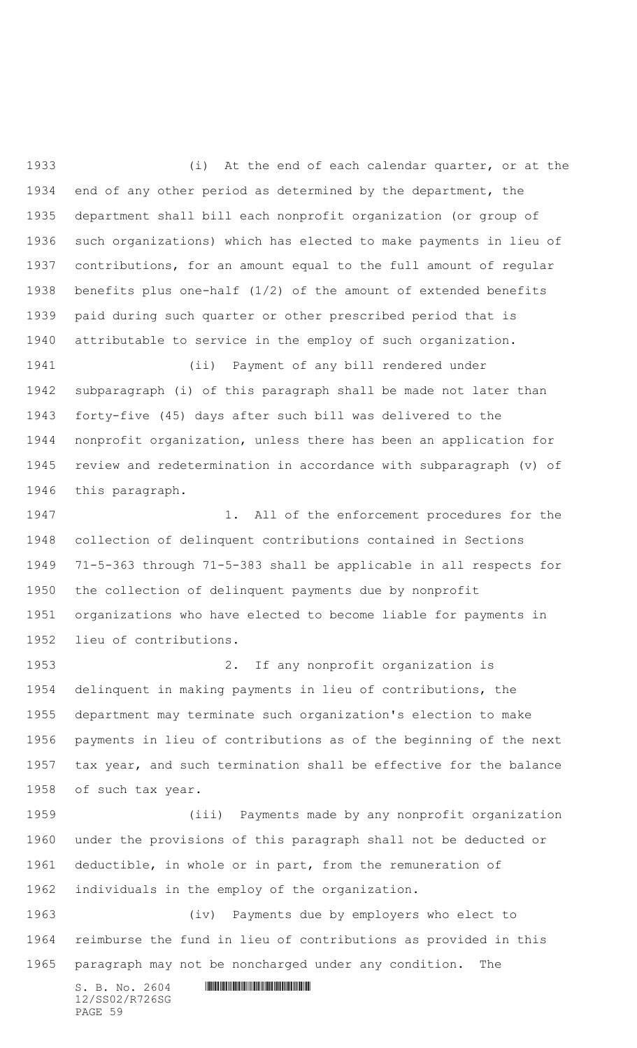(i) At the end of each calendar quarter, or at the end of any other period as determined by the department, the department shall bill each nonprofit organization (or group of such organizations) which has elected to make payments in lieu of contributions, for an amount equal to the full amount of regular benefits plus one-half (1/2) of the amount of extended benefits paid during such quarter or other prescribed period that is attributable to service in the employ of such organization.

(ii) Payment of any bill rendered under subparagraph (i) of this paragraph shall be made not later than forty-five (45) days after such bill was delivered to the nonprofit organization, unless there has been an application for review and redetermination in accordance with subparagraph (v) of this paragraph.

1. All of the enforcement procedures for the collection of delinquent contributions contained in Sections 71-5-363 through 71-5-383 shall be applicable in all respects for the collection of delinquent payments due by nonprofit organizations who have elected to become liable for payments in lieu of contributions.

2. If any nonprofit organization is delinquent in making payments in lieu of contributions, the department may terminate such organization's election to make payments in lieu of contributions as of the beginning of the next tax year, and such termination shall be effective for the balance of such tax year.

(iii) Payments made by any nonprofit organization under the provisions of this paragraph shall not be deducted or deductible, in whole or in part, from the remuneration of individuals in the employ of the organization.

(iv) Payments due by employers who elect to reimburse the fund in lieu of contributions as provided in this paragraph may not be noncharged under any condition. The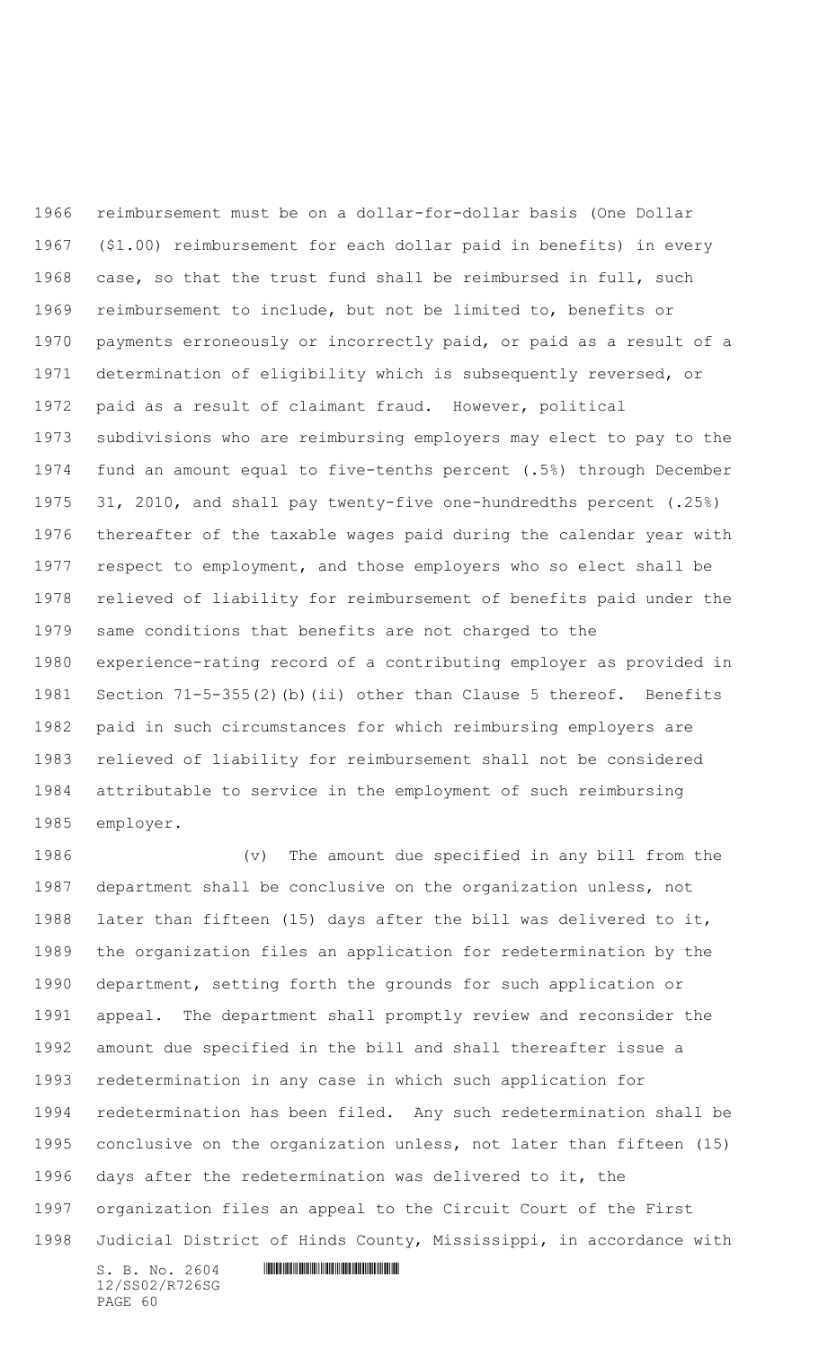reimbursement must be on a dollar-for-dollar basis (One Dollar ($1.00) reimbursement for each dollar paid in benefits) in every case, so that the trust fund shall be reimbursed in full, such reimbursement to include, but not be limited to, benefits or payments erroneously or incorrectly paid, or paid as a result of a determination of eligibility which is subsequently reversed, or paid as a result of claimant fraud. However, political subdivisions who are reimbursing employers may elect to pay to the fund an amount equal to five-tenths percent (.5%) through December 31, 2010, and shall pay twenty-five one-hundredths percent (.25%) thereafter of the taxable wages paid during the calendar year with respect to employment, and those employers who so elect shall be relieved of liability for reimbursement of benefits paid under the same conditions that benefits are not charged to the experience-rating record of a contributing employer as provided in Section 71-5-355(2)(b)(ii) other than Clause 5 thereof. Benefits paid in such circumstances for which reimbursing employers are relieved of liability for reimbursement shall not be considered attributable to service in the employment of such reimbursing employer.

(v) The amount due specified in any bill from the department shall be conclusive on the organization unless, not later than fifteen (15) days after the bill was delivered to it, the organization files an application for redetermination by the department, setting forth the grounds for such application or appeal. The department shall promptly review and reconsider the amount due specified in the bill and shall thereafter issue a redetermination in any case in which such application for redetermination has been filed. Any such redetermination shall be conclusive on the organization unless, not later than fifteen (15) days after the redetermination was delivered to it, the organization files an appeal to the Circuit Court of the First Judicial District of Hinds County, Mississippi, in accordance with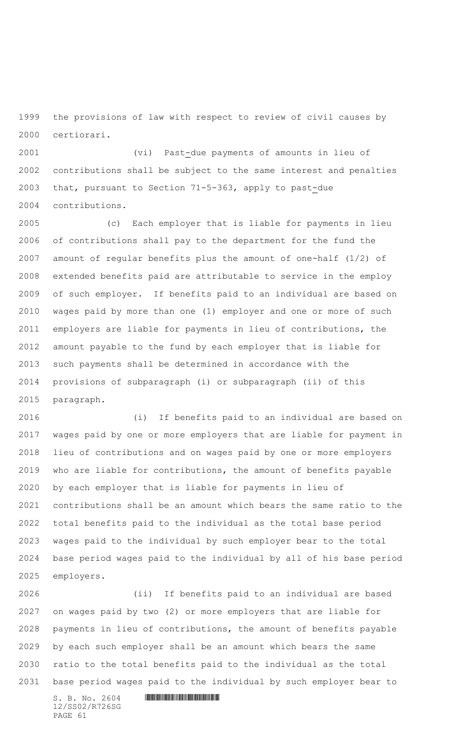the provisions of law with respect to review of civil causes by certiorari.

(vi) Past-due payments of amounts in lieu of contributions shall be subject to the same interest and penalties that, pursuant to Section 71-5-363, apply to past-due contributions.

(c) Each employer that is liable for payments in lieu of contributions shall pay to the department for the fund the amount of regular benefits plus the amount of one-half (1/2) of extended benefits paid are attributable to service in the employ of such employer. If benefits paid to an individual are based on wages paid by more than one (1) employer and one or more of such employers are liable for payments in lieu of contributions, the amount payable to the fund by each employer that is liable for such payments shall be determined in accordance with the provisions of subparagraph (i) or subparagraph (ii) of this paragraph.

(i) If benefits paid to an individual are based on wages paid by one or more employers that are liable for payment in lieu of contributions and on wages paid by one or more employers who are liable for contributions, the amount of benefits payable by each employer that is liable for payments in lieu of contributions shall be an amount which bears the same ratio to the total benefits paid to the individual as the total base period wages paid to the individual by such employer bear to the total base period wages paid to the individual by all of his base period employers.

(ii) If benefits paid to an individual are based on wages paid by two (2) or more employers that are liable for payments in lieu of contributions, the amount of benefits payable by each such employer shall be an amount which bears the same ratio to the total benefits paid to the individual as the total base period wages paid to the individual by such employer bear to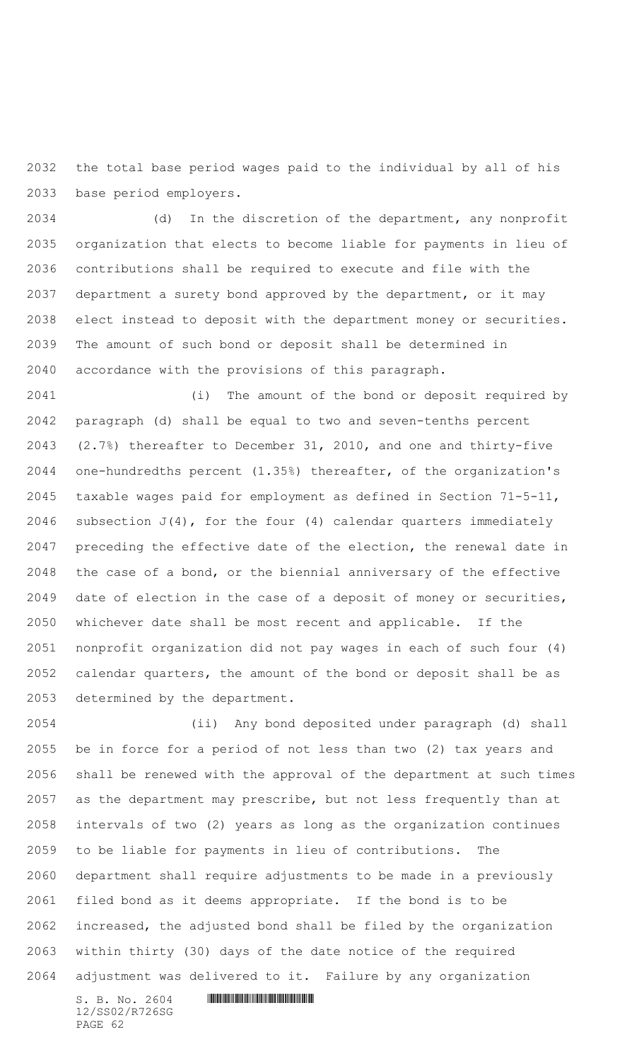the total base period wages paid to the individual by all of his base period employers.

(d) In the discretion of the department, any nonprofit organization that elects to become liable for payments in lieu of contributions shall be required to execute and file with the department a surety bond approved by the department, or it may elect instead to deposit with the department money or securities. The amount of such bond or deposit shall be determined in accordance with the provisions of this paragraph.

(i) The amount of the bond or deposit required by paragraph (d) shall be equal to two and seven-tenths percent (2.7%) thereafter to December 31, 2010, and one and thirty-five one-hundredths percent (1.35%) thereafter, of the organization's taxable wages paid for employment as defined in Section 71-5-11, subsection J(4), for the four (4) calendar quarters immediately preceding the effective date of the election, the renewal date in the case of a bond, or the biennial anniversary of the effective date of election in the case of a deposit of money or securities, whichever date shall be most recent and applicable. If the nonprofit organization did not pay wages in each of such four (4) calendar quarters, the amount of the bond or deposit shall be as determined by the department.

(ii) Any bond deposited under paragraph (d) shall be in force for a period of not less than two (2) tax years and shall be renewed with the approval of the department at such times as the department may prescribe, but not less frequently than at intervals of two (2) years as long as the organization continues to be liable for payments in lieu of contributions. The department shall require adjustments to be made in a previously filed bond as it deems appropriate. If the bond is to be increased, the adjusted bond shall be filed by the organization within thirty (30) days of the date notice of the required adjustment was delivered to it. Failure by any organization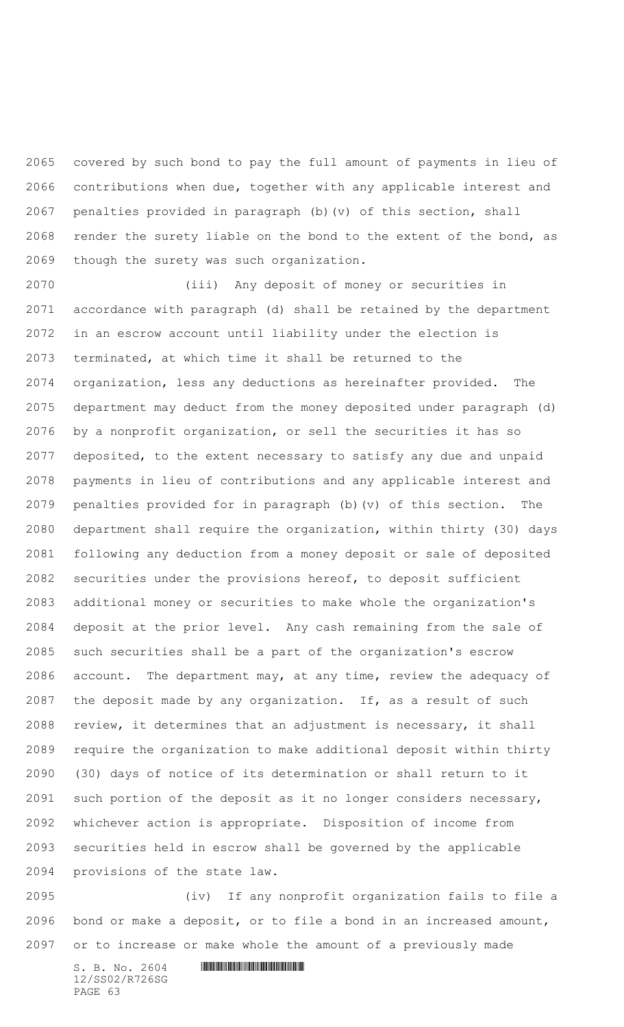covered by such bond to pay the full amount of payments in lieu of contributions when due, together with any applicable interest and penalties provided in paragraph (b)(v) of this section, shall render the surety liable on the bond to the extent of the bond, as though the surety was such organization.

(iii) Any deposit of money or securities in accordance with paragraph (d) shall be retained by the department in an escrow account until liability under the election is terminated, at which time it shall be returned to the organization, less any deductions as hereinafter provided. The department may deduct from the money deposited under paragraph (d) by a nonprofit organization, or sell the securities it has so deposited, to the extent necessary to satisfy any due and unpaid payments in lieu of contributions and any applicable interest and penalties provided for in paragraph (b)(v) of this section. The department shall require the organization, within thirty (30) days following any deduction from a money deposit or sale of deposited securities under the provisions hereof, to deposit sufficient additional money or securities to make whole the organization's deposit at the prior level. Any cash remaining from the sale of such securities shall be a part of the organization's escrow account. The department may, at any time, review the adequacy of the deposit made by any organization. If, as a result of such review, it determines that an adjustment is necessary, it shall require the organization to make additional deposit within thirty (30) days of notice of its determination or shall return to it such portion of the deposit as it no longer considers necessary, whichever action is appropriate. Disposition of income from securities held in escrow shall be governed by the applicable provisions of the state law.

(iv) If any nonprofit organization fails to file a bond or make a deposit, or to file a bond in an increased amount, or to increase or make whole the amount of a previously made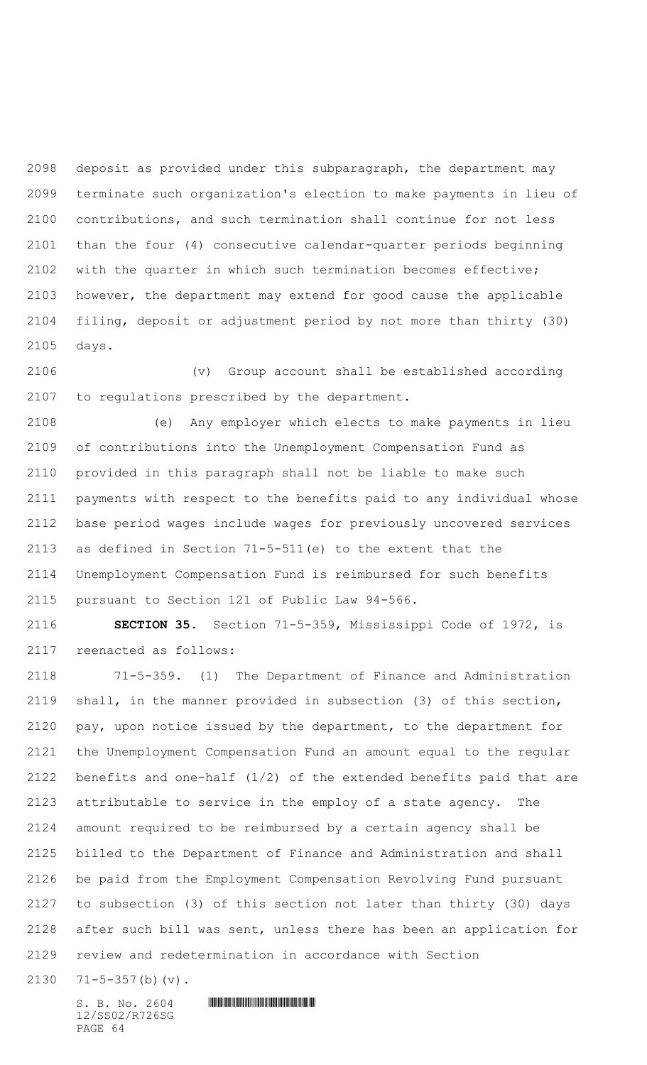deposit as provided under this subparagraph, the department may terminate such organization's election to make payments in lieu of contributions, and such termination shall continue for not less than the four (4) consecutive calendar-quarter periods beginning with the quarter in which such termination becomes effective; however, the department may extend for good cause the applicable filing, deposit or adjustment period by not more than thirty (30) days.

(v) Group account shall be established according to regulations prescribed by the department.

(e) Any employer which elects to make payments in lieu of contributions into the Unemployment Compensation Fund as provided in this paragraph shall not be liable to make such payments with respect to the benefits paid to any individual whose base period wages include wages for previously uncovered services as defined in Section 71-5-511(e) to the extent that the Unemployment Compensation Fund is reimbursed for such benefits pursuant to Section 121 of Public Law 94-566.

**SECTION 35.** Section 71-5-359, Mississippi Code of 1972, is reenacted as follows:

71-5-359. (1) The Department of Finance and Administration shall, in the manner provided in subsection (3) of this section, pay, upon notice issued by the department, to the department for the Unemployment Compensation Fund an amount equal to the regular benefits and one-half (1/2) of the extended benefits paid that are attributable to service in the employ of a state agency. The amount required to be reimbursed by a certain agency shall be billed to the Department of Finance and Administration and shall be paid from the Employment Compensation Revolving Fund pursuant to subsection (3) of this section not later than thirty (30) days after such bill was sent, unless there has been an application for review and redetermination in accordance with Section 71-5-357(b)(v).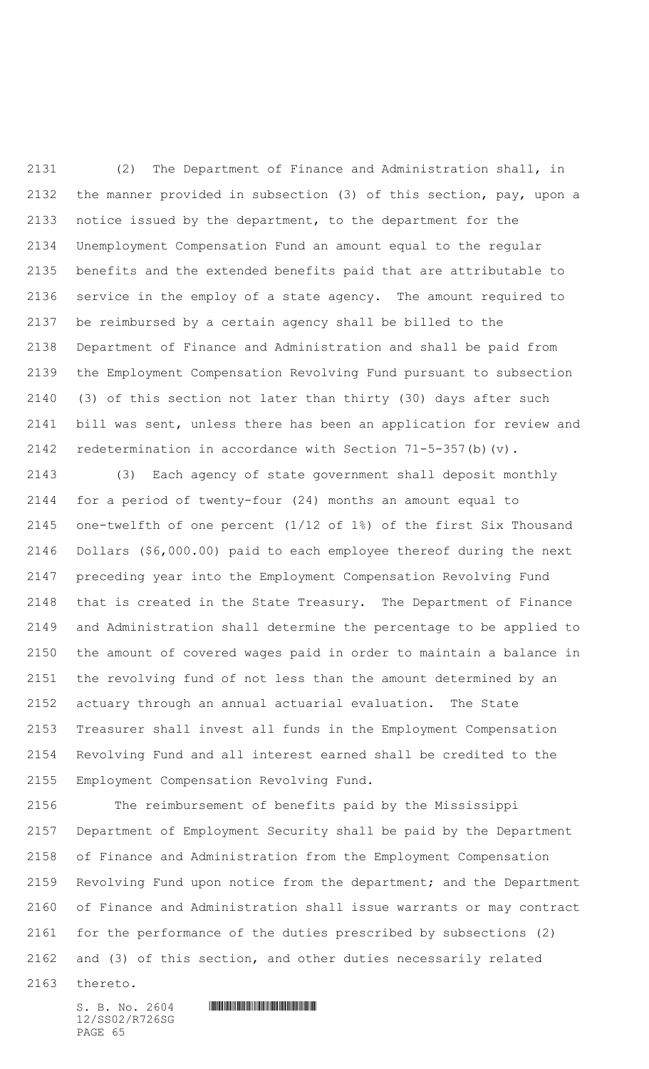(2) The Department of Finance and Administration shall, in the manner provided in subsection (3) of this section, pay, upon a notice issued by the department, to the department for the Unemployment Compensation Fund an amount equal to the regular benefits and the extended benefits paid that are attributable to service in the employ of a state agency. The amount required to be reimbursed by a certain agency shall be billed to the Department of Finance and Administration and shall be paid from the Employment Compensation Revolving Fund pursuant to subsection (3) of this section not later than thirty (30) days after such bill was sent, unless there has been an application for review and redetermination in accordance with Section 71-5-357(b)(v).

(3) Each agency of state government shall deposit monthly for a period of twenty-four (24) months an amount equal to one-twelfth of one percent (1/12 of 1%) of the first Six Thousand Dollars ($6,000.00) paid to each employee thereof during the next preceding year into the Employment Compensation Revolving Fund that is created in the State Treasury. The Department of Finance and Administration shall determine the percentage to be applied to the amount of covered wages paid in order to maintain a balance in the revolving fund of not less than the amount determined by an actuary through an annual actuarial evaluation. The State Treasurer shall invest all funds in the Employment Compensation Revolving Fund and all interest earned shall be credited to the Employment Compensation Revolving Fund.

The reimbursement of benefits paid by the Mississippi Department of Employment Security shall be paid by the Department of Finance and Administration from the Employment Compensation Revolving Fund upon notice from the department; and the Department of Finance and Administration shall issue warrants or may contract for the performance of the duties prescribed by subsections (2) and (3) of this section, and other duties necessarily related thereto.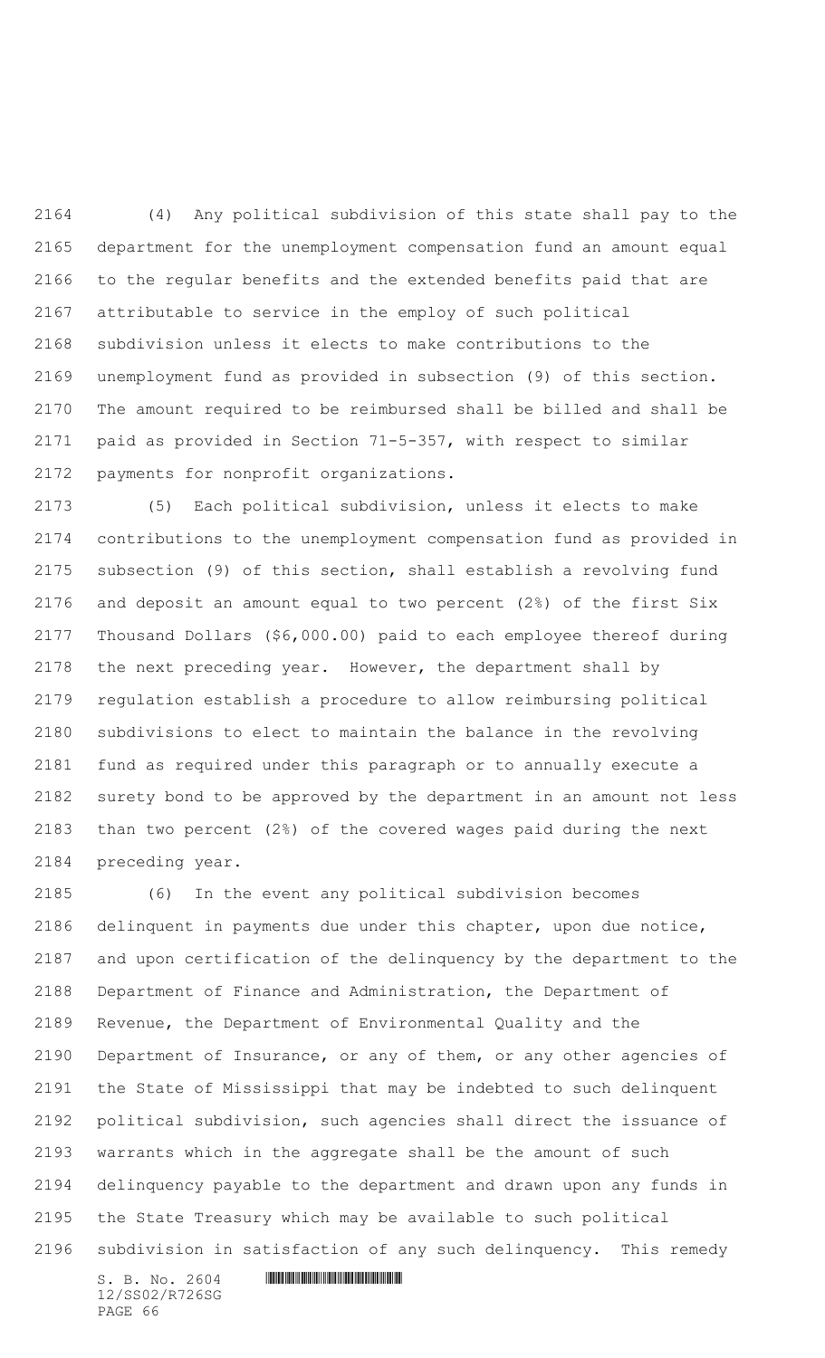(4) Any political subdivision of this state shall pay to the department for the unemployment compensation fund an amount equal to the regular benefits and the extended benefits paid that are attributable to service in the employ of such political subdivision unless it elects to make contributions to the unemployment fund as provided in subsection (9) of this section. The amount required to be reimbursed shall be billed and shall be paid as provided in Section 71-5-357, with respect to similar payments for nonprofit organizations.

(5) Each political subdivision, unless it elects to make contributions to the unemployment compensation fund as provided in subsection (9) of this section, shall establish a revolving fund and deposit an amount equal to two percent (2%) of the first Six Thousand Dollars ($6,000.00) paid to each employee thereof during the next preceding year. However, the department shall by regulation establish a procedure to allow reimbursing political subdivisions to elect to maintain the balance in the revolving fund as required under this paragraph or to annually execute a surety bond to be approved by the department in an amount not less than two percent (2%) of the covered wages paid during the next preceding year.

(6) In the event any political subdivision becomes delinquent in payments due under this chapter, upon due notice, and upon certification of the delinquency by the department to the Department of Finance and Administration, the Department of Revenue, the Department of Environmental Quality and the Department of Insurance, or any of them, or any other agencies of the State of Mississippi that may be indebted to such delinquent political subdivision, such agencies shall direct the issuance of warrants which in the aggregate shall be the amount of such delinquency payable to the department and drawn upon any funds in the State Treasury which may be available to such political subdivision in satisfaction of any such delinquency. This remedy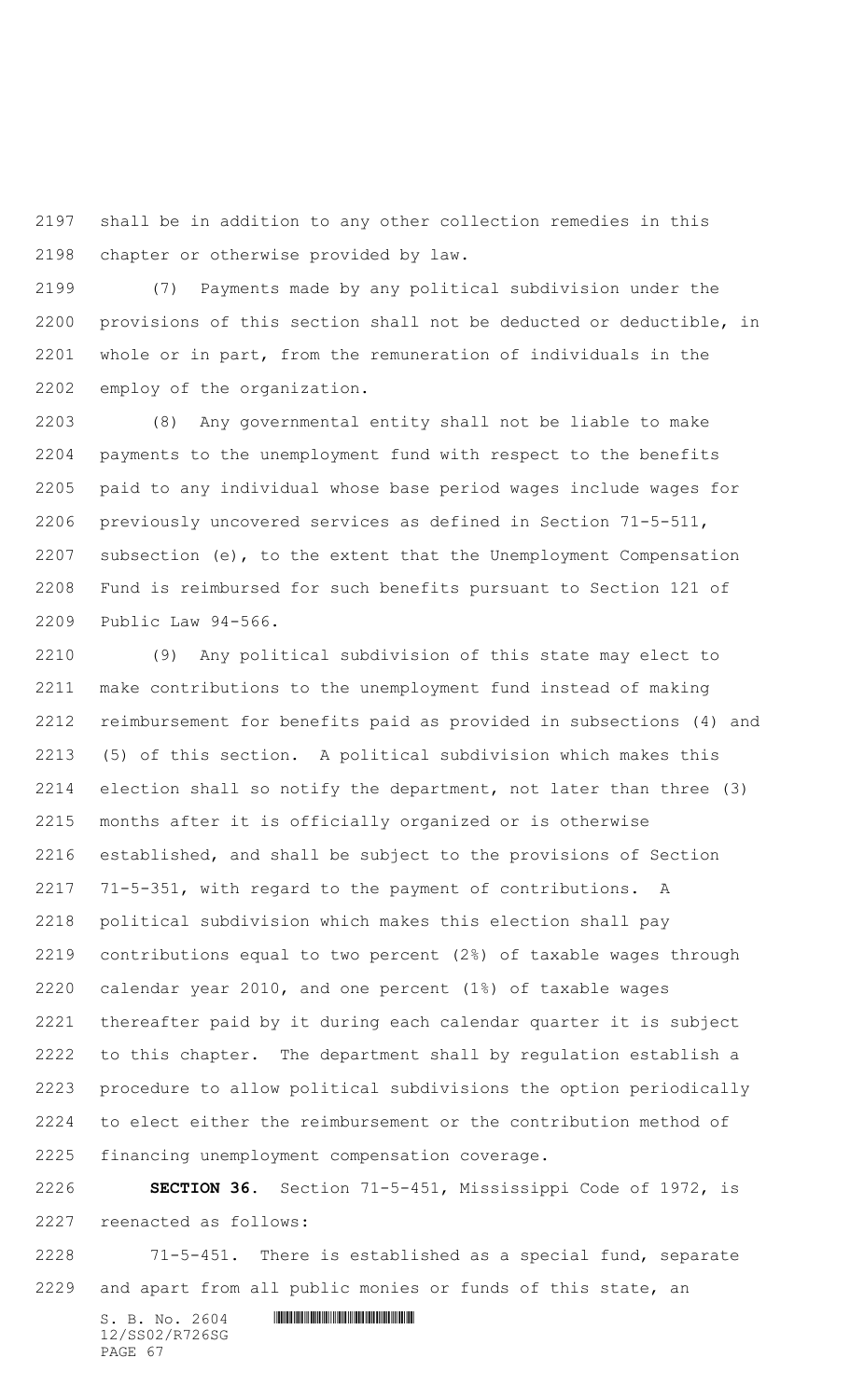shall be in addition to any other collection remedies in this chapter or otherwise provided by law.

(7) Payments made by any political subdivision under the provisions of this section shall not be deducted or deductible, in whole or in part, from the remuneration of individuals in the employ of the organization.

(8) Any governmental entity shall not be liable to make payments to the unemployment fund with respect to the benefits paid to any individual whose base period wages include wages for previously uncovered services as defined in Section 71-5-511, subsection (e), to the extent that the Unemployment Compensation Fund is reimbursed for such benefits pursuant to Section 121 of Public Law 94-566.

(9) Any political subdivision of this state may elect to make contributions to the unemployment fund instead of making reimbursement for benefits paid as provided in subsections (4) and (5) of this section. A political subdivision which makes this election shall so notify the department, not later than three (3) months after it is officially organized or is otherwise established, and shall be subject to the provisions of Section 71-5-351, with regard to the payment of contributions. A political subdivision which makes this election shall pay contributions equal to two percent (2%) of taxable wages through calendar year 2010, and one percent (1%) of taxable wages thereafter paid by it during each calendar quarter it is subject to this chapter. The department shall by regulation establish a procedure to allow political subdivisions the option periodically to elect either the reimbursement or the contribution method of financing unemployment compensation coverage.

**SECTION 36.** Section 71-5-451, Mississippi Code of 1972, is reenacted as follows:

71-5-451. There is established as a special fund, separate and apart from all public monies or funds of this state, an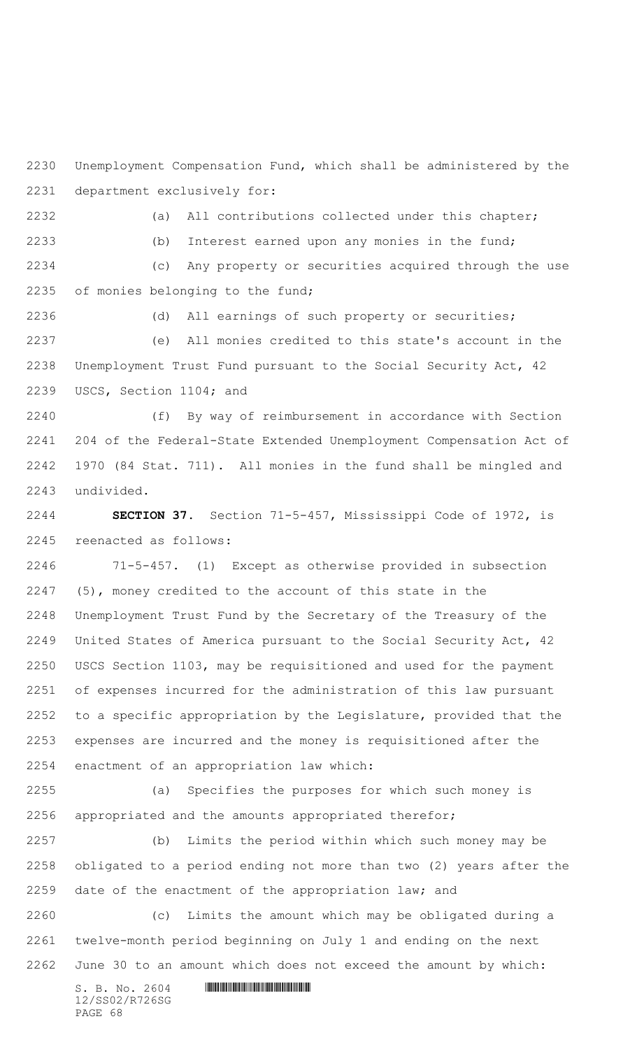Unemployment Compensation Fund, which shall be administered by the department exclusively for:

(a) All contributions collected under this chapter;

(b) Interest earned upon any monies in the fund;

(c) Any property or securities acquired through the use of monies belonging to the fund;

(d) All earnings of such property or securities;

(e) All monies credited to this state's account in the Unemployment Trust Fund pursuant to the Social Security Act, 42 USCS, Section 1104; and

(f) By way of reimbursement in accordance with Section 204 of the Federal-State Extended Unemployment Compensation Act of 1970 (84 Stat. 711). All monies in the fund shall be mingled and undivided.

**SECTION 37.** Section 71-5-457, Mississippi Code of 1972, is reenacted as follows:

71-5-457. (1) Except as otherwise provided in subsection (5), money credited to the account of this state in the Unemployment Trust Fund by the Secretary of the Treasury of the United States of America pursuant to the Social Security Act, 42 USCS Section 1103, may be requisitioned and used for the payment of expenses incurred for the administration of this law pursuant to a specific appropriation by the Legislature, provided that the expenses are incurred and the money is requisitioned after the enactment of an appropriation law which:

(a) Specifies the purposes for which such money is appropriated and the amounts appropriated therefor;

(b) Limits the period within which such money may be obligated to a period ending not more than two (2) years after the date of the enactment of the appropriation law; and

(c) Limits the amount which may be obligated during a twelve-month period beginning on July 1 and ending on the next June 30 to an amount which does not exceed the amount by which: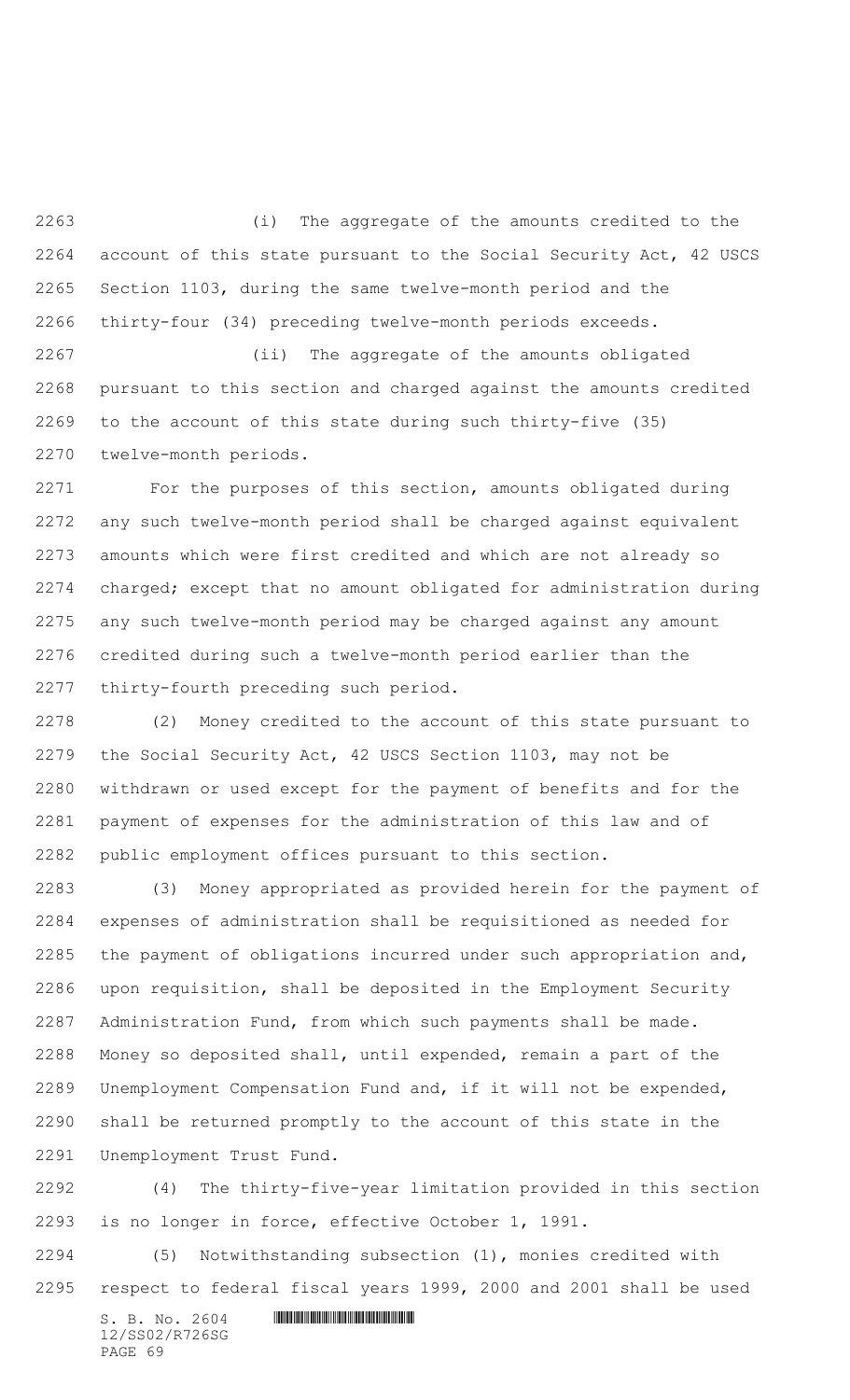(i) The aggregate of the amounts credited to the account of this state pursuant to the Social Security Act, 42 USCS Section 1103, during the same twelve-month period and the thirty-four (34) preceding twelve-month periods exceeds.

(ii) The aggregate of the amounts obligated pursuant to this section and charged against the amounts credited to the account of this state during such thirty-five (35) twelve-month periods.

For the purposes of this section, amounts obligated during any such twelve-month period shall be charged against equivalent amounts which were first credited and which are not already so charged; except that no amount obligated for administration during any such twelve-month period may be charged against any amount credited during such a twelve-month period earlier than the thirty-fourth preceding such period.

(2) Money credited to the account of this state pursuant to the Social Security Act, 42 USCS Section 1103, may not be withdrawn or used except for the payment of benefits and for the payment of expenses for the administration of this law and of public employment offices pursuant to this section.

(3) Money appropriated as provided herein for the payment of expenses of administration shall be requisitioned as needed for the payment of obligations incurred under such appropriation and, upon requisition, shall be deposited in the Employment Security Administration Fund, from which such payments shall be made. Money so deposited shall, until expended, remain a part of the Unemployment Compensation Fund and, if it will not be expended, shall be returned promptly to the account of this state in the Unemployment Trust Fund.

(4) The thirty-five-year limitation provided in this section is no longer in force, effective October 1, 1991.

(5) Notwithstanding subsection (1), monies credited with respect to federal fiscal years 1999, 2000 and 2001 shall be used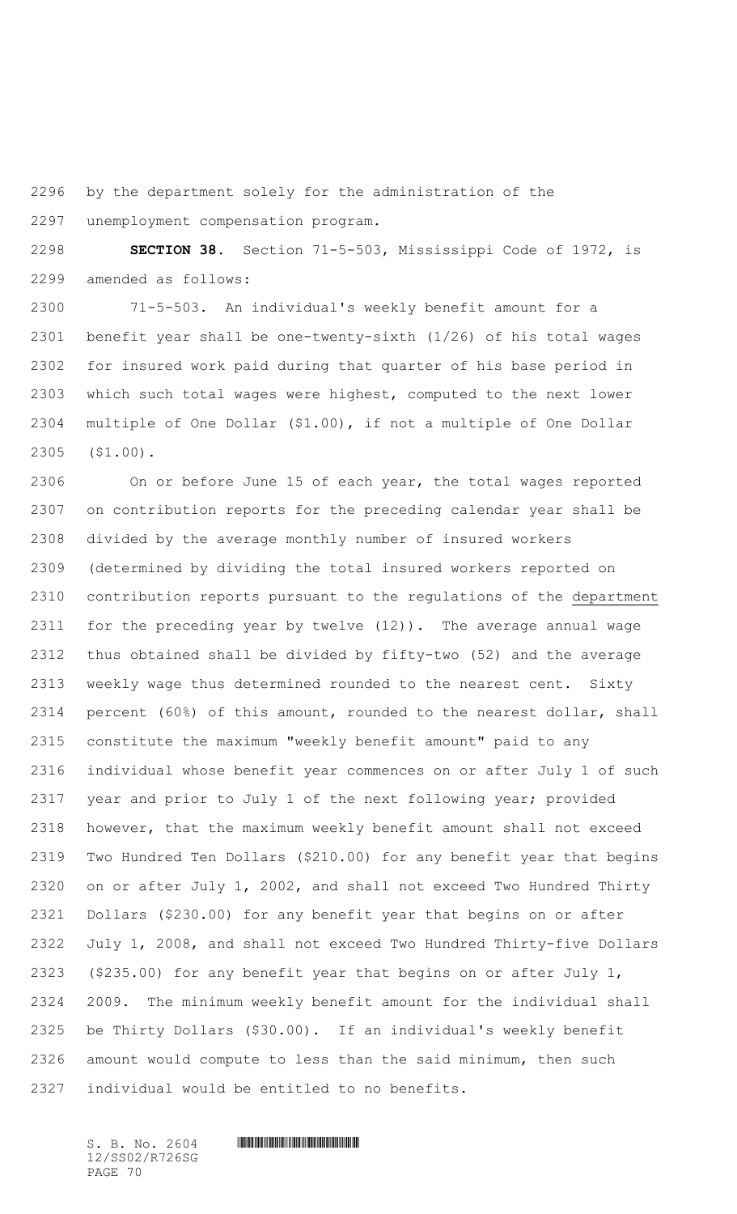by the department solely for the administration of the unemployment compensation program.

**SECTION 38.** Section 71-5-503, Mississippi Code of 1972, is amended as follows:

71-5-503. An individual's weekly benefit amount for a benefit year shall be one-twenty-sixth (1/26) of his total wages for insured work paid during that quarter of his base period in which such total wages were highest, computed to the next lower multiple of One Dollar ($1.00), if not a multiple of One Dollar ($1.00).

On or before June 15 of each year, the total wages reported on contribution reports for the preceding calendar year shall be divided by the average monthly number of insured workers (determined by dividing the total insured workers reported on contribution reports pursuant to the regulations of the department for the preceding year by twelve (12)). The average annual wage thus obtained shall be divided by fifty-two (52) and the average weekly wage thus determined rounded to the nearest cent. Sixty percent (60%) of this amount, rounded to the nearest dollar, shall constitute the maximum "weekly benefit amount" paid to any individual whose benefit year commences on or after July 1 of such year and prior to July 1 of the next following year; provided however, that the maximum weekly benefit amount shall not exceed Two Hundred Ten Dollars ($210.00) for any benefit year that begins on or after July 1, 2002, and shall not exceed Two Hundred Thirty Dollars ($230.00) for any benefit year that begins on or after July 1, 2008, and shall not exceed Two Hundred Thirty-five Dollars ($235.00) for any benefit year that begins on or after July 1, 2009. The minimum weekly benefit amount for the individual shall be Thirty Dollars ($30.00). If an individual's weekly benefit amount would compute to less than the said minimum, then such individual would be entitled to no benefits.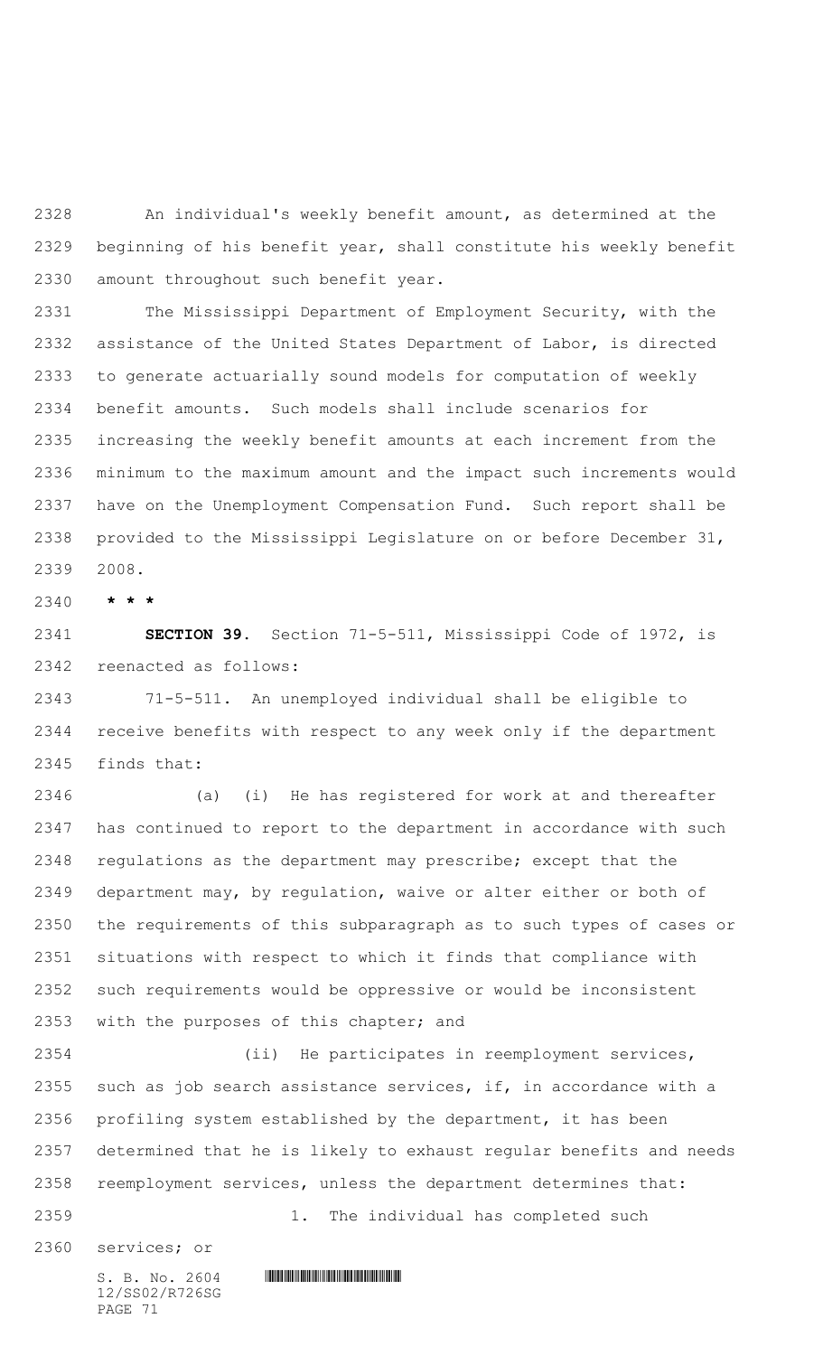An individual's weekly benefit amount, as determined at the beginning of his benefit year, shall constitute his weekly benefit amount throughout such benefit year.

The Mississippi Department of Employment Security, with the assistance of the United States Department of Labor, is directed to generate actuarially sound models for computation of weekly benefit amounts. Such models shall include scenarios for increasing the weekly benefit amounts at each increment from the minimum to the maximum amount and the impact such increments would have on the Unemployment Compensation Fund. Such report shall be provided to the Mississippi Legislature on or before December 31, 2008.

**\* \* \***

**SECTION 39.** Section 71-5-511, Mississippi Code of 1972, is reenacted as follows:

71-5-511. An unemployed individual shall be eligible to receive benefits with respect to any week only if the department finds that:

(a) (i) He has registered for work at and thereafter has continued to report to the department in accordance with such regulations as the department may prescribe; except that the department may, by regulation, waive or alter either or both of the requirements of this subparagraph as to such types of cases or situations with respect to which it finds that compliance with such requirements would be oppressive or would be inconsistent with the purposes of this chapter; and

(ii) He participates in reemployment services, such as job search assistance services, if, in accordance with a profiling system established by the department, it has been determined that he is likely to exhaust regular benefits and needs reemployment services, unless the department determines that:

1. The individual has completed such services; or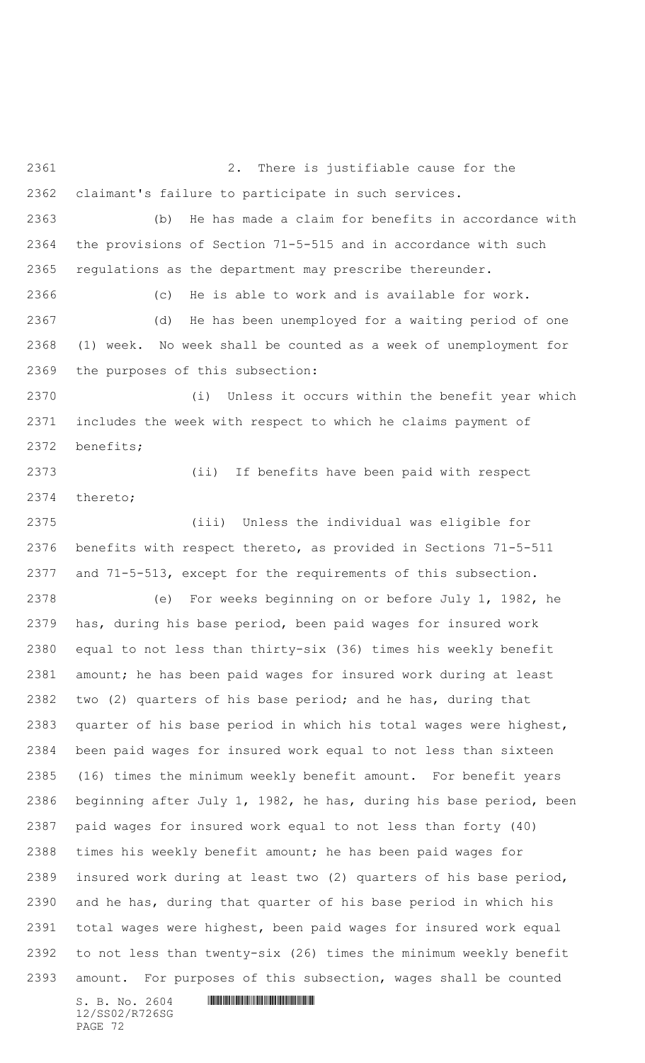2. There is justifiable cause for the claimant's failure to participate in such services.

(b) He has made a claim for benefits in accordance with the provisions of Section 71-5-515 and in accordance with such regulations as the department may prescribe thereunder.

(c) He is able to work and is available for work.

(d) He has been unemployed for a waiting period of one (1) week. No week shall be counted as a week of unemployment for the purposes of this subsection:

(i) Unless it occurs within the benefit year which includes the week with respect to which he claims payment of benefits;

(ii) If benefits have been paid with respect thereto;

(iii) Unless the individual was eligible for benefits with respect thereto, as provided in Sections 71-5-511 and 71-5-513, except for the requirements of this subsection.

(e) For weeks beginning on or before July 1, 1982, he has, during his base period, been paid wages for insured work equal to not less than thirty-six (36) times his weekly benefit amount; he has been paid wages for insured work during at least two (2) quarters of his base period; and he has, during that quarter of his base period in which his total wages were highest, been paid wages for insured work equal to not less than sixteen (16) times the minimum weekly benefit amount. For benefit years beginning after July 1, 1982, he has, during his base period, been paid wages for insured work equal to not less than forty (40) times his weekly benefit amount; he has been paid wages for insured work during at least two (2) quarters of his base period, and he has, during that quarter of his base period in which his total wages were highest, been paid wages for insured work equal to not less than twenty-six (26) times the minimum weekly benefit amount. For purposes of this subsection, wages shall be counted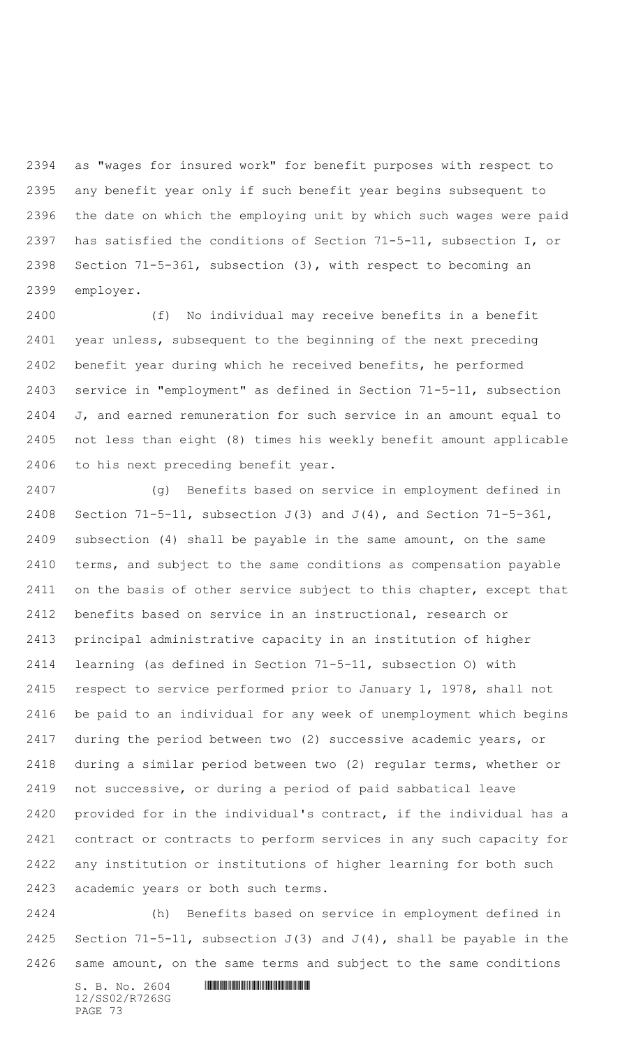as "wages for insured work" for benefit purposes with respect to any benefit year only if such benefit year begins subsequent to the date on which the employing unit by which such wages were paid has satisfied the conditions of Section 71-5-11, subsection I, or Section 71-5-361, subsection (3), with respect to becoming an employer.

(f) No individual may receive benefits in a benefit year unless, subsequent to the beginning of the next preceding benefit year during which he received benefits, he performed service in "employment" as defined in Section 71-5-11, subsection J, and earned remuneration for such service in an amount equal to not less than eight (8) times his weekly benefit amount applicable to his next preceding benefit year.

(g) Benefits based on service in employment defined in Section 71-5-11, subsection J(3) and J(4), and Section 71-5-361, subsection (4) shall be payable in the same amount, on the same terms, and subject to the same conditions as compensation payable on the basis of other service subject to this chapter, except that benefits based on service in an instructional, research or principal administrative capacity in an institution of higher learning (as defined in Section 71-5-11, subsection O) with respect to service performed prior to January 1, 1978, shall not be paid to an individual for any week of unemployment which begins during the period between two (2) successive academic years, or during a similar period between two (2) regular terms, whether or not successive, or during a period of paid sabbatical leave provided for in the individual's contract, if the individual has a contract or contracts to perform services in any such capacity for any institution or institutions of higher learning for both such academic years or both such terms.

(h) Benefits based on service in employment defined in Section 71-5-11, subsection J(3) and J(4), shall be payable in the same amount, on the same terms and subject to the same conditions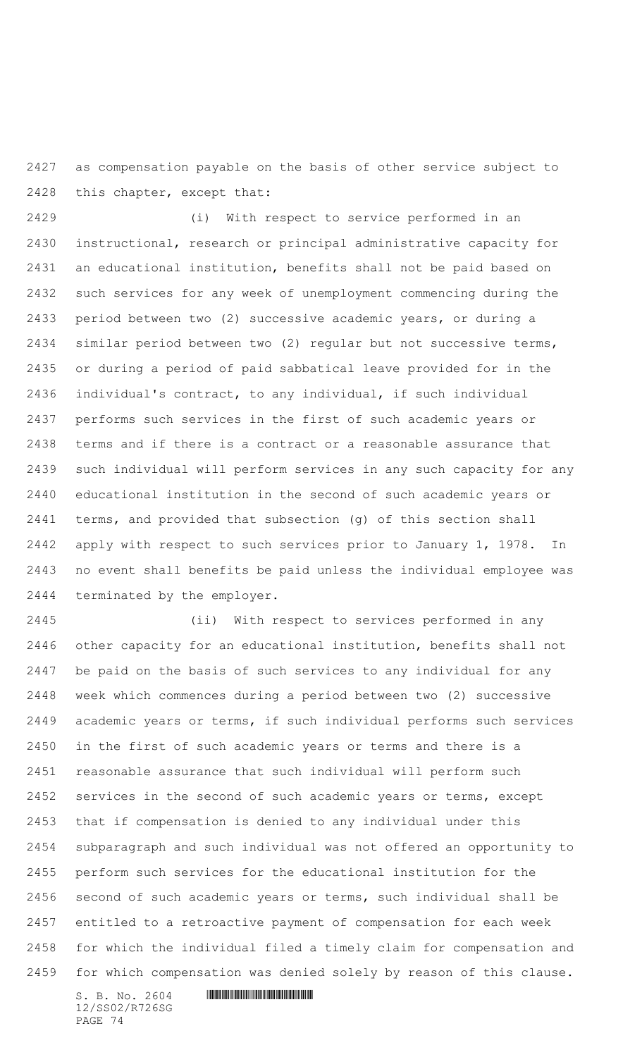as compensation payable on the basis of other service subject to this chapter, except that:

(i) With respect to service performed in an instructional, research or principal administrative capacity for an educational institution, benefits shall not be paid based on such services for any week of unemployment commencing during the period between two (2) successive academic years, or during a similar period between two (2) regular but not successive terms, or during a period of paid sabbatical leave provided for in the individual's contract, to any individual, if such individual performs such services in the first of such academic years or terms and if there is a contract or a reasonable assurance that such individual will perform services in any such capacity for any educational institution in the second of such academic years or terms, and provided that subsection (g) of this section shall apply with respect to such services prior to January 1, 1978. In no event shall benefits be paid unless the individual employee was terminated by the employer.

(ii) With respect to services performed in any other capacity for an educational institution, benefits shall not be paid on the basis of such services to any individual for any week which commences during a period between two (2) successive academic years or terms, if such individual performs such services in the first of such academic years or terms and there is a reasonable assurance that such individual will perform such services in the second of such academic years or terms, except that if compensation is denied to any individual under this subparagraph and such individual was not offered an opportunity to perform such services for the educational institution for the second of such academic years or terms, such individual shall be entitled to a retroactive payment of compensation for each week for which the individual filed a timely claim for compensation and for which compensation was denied solely by reason of this clause.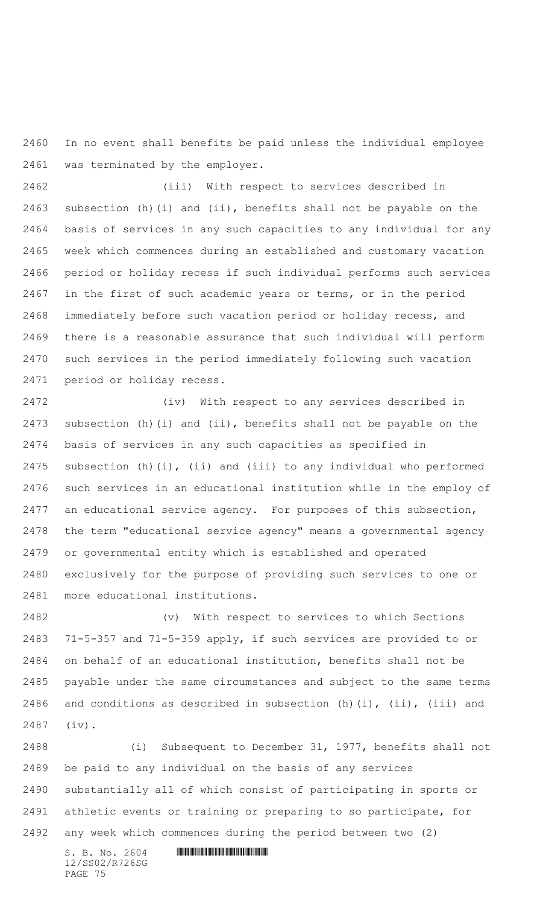In no event shall benefits be paid unless the individual employee was terminated by the employer.

(iii) With respect to services described in subsection (h)(i) and (ii), benefits shall not be payable on the basis of services in any such capacities to any individual for any week which commences during an established and customary vacation period or holiday recess if such individual performs such services in the first of such academic years or terms, or in the period immediately before such vacation period or holiday recess, and there is a reasonable assurance that such individual will perform such services in the period immediately following such vacation period or holiday recess.

(iv) With respect to any services described in subsection (h)(i) and (ii), benefits shall not be payable on the basis of services in any such capacities as specified in subsection (h)(i), (ii) and (iii) to any individual who performed such services in an educational institution while in the employ of an educational service agency. For purposes of this subsection, the term "educational service agency" means a governmental agency or governmental entity which is established and operated exclusively for the purpose of providing such services to one or more educational institutions.

(v) With respect to services to which Sections 71-5-357 and 71-5-359 apply, if such services are provided to or on behalf of an educational institution, benefits shall not be payable under the same circumstances and subject to the same terms and conditions as described in subsection (h)(i), (ii), (iii) and (iv).

(i) Subsequent to December 31, 1977, benefits shall not be paid to any individual on the basis of any services substantially all of which consist of participating in sports or athletic events or training or preparing to so participate, for any week which commences during the period between two (2)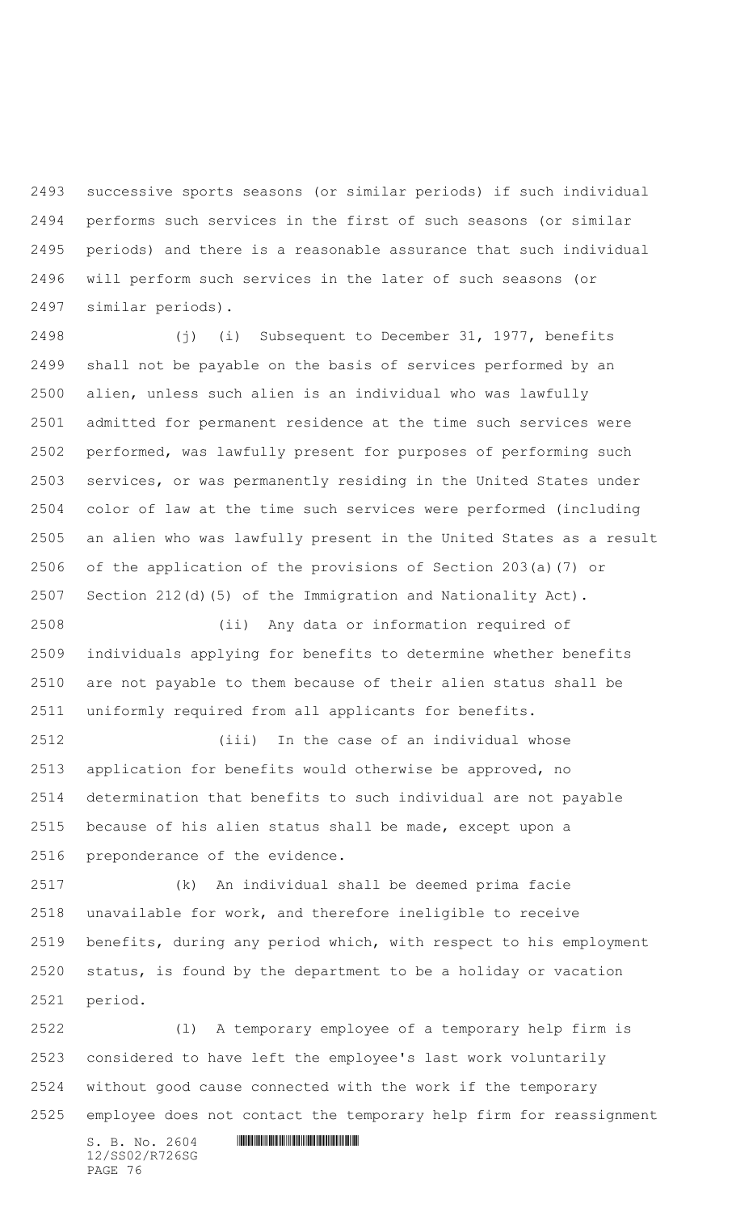successive sports seasons (or similar periods) if such individual performs such services in the first of such seasons (or similar periods) and there is a reasonable assurance that such individual will perform such services in the later of such seasons (or similar periods).

(j) (i) Subsequent to December 31, 1977, benefits shall not be payable on the basis of services performed by an alien, unless such alien is an individual who was lawfully admitted for permanent residence at the time such services were performed, was lawfully present for purposes of performing such services, or was permanently residing in the United States under color of law at the time such services were performed (including an alien who was lawfully present in the United States as a result of the application of the provisions of Section 203(a)(7) or Section 212(d)(5) of the Immigration and Nationality Act).

(ii) Any data or information required of individuals applying for benefits to determine whether benefits are not payable to them because of their alien status shall be uniformly required from all applicants for benefits.

(iii) In the case of an individual whose application for benefits would otherwise be approved, no determination that benefits to such individual are not payable because of his alien status shall be made, except upon a preponderance of the evidence.

(k) An individual shall be deemed prima facie unavailable for work, and therefore ineligible to receive benefits, during any period which, with respect to his employment status, is found by the department to be a holiday or vacation period.

(l) A temporary employee of a temporary help firm is considered to have left the employee's last work voluntarily without good cause connected with the work if the temporary employee does not contact the temporary help firm for reassignment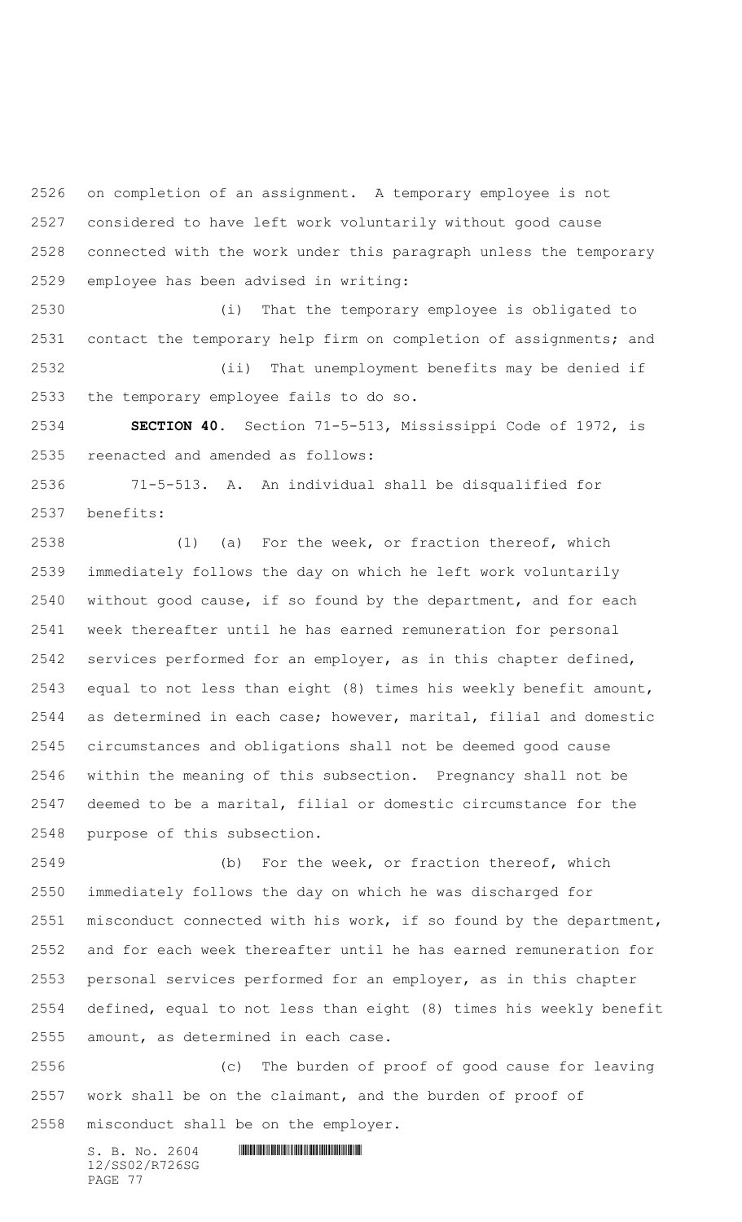on completion of an assignment. A temporary employee is not considered to have left work voluntarily without good cause connected with the work under this paragraph unless the temporary employee has been advised in writing:

(i) That the temporary employee is obligated to contact the temporary help firm on completion of assignments; and

(ii) That unemployment benefits may be denied if the temporary employee fails to do so.

**SECTION 40.** Section 71-5-513, Mississippi Code of 1972, is reenacted and amended as follows:

71-5-513. A. An individual shall be disqualified for benefits:

(1) (a) For the week, or fraction thereof, which immediately follows the day on which he left work voluntarily without good cause, if so found by the department, and for each week thereafter until he has earned remuneration for personal services performed for an employer, as in this chapter defined, equal to not less than eight (8) times his weekly benefit amount, as determined in each case; however, marital, filial and domestic circumstances and obligations shall not be deemed good cause within the meaning of this subsection. Pregnancy shall not be deemed to be a marital, filial or domestic circumstance for the purpose of this subsection.

(b) For the week, or fraction thereof, which immediately follows the day on which he was discharged for misconduct connected with his work, if so found by the department, and for each week thereafter until he has earned remuneration for personal services performed for an employer, as in this chapter defined, equal to not less than eight (8) times his weekly benefit amount, as determined in each case.

(c) The burden of proof of good cause for leaving work shall be on the claimant, and the burden of proof of misconduct shall be on the employer.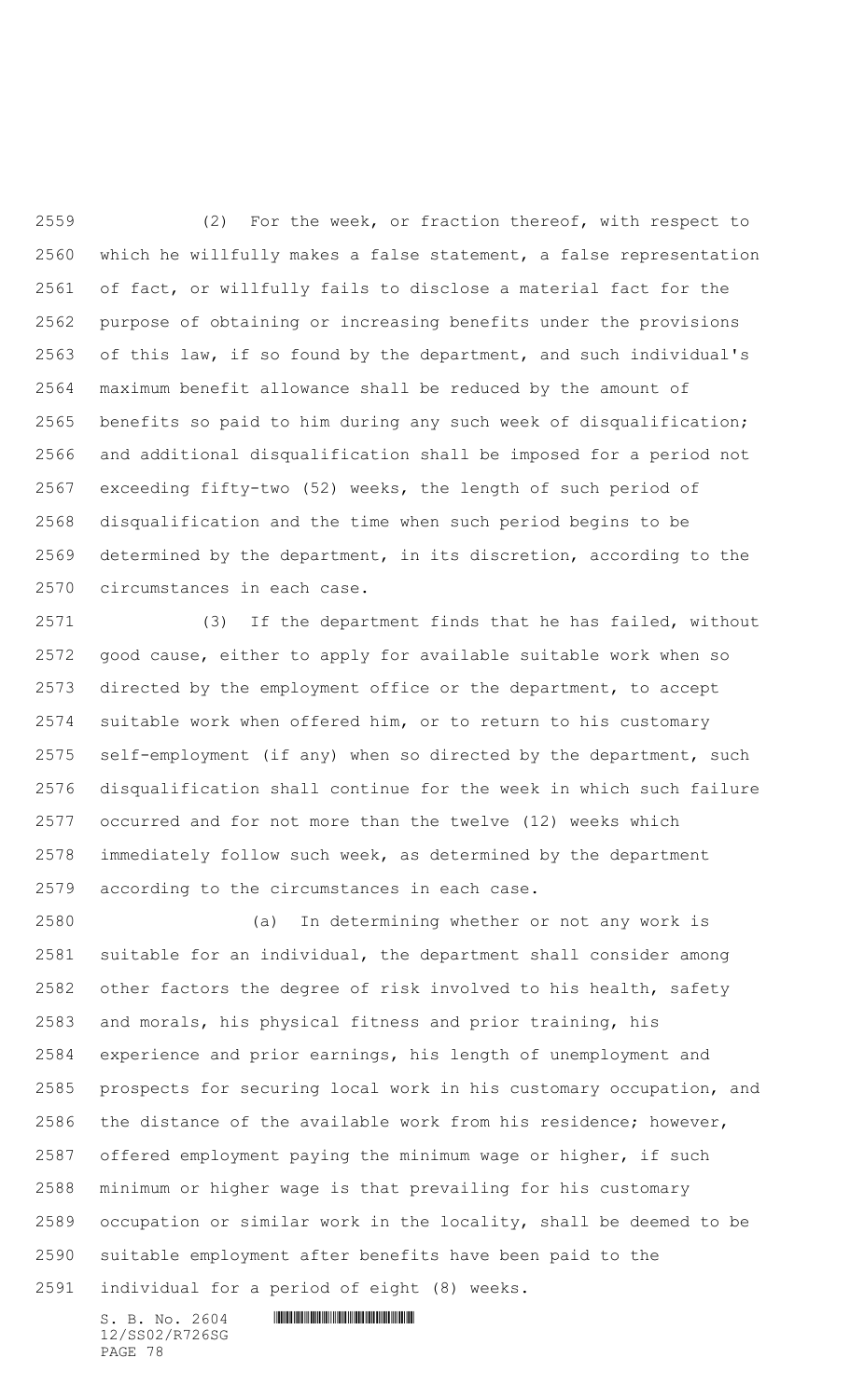(2) For the week, or fraction thereof, with respect to which he willfully makes a false statement, a false representation of fact, or willfully fails to disclose a material fact for the purpose of obtaining or increasing benefits under the provisions of this law, if so found by the department, and such individual's maximum benefit allowance shall be reduced by the amount of benefits so paid to him during any such week of disqualification; and additional disqualification shall be imposed for a period not exceeding fifty-two (52) weeks, the length of such period of disqualification and the time when such period begins to be determined by the department, in its discretion, according to the circumstances in each case.

(3) If the department finds that he has failed, without good cause, either to apply for available suitable work when so directed by the employment office or the department, to accept suitable work when offered him, or to return to his customary self-employment (if any) when so directed by the department, such disqualification shall continue for the week in which such failure occurred and for not more than the twelve (12) weeks which immediately follow such week, as determined by the department according to the circumstances in each case.

(a) In determining whether or not any work is suitable for an individual, the department shall consider among other factors the degree of risk involved to his health, safety and morals, his physical fitness and prior training, his experience and prior earnings, his length of unemployment and prospects for securing local work in his customary occupation, and the distance of the available work from his residence; however, offered employment paying the minimum wage or higher, if such minimum or higher wage is that prevailing for his customary occupation or similar work in the locality, shall be deemed to be suitable employment after benefits have been paid to the individual for a period of eight (8) weeks.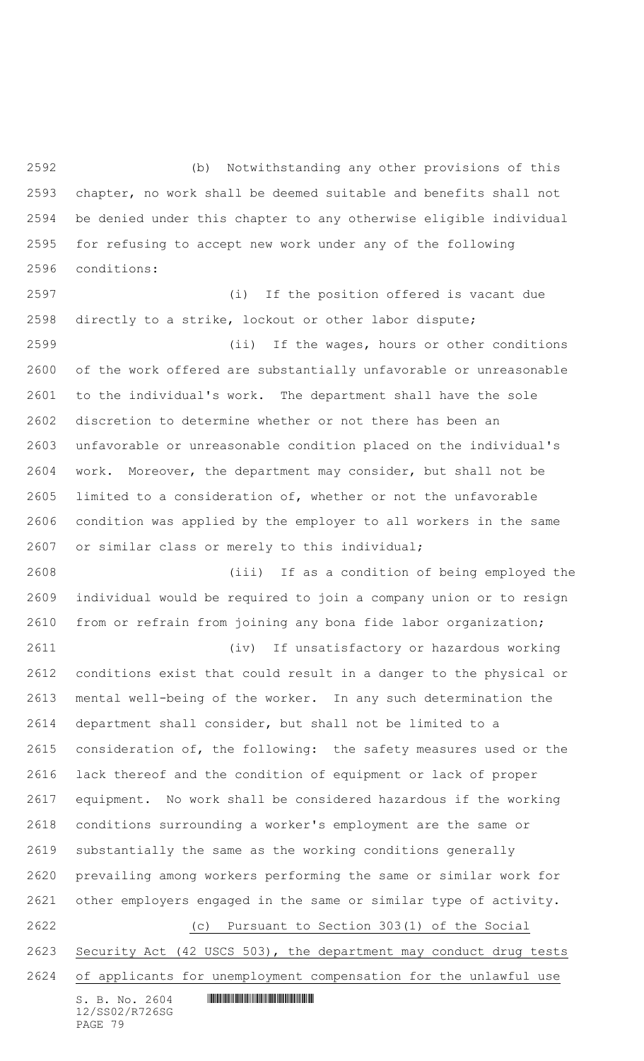(b) Notwithstanding any other provisions of this chapter, no work shall be deemed suitable and benefits shall not be denied under this chapter to any otherwise eligible individual for refusing to accept new work under any of the following conditions:

(i) If the position offered is vacant due directly to a strike, lockout or other labor dispute;

(ii) If the wages, hours or other conditions of the work offered are substantially unfavorable or unreasonable to the individual's work. The department shall have the sole discretion to determine whether or not there has been an unfavorable or unreasonable condition placed on the individual's work. Moreover, the department may consider, but shall not be limited to a consideration of, whether or not the unfavorable condition was applied by the employer to all workers in the same or similar class or merely to this individual;

(iii) If as a condition of being employed the individual would be required to join a company union or to resign from or refrain from joining any bona fide labor organization;

(iv) If unsatisfactory or hazardous working conditions exist that could result in a danger to the physical or mental well-being of the worker. In any such determination the department shall consider, but shall not be limited to a consideration of, the following: the safety measures used or the lack thereof and the condition of equipment or lack of proper equipment. No work shall be considered hazardous if the working conditions surrounding a worker's employment are the same or substantially the same as the working conditions generally prevailing among workers performing the same or similar work for other employers engaged in the same or similar type of activity.

(c) Pursuant to Section 303(1) of the Social Security Act (42 USCS 503), the department may conduct drug tests of applicants for unemployment compensation for the unlawful use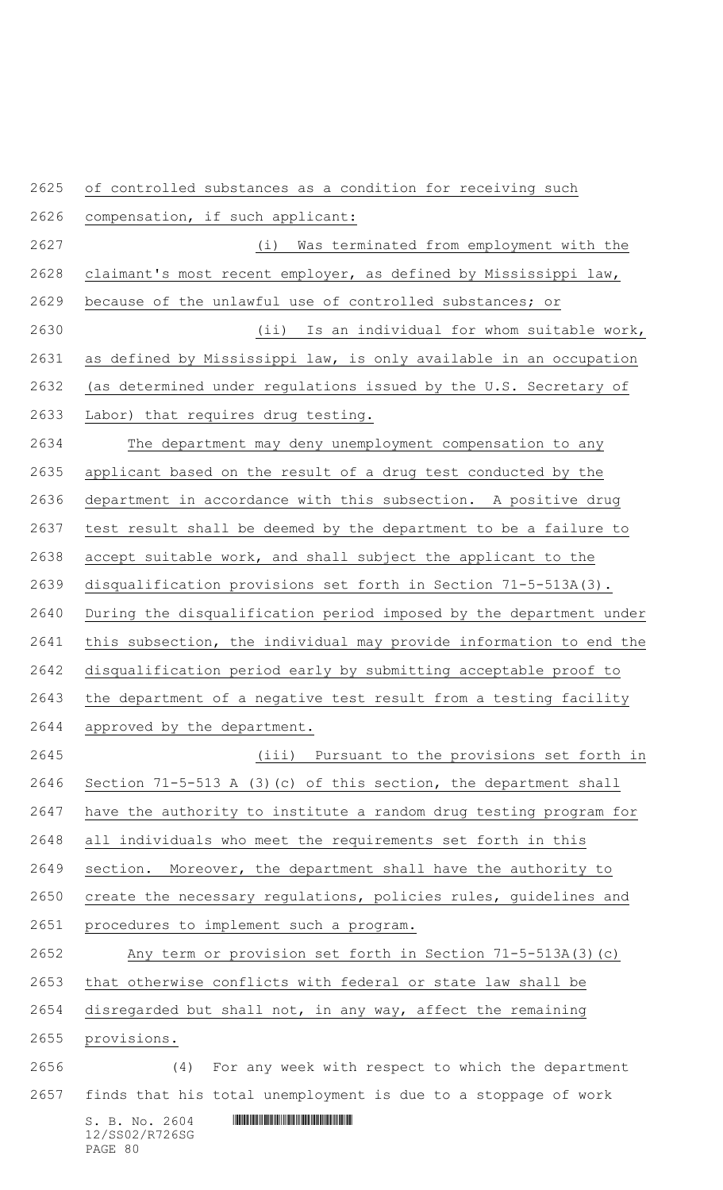of controlled substances as a condition for receiving such compensation, if such applicant:

(i) Was terminated from employment with the claimant's most recent employer, as defined by Mississippi law, because of the unlawful use of controlled substances; or

(ii) Is an individual for whom suitable work, as defined by Mississippi law, is only available in an occupation (as determined under regulations issued by the U.S. Secretary of Labor) that requires drug testing.

The department may deny unemployment compensation to any applicant based on the result of a drug test conducted by the department in accordance with this subsection. A positive drug test result shall be deemed by the department to be a failure to accept suitable work, and shall subject the applicant to the disqualification provisions set forth in Section 71-5-513A(3). During the disqualification period imposed by the department under this subsection, the individual may provide information to end the disqualification period early by submitting acceptable proof to the department of a negative test result from a testing facility approved by the department.

(iii) Pursuant to the provisions set forth in Section 71-5-513 A (3)(c) of this section, the department shall have the authority to institute a random drug testing program for all individuals who meet the requirements set forth in this section. Moreover, the department shall have the authority to create the necessary regulations, policies rules, guidelines and procedures to implement such a program.

Any term or provision set forth in Section 71-5-513A(3)(c) that otherwise conflicts with federal or state law shall be disregarded but shall not, in any way, affect the remaining provisions.

(4) For any week with respect to which the department finds that his total unemployment is due to a stoppage of work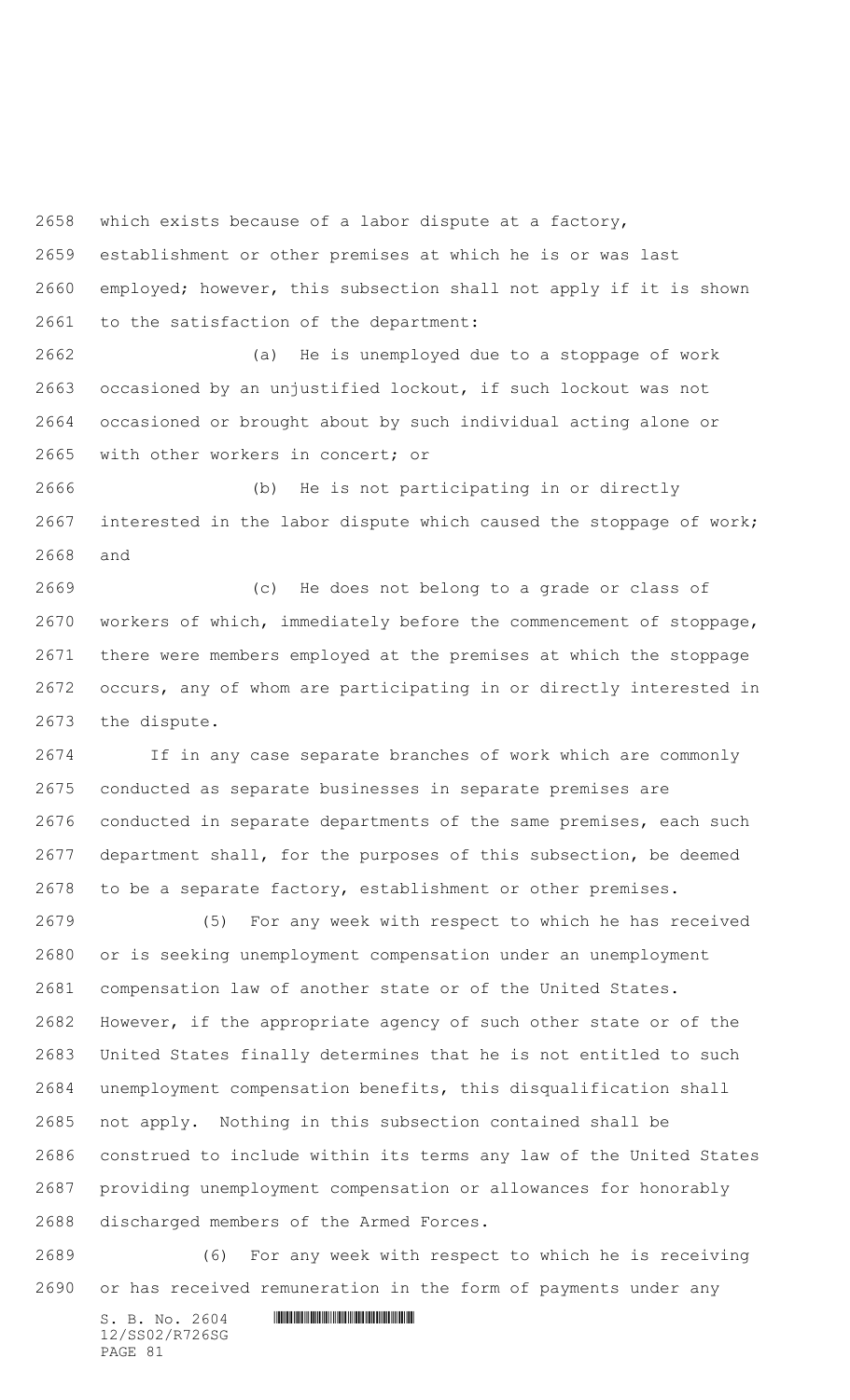which exists because of a labor dispute at a factory, establishment or other premises at which he is or was last employed; however, this subsection shall not apply if it is shown to the satisfaction of the department:

(a) He is unemployed due to a stoppage of work occasioned by an unjustified lockout, if such lockout was not occasioned or brought about by such individual acting alone or with other workers in concert; or

(b) He is not participating in or directly interested in the labor dispute which caused the stoppage of work; and

(c) He does not belong to a grade or class of workers of which, immediately before the commencement of stoppage, there were members employed at the premises at which the stoppage occurs, any of whom are participating in or directly interested in the dispute.

If in any case separate branches of work which are commonly conducted as separate businesses in separate premises are conducted in separate departments of the same premises, each such department shall, for the purposes of this subsection, be deemed to be a separate factory, establishment or other premises.

(5) For any week with respect to which he has received or is seeking unemployment compensation under an unemployment compensation law of another state or of the United States. However, if the appropriate agency of such other state or of the United States finally determines that he is not entitled to such unemployment compensation benefits, this disqualification shall not apply. Nothing in this subsection contained shall be construed to include within its terms any law of the United States providing unemployment compensation or allowances for honorably discharged members of the Armed Forces.

(6) For any week with respect to which he is receiving or has received remuneration in the form of payments under any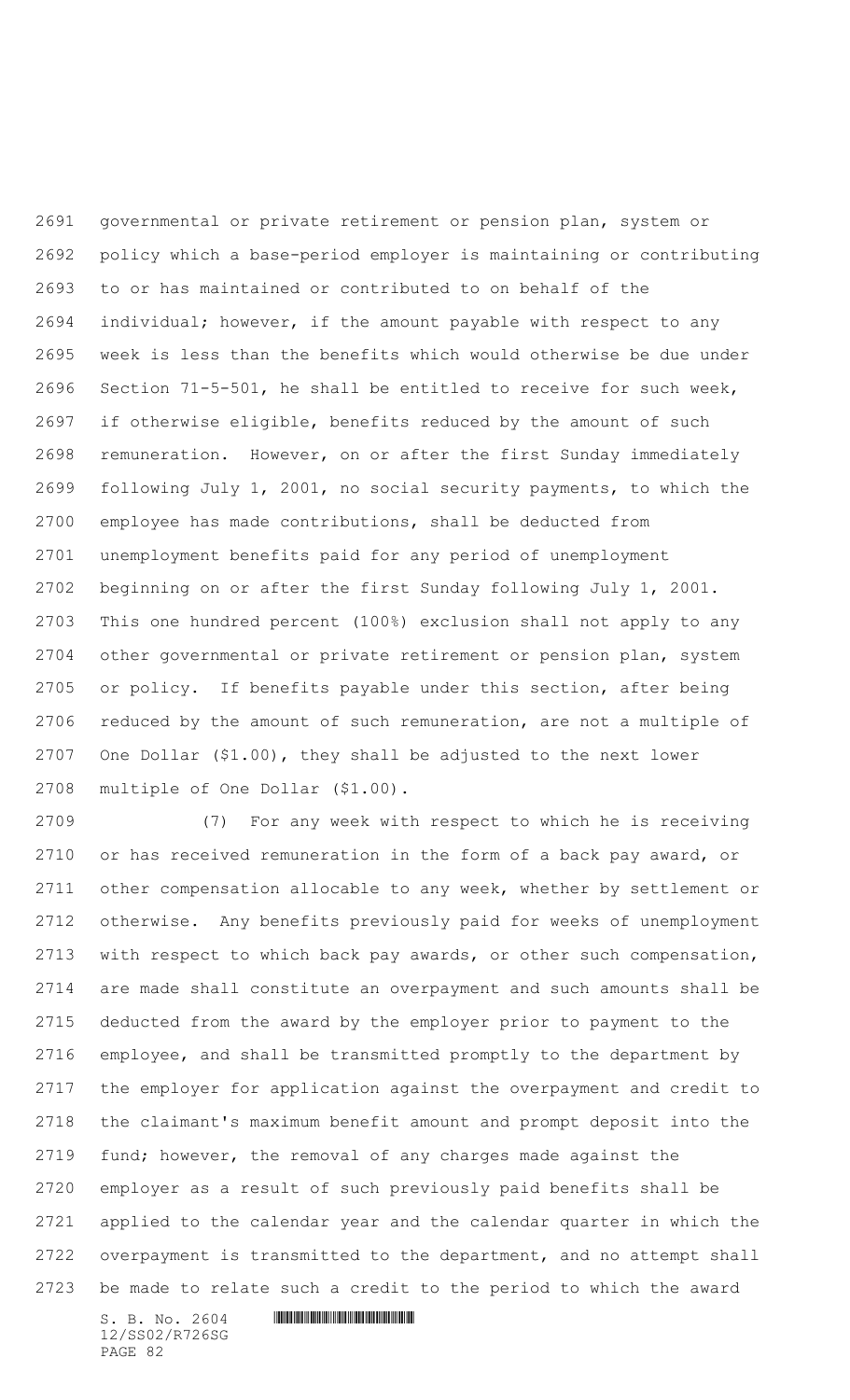governmental or private retirement or pension plan, system or policy which a base-period employer is maintaining or contributing to or has maintained or contributed to on behalf of the individual; however, if the amount payable with respect to any week is less than the benefits which would otherwise be due under Section 71-5-501, he shall be entitled to receive for such week, if otherwise eligible, benefits reduced by the amount of such remuneration. However, on or after the first Sunday immediately following July 1, 2001, no social security payments, to which the employee has made contributions, shall be deducted from unemployment benefits paid for any period of unemployment beginning on or after the first Sunday following July 1, 2001. This one hundred percent (100%) exclusion shall not apply to any other governmental or private retirement or pension plan, system or policy. If benefits payable under this section, after being reduced by the amount of such remuneration, are not a multiple of One Dollar ($1.00), they shall be adjusted to the next lower multiple of One Dollar ($1.00).

(7) For any week with respect to which he is receiving or has received remuneration in the form of a back pay award, or other compensation allocable to any week, whether by settlement or otherwise. Any benefits previously paid for weeks of unemployment with respect to which back pay awards, or other such compensation, are made shall constitute an overpayment and such amounts shall be deducted from the award by the employer prior to payment to the employee, and shall be transmitted promptly to the department by the employer for application against the overpayment and credit to the claimant's maximum benefit amount and prompt deposit into the fund; however, the removal of any charges made against the employer as a result of such previously paid benefits shall be applied to the calendar year and the calendar quarter in which the overpayment is transmitted to the department, and no attempt shall be made to relate such a credit to the period to which the award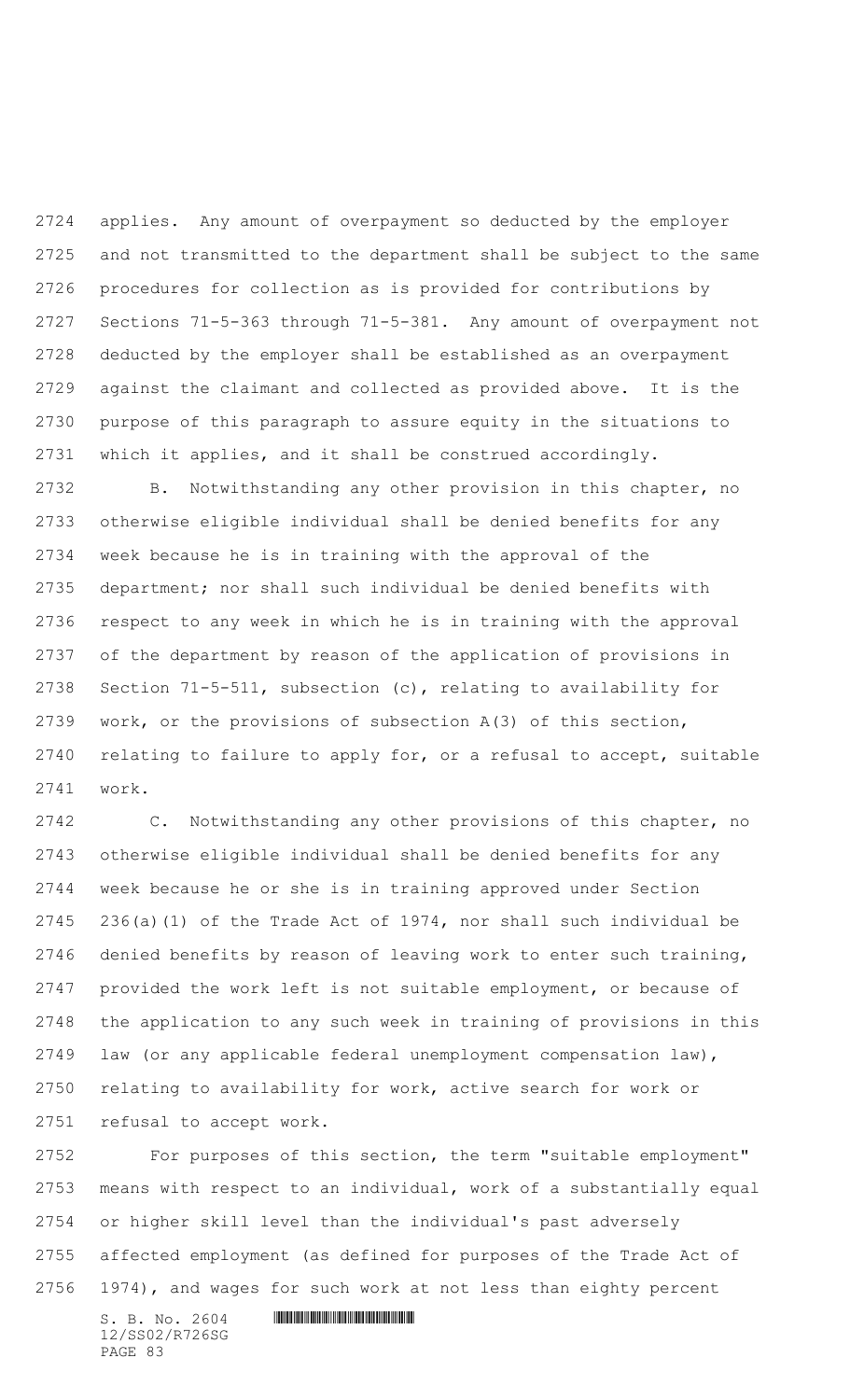applies. Any amount of overpayment so deducted by the employer and not transmitted to the department shall be subject to the same procedures for collection as is provided for contributions by Sections 71-5-363 through 71-5-381. Any amount of overpayment not deducted by the employer shall be established as an overpayment against the claimant and collected as provided above. It is the purpose of this paragraph to assure equity in the situations to which it applies, and it shall be construed accordingly.

B. Notwithstanding any other provision in this chapter, no otherwise eligible individual shall be denied benefits for any week because he is in training with the approval of the department; nor shall such individual be denied benefits with respect to any week in which he is in training with the approval of the department by reason of the application of provisions in Section 71-5-511, subsection (c), relating to availability for work, or the provisions of subsection A(3) of this section, relating to failure to apply for, or a refusal to accept, suitable work.

C. Notwithstanding any other provisions of this chapter, no otherwise eligible individual shall be denied benefits for any week because he or she is in training approved under Section 236(a)(1) of the Trade Act of 1974, nor shall such individual be denied benefits by reason of leaving work to enter such training, provided the work left is not suitable employment, or because of the application to any such week in training of provisions in this law (or any applicable federal unemployment compensation law), relating to availability for work, active search for work or refusal to accept work.

For purposes of this section, the term "suitable employment" means with respect to an individual, work of a substantially equal or higher skill level than the individual's past adversely affected employment (as defined for purposes of the Trade Act of 1974), and wages for such work at not less than eighty percent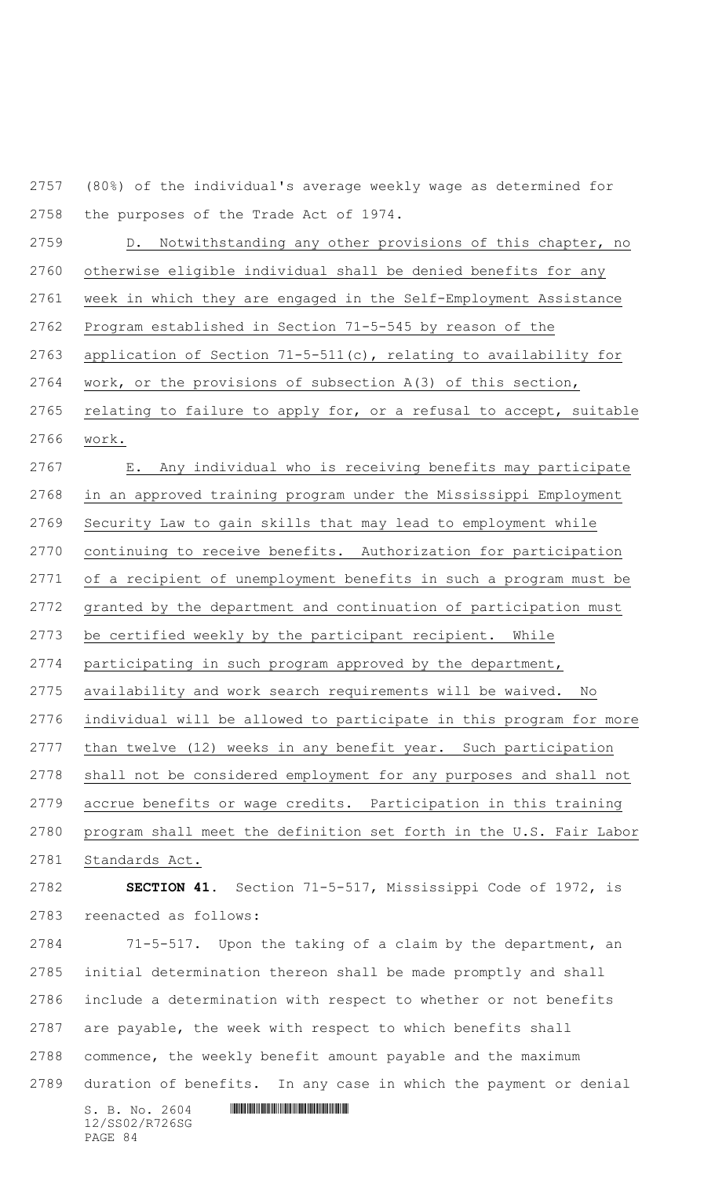(80%) of the individual's average weekly wage as determined for the purposes of the Trade Act of 1974.

D. Notwithstanding any other provisions of this chapter, no otherwise eligible individual shall be denied benefits for any week in which they are engaged in the Self-Employment Assistance Program established in Section 71-5-545 by reason of the application of Section 71-5-511(c), relating to availability for work, or the provisions of subsection A(3) of this section, relating to failure to apply for, or a refusal to accept, suitable work.

E. Any individual who is receiving benefits may participate in an approved training program under the Mississippi Employment Security Law to gain skills that may lead to employment while continuing to receive benefits. Authorization for participation of a recipient of unemployment benefits in such a program must be granted by the department and continuation of participation must be certified weekly by the participant recipient. While participating in such program approved by the department, availability and work search requirements will be waived. No individual will be allowed to participate in this program for more than twelve (12) weeks in any benefit year. Such participation shall not be considered employment for any purposes and shall not accrue benefits or wage credits. Participation in this training program shall meet the definition set forth in the U.S. Fair Labor Standards Act.

**SECTION 41.** Section 71-5-517, Mississippi Code of 1972, is reenacted as follows:

71-5-517. Upon the taking of a claim by the department, an initial determination thereon shall be made promptly and shall include a determination with respect to whether or not benefits are payable, the week with respect to which benefits shall commence, the weekly benefit amount payable and the maximum duration of benefits. In any case in which the payment or denial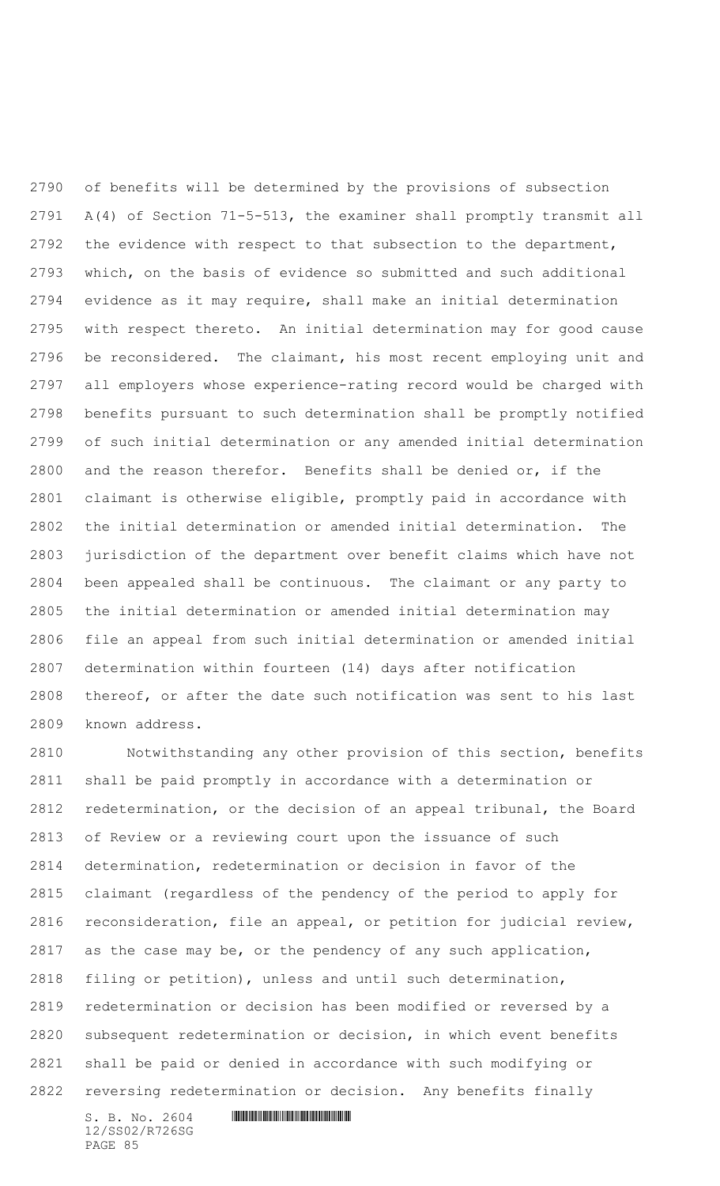of benefits will be determined by the provisions of subsection A(4) of Section 71-5-513, the examiner shall promptly transmit all the evidence with respect to that subsection to the department, which, on the basis of evidence so submitted and such additional evidence as it may require, shall make an initial determination with respect thereto. An initial determination may for good cause be reconsidered. The claimant, his most recent employing unit and all employers whose experience-rating record would be charged with benefits pursuant to such determination shall be promptly notified of such initial determination or any amended initial determination and the reason therefor. Benefits shall be denied or, if the claimant is otherwise eligible, promptly paid in accordance with the initial determination or amended initial determination. The jurisdiction of the department over benefit claims which have not been appealed shall be continuous. The claimant or any party to the initial determination or amended initial determination may file an appeal from such initial determination or amended initial determination within fourteen (14) days after notification thereof, or after the date such notification was sent to his last known address.

Notwithstanding any other provision of this section, benefits shall be paid promptly in accordance with a determination or redetermination, or the decision of an appeal tribunal, the Board of Review or a reviewing court upon the issuance of such determination, redetermination or decision in favor of the claimant (regardless of the pendency of the period to apply for reconsideration, file an appeal, or petition for judicial review, as the case may be, or the pendency of any such application, filing or petition), unless and until such determination, redetermination or decision has been modified or reversed by a subsequent redetermination or decision, in which event benefits shall be paid or denied in accordance with such modifying or reversing redetermination or decision. Any benefits finally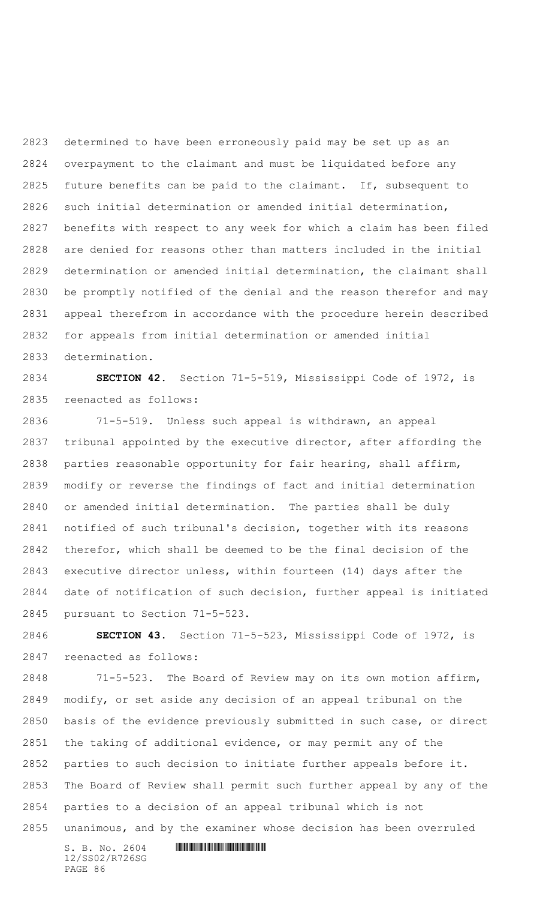determined to have been erroneously paid may be set up as an overpayment to the claimant and must be liquidated before any future benefits can be paid to the claimant. If, subsequent to such initial determination or amended initial determination, benefits with respect to any week for which a claim has been filed are denied for reasons other than matters included in the initial determination or amended initial determination, the claimant shall be promptly notified of the denial and the reason therefor and may appeal therefrom in accordance with the procedure herein described for appeals from initial determination or amended initial determination.

**SECTION 42.** Section 71-5-519, Mississippi Code of 1972, is reenacted as follows:

71-5-519. Unless such appeal is withdrawn, an appeal tribunal appointed by the executive director, after affording the parties reasonable opportunity for fair hearing, shall affirm, modify or reverse the findings of fact and initial determination or amended initial determination. The parties shall be duly notified of such tribunal's decision, together with its reasons therefor, which shall be deemed to be the final decision of the executive director unless, within fourteen (14) days after the date of notification of such decision, further appeal is initiated pursuant to Section 71-5-523.

**SECTION 43.** Section 71-5-523, Mississippi Code of 1972, is reenacted as follows:

71-5-523. The Board of Review may on its own motion affirm, modify, or set aside any decision of an appeal tribunal on the basis of the evidence previously submitted in such case, or direct the taking of additional evidence, or may permit any of the parties to such decision to initiate further appeals before it. The Board of Review shall permit such further appeal by any of the parties to a decision of an appeal tribunal which is not unanimous, and by the examiner whose decision has been overruled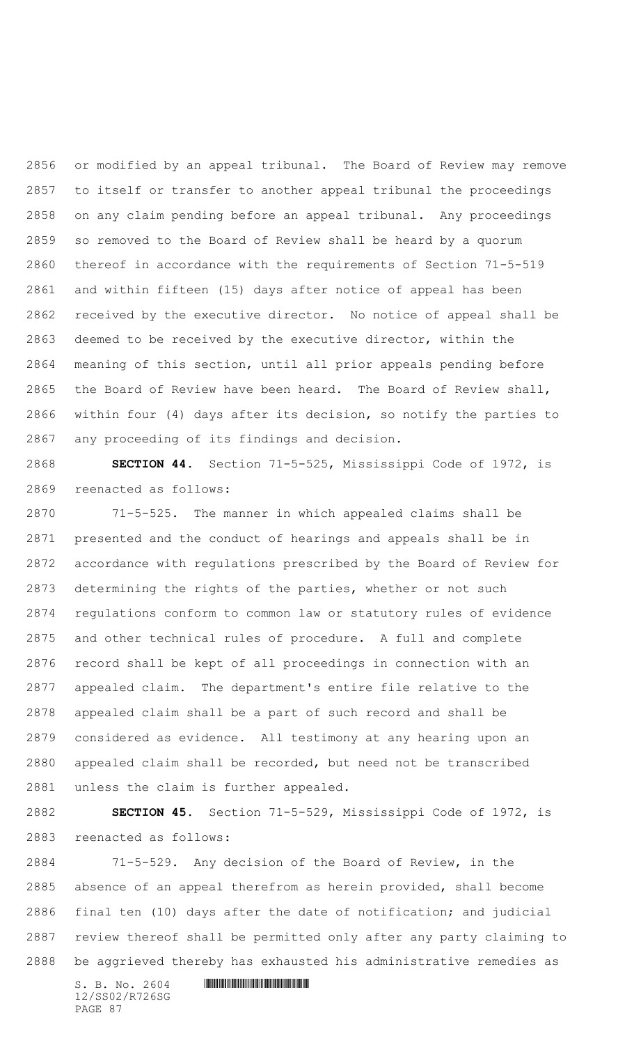or modified by an appeal tribunal. The Board of Review may remove to itself or transfer to another appeal tribunal the proceedings on any claim pending before an appeal tribunal. Any proceedings so removed to the Board of Review shall be heard by a quorum thereof in accordance with the requirements of Section 71-5-519 and within fifteen (15) days after notice of appeal has been received by the executive director. No notice of appeal shall be deemed to be received by the executive director, within the meaning of this section, until all prior appeals pending before the Board of Review have been heard. The Board of Review shall, within four (4) days after its decision, so notify the parties to any proceeding of its findings and decision.

**SECTION 44.** Section 71-5-525, Mississippi Code of 1972, is reenacted as follows:

71-5-525. The manner in which appealed claims shall be presented and the conduct of hearings and appeals shall be in accordance with regulations prescribed by the Board of Review for determining the rights of the parties, whether or not such regulations conform to common law or statutory rules of evidence and other technical rules of procedure. A full and complete record shall be kept of all proceedings in connection with an appealed claim. The department's entire file relative to the appealed claim shall be a part of such record and shall be considered as evidence. All testimony at any hearing upon an appealed claim shall be recorded, but need not be transcribed unless the claim is further appealed.

**SECTION 45.** Section 71-5-529, Mississippi Code of 1972, is reenacted as follows:

71-5-529. Any decision of the Board of Review, in the absence of an appeal therefrom as herein provided, shall become final ten (10) days after the date of notification; and judicial review thereof shall be permitted only after any party claiming to be aggrieved thereby has exhausted his administrative remedies as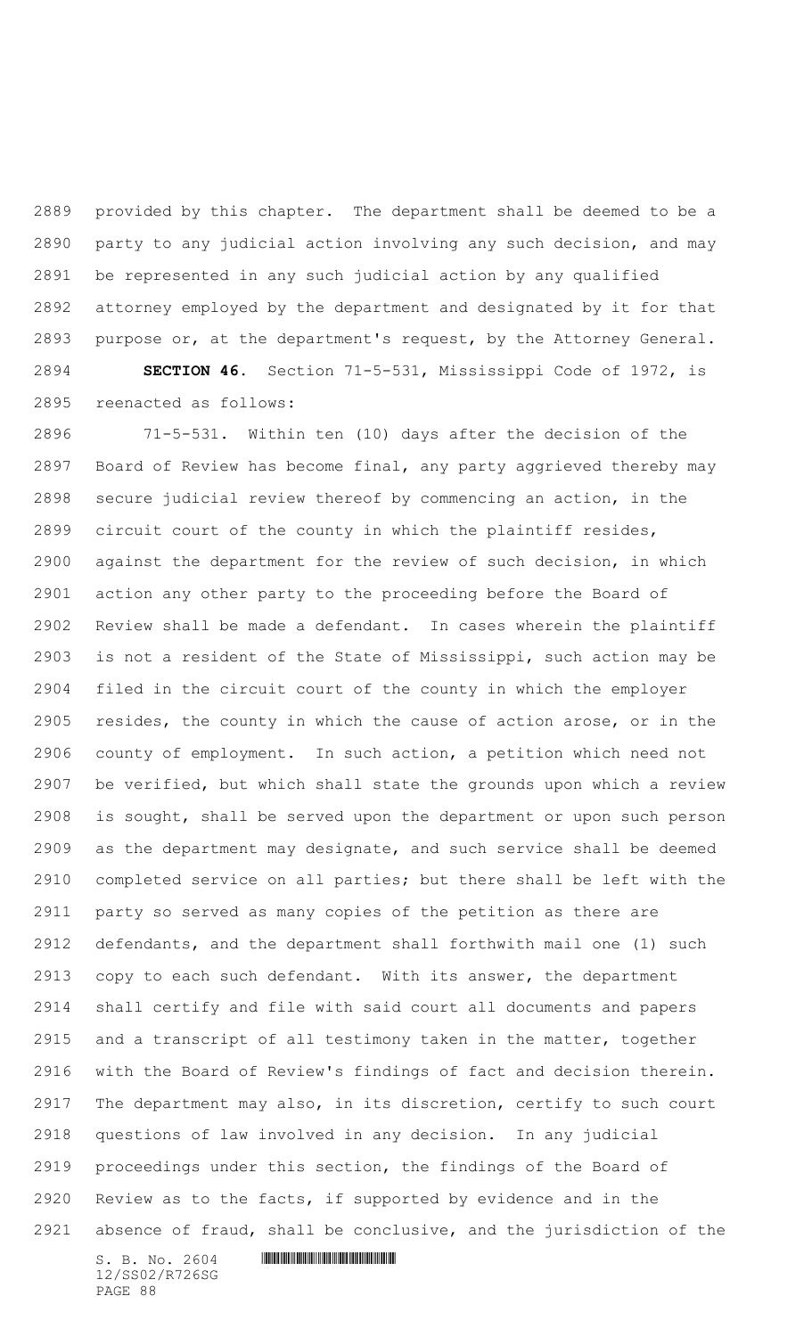provided by this chapter. The department shall be deemed to be a party to any judicial action involving any such decision, and may be represented in any such judicial action by any qualified attorney employed by the department and designated by it for that purpose or, at the department's request, by the Attorney General.

**SECTION 46.** Section 71-5-531, Mississippi Code of 1972, is reenacted as follows:

71-5-531. Within ten (10) days after the decision of the Board of Review has become final, any party aggrieved thereby may secure judicial review thereof by commencing an action, in the circuit court of the county in which the plaintiff resides, against the department for the review of such decision, in which action any other party to the proceeding before the Board of Review shall be made a defendant. In cases wherein the plaintiff is not a resident of the State of Mississippi, such action may be filed in the circuit court of the county in which the employer resides, the county in which the cause of action arose, or in the county of employment. In such action, a petition which need not be verified, but which shall state the grounds upon which a review is sought, shall be served upon the department or upon such person as the department may designate, and such service shall be deemed completed service on all parties; but there shall be left with the party so served as many copies of the petition as there are defendants, and the department shall forthwith mail one (1) such copy to each such defendant. With its answer, the department shall certify and file with said court all documents and papers and a transcript of all testimony taken in the matter, together with the Board of Review's findings of fact and decision therein. The department may also, in its discretion, certify to such court questions of law involved in any decision. In any judicial proceedings under this section, the findings of the Board of Review as to the facts, if supported by evidence and in the absence of fraud, shall be conclusive, and the jurisdiction of the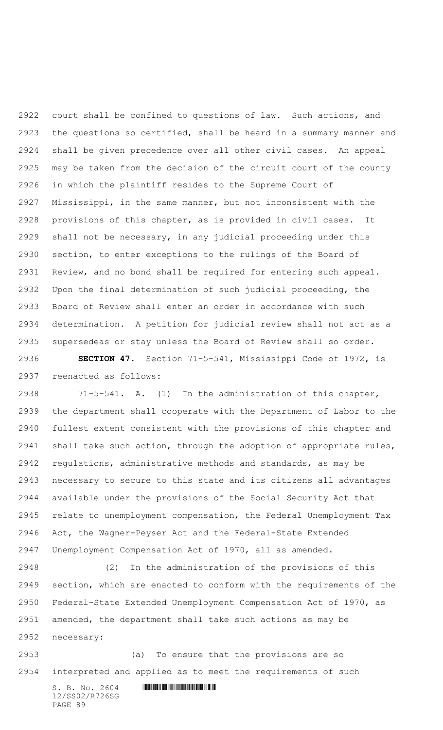court shall be confined to questions of law. Such actions, and the questions so certified, shall be heard in a summary manner and shall be given precedence over all other civil cases. An appeal may be taken from the decision of the circuit court of the county in which the plaintiff resides to the Supreme Court of Mississippi, in the same manner, but not inconsistent with the provisions of this chapter, as is provided in civil cases. It shall not be necessary, in any judicial proceeding under this section, to enter exceptions to the rulings of the Board of Review, and no bond shall be required for entering such appeal. Upon the final determination of such judicial proceeding, the Board of Review shall enter an order in accordance with such determination. A petition for judicial review shall not act as a supersedeas or stay unless the Board of Review shall so order.

**SECTION 47.** Section 71-5-541, Mississippi Code of 1972, is reenacted as follows:

71-5-541. A. (1) In the administration of this chapter, the department shall cooperate with the Department of Labor to the fullest extent consistent with the provisions of this chapter and shall take such action, through the adoption of appropriate rules, regulations, administrative methods and standards, as may be necessary to secure to this state and its citizens all advantages available under the provisions of the Social Security Act that relate to unemployment compensation, the Federal Unemployment Tax Act, the Wagner-Peyser Act and the Federal-State Extended Unemployment Compensation Act of 1970, all as amended.

(2) In the administration of the provisions of this section, which are enacted to conform with the requirements of the Federal-State Extended Unemployment Compensation Act of 1970, as amended, the department shall take such actions as may be necessary:

(a) To ensure that the provisions are so interpreted and applied as to meet the requirements of such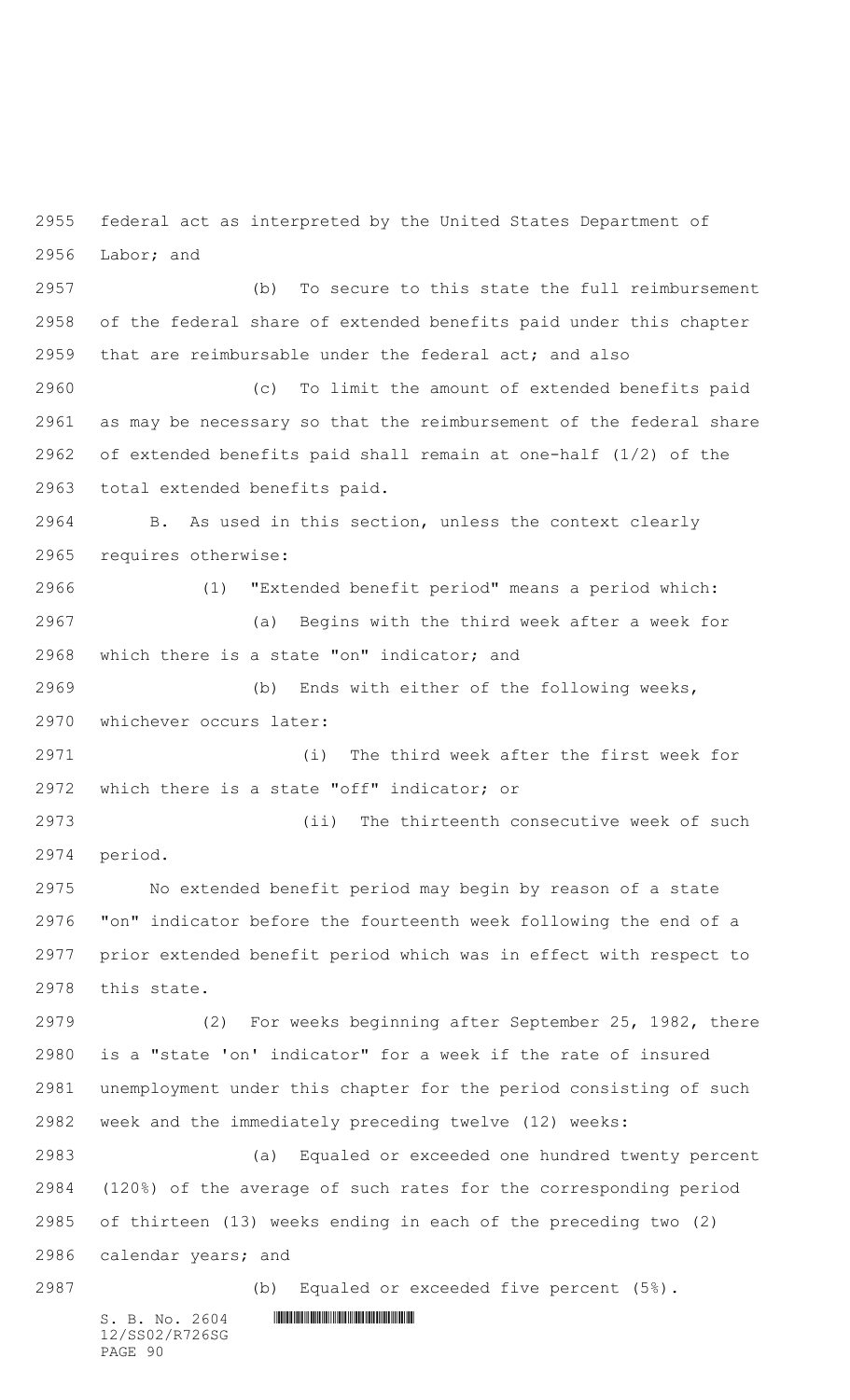federal act as interpreted by the United States Department of Labor; and

(b) To secure to this state the full reimbursement of the federal share of extended benefits paid under this chapter that are reimbursable under the federal act; and also

(c) To limit the amount of extended benefits paid as may be necessary so that the reimbursement of the federal share of extended benefits paid shall remain at one-half (1/2) of the total extended benefits paid.

B. As used in this section, unless the context clearly requires otherwise:

(1) "Extended benefit period" means a period which:

(a) Begins with the third week after a week for which there is a state "on" indicator; and

(b) Ends with either of the following weeks, whichever occurs later:

(i) The third week after the first week for which there is a state "off" indicator; or

(ii) The thirteenth consecutive week of such period.

No extended benefit period may begin by reason of a state "on" indicator before the fourteenth week following the end of a prior extended benefit period which was in effect with respect to this state.

(2) For weeks beginning after September 25, 1982, there is a "state 'on' indicator" for a week if the rate of insured unemployment under this chapter for the period consisting of such week and the immediately preceding twelve (12) weeks:

(a) Equaled or exceeded one hundred twenty percent (120%) of the average of such rates for the corresponding period of thirteen (13) weeks ending in each of the preceding two (2) calendar years; and

(b) Equaled or exceeded five percent (5%).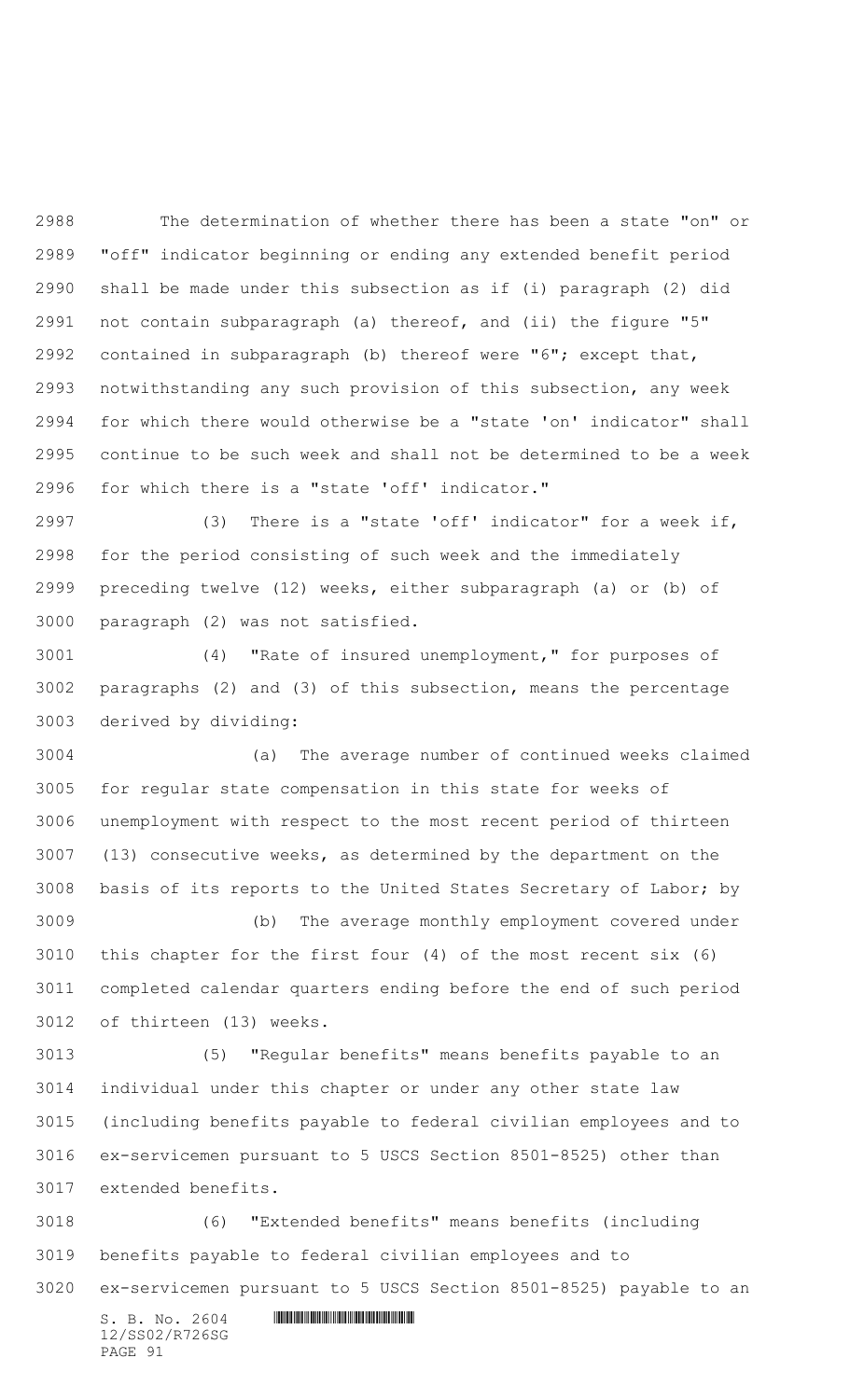The determination of whether there has been a state "on" or "off" indicator beginning or ending any extended benefit period shall be made under this subsection as if (i) paragraph (2) did not contain subparagraph (a) thereof, and (ii) the figure "5" contained in subparagraph (b) thereof were "6"; except that, notwithstanding any such provision of this subsection, any week for which there would otherwise be a "state 'on' indicator" shall continue to be such week and shall not be determined to be a week for which there is a "state 'off' indicator."

(3) There is a "state 'off' indicator" for a week if, for the period consisting of such week and the immediately preceding twelve (12) weeks, either subparagraph (a) or (b) of paragraph (2) was not satisfied.

(4) "Rate of insured unemployment," for purposes of paragraphs (2) and (3) of this subsection, means the percentage derived by dividing:

(a) The average number of continued weeks claimed for regular state compensation in this state for weeks of unemployment with respect to the most recent period of thirteen (13) consecutive weeks, as determined by the department on the basis of its reports to the United States Secretary of Labor; by

(b) The average monthly employment covered under this chapter for the first four (4) of the most recent six (6) completed calendar quarters ending before the end of such period of thirteen (13) weeks.

(5) "Regular benefits" means benefits payable to an individual under this chapter or under any other state law (including benefits payable to federal civilian employees and to ex-servicemen pursuant to 5 USCS Section 8501-8525) other than extended benefits.

(6) "Extended benefits" means benefits (including benefits payable to federal civilian employees and to ex-servicemen pursuant to 5 USCS Section 8501-8525) payable to an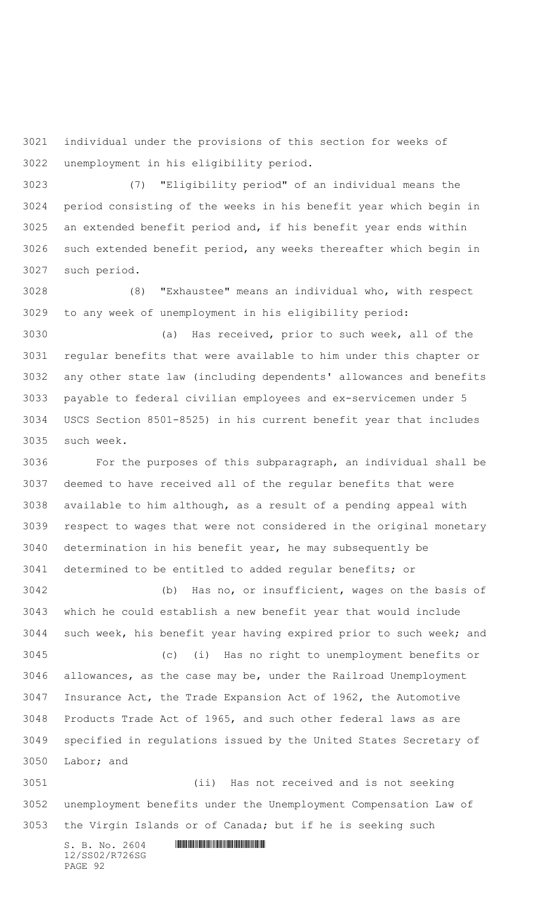individual under the provisions of this section for weeks of unemployment in his eligibility period.

(7) "Eligibility period" of an individual means the period consisting of the weeks in his benefit year which begin in an extended benefit period and, if his benefit year ends within such extended benefit period, any weeks thereafter which begin in such period.

(8) "Exhaustee" means an individual who, with respect to any week of unemployment in his eligibility period:

(a) Has received, prior to such week, all of the regular benefits that were available to him under this chapter or any other state law (including dependents' allowances and benefits payable to federal civilian employees and ex-servicemen under 5 USCS Section 8501-8525) in his current benefit year that includes such week.

For the purposes of this subparagraph, an individual shall be deemed to have received all of the regular benefits that were available to him although, as a result of a pending appeal with respect to wages that were not considered in the original monetary determination in his benefit year, he may subsequently be determined to be entitled to added regular benefits; or

(b) Has no, or insufficient, wages on the basis of which he could establish a new benefit year that would include such week, his benefit year having expired prior to such week; and

(c) (i) Has no right to unemployment benefits or allowances, as the case may be, under the Railroad Unemployment Insurance Act, the Trade Expansion Act of 1962, the Automotive Products Trade Act of 1965, and such other federal laws as are specified in regulations issued by the United States Secretary of Labor; and

(ii) Has not received and is not seeking unemployment benefits under the Unemployment Compensation Law of the Virgin Islands or of Canada; but if he is seeking such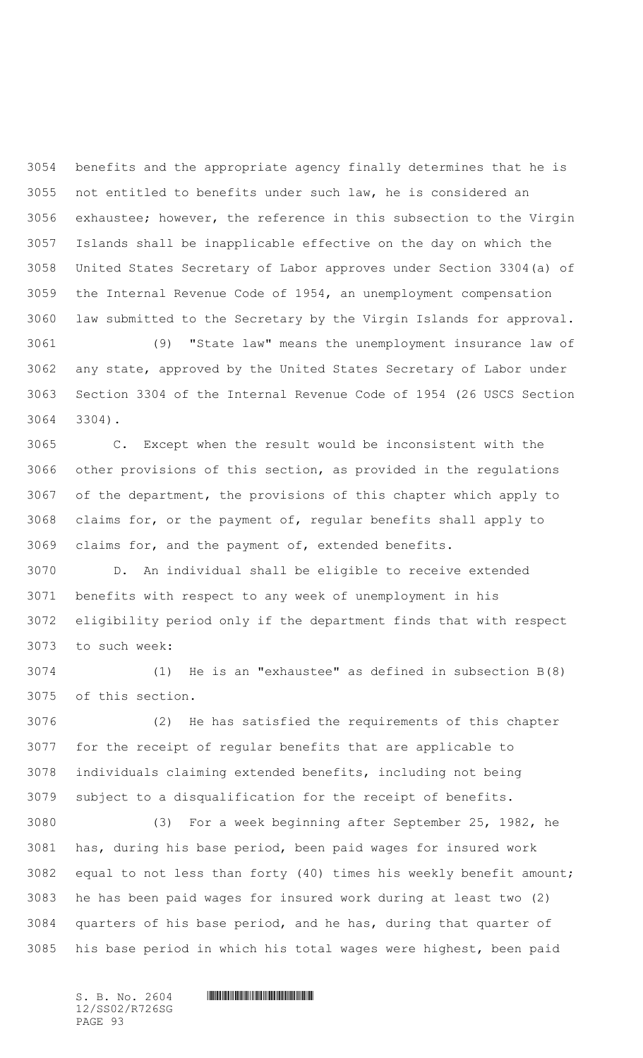benefits and the appropriate agency finally determines that he is not entitled to benefits under such law, he is considered an exhaustee; however, the reference in this subsection to the Virgin Islands shall be inapplicable effective on the day on which the United States Secretary of Labor approves under Section 3304(a) of the Internal Revenue Code of 1954, an unemployment compensation law submitted to the Secretary by the Virgin Islands for approval.

(9) "State law" means the unemployment insurance law of any state, approved by the United States Secretary of Labor under Section 3304 of the Internal Revenue Code of 1954 (26 USCS Section 3304).

C. Except when the result would be inconsistent with the other provisions of this section, as provided in the regulations of the department, the provisions of this chapter which apply to claims for, or the payment of, regular benefits shall apply to claims for, and the payment of, extended benefits.

D. An individual shall be eligible to receive extended benefits with respect to any week of unemployment in his eligibility period only if the department finds that with respect to such week:

(1) He is an "exhaustee" as defined in subsection B(8) of this section.

(2) He has satisfied the requirements of this chapter for the receipt of regular benefits that are applicable to individuals claiming extended benefits, including not being subject to a disqualification for the receipt of benefits.

(3) For a week beginning after September 25, 1982, he has, during his base period, been paid wages for insured work equal to not less than forty (40) times his weekly benefit amount; he has been paid wages for insured work during at least two (2) quarters of his base period, and he has, during that quarter of his base period in which his total wages were highest, been paid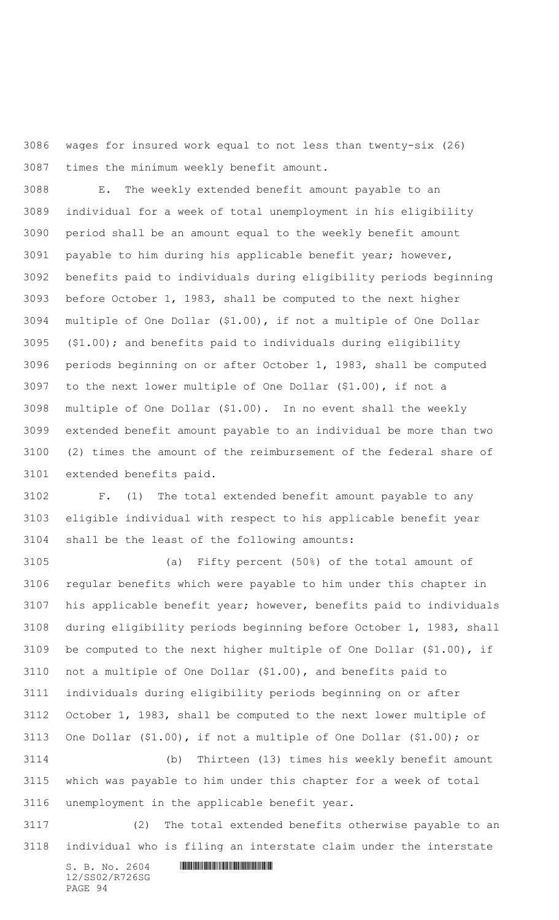wages for insured work equal to not less than twenty-six (26) times the minimum weekly benefit amount.

E. The weekly extended benefit amount payable to an individual for a week of total unemployment in his eligibility period shall be an amount equal to the weekly benefit amount payable to him during his applicable benefit year; however, benefits paid to individuals during eligibility periods beginning before October 1, 1983, shall be computed to the next higher multiple of One Dollar ($1.00), if not a multiple of One Dollar ($1.00); and benefits paid to individuals during eligibility periods beginning on or after October 1, 1983, shall be computed to the next lower multiple of One Dollar ($1.00), if not a multiple of One Dollar ($1.00). In no event shall the weekly extended benefit amount payable to an individual be more than two (2) times the amount of the reimbursement of the federal share of extended benefits paid.

F. (1) The total extended benefit amount payable to any eligible individual with respect to his applicable benefit year shall be the least of the following amounts:

(a) Fifty percent (50%) of the total amount of regular benefits which were payable to him under this chapter in his applicable benefit year; however, benefits paid to individuals during eligibility periods beginning before October 1, 1983, shall be computed to the next higher multiple of One Dollar ($1.00), if not a multiple of One Dollar ($1.00), and benefits paid to individuals during eligibility periods beginning on or after October 1, 1983, shall be computed to the next lower multiple of One Dollar ($1.00), if not a multiple of One Dollar ($1.00); or

(b) Thirteen (13) times his weekly benefit amount which was payable to him under this chapter for a week of total unemployment in the applicable benefit year.

(2) The total extended benefits otherwise payable to an individual who is filing an interstate claim under the interstate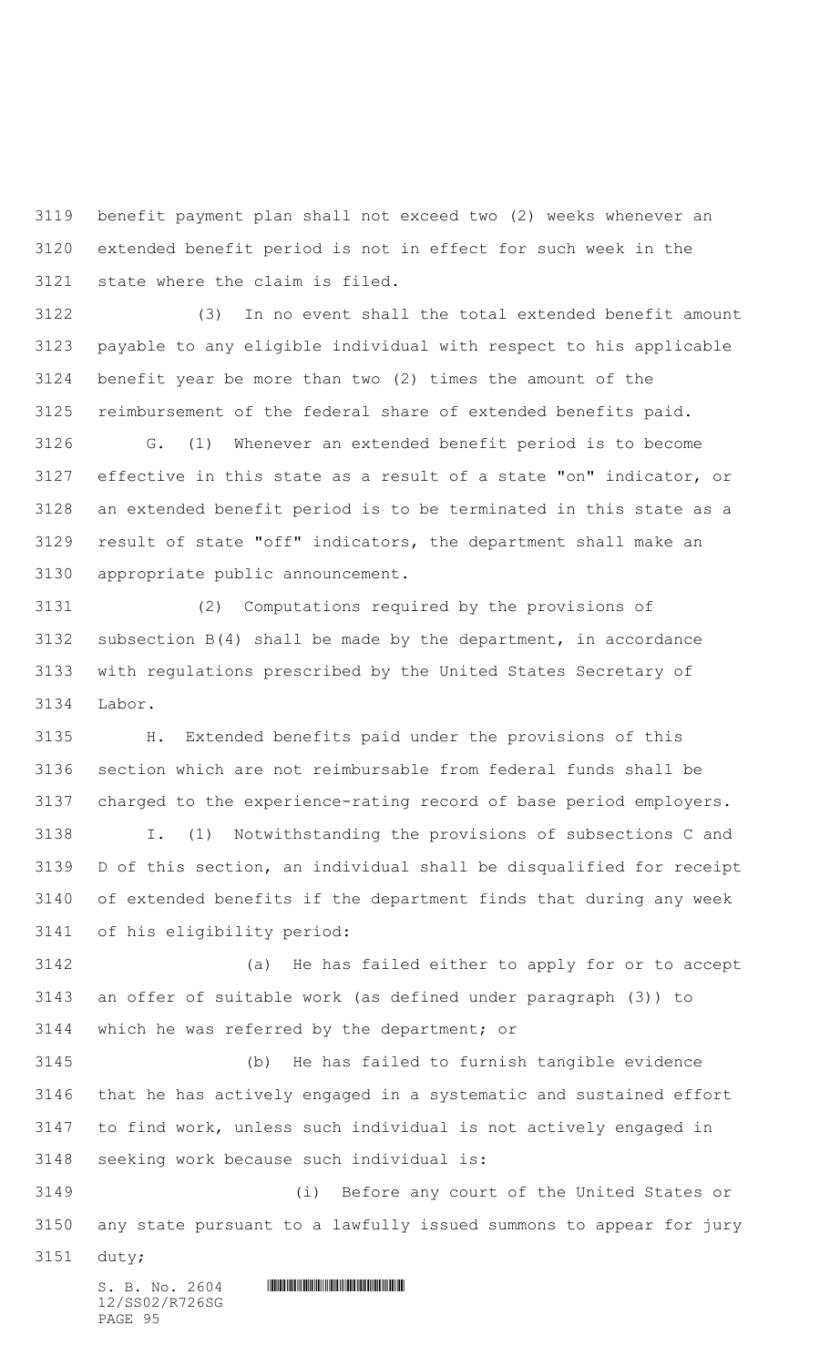benefit payment plan shall not exceed two (2) weeks whenever an extended benefit period is not in effect for such week in the state where the claim is filed.

(3) In no event shall the total extended benefit amount payable to any eligible individual with respect to his applicable benefit year be more than two (2) times the amount of the reimbursement of the federal share of extended benefits paid.

G. (1) Whenever an extended benefit period is to become effective in this state as a result of a state "on" indicator, or an extended benefit period is to be terminated in this state as a result of state "off" indicators, the department shall make an appropriate public announcement.

(2) Computations required by the provisions of subsection B(4) shall be made by the department, in accordance with regulations prescribed by the United States Secretary of Labor.

H. Extended benefits paid under the provisions of this section which are not reimbursable from federal funds shall be charged to the experience-rating record of base period employers.

I. (1) Notwithstanding the provisions of subsections C and D of this section, an individual shall be disqualified for receipt of extended benefits if the department finds that during any week of his eligibility period:

(a) He has failed either to apply for or to accept an offer of suitable work (as defined under paragraph (3)) to which he was referred by the department; or

(b) He has failed to furnish tangible evidence that he has actively engaged in a systematic and sustained effort to find work, unless such individual is not actively engaged in seeking work because such individual is:

(i) Before any court of the United States or any state pursuant to a lawfully issued summons to appear for jury duty;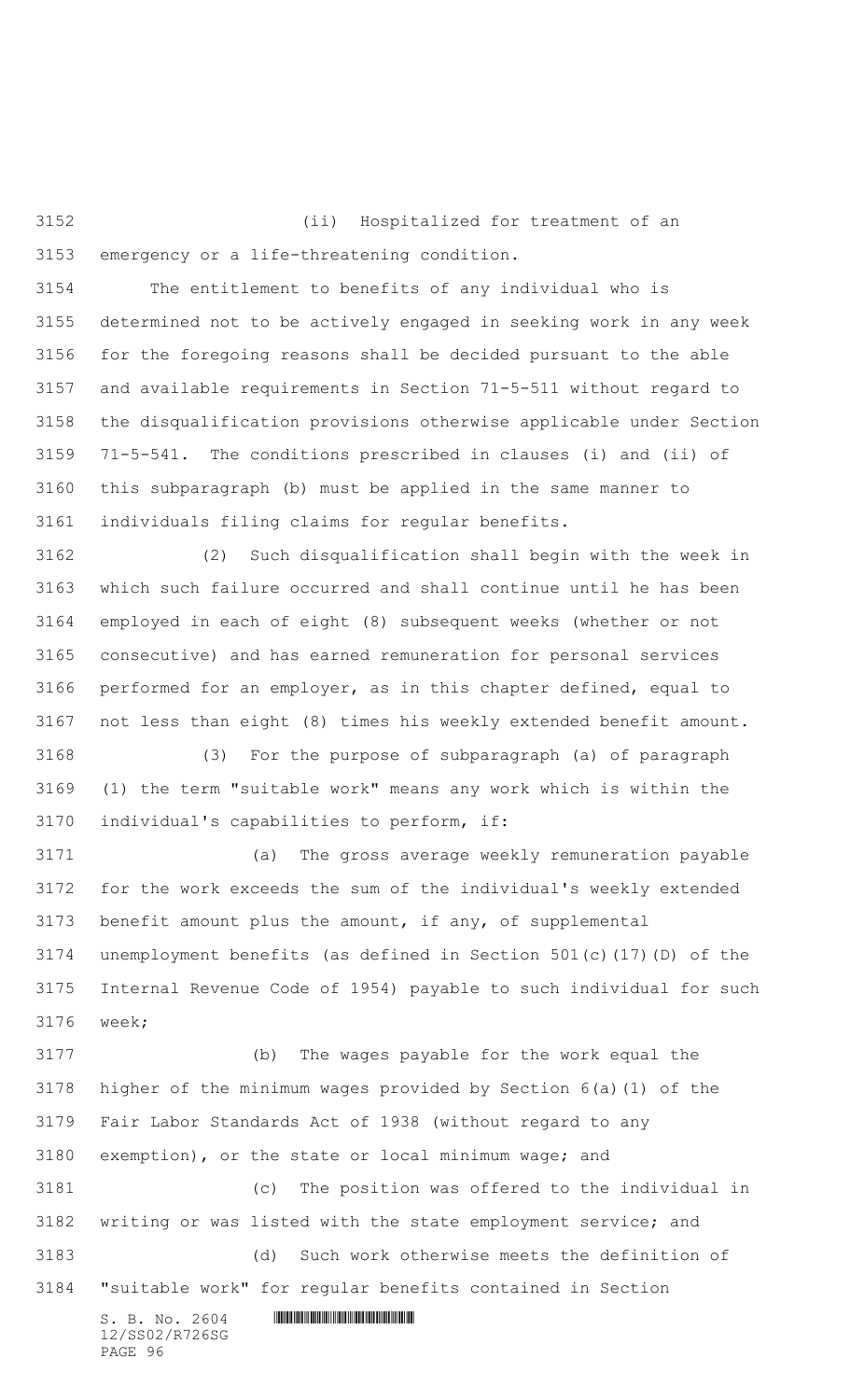(ii) Hospitalized for treatment of an emergency or a life-threatening condition.

The entitlement to benefits of any individual who is determined not to be actively engaged in seeking work in any week for the foregoing reasons shall be decided pursuant to the able and available requirements in Section 71-5-511 without regard to the disqualification provisions otherwise applicable under Section 71-5-541. The conditions prescribed in clauses (i) and (ii) of this subparagraph (b) must be applied in the same manner to individuals filing claims for regular benefits.

(2) Such disqualification shall begin with the week in which such failure occurred and shall continue until he has been employed in each of eight (8) subsequent weeks (whether or not consecutive) and has earned remuneration for personal services performed for an employer, as in this chapter defined, equal to not less than eight (8) times his weekly extended benefit amount.

(3) For the purpose of subparagraph (a) of paragraph (1) the term "suitable work" means any work which is within the individual's capabilities to perform, if:

(a) The gross average weekly remuneration payable for the work exceeds the sum of the individual's weekly extended benefit amount plus the amount, if any, of supplemental unemployment benefits (as defined in Section 501(c)(17)(D) of the Internal Revenue Code of 1954) payable to such individual for such week;

(b) The wages payable for the work equal the higher of the minimum wages provided by Section 6(a)(1) of the Fair Labor Standards Act of 1938 (without regard to any exemption), or the state or local minimum wage; and

(c) The position was offered to the individual in writing or was listed with the state employment service; and

(d) Such work otherwise meets the definition of "suitable work" for regular benefits contained in Section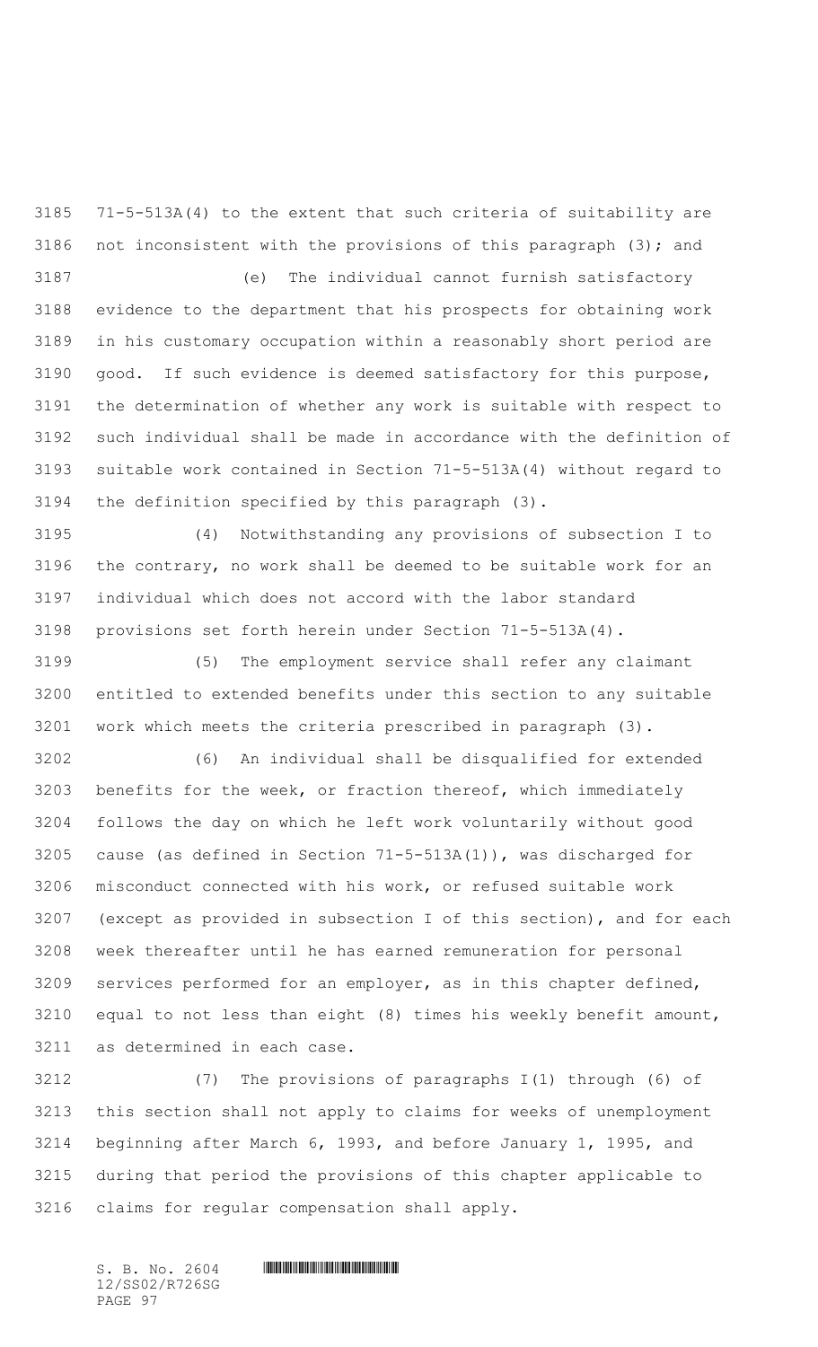71-5-513A(4) to the extent that such criteria of suitability are not inconsistent with the provisions of this paragraph (3); and

(e) The individual cannot furnish satisfactory evidence to the department that his prospects for obtaining work in his customary occupation within a reasonably short period are good. If such evidence is deemed satisfactory for this purpose, the determination of whether any work is suitable with respect to such individual shall be made in accordance with the definition of suitable work contained in Section 71-5-513A(4) without regard to the definition specified by this paragraph (3).

(4) Notwithstanding any provisions of subsection I to the contrary, no work shall be deemed to be suitable work for an individual which does not accord with the labor standard provisions set forth herein under Section 71-5-513A(4).

(5) The employment service shall refer any claimant entitled to extended benefits under this section to any suitable work which meets the criteria prescribed in paragraph (3).

(6) An individual shall be disqualified for extended benefits for the week, or fraction thereof, which immediately follows the day on which he left work voluntarily without good cause (as defined in Section 71-5-513A(1)), was discharged for misconduct connected with his work, or refused suitable work (except as provided in subsection I of this section), and for each week thereafter until he has earned remuneration for personal services performed for an employer, as in this chapter defined, equal to not less than eight (8) times his weekly benefit amount, as determined in each case.

(7) The provisions of paragraphs I(1) through (6) of this section shall not apply to claims for weeks of unemployment beginning after March 6, 1993, and before January 1, 1995, and during that period the provisions of this chapter applicable to claims for regular compensation shall apply.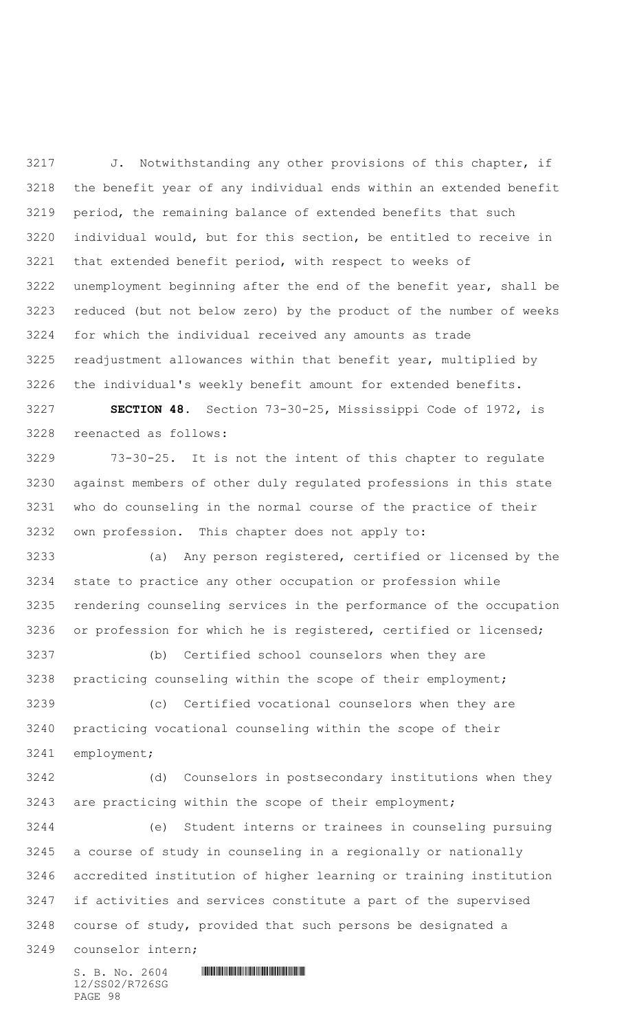J. Notwithstanding any other provisions of this chapter, if the benefit year of any individual ends within an extended benefit period, the remaining balance of extended benefits that such individual would, but for this section, be entitled to receive in that extended benefit period, with respect to weeks of unemployment beginning after the end of the benefit year, shall be reduced (but not below zero) by the product of the number of weeks for which the individual received any amounts as trade readjustment allowances within that benefit year, multiplied by the individual's weekly benefit amount for extended benefits.

**SECTION 48.** Section 73-30-25, Mississippi Code of 1972, is reenacted as follows:

73-30-25. It is not the intent of this chapter to regulate against members of other duly regulated professions in this state who do counseling in the normal course of the practice of their own profession. This chapter does not apply to:

(a) Any person registered, certified or licensed by the state to practice any other occupation or profession while rendering counseling services in the performance of the occupation or profession for which he is registered, certified or licensed;

(b) Certified school counselors when they are practicing counseling within the scope of their employment;

(c) Certified vocational counselors when they are practicing vocational counseling within the scope of their employment;

(d) Counselors in postsecondary institutions when they are practicing within the scope of their employment;

(e) Student interns or trainees in counseling pursuing a course of study in counseling in a regionally or nationally accredited institution of higher learning or training institution if activities and services constitute a part of the supervised course of study, provided that such persons be designated a counselor intern;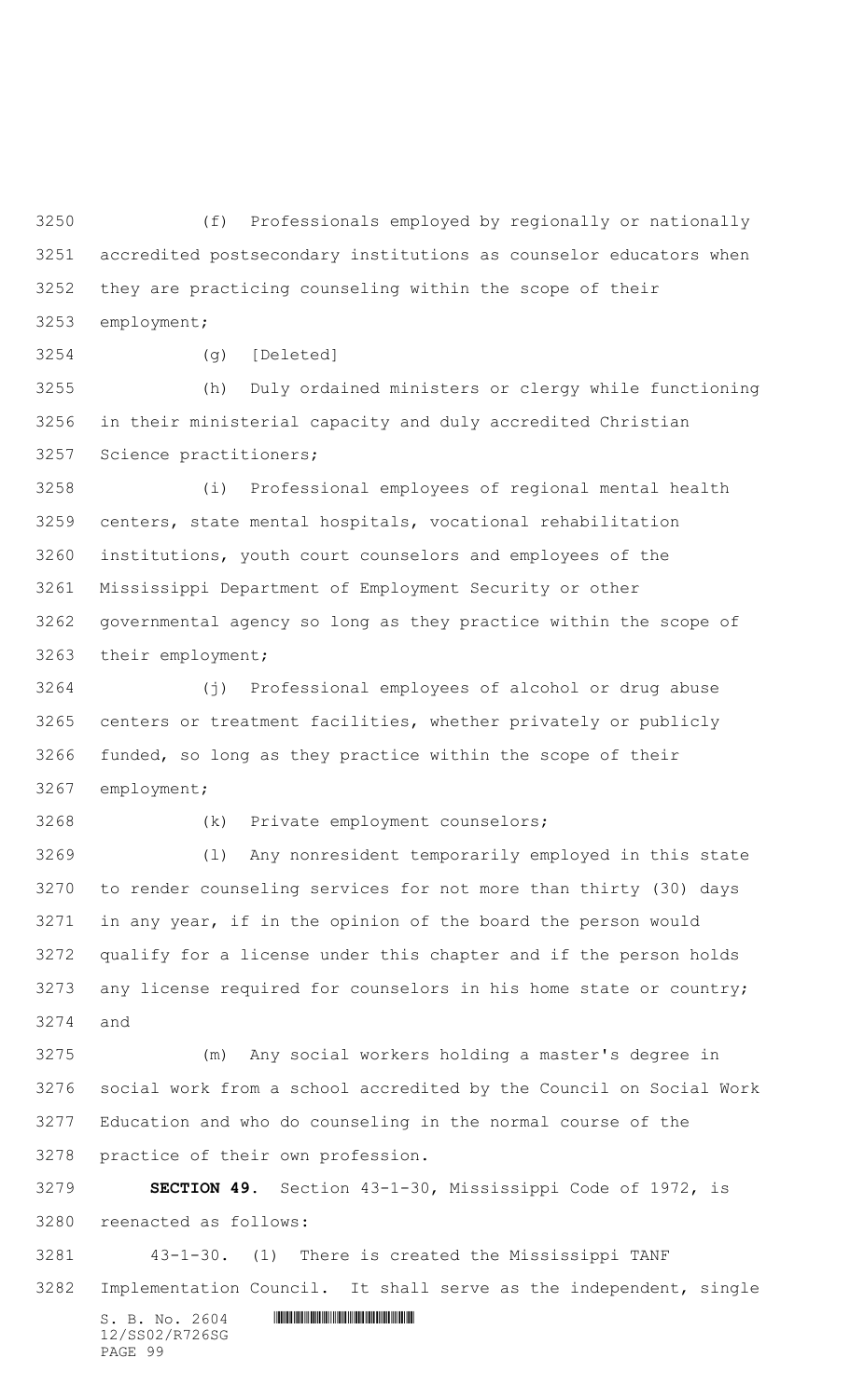(f) Professionals employed by regionally or nationally accredited postsecondary institutions as counselor educators when they are practicing counseling within the scope of their employment;

(g) [Deleted]

(h) Duly ordained ministers or clergy while functioning in their ministerial capacity and duly accredited Christian Science practitioners;

(i) Professional employees of regional mental health centers, state mental hospitals, vocational rehabilitation institutions, youth court counselors and employees of the Mississippi Department of Employment Security or other governmental agency so long as they practice within the scope of their employment;

(j) Professional employees of alcohol or drug abuse centers or treatment facilities, whether privately or publicly funded, so long as they practice within the scope of their employment;

(k) Private employment counselors;

(l) Any nonresident temporarily employed in this state to render counseling services for not more than thirty (30) days in any year, if in the opinion of the board the person would qualify for a license under this chapter and if the person holds any license required for counselors in his home state or country; and

(m) Any social workers holding a master's degree in social work from a school accredited by the Council on Social Work Education and who do counseling in the normal course of the practice of their own profession.

**SECTION 49.** Section 43-1-30, Mississippi Code of 1972, is reenacted as follows:

43-1-30. (1) There is created the Mississippi TANF Implementation Council. It shall serve as the independent, single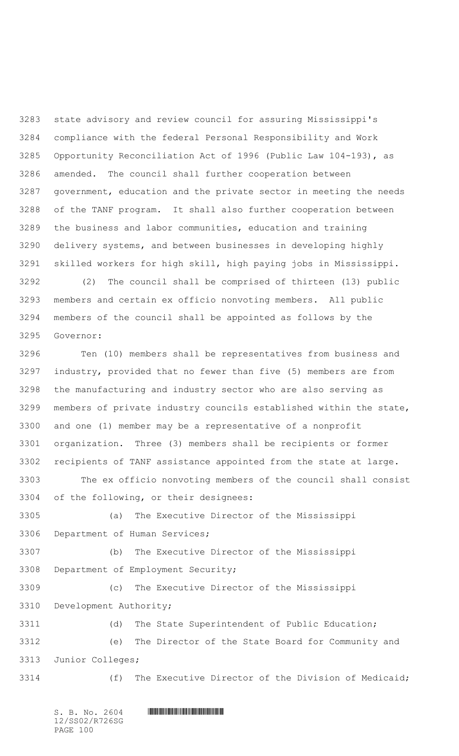state advisory and review council for assuring Mississippi's compliance with the federal Personal Responsibility and Work Opportunity Reconciliation Act of 1996 (Public Law 104-193), as amended. The council shall further cooperation between government, education and the private sector in meeting the needs of the TANF program. It shall also further cooperation between the business and labor communities, education and training delivery systems, and between businesses in developing highly skilled workers for high skill, high paying jobs in Mississippi.

(2) The council shall be comprised of thirteen (13) public members and certain ex officio nonvoting members. All public members of the council shall be appointed as follows by the Governor:

Ten (10) members shall be representatives from business and industry, provided that no fewer than five (5) members are from the manufacturing and industry sector who are also serving as members of private industry councils established within the state, and one (1) member may be a representative of a nonprofit organization. Three (3) members shall be recipients or former recipients of TANF assistance appointed from the state at large.

The ex officio nonvoting members of the council shall consist of the following, or their designees:

(a) The Executive Director of the Mississippi Department of Human Services;

(b) The Executive Director of the Mississippi Department of Employment Security;

(c) The Executive Director of the Mississippi Development Authority;

(d) The State Superintendent of Public Education;

(e) The Director of the State Board for Community and Junior Colleges;

(f) The Executive Director of the Division of Medicaid;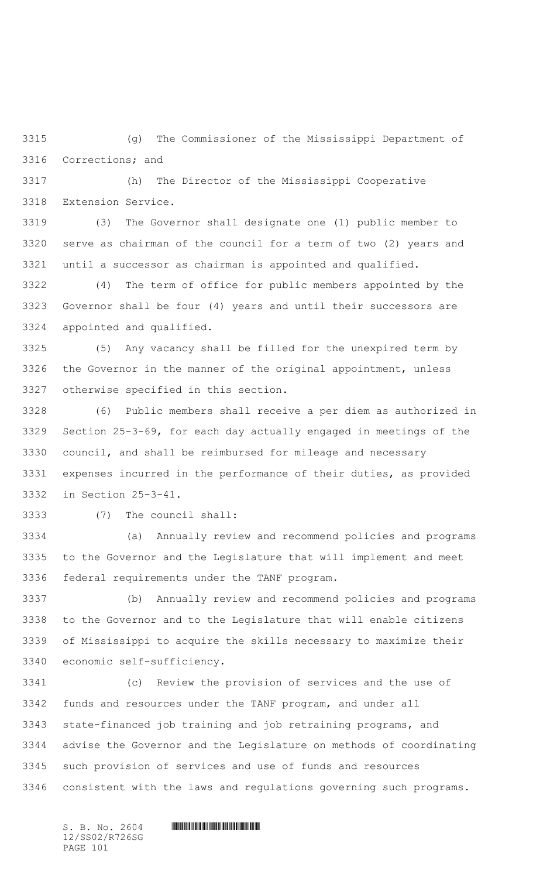(g) The Commissioner of the Mississippi Department of Corrections; and

(h) The Director of the Mississippi Cooperative Extension Service.

(3) The Governor shall designate one (1) public member to serve as chairman of the council for a term of two (2) years and until a successor as chairman is appointed and qualified.

(4) The term of office for public members appointed by the Governor shall be four (4) years and until their successors are appointed and qualified.

(5) Any vacancy shall be filled for the unexpired term by the Governor in the manner of the original appointment, unless otherwise specified in this section.

(6) Public members shall receive a per diem as authorized in Section 25-3-69, for each day actually engaged in meetings of the council, and shall be reimbursed for mileage and necessary expenses incurred in the performance of their duties, as provided in Section 25-3-41.

(7) The council shall:

(a) Annually review and recommend policies and programs to the Governor and the Legislature that will implement and meet federal requirements under the TANF program.

(b) Annually review and recommend policies and programs to the Governor and to the Legislature that will enable citizens of Mississippi to acquire the skills necessary to maximize their economic self-sufficiency.

(c) Review the provision of services and the use of funds and resources under the TANF program, and under all state-financed job training and job retraining programs, and advise the Governor and the Legislature on methods of coordinating such provision of services and use of funds and resources consistent with the laws and regulations governing such programs.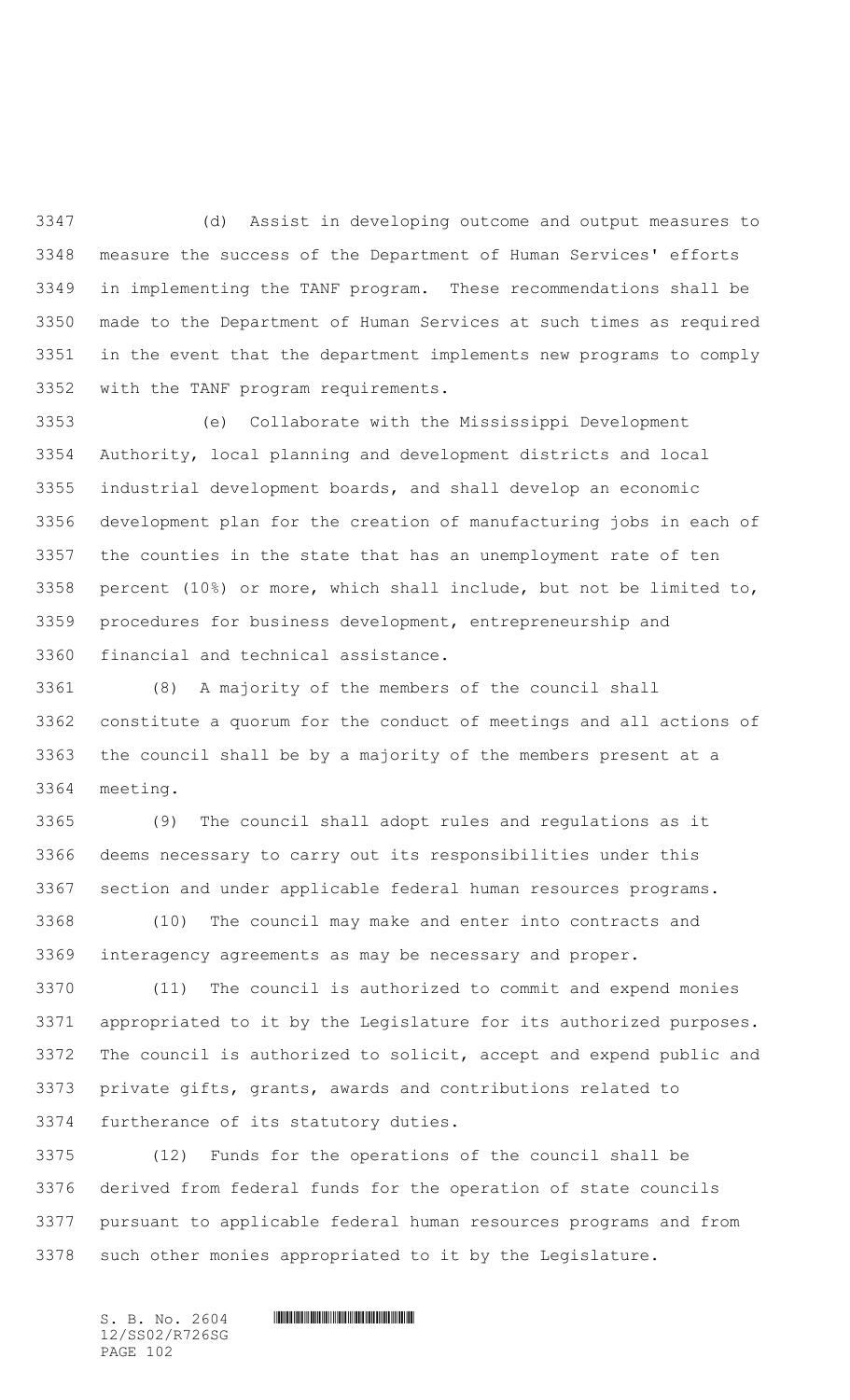(d) Assist in developing outcome and output measures to measure the success of the Department of Human Services' efforts in implementing the TANF program. These recommendations shall be made to the Department of Human Services at such times as required in the event that the department implements new programs to comply with the TANF program requirements.

(e) Collaborate with the Mississippi Development Authority, local planning and development districts and local industrial development boards, and shall develop an economic development plan for the creation of manufacturing jobs in each of the counties in the state that has an unemployment rate of ten percent (10%) or more, which shall include, but not be limited to, procedures for business development, entrepreneurship and financial and technical assistance.

(8) A majority of the members of the council shall constitute a quorum for the conduct of meetings and all actions of the council shall be by a majority of the members present at a meeting.

(9) The council shall adopt rules and regulations as it deems necessary to carry out its responsibilities under this section and under applicable federal human resources programs.

(10) The council may make and enter into contracts and interagency agreements as may be necessary and proper.

(11) The council is authorized to commit and expend monies appropriated to it by the Legislature for its authorized purposes. The council is authorized to solicit, accept and expend public and private gifts, grants, awards and contributions related to furtherance of its statutory duties.

(12) Funds for the operations of the council shall be derived from federal funds for the operation of state councils pursuant to applicable federal human resources programs and from such other monies appropriated to it by the Legislature.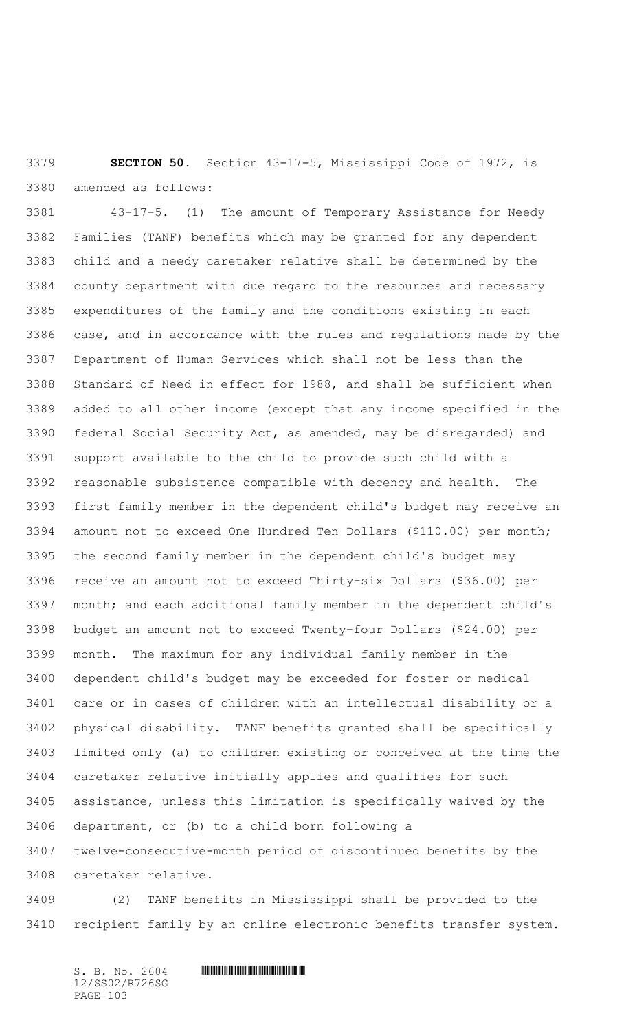**SECTION 50.** Section 43-17-5, Mississippi Code of 1972, is amended as follows:

43-17-5. (1) The amount of Temporary Assistance for Needy Families (TANF) benefits which may be granted for any dependent child and a needy caretaker relative shall be determined by the county department with due regard to the resources and necessary expenditures of the family and the conditions existing in each case, and in accordance with the rules and regulations made by the Department of Human Services which shall not be less than the Standard of Need in effect for 1988, and shall be sufficient when added to all other income (except that any income specified in the federal Social Security Act, as amended, may be disregarded) and support available to the child to provide such child with a reasonable subsistence compatible with decency and health. The first family member in the dependent child's budget may receive an amount not to exceed One Hundred Ten Dollars ($110.00) per month; the second family member in the dependent child's budget may receive an amount not to exceed Thirty-six Dollars ($36.00) per month; and each additional family member in the dependent child's budget an amount not to exceed Twenty-four Dollars ($24.00) per month. The maximum for any individual family member in the dependent child's budget may be exceeded for foster or medical care or in cases of children with an intellectual disability or a physical disability. TANF benefits granted shall be specifically limited only (a) to children existing or conceived at the time the caretaker relative initially applies and qualifies for such assistance, unless this limitation is specifically waived by the department, or (b) to a child born following a twelve-consecutive-month period of discontinued benefits by the caretaker relative.

(2) TANF benefits in Mississippi shall be provided to the recipient family by an online electronic benefits transfer system.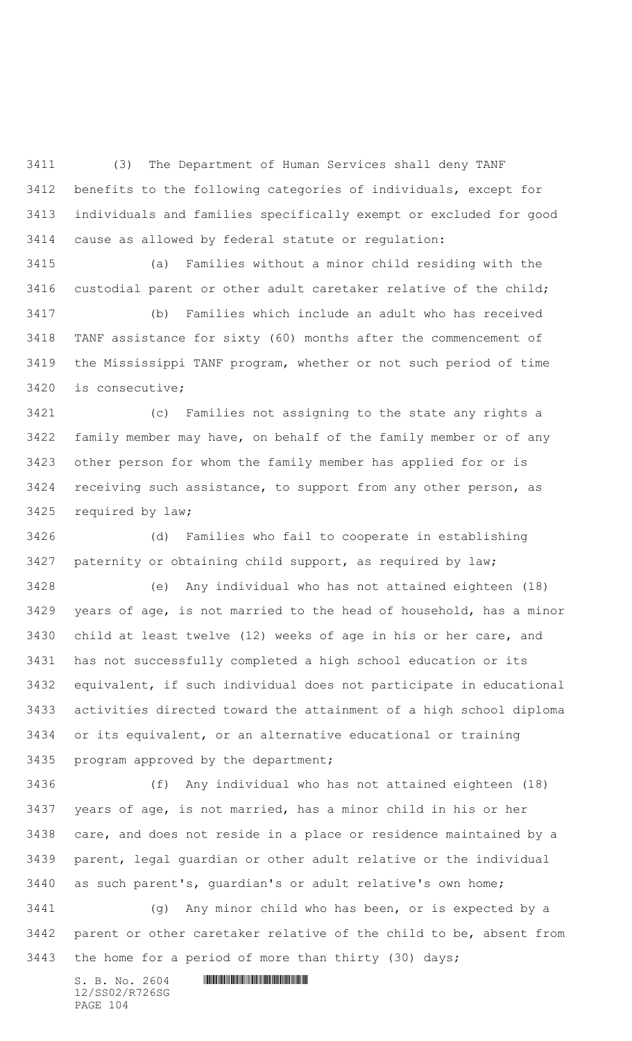(3) The Department of Human Services shall deny TANF benefits to the following categories of individuals, except for individuals and families specifically exempt or excluded for good cause as allowed by federal statute or regulation:

(a) Families without a minor child residing with the custodial parent or other adult caretaker relative of the child;

(b) Families which include an adult who has received TANF assistance for sixty (60) months after the commencement of the Mississippi TANF program, whether or not such period of time is consecutive;

(c) Families not assigning to the state any rights a family member may have, on behalf of the family member or of any other person for whom the family member has applied for or is receiving such assistance, to support from any other person, as required by law;

(d) Families who fail to cooperate in establishing paternity or obtaining child support, as required by law;

(e) Any individual who has not attained eighteen (18) years of age, is not married to the head of household, has a minor child at least twelve (12) weeks of age in his or her care, and has not successfully completed a high school education or its equivalent, if such individual does not participate in educational activities directed toward the attainment of a high school diploma or its equivalent, or an alternative educational or training program approved by the department;

(f) Any individual who has not attained eighteen (18) years of age, is not married, has a minor child in his or her care, and does not reside in a place or residence maintained by a parent, legal guardian or other adult relative or the individual as such parent's, guardian's or adult relative's own home;

(g) Any minor child who has been, or is expected by a parent or other caretaker relative of the child to be, absent from the home for a period of more than thirty (30) days;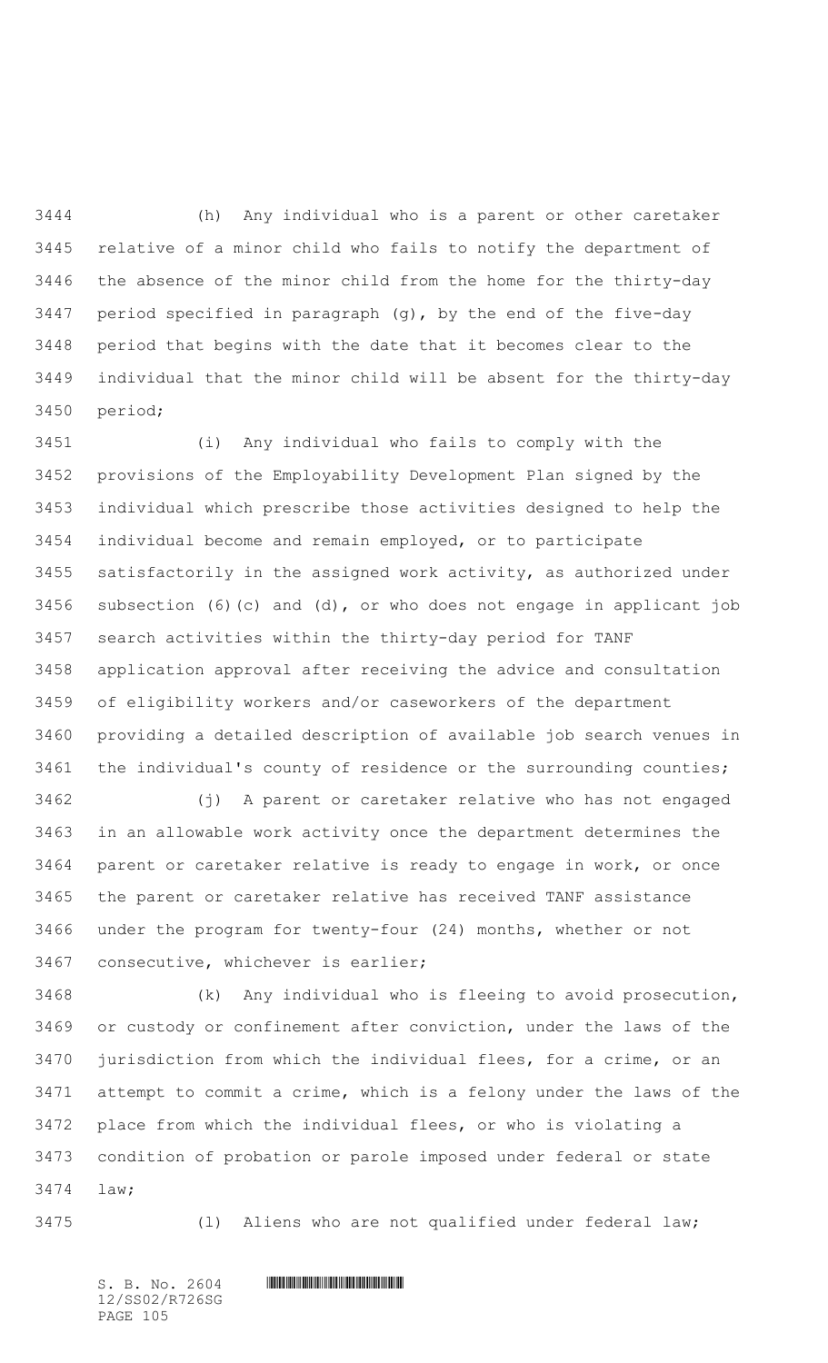(h) Any individual who is a parent or other caretaker relative of a minor child who fails to notify the department of the absence of the minor child from the home for the thirty-day period specified in paragraph (g), by the end of the five-day period that begins with the date that it becomes clear to the individual that the minor child will be absent for the thirty-day period;

(i) Any individual who fails to comply with the provisions of the Employability Development Plan signed by the individual which prescribe those activities designed to help the individual become and remain employed, or to participate satisfactorily in the assigned work activity, as authorized under subsection (6)(c) and (d), or who does not engage in applicant job search activities within the thirty-day period for TANF application approval after receiving the advice and consultation of eligibility workers and/or caseworkers of the department providing a detailed description of available job search venues in the individual's county of residence or the surrounding counties;

(j) A parent or caretaker relative who has not engaged in an allowable work activity once the department determines the parent or caretaker relative is ready to engage in work, or once the parent or caretaker relative has received TANF assistance under the program for twenty-four (24) months, whether or not consecutive, whichever is earlier;

(k) Any individual who is fleeing to avoid prosecution, or custody or confinement after conviction, under the laws of the jurisdiction from which the individual flees, for a crime, or an attempt to commit a crime, which is a felony under the laws of the place from which the individual flees, or who is violating a condition of probation or parole imposed under federal or state law;

(l) Aliens who are not qualified under federal law;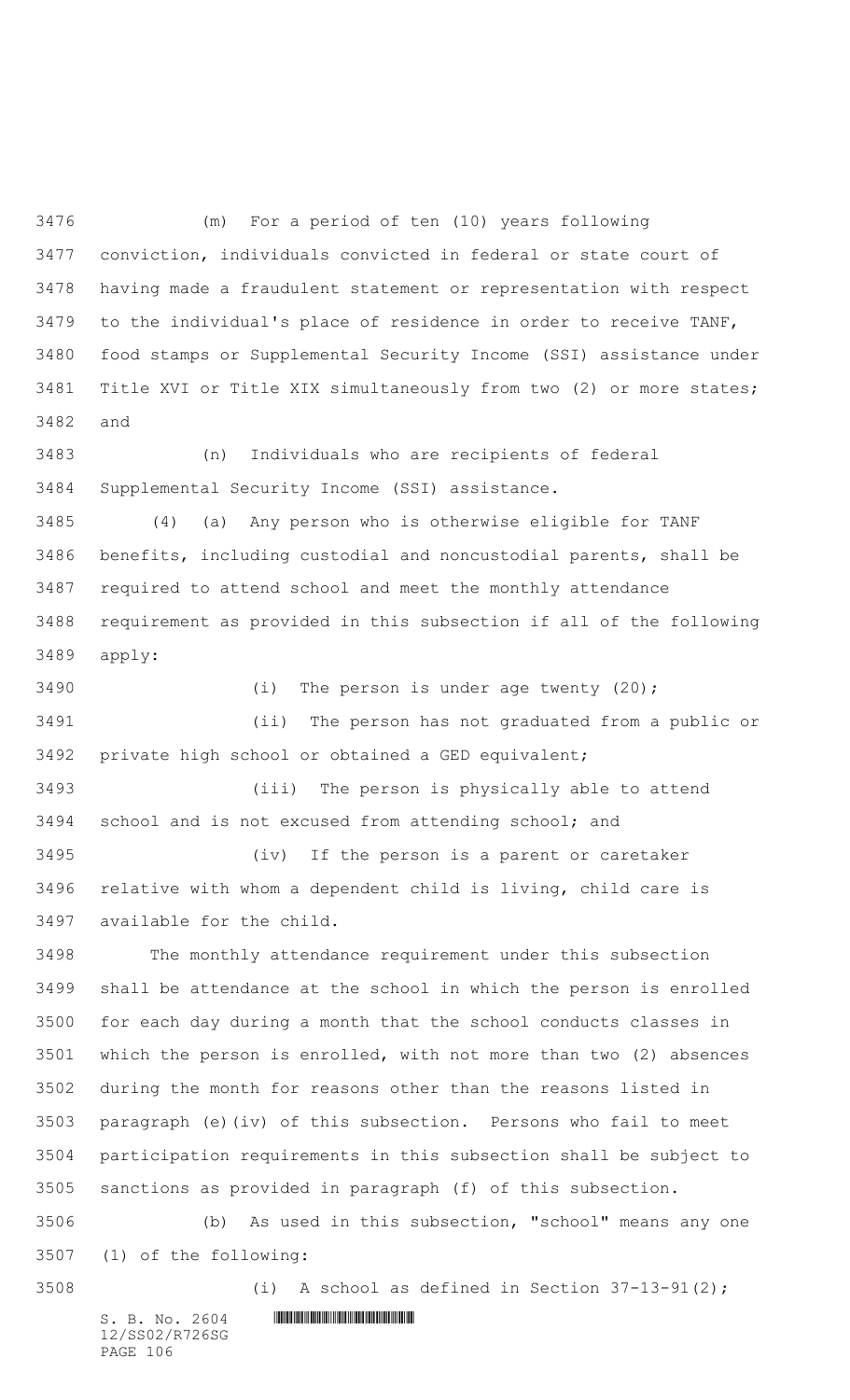(m) For a period of ten (10) years following conviction, individuals convicted in federal or state court of having made a fraudulent statement or representation with respect to the individual's place of residence in order to receive TANF, food stamps or Supplemental Security Income (SSI) assistance under Title XVI or Title XIX simultaneously from two (2) or more states; and

(n) Individuals who are recipients of federal Supplemental Security Income (SSI) assistance.

(4) (a) Any person who is otherwise eligible for TANF benefits, including custodial and noncustodial parents, shall be required to attend school and meet the monthly attendance requirement as provided in this subsection if all of the following apply:

(i) The person is under age twenty (20);

(ii) The person has not graduated from a public or private high school or obtained a GED equivalent;

(iii) The person is physically able to attend school and is not excused from attending school; and

(iv) If the person is a parent or caretaker relative with whom a dependent child is living, child care is available for the child.

The monthly attendance requirement under this subsection shall be attendance at the school in which the person is enrolled for each day during a month that the school conducts classes in which the person is enrolled, with not more than two (2) absences during the month for reasons other than the reasons listed in paragraph (e)(iv) of this subsection. Persons who fail to meet participation requirements in this subsection shall be subject to sanctions as provided in paragraph (f) of this subsection.

(b) As used in this subsection, "school" means any one (1) of the following:

(i) A school as defined in Section 37-13-91(2);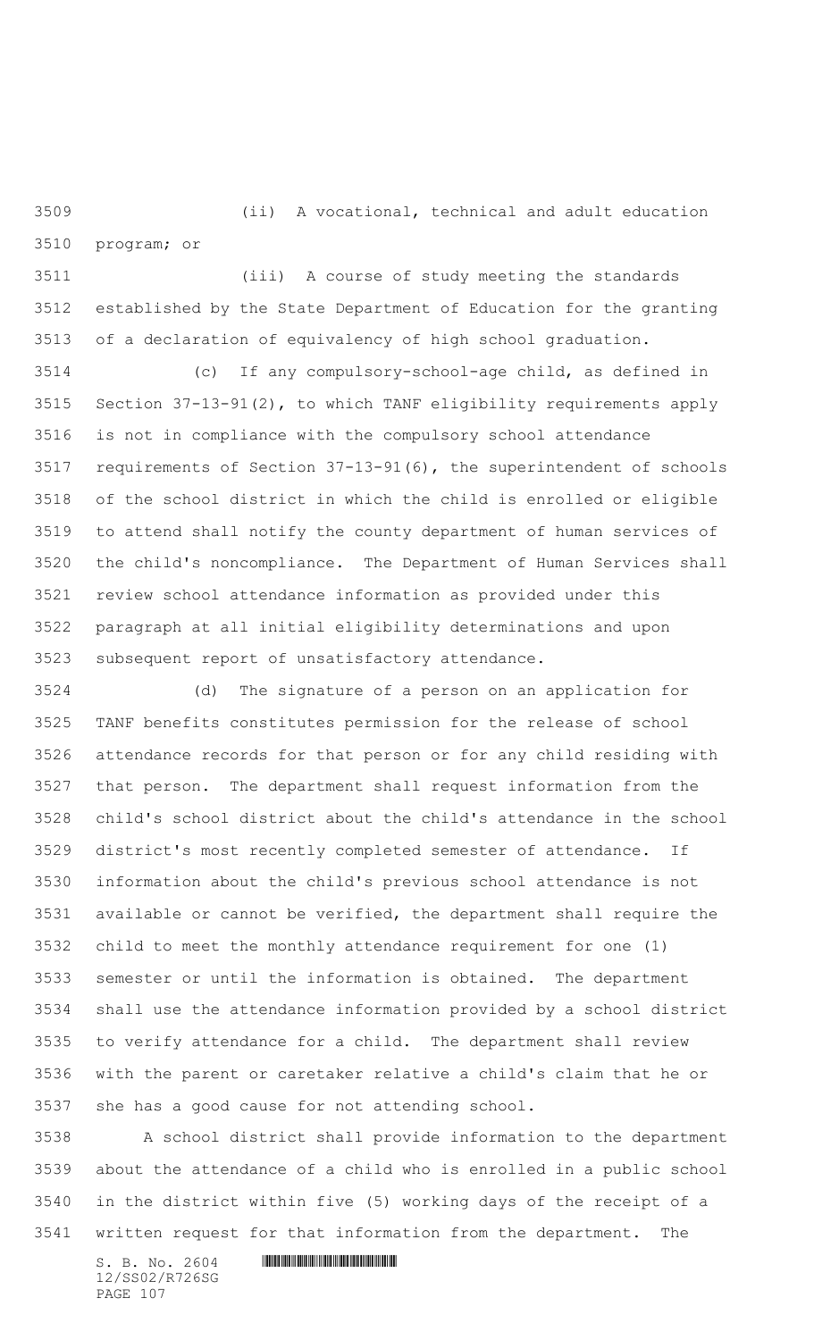(ii) A vocational, technical and adult education program; or

(iii) A course of study meeting the standards established by the State Department of Education for the granting of a declaration of equivalency of high school graduation.

(c) If any compulsory-school-age child, as defined in Section 37-13-91(2), to which TANF eligibility requirements apply is not in compliance with the compulsory school attendance requirements of Section 37-13-91(6), the superintendent of schools of the school district in which the child is enrolled or eligible to attend shall notify the county department of human services of the child's noncompliance. The Department of Human Services shall review school attendance information as provided under this paragraph at all initial eligibility determinations and upon subsequent report of unsatisfactory attendance.

(d) The signature of a person on an application for TANF benefits constitutes permission for the release of school attendance records for that person or for any child residing with that person. The department shall request information from the child's school district about the child's attendance in the school district's most recently completed semester of attendance. If information about the child's previous school attendance is not available or cannot be verified, the department shall require the child to meet the monthly attendance requirement for one (1) semester or until the information is obtained. The department shall use the attendance information provided by a school district to verify attendance for a child. The department shall review with the parent or caretaker relative a child's claim that he or she has a good cause for not attending school.

A school district shall provide information to the department about the attendance of a child who is enrolled in a public school in the district within five (5) working days of the receipt of a written request for that information from the department. The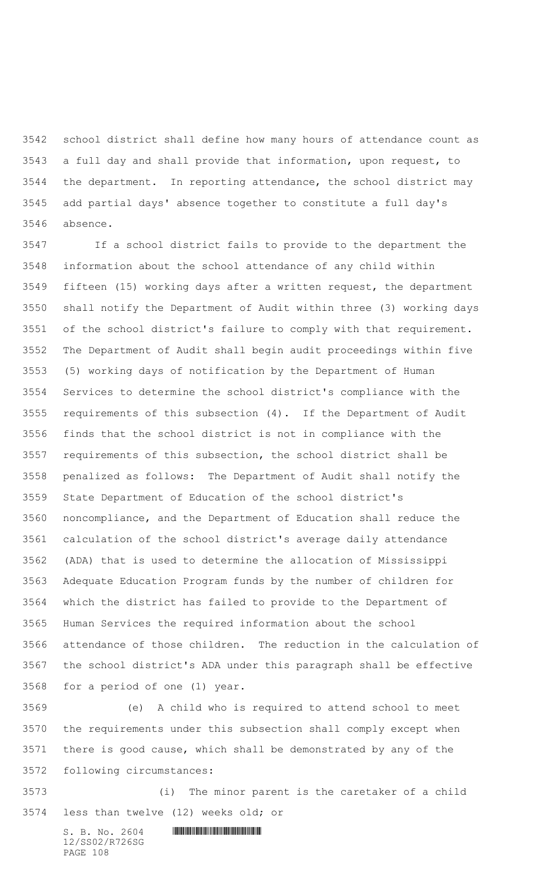school district shall define how many hours of attendance count as a full day and shall provide that information, upon request, to the department. In reporting attendance, the school district may add partial days' absence together to constitute a full day's absence.

If a school district fails to provide to the department the information about the school attendance of any child within fifteen (15) working days after a written request, the department shall notify the Department of Audit within three (3) working days of the school district's failure to comply with that requirement. The Department of Audit shall begin audit proceedings within five (5) working days of notification by the Department of Human Services to determine the school district's compliance with the requirements of this subsection (4). If the Department of Audit finds that the school district is not in compliance with the requirements of this subsection, the school district shall be penalized as follows: The Department of Audit shall notify the State Department of Education of the school district's noncompliance, and the Department of Education shall reduce the calculation of the school district's average daily attendance (ADA) that is used to determine the allocation of Mississippi Adequate Education Program funds by the number of children for which the district has failed to provide to the Department of Human Services the required information about the school attendance of those children. The reduction in the calculation of the school district's ADA under this paragraph shall be effective for a period of one (1) year.

(e) A child who is required to attend school to meet the requirements under this subsection shall comply except when there is good cause, which shall be demonstrated by any of the following circumstances:

(i) The minor parent is the caretaker of a child less than twelve (12) weeks old; or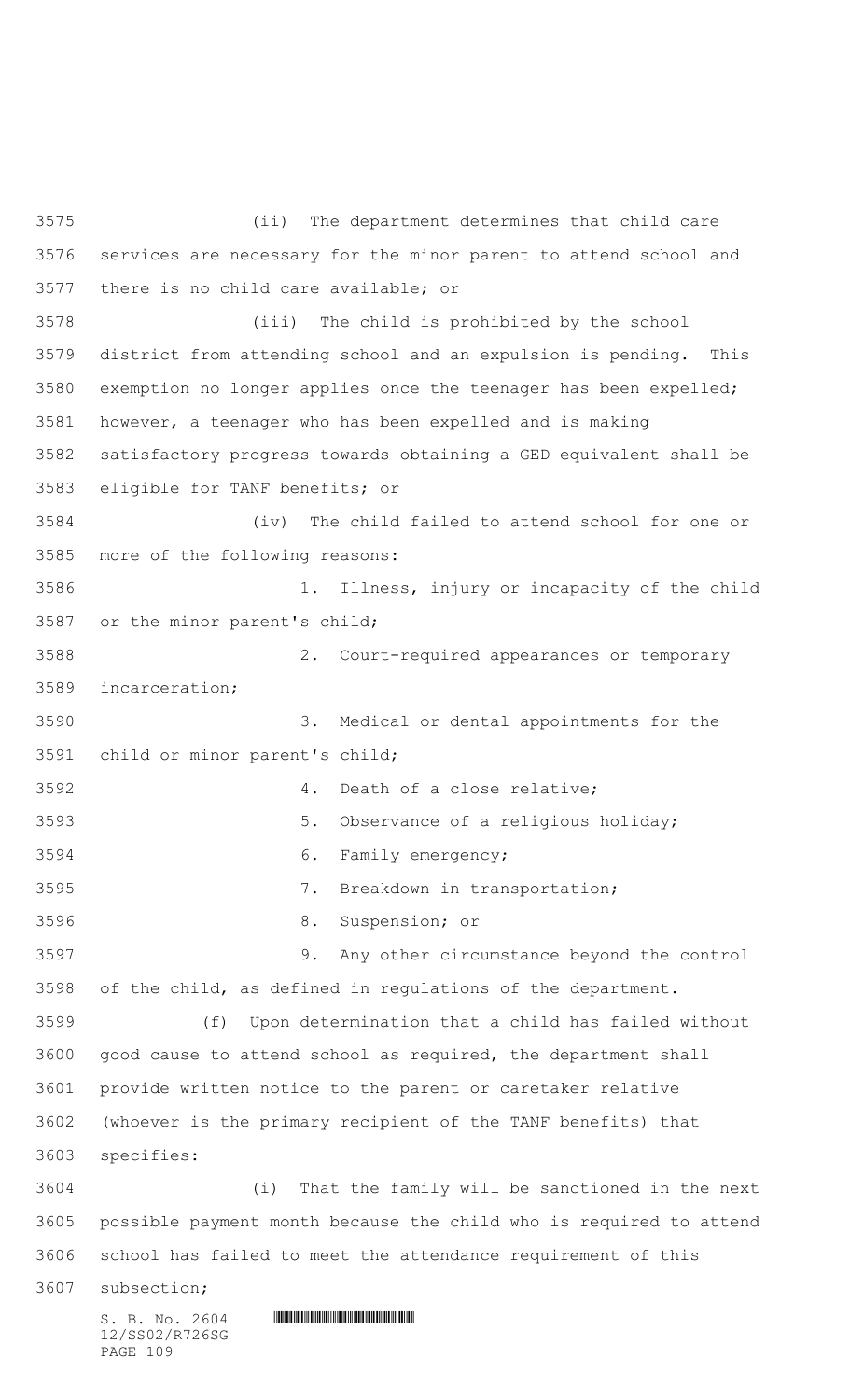(ii) The department determines that child care services are necessary for the minor parent to attend school and there is no child care available; or

(iii) The child is prohibited by the school district from attending school and an expulsion is pending. This exemption no longer applies once the teenager has been expelled; however, a teenager who has been expelled and is making satisfactory progress towards obtaining a GED equivalent shall be eligible for TANF benefits; or

(iv) The child failed to attend school for one or more of the following reasons:

1. Illness, injury or incapacity of the child or the minor parent's child;

2. Court-required appearances or temporary incarceration;

3. Medical or dental appointments for the child or minor parent's child;

4. Death of a close relative;

5. Observance of a religious holiday;

6. Family emergency;

7. Breakdown in transportation;

8. Suspension; or

9. Any other circumstance beyond the control of the child, as defined in regulations of the department.

(f) Upon determination that a child has failed without good cause to attend school as required, the department shall provide written notice to the parent or caretaker relative (whoever is the primary recipient of the TANF benefits) that specifies:

(i) That the family will be sanctioned in the next possible payment month because the child who is required to attend school has failed to meet the attendance requirement of this subsection;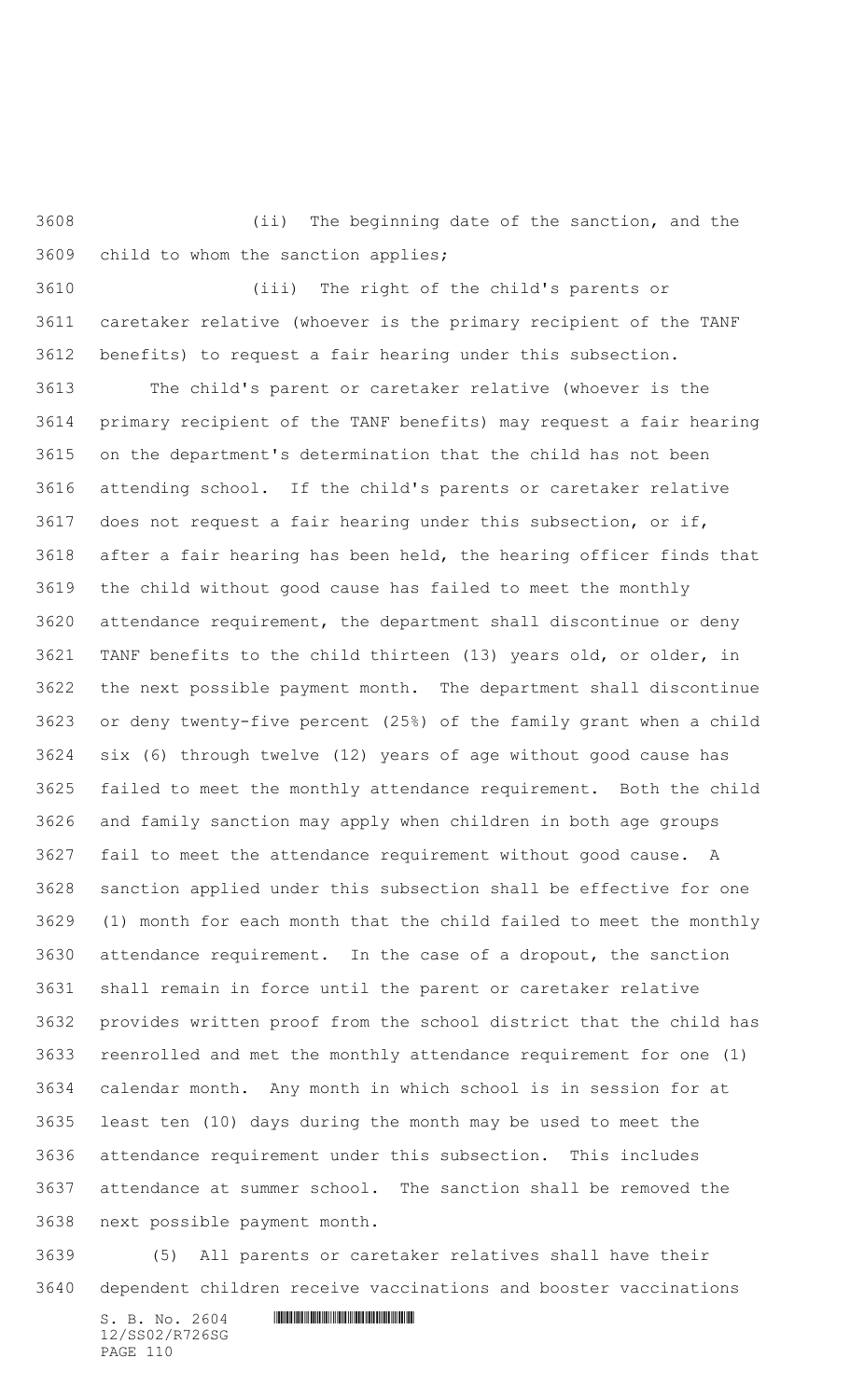(ii) The beginning date of the sanction, and the child to whom the sanction applies;

(iii) The right of the child's parents or caretaker relative (whoever is the primary recipient of the TANF benefits) to request a fair hearing under this subsection.

The child's parent or caretaker relative (whoever is the primary recipient of the TANF benefits) may request a fair hearing on the department's determination that the child has not been attending school. If the child's parents or caretaker relative does not request a fair hearing under this subsection, or if, after a fair hearing has been held, the hearing officer finds that the child without good cause has failed to meet the monthly attendance requirement, the department shall discontinue or deny TANF benefits to the child thirteen (13) years old, or older, in the next possible payment month. The department shall discontinue or deny twenty-five percent (25%) of the family grant when a child six (6) through twelve (12) years of age without good cause has failed to meet the monthly attendance requirement. Both the child and family sanction may apply when children in both age groups fail to meet the attendance requirement without good cause. A sanction applied under this subsection shall be effective for one (1) month for each month that the child failed to meet the monthly attendance requirement. In the case of a dropout, the sanction shall remain in force until the parent or caretaker relative provides written proof from the school district that the child has reenrolled and met the monthly attendance requirement for one (1) calendar month. Any month in which school is in session for at least ten (10) days during the month may be used to meet the attendance requirement under this subsection. This includes attendance at summer school. The sanction shall be removed the next possible payment month.

(5) All parents or caretaker relatives shall have their dependent children receive vaccinations and booster vaccinations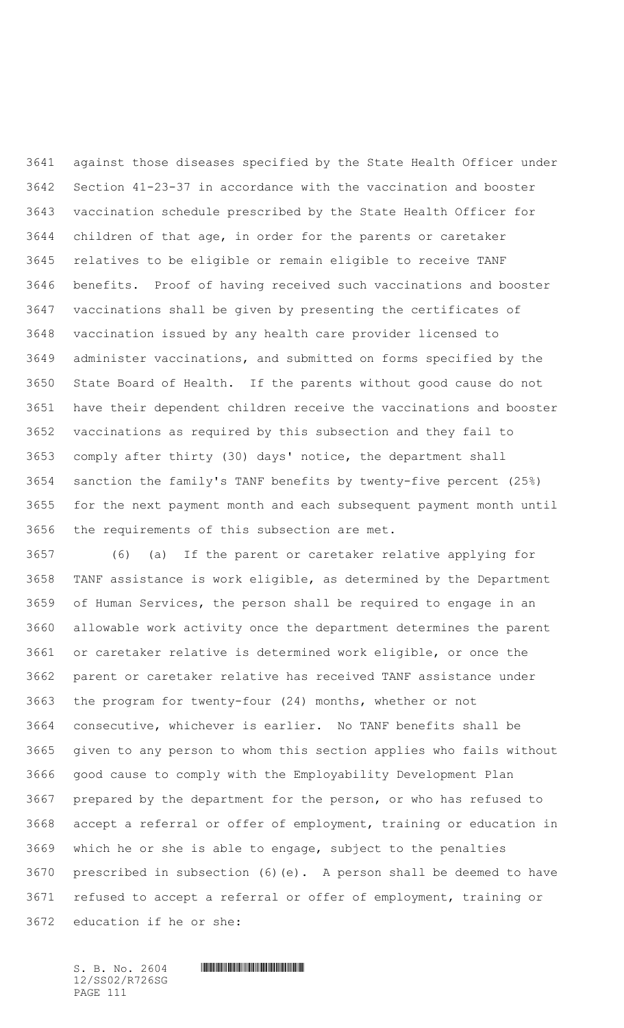against those diseases specified by the State Health Officer under Section 41-23-37 in accordance with the vaccination and booster vaccination schedule prescribed by the State Health Officer for children of that age, in order for the parents or caretaker relatives to be eligible or remain eligible to receive TANF benefits. Proof of having received such vaccinations and booster vaccinations shall be given by presenting the certificates of vaccination issued by any health care provider licensed to administer vaccinations, and submitted on forms specified by the State Board of Health. If the parents without good cause do not have their dependent children receive the vaccinations and booster vaccinations as required by this subsection and they fail to comply after thirty (30) days' notice, the department shall sanction the family's TANF benefits by twenty-five percent (25%) for the next payment month and each subsequent payment month until the requirements of this subsection are met.

(6) (a) If the parent or caretaker relative applying for TANF assistance is work eligible, as determined by the Department of Human Services, the person shall be required to engage in an allowable work activity once the department determines the parent or caretaker relative is determined work eligible, or once the parent or caretaker relative has received TANF assistance under the program for twenty-four (24) months, whether or not consecutive, whichever is earlier. No TANF benefits shall be given to any person to whom this section applies who fails without good cause to comply with the Employability Development Plan prepared by the department for the person, or who has refused to accept a referral or offer of employment, training or education in which he or she is able to engage, subject to the penalties prescribed in subsection (6)(e). A person shall be deemed to have refused to accept a referral or offer of employment, training or education if he or she: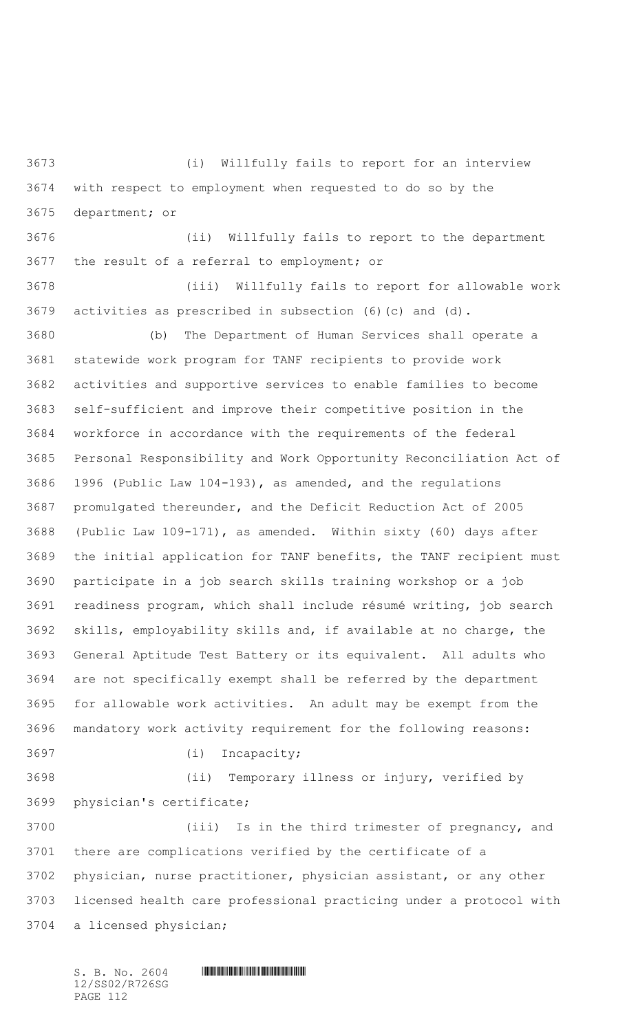(i) Willfully fails to report for an interview with respect to employment when requested to do so by the department; or

(ii) Willfully fails to report to the department the result of a referral to employment; or

(iii) Willfully fails to report for allowable work activities as prescribed in subsection (6)(c) and (d).

(b) The Department of Human Services shall operate a statewide work program for TANF recipients to provide work activities and supportive services to enable families to become self-sufficient and improve their competitive position in the workforce in accordance with the requirements of the federal Personal Responsibility and Work Opportunity Reconciliation Act of 1996 (Public Law 104-193), as amended, and the regulations promulgated thereunder, and the Deficit Reduction Act of 2005 (Public Law 109-171), as amended. Within sixty (60) days after the initial application for TANF benefits, the TANF recipient must participate in a job search skills training workshop or a job readiness program, which shall include résumé writing, job search skills, employability skills and, if available at no charge, the General Aptitude Test Battery or its equivalent. All adults who are not specifically exempt shall be referred by the department for allowable work activities. An adult may be exempt from the mandatory work activity requirement for the following reasons:

(i) Incapacity;

(ii) Temporary illness or injury, verified by physician's certificate;

(iii) Is in the third trimester of pregnancy, and there are complications verified by the certificate of a physician, nurse practitioner, physician assistant, or any other licensed health care professional practicing under a protocol with a licensed physician;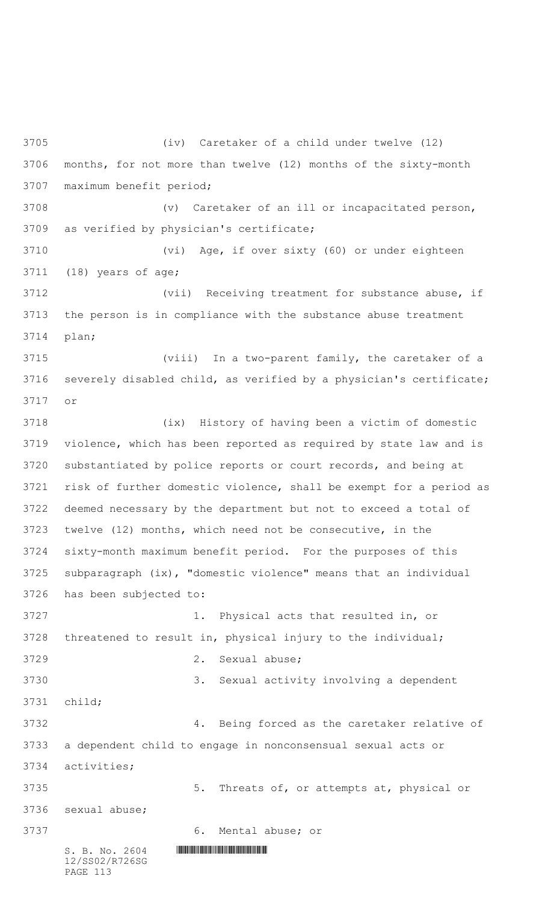(iv) Caretaker of a child under twelve (12) months, for not more than twelve (12) months of the sixty-month maximum benefit period;

(v) Caretaker of an ill or incapacitated person, as verified by physician's certificate;

(vi) Age, if over sixty (60) or under eighteen (18) years of age;

(vii) Receiving treatment for substance abuse, if the person is in compliance with the substance abuse treatment plan;

(viii) In a two-parent family, the caretaker of a severely disabled child, as verified by a physician's certificate; or

(ix) History of having been a victim of domestic violence, which has been reported as required by state law and is substantiated by police reports or court records, and being at risk of further domestic violence, shall be exempt for a period as deemed necessary by the department but not to exceed a total of twelve (12) months, which need not be consecutive, in the sixty-month maximum benefit period. For the purposes of this subparagraph (ix), "domestic violence" means that an individual has been subjected to:

1. Physical acts that resulted in, or threatened to result in, physical injury to the individual;

2. Sexual abuse;

3. Sexual activity involving a dependent child;

4. Being forced as the caretaker relative of a dependent child to engage in nonconsensual sexual acts or activities;

5. Threats of, or attempts at, physical or sexual abuse;

6. Mental abuse; or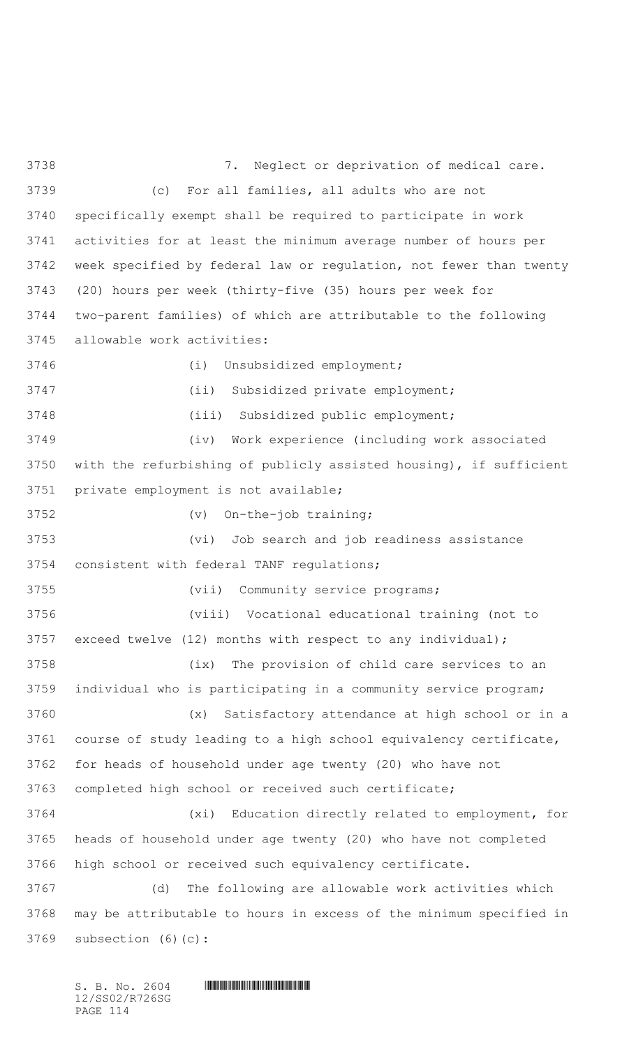7. Neglect or deprivation of medical care.

(c) For all families, all adults who are not specifically exempt shall be required to participate in work activities for at least the minimum average number of hours per week specified by federal law or regulation, not fewer than twenty (20) hours per week (thirty-five (35) hours per week for two-parent families) of which are attributable to the following allowable work activities:

(i) Unsubsidized employment;

(ii) Subsidized private employment;

(iii) Subsidized public employment;

(iv) Work experience (including work associated with the refurbishing of publicly assisted housing), if sufficient private employment is not available;

(v) On-the-job training;

(vi) Job search and job readiness assistance consistent with federal TANF regulations;

(vii) Community service programs;

(viii) Vocational educational training (not to exceed twelve (12) months with respect to any individual);

(ix) The provision of child care services to an individual who is participating in a community service program;

(x) Satisfactory attendance at high school or in a course of study leading to a high school equivalency certificate, for heads of household under age twenty (20) who have not completed high school or received such certificate;

(xi) Education directly related to employment, for heads of household under age twenty (20) who have not completed high school or received such equivalency certificate.

(d) The following are allowable work activities which may be attributable to hours in excess of the minimum specified in subsection (6)(c):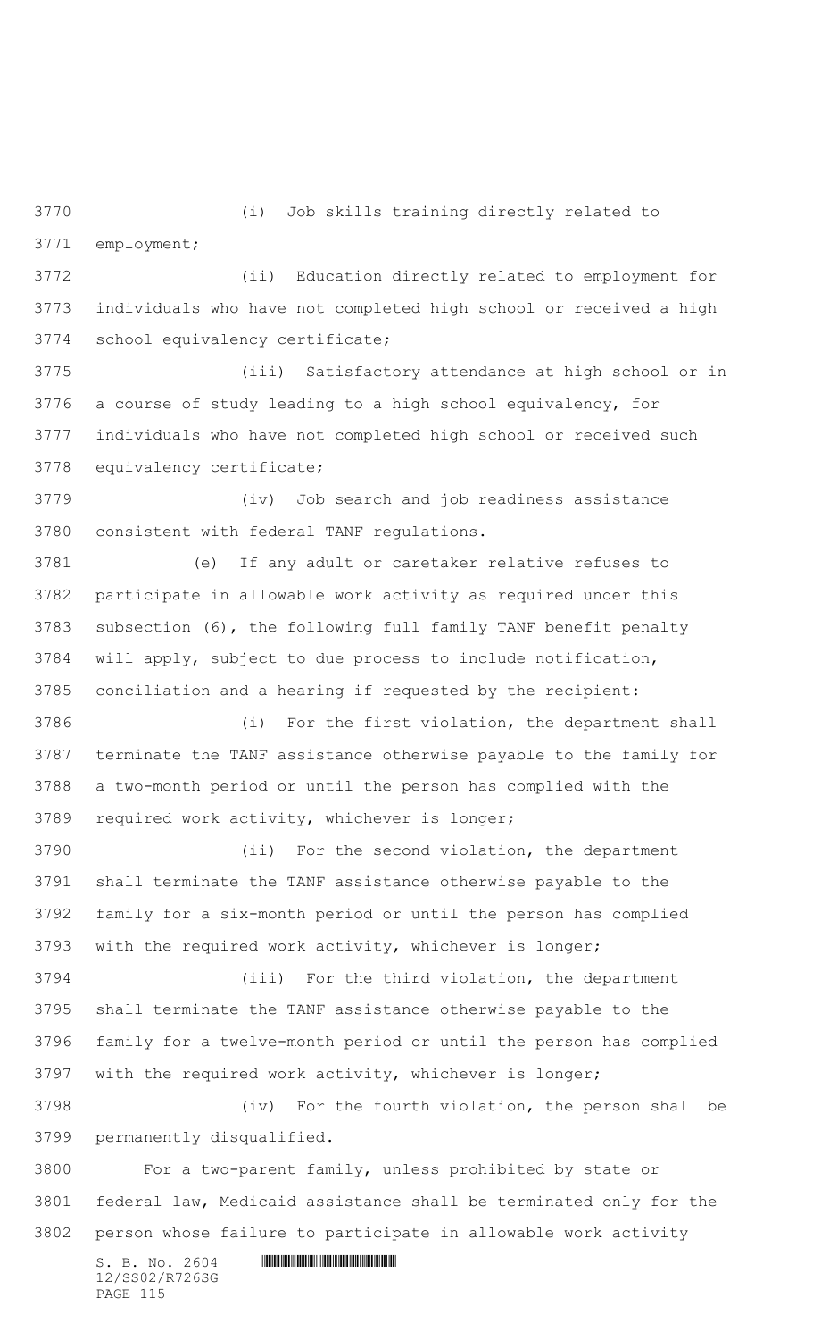(i) Job skills training directly related to employment;

(ii) Education directly related to employment for individuals who have not completed high school or received a high school equivalency certificate;

(iii) Satisfactory attendance at high school or in a course of study leading to a high school equivalency, for individuals who have not completed high school or received such equivalency certificate;

(iv) Job search and job readiness assistance consistent with federal TANF regulations.

(e) If any adult or caretaker relative refuses to participate in allowable work activity as required under this subsection (6), the following full family TANF benefit penalty will apply, subject to due process to include notification, conciliation and a hearing if requested by the recipient:

(i) For the first violation, the department shall terminate the TANF assistance otherwise payable to the family for a two-month period or until the person has complied with the required work activity, whichever is longer;

(ii) For the second violation, the department shall terminate the TANF assistance otherwise payable to the family for a six-month period or until the person has complied with the required work activity, whichever is longer;

(iii) For the third violation, the department shall terminate the TANF assistance otherwise payable to the family for a twelve-month period or until the person has complied with the required work activity, whichever is longer;

(iv) For the fourth violation, the person shall be permanently disqualified.

For a two-parent family, unless prohibited by state or federal law, Medicaid assistance shall be terminated only for the person whose failure to participate in allowable work activity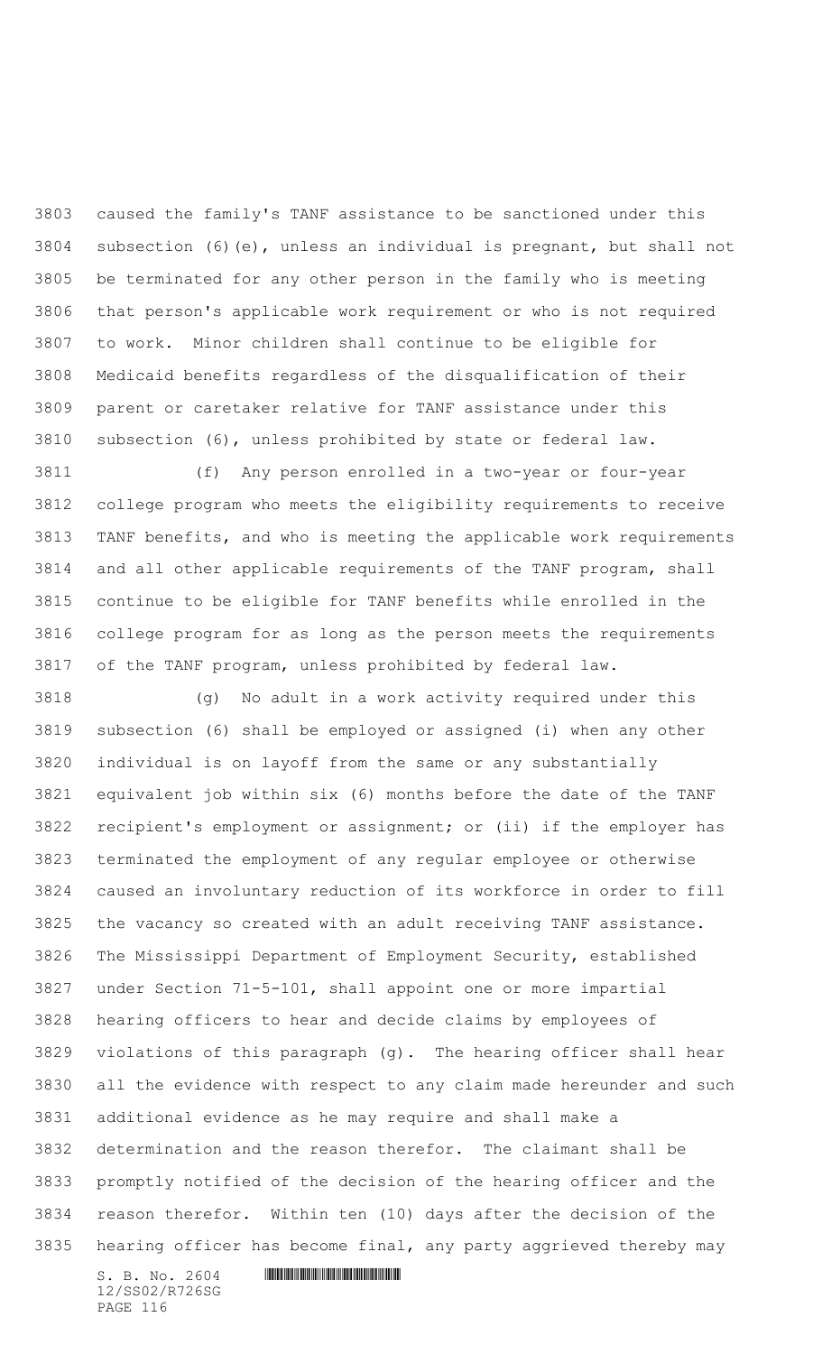caused the family's TANF assistance to be sanctioned under this subsection (6)(e), unless an individual is pregnant, but shall not be terminated for any other person in the family who is meeting that person's applicable work requirement or who is not required to work. Minor children shall continue to be eligible for Medicaid benefits regardless of the disqualification of their parent or caretaker relative for TANF assistance under this subsection (6), unless prohibited by state or federal law.

(f) Any person enrolled in a two-year or four-year college program who meets the eligibility requirements to receive TANF benefits, and who is meeting the applicable work requirements and all other applicable requirements of the TANF program, shall continue to be eligible for TANF benefits while enrolled in the college program for as long as the person meets the requirements of the TANF program, unless prohibited by federal law.

(g) No adult in a work activity required under this subsection (6) shall be employed or assigned (i) when any other individual is on layoff from the same or any substantially equivalent job within six (6) months before the date of the TANF recipient's employment or assignment; or (ii) if the employer has terminated the employment of any regular employee or otherwise caused an involuntary reduction of its workforce in order to fill the vacancy so created with an adult receiving TANF assistance. The Mississippi Department of Employment Security, established under Section 71-5-101, shall appoint one or more impartial hearing officers to hear and decide claims by employees of violations of this paragraph (g). The hearing officer shall hear all the evidence with respect to any claim made hereunder and such additional evidence as he may require and shall make a determination and the reason therefor. The claimant shall be promptly notified of the decision of the hearing officer and the reason therefor. Within ten (10) days after the decision of the hearing officer has become final, any party aggrieved thereby may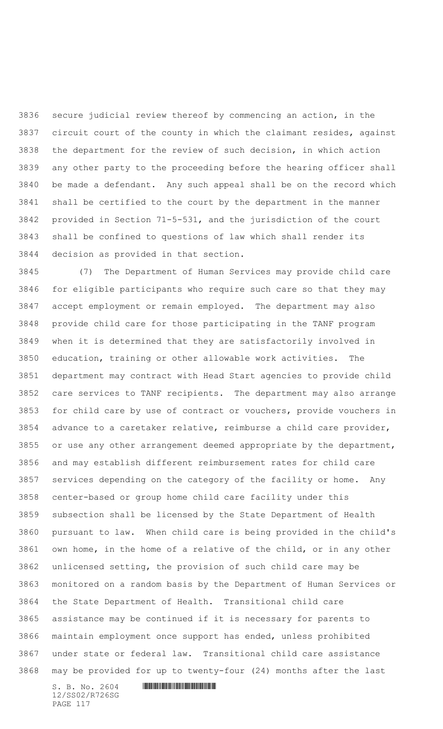secure judicial review thereof by commencing an action, in the circuit court of the county in which the claimant resides, against the department for the review of such decision, in which action any other party to the proceeding before the hearing officer shall be made a defendant. Any such appeal shall be on the record which shall be certified to the court by the department in the manner provided in Section 71-5-531, and the jurisdiction of the court shall be confined to questions of law which shall render its decision as provided in that section.

(7) The Department of Human Services may provide child care for eligible participants who require such care so that they may accept employment or remain employed. The department may also provide child care for those participating in the TANF program when it is determined that they are satisfactorily involved in education, training or other allowable work activities. The department may contract with Head Start agencies to provide child care services to TANF recipients. The department may also arrange for child care by use of contract or vouchers, provide vouchers in advance to a caretaker relative, reimburse a child care provider, or use any other arrangement deemed appropriate by the department, and may establish different reimbursement rates for child care services depending on the category of the facility or home. Any center-based or group home child care facility under this subsection shall be licensed by the State Department of Health pursuant to law. When child care is being provided in the child's own home, in the home of a relative of the child, or in any other unlicensed setting, the provision of such child care may be monitored on a random basis by the Department of Human Services or the State Department of Health. Transitional child care assistance may be continued if it is necessary for parents to maintain employment once support has ended, unless prohibited under state or federal law. Transitional child care assistance may be provided for up to twenty-four (24) months after the last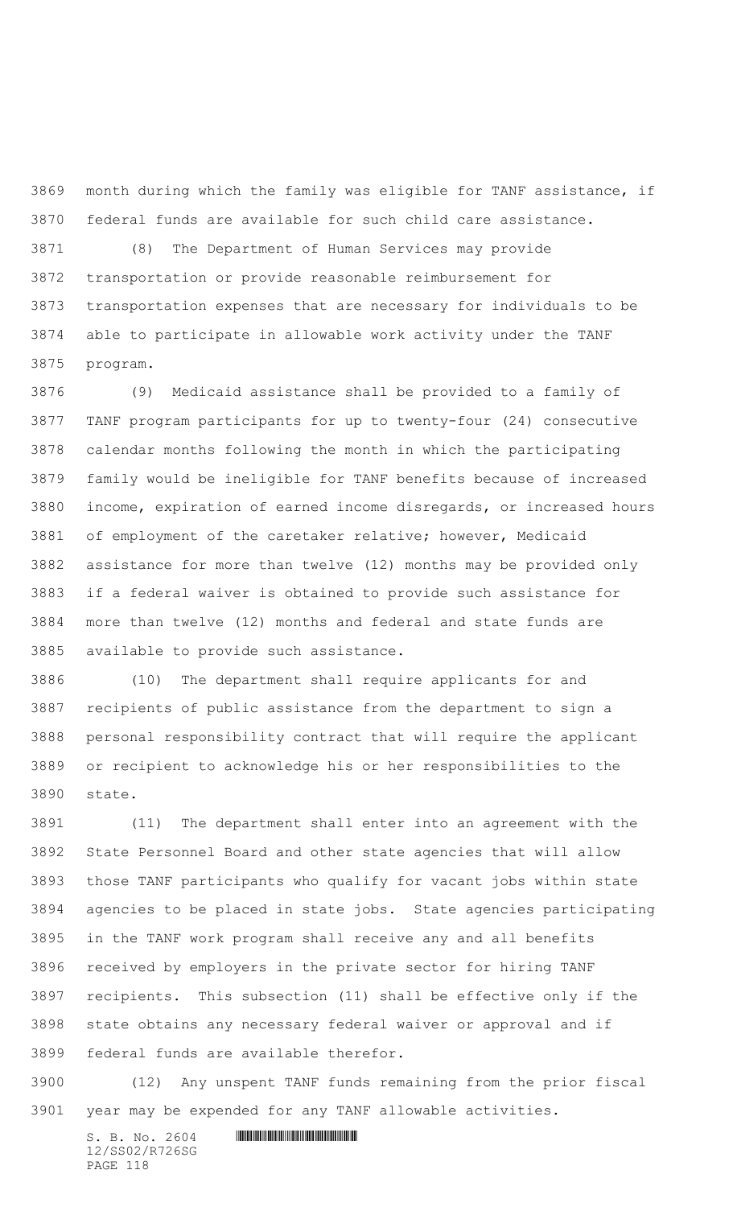month during which the family was eligible for TANF assistance, if federal funds are available for such child care assistance.

(8) The Department of Human Services may provide transportation or provide reasonable reimbursement for transportation expenses that are necessary for individuals to be able to participate in allowable work activity under the TANF program.

(9) Medicaid assistance shall be provided to a family of TANF program participants for up to twenty-four (24) consecutive calendar months following the month in which the participating family would be ineligible for TANF benefits because of increased income, expiration of earned income disregards, or increased hours of employment of the caretaker relative; however, Medicaid assistance for more than twelve (12) months may be provided only if a federal waiver is obtained to provide such assistance for more than twelve (12) months and federal and state funds are available to provide such assistance.

(10) The department shall require applicants for and recipients of public assistance from the department to sign a personal responsibility contract that will require the applicant or recipient to acknowledge his or her responsibilities to the state.

(11) The department shall enter into an agreement with the State Personnel Board and other state agencies that will allow those TANF participants who qualify for vacant jobs within state agencies to be placed in state jobs. State agencies participating in the TANF work program shall receive any and all benefits received by employers in the private sector for hiring TANF recipients. This subsection (11) shall be effective only if the state obtains any necessary federal waiver or approval and if federal funds are available therefor.

(12) Any unspent TANF funds remaining from the prior fiscal year may be expended for any TANF allowable activities.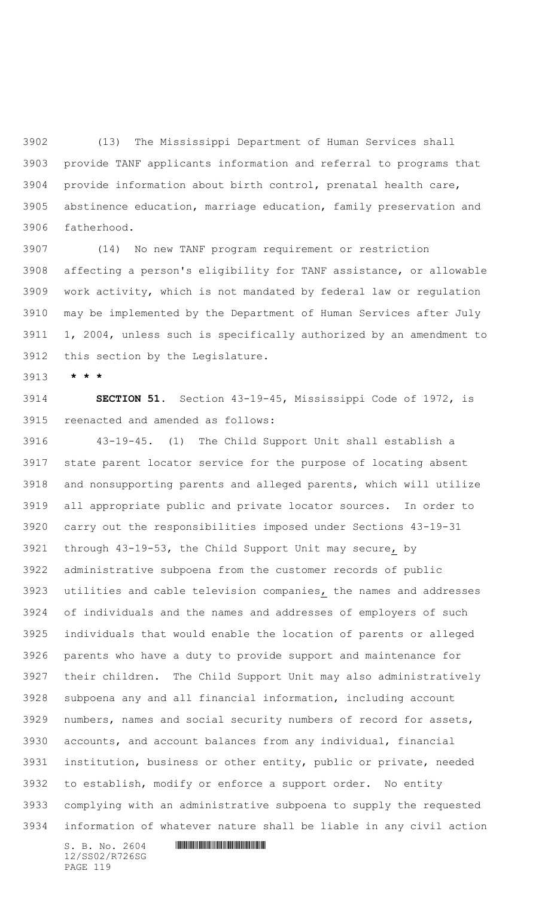(13) The Mississippi Department of Human Services shall provide TANF applicants information and referral to programs that provide information about birth control, prenatal health care, abstinence education, marriage education, family preservation and fatherhood.

(14) No new TANF program requirement or restriction affecting a person's eligibility for TANF assistance, or allowable work activity, which is not mandated by federal law or regulation may be implemented by the Department of Human Services after July 1, 2004, unless such is specifically authorized by an amendment to this section by the Legislature.

**\* \* \***

**SECTION 51.** Section 43-19-45, Mississippi Code of 1972, is reenacted and amended as follows:

43-19-45. (1) The Child Support Unit shall establish a state parent locator service for the purpose of locating absent and nonsupporting parents and alleged parents, which will utilize all appropriate public and private locator sources. In order to carry out the responsibilities imposed under Sections 43-19-31 through 43-19-53, the Child Support Unit may secure, by administrative subpoena from the customer records of public utilities and cable television companies, the names and addresses of individuals and the names and addresses of employers of such individuals that would enable the location of parents or alleged parents who have a duty to provide support and maintenance for their children. The Child Support Unit may also administratively subpoena any and all financial information, including account numbers, names and social security numbers of record for assets, accounts, and account balances from any individual, financial institution, business or other entity, public or private, needed to establish, modify or enforce a support order. No entity complying with an administrative subpoena to supply the requested information of whatever nature shall be liable in any civil action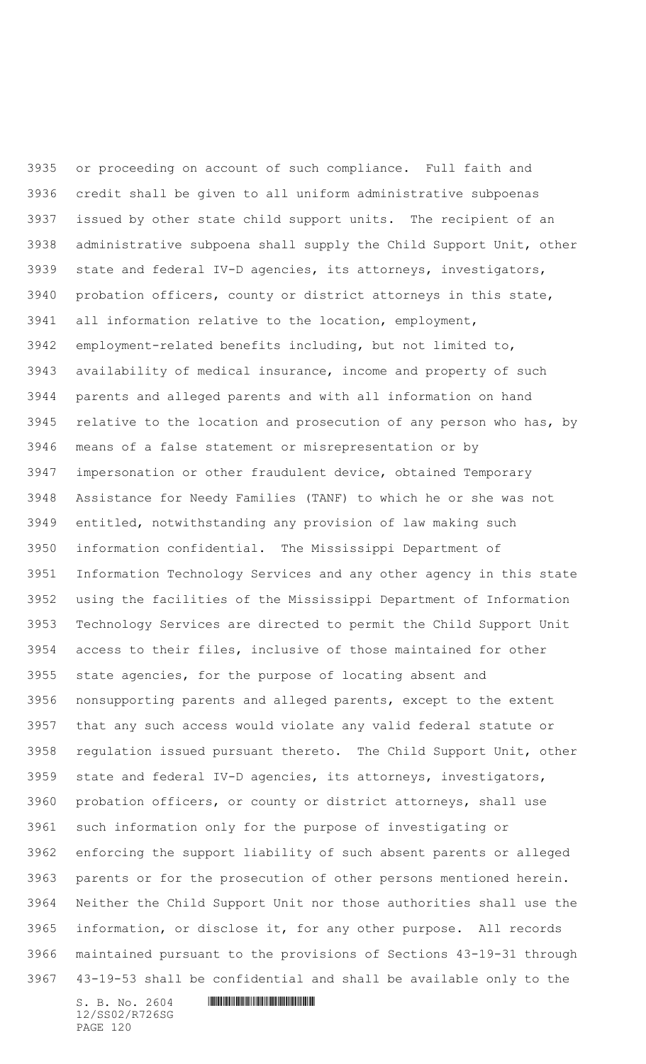or proceeding on account of such compliance. Full faith and credit shall be given to all uniform administrative subpoenas issued by other state child support units. The recipient of an administrative subpoena shall supply the Child Support Unit, other state and federal IV-D agencies, its attorneys, investigators, probation officers, county or district attorneys in this state, all information relative to the location, employment, employment-related benefits including, but not limited to, availability of medical insurance, income and property of such parents and alleged parents and with all information on hand relative to the location and prosecution of any person who has, by means of a false statement or misrepresentation or by impersonation or other fraudulent device, obtained Temporary Assistance for Needy Families (TANF) to which he or she was not entitled, notwithstanding any provision of law making such information confidential. The Mississippi Department of Information Technology Services and any other agency in this state using the facilities of the Mississippi Department of Information Technology Services are directed to permit the Child Support Unit access to their files, inclusive of those maintained for other state agencies, for the purpose of locating absent and nonsupporting parents and alleged parents, except to the extent that any such access would violate any valid federal statute or regulation issued pursuant thereto. The Child Support Unit, other state and federal IV-D agencies, its attorneys, investigators, probation officers, or county or district attorneys, shall use such information only for the purpose of investigating or enforcing the support liability of such absent parents or alleged parents or for the prosecution of other persons mentioned herein. Neither the Child Support Unit nor those authorities shall use the information, or disclose it, for any other purpose. All records maintained pursuant to the provisions of Sections 43-19-31 through 43-19-53 shall be confidential and shall be available only to the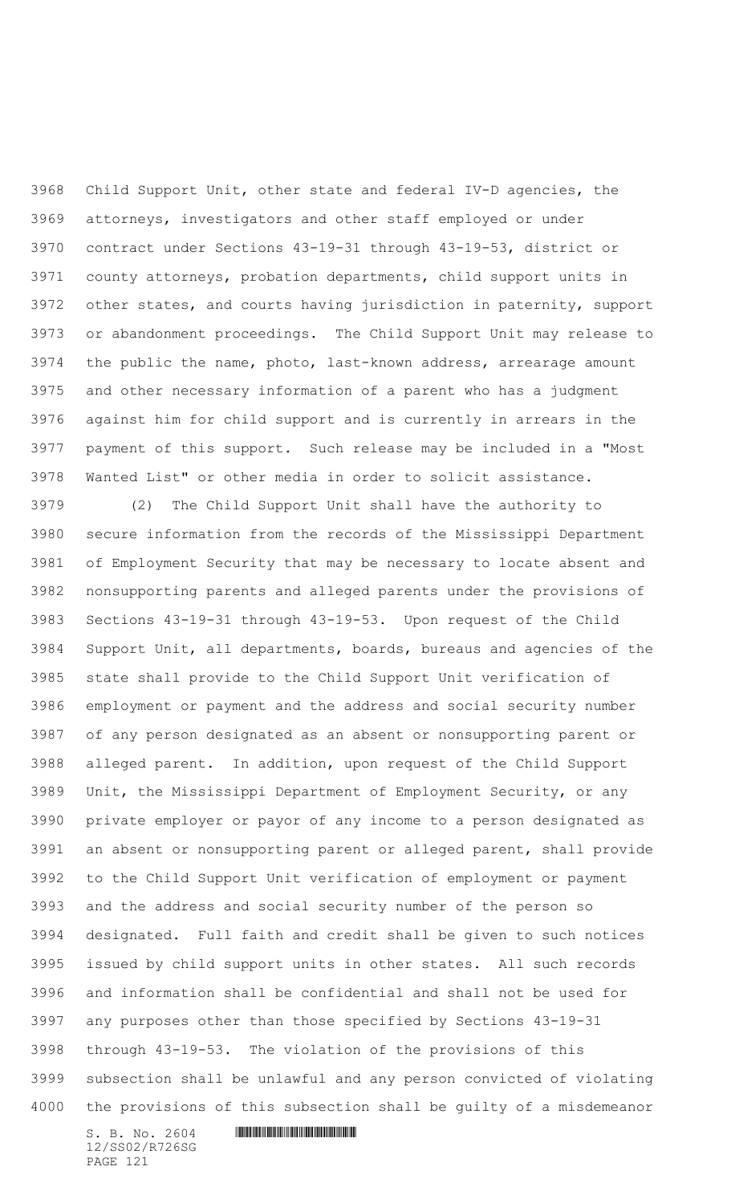Child Support Unit, other state and federal IV-D agencies, the attorneys, investigators and other staff employed or under contract under Sections 43-19-31 through 43-19-53, district or county attorneys, probation departments, child support units in other states, and courts having jurisdiction in paternity, support or abandonment proceedings. The Child Support Unit may release to the public the name, photo, last-known address, arrearage amount and other necessary information of a parent who has a judgment against him for child support and is currently in arrears in the payment of this support. Such release may be included in a "Most Wanted List" or other media in order to solicit assistance.

(2) The Child Support Unit shall have the authority to secure information from the records of the Mississippi Department of Employment Security that may be necessary to locate absent and nonsupporting parents and alleged parents under the provisions of Sections 43-19-31 through 43-19-53. Upon request of the Child Support Unit, all departments, boards, bureaus and agencies of the state shall provide to the Child Support Unit verification of employment or payment and the address and social security number of any person designated as an absent or nonsupporting parent or alleged parent. In addition, upon request of the Child Support Unit, the Mississippi Department of Employment Security, or any private employer or payor of any income to a person designated as an absent or nonsupporting parent or alleged parent, shall provide to the Child Support Unit verification of employment or payment and the address and social security number of the person so designated. Full faith and credit shall be given to such notices issued by child support units in other states. All such records and information shall be confidential and shall not be used for any purposes other than those specified by Sections 43-19-31 through 43-19-53. The violation of the provisions of this subsection shall be unlawful and any person convicted of violating the provisions of this subsection shall be guilty of a misdemeanor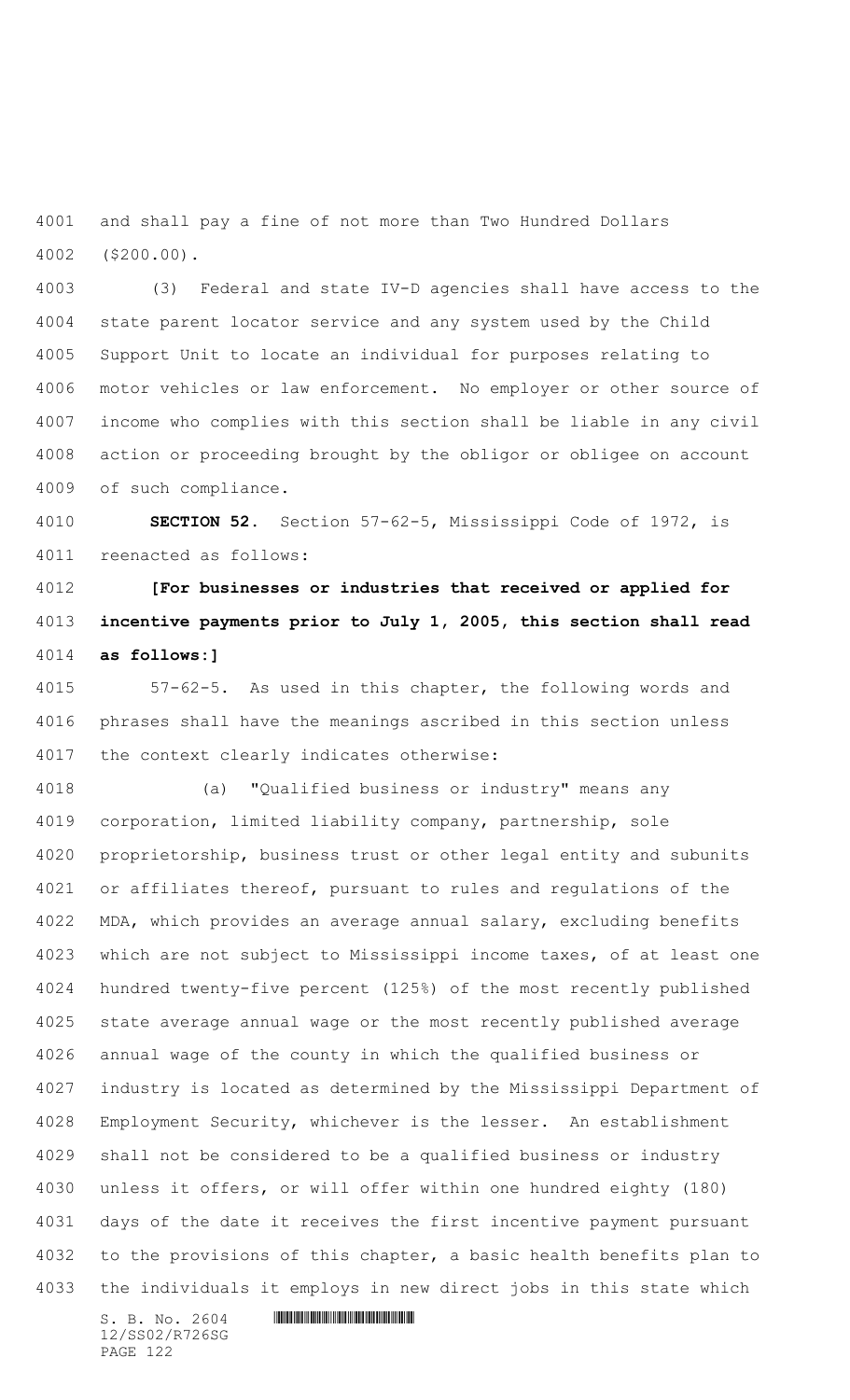and shall pay a fine of not more than Two Hundred Dollars ($200.00).

(3) Federal and state IV-D agencies shall have access to the state parent locator service and any system used by the Child Support Unit to locate an individual for purposes relating to motor vehicles or law enforcement. No employer or other source of income who complies with this section shall be liable in any civil action or proceeding brought by the obligor or obligee on account of such compliance.

**SECTION 52.** Section 57-62-5, Mississippi Code of 1972, is reenacted as follows:

**[For businesses or industries that received or applied for incentive payments prior to July 1, 2005, this section shall read as follows:]**

57-62-5. As used in this chapter, the following words and phrases shall have the meanings ascribed in this section unless the context clearly indicates otherwise:

(a) "Qualified business or industry" means any corporation, limited liability company, partnership, sole proprietorship, business trust or other legal entity and subunits or affiliates thereof, pursuant to rules and regulations of the MDA, which provides an average annual salary, excluding benefits which are not subject to Mississippi income taxes, of at least one hundred twenty-five percent (125%) of the most recently published state average annual wage or the most recently published average annual wage of the county in which the qualified business or industry is located as determined by the Mississippi Department of Employment Security, whichever is the lesser. An establishment shall not be considered to be a qualified business or industry unless it offers, or will offer within one hundred eighty (180) days of the date it receives the first incentive payment pursuant to the provisions of this chapter, a basic health benefits plan to the individuals it employs in new direct jobs in this state which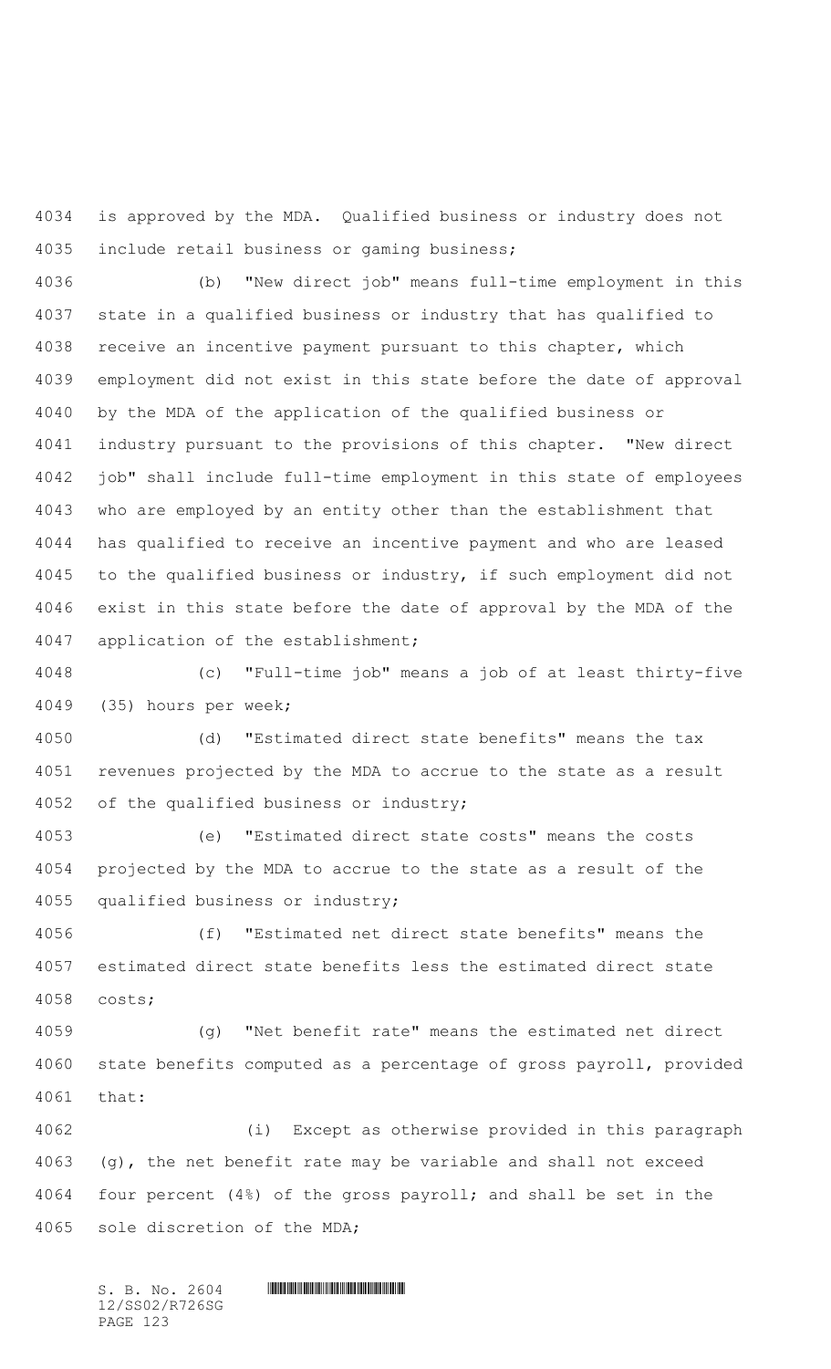is approved by the MDA. Qualified business or industry does not include retail business or gaming business;

(b) "New direct job" means full-time employment in this state in a qualified business or industry that has qualified to receive an incentive payment pursuant to this chapter, which employment did not exist in this state before the date of approval by the MDA of the application of the qualified business or industry pursuant to the provisions of this chapter. "New direct job" shall include full-time employment in this state of employees who are employed by an entity other than the establishment that has qualified to receive an incentive payment and who are leased to the qualified business or industry, if such employment did not exist in this state before the date of approval by the MDA of the application of the establishment;

(c) "Full-time job" means a job of at least thirty-five (35) hours per week;

(d) "Estimated direct state benefits" means the tax revenues projected by the MDA to accrue to the state as a result of the qualified business or industry;

(e) "Estimated direct state costs" means the costs projected by the MDA to accrue to the state as a result of the qualified business or industry;

(f) "Estimated net direct state benefits" means the estimated direct state benefits less the estimated direct state costs;

(g) "Net benefit rate" means the estimated net direct state benefits computed as a percentage of gross payroll, provided that:

(i) Except as otherwise provided in this paragraph (g), the net benefit rate may be variable and shall not exceed four percent (4%) of the gross payroll; and shall be set in the sole discretion of the MDA;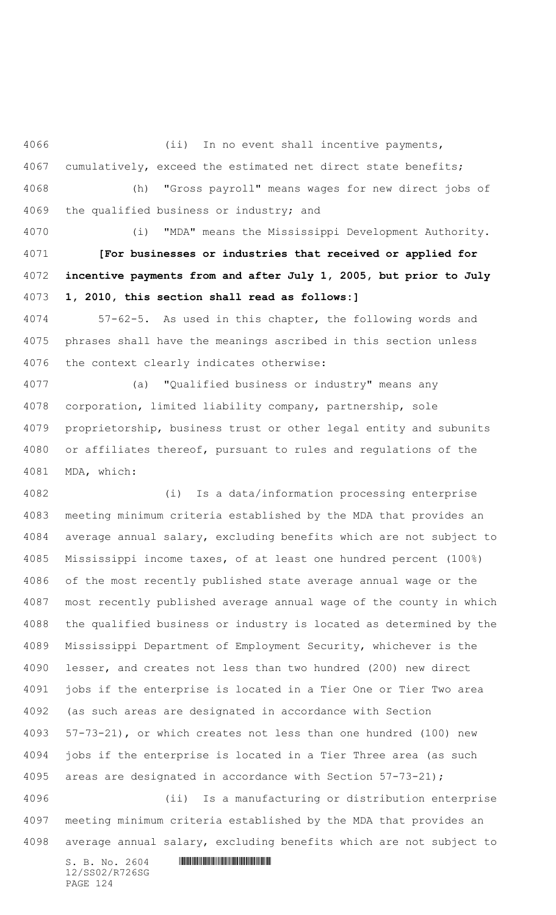(ii) In no event shall incentive payments, cumulatively, exceed the estimated net direct state benefits;

(h) "Gross payroll" means wages for new direct jobs of the qualified business or industry; and

(i) "MDA" means the Mississippi Development Authority.

**[For businesses or industries that received or applied for incentive payments from and after July 1, 2005, but prior to July 1, 2010, this section shall read as follows:]**

57-62-5. As used in this chapter, the following words and phrases shall have the meanings ascribed in this section unless the context clearly indicates otherwise:

(a) "Qualified business or industry" means any corporation, limited liability company, partnership, sole proprietorship, business trust or other legal entity and subunits or affiliates thereof, pursuant to rules and regulations of the MDA, which:

(i) Is a data/information processing enterprise meeting minimum criteria established by the MDA that provides an average annual salary, excluding benefits which are not subject to Mississippi income taxes, of at least one hundred percent (100%) of the most recently published state average annual wage or the most recently published average annual wage of the county in which the qualified business or industry is located as determined by the Mississippi Department of Employment Security, whichever is the lesser, and creates not less than two hundred (200) new direct jobs if the enterprise is located in a Tier One or Tier Two area (as such areas are designated in accordance with Section 57-73-21), or which creates not less than one hundred (100) new jobs if the enterprise is located in a Tier Three area (as such areas are designated in accordance with Section 57-73-21);

(ii) Is a manufacturing or distribution enterprise meeting minimum criteria established by the MDA that provides an average annual salary, excluding benefits which are not subject to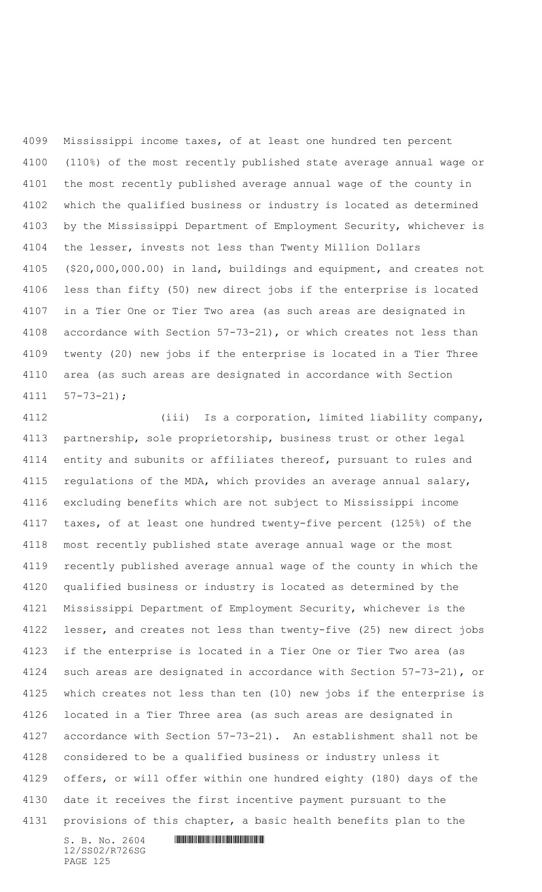Mississippi income taxes, of at least one hundred ten percent (110%) of the most recently published state average annual wage or the most recently published average annual wage of the county in which the qualified business or industry is located as determined by the Mississippi Department of Employment Security, whichever is the lesser, invests not less than Twenty Million Dollars ($20,000,000.00) in land, buildings and equipment, and creates not less than fifty (50) new direct jobs if the enterprise is located in a Tier One or Tier Two area (as such areas are designated in accordance with Section 57-73-21), or which creates not less than twenty (20) new jobs if the enterprise is located in a Tier Three area (as such areas are designated in accordance with Section 57-73-21);

(iii) Is a corporation, limited liability company, partnership, sole proprietorship, business trust or other legal entity and subunits or affiliates thereof, pursuant to rules and regulations of the MDA, which provides an average annual salary, excluding benefits which are not subject to Mississippi income taxes, of at least one hundred twenty-five percent (125%) of the most recently published state average annual wage or the most recently published average annual wage of the county in which the qualified business or industry is located as determined by the Mississippi Department of Employment Security, whichever is the lesser, and creates not less than twenty-five (25) new direct jobs if the enterprise is located in a Tier One or Tier Two area (as such areas are designated in accordance with Section 57-73-21), or which creates not less than ten (10) new jobs if the enterprise is located in a Tier Three area (as such areas are designated in accordance with Section 57-73-21). An establishment shall not be considered to be a qualified business or industry unless it offers, or will offer within one hundred eighty (180) days of the date it receives the first incentive payment pursuant to the provisions of this chapter, a basic health benefits plan to the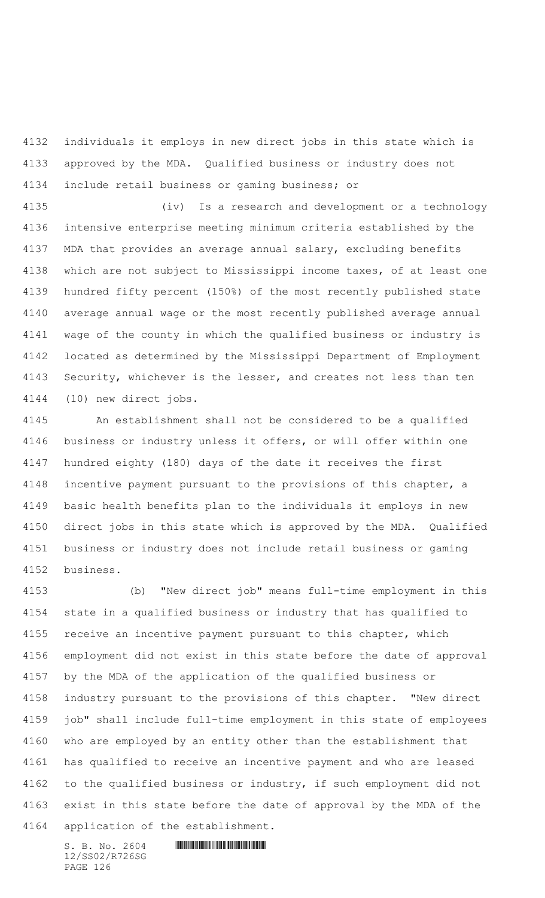individuals it employs in new direct jobs in this state which is approved by the MDA. Qualified business or industry does not include retail business or gaming business; or

(iv) Is a research and development or a technology intensive enterprise meeting minimum criteria established by the MDA that provides an average annual salary, excluding benefits which are not subject to Mississippi income taxes, of at least one hundred fifty percent (150%) of the most recently published state average annual wage or the most recently published average annual wage of the county in which the qualified business or industry is located as determined by the Mississippi Department of Employment Security, whichever is the lesser, and creates not less than ten (10) new direct jobs.

An establishment shall not be considered to be a qualified business or industry unless it offers, or will offer within one hundred eighty (180) days of the date it receives the first incentive payment pursuant to the provisions of this chapter, a basic health benefits plan to the individuals it employs in new direct jobs in this state which is approved by the MDA. Qualified business or industry does not include retail business or gaming business.

(b) "New direct job" means full-time employment in this state in a qualified business or industry that has qualified to receive an incentive payment pursuant to this chapter, which employment did not exist in this state before the date of approval by the MDA of the application of the qualified business or industry pursuant to the provisions of this chapter. "New direct job" shall include full-time employment in this state of employees who are employed by an entity other than the establishment that has qualified to receive an incentive payment and who are leased to the qualified business or industry, if such employment did not exist in this state before the date of approval by the MDA of the application of the establishment.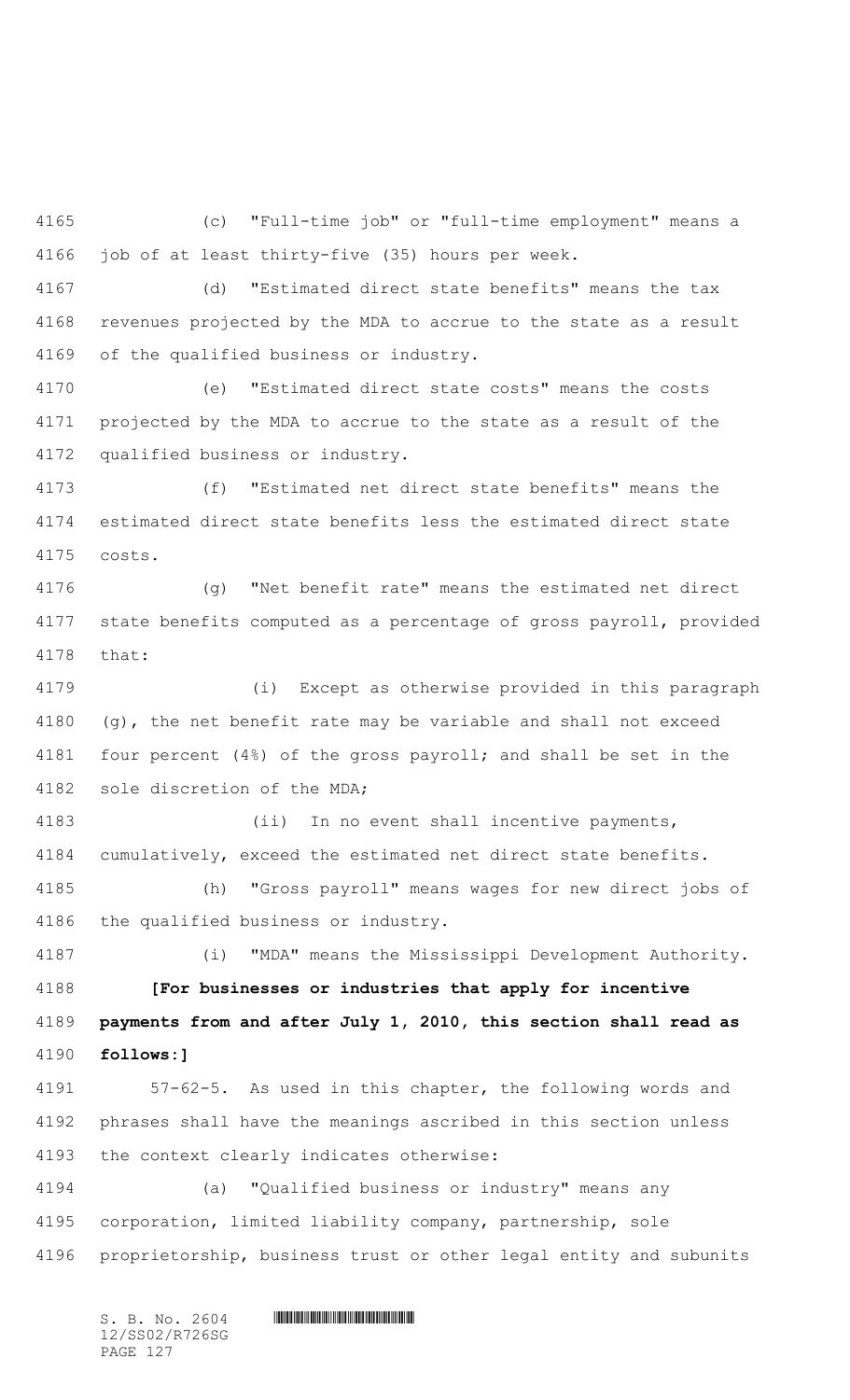(c) "Full-time job" or "full-time employment" means a job of at least thirty-five (35) hours per week.

(d) "Estimated direct state benefits" means the tax revenues projected by the MDA to accrue to the state as a result of the qualified business or industry.

(e) "Estimated direct state costs" means the costs projected by the MDA to accrue to the state as a result of the qualified business or industry.

(f) "Estimated net direct state benefits" means the estimated direct state benefits less the estimated direct state costs.

(g) "Net benefit rate" means the estimated net direct state benefits computed as a percentage of gross payroll, provided that:

(i) Except as otherwise provided in this paragraph (g), the net benefit rate may be variable and shall not exceed four percent (4%) of the gross payroll; and shall be set in the sole discretion of the MDA;

(ii) In no event shall incentive payments, cumulatively, exceed the estimated net direct state benefits.

(h) "Gross payroll" means wages for new direct jobs of the qualified business or industry.

(i) "MDA" means the Mississippi Development Authority.

**[For businesses or industries that apply for incentive payments from and after July 1, 2010, this section shall read as follows:]**

57-62-5. As used in this chapter, the following words and phrases shall have the meanings ascribed in this section unless the context clearly indicates otherwise:

(a) "Qualified business or industry" means any corporation, limited liability company, partnership, sole proprietorship, business trust or other legal entity and subunits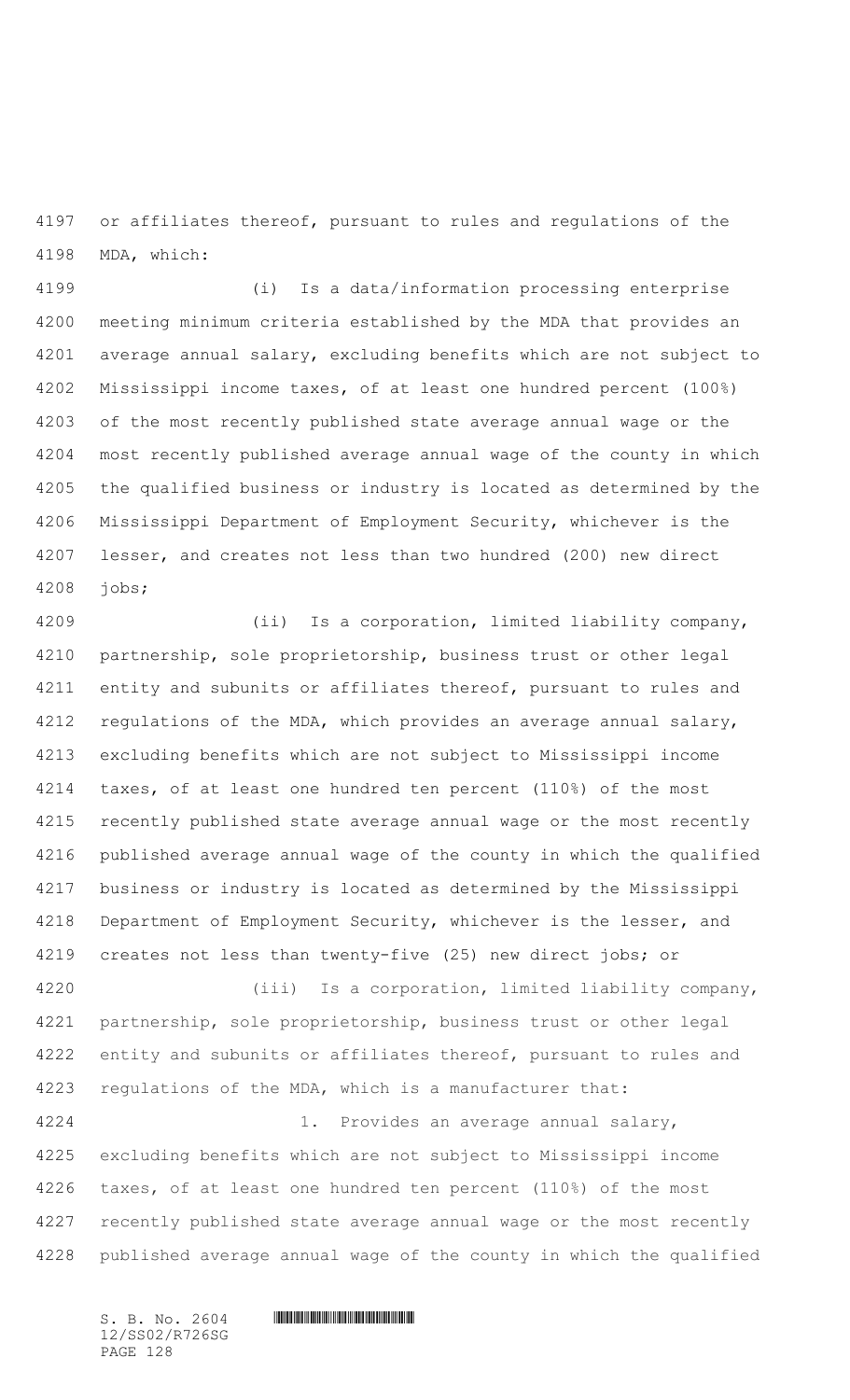or affiliates thereof, pursuant to rules and regulations of the MDA, which:

(i) Is a data/information processing enterprise meeting minimum criteria established by the MDA that provides an average annual salary, excluding benefits which are not subject to Mississippi income taxes, of at least one hundred percent (100%) of the most recently published state average annual wage or the most recently published average annual wage of the county in which the qualified business or industry is located as determined by the Mississippi Department of Employment Security, whichever is the lesser, and creates not less than two hundred (200) new direct jobs;

(ii) Is a corporation, limited liability company, partnership, sole proprietorship, business trust or other legal entity and subunits or affiliates thereof, pursuant to rules and regulations of the MDA, which provides an average annual salary, excluding benefits which are not subject to Mississippi income taxes, of at least one hundred ten percent (110%) of the most recently published state average annual wage or the most recently published average annual wage of the county in which the qualified business or industry is located as determined by the Mississippi Department of Employment Security, whichever is the lesser, and creates not less than twenty-five (25) new direct jobs; or

(iii) Is a corporation, limited liability company, partnership, sole proprietorship, business trust or other legal entity and subunits or affiliates thereof, pursuant to rules and regulations of the MDA, which is a manufacturer that:

1. Provides an average annual salary, excluding benefits which are not subject to Mississippi income taxes, of at least one hundred ten percent (110%) of the most recently published state average annual wage or the most recently published average annual wage of the county in which the qualified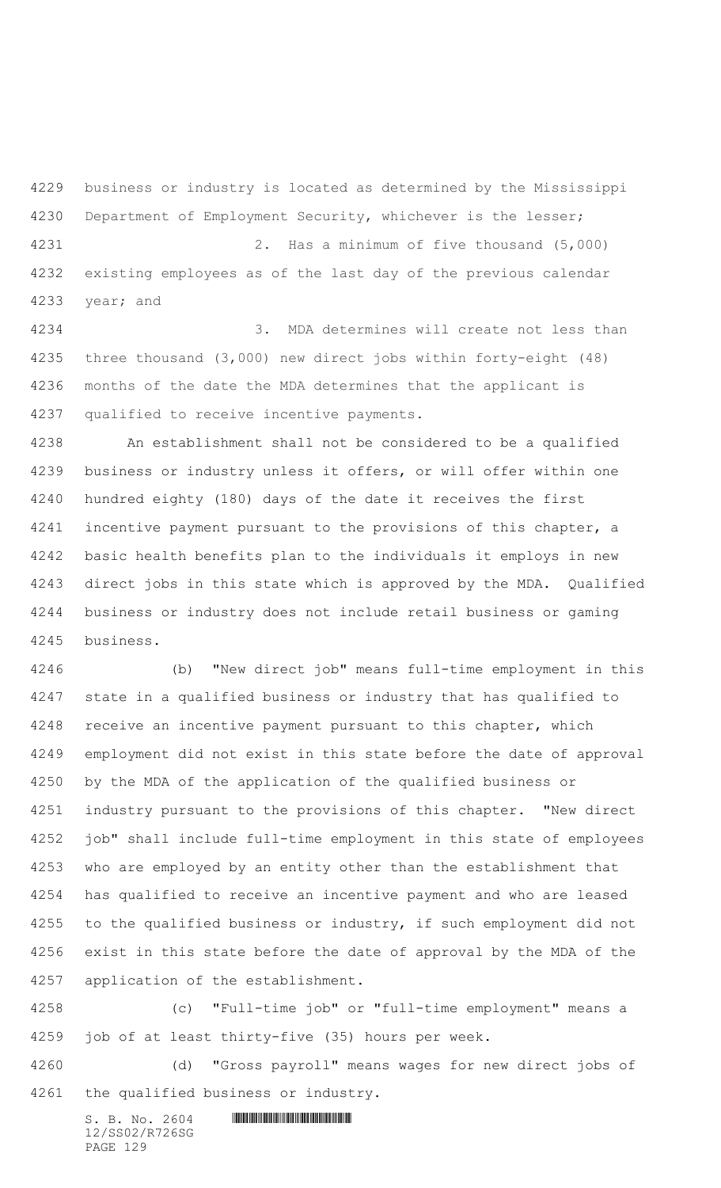business or industry is located as determined by the Mississippi Department of Employment Security, whichever is the lesser;

2. Has a minimum of five thousand (5,000) existing employees as of the last day of the previous calendar year; and

3. MDA determines will create not less than three thousand (3,000) new direct jobs within forty-eight (48) months of the date the MDA determines that the applicant is qualified to receive incentive payments.

An establishment shall not be considered to be a qualified business or industry unless it offers, or will offer within one hundred eighty (180) days of the date it receives the first incentive payment pursuant to the provisions of this chapter, a basic health benefits plan to the individuals it employs in new direct jobs in this state which is approved by the MDA. Qualified business or industry does not include retail business or gaming business.

(b) "New direct job" means full-time employment in this state in a qualified business or industry that has qualified to receive an incentive payment pursuant to this chapter, which employment did not exist in this state before the date of approval by the MDA of the application of the qualified business or industry pursuant to the provisions of this chapter. "New direct job" shall include full-time employment in this state of employees who are employed by an entity other than the establishment that has qualified to receive an incentive payment and who are leased to the qualified business or industry, if such employment did not exist in this state before the date of approval by the MDA of the application of the establishment.

(c) "Full-time job" or "full-time employment" means a job of at least thirty-five (35) hours per week.

(d) "Gross payroll" means wages for new direct jobs of the qualified business or industry.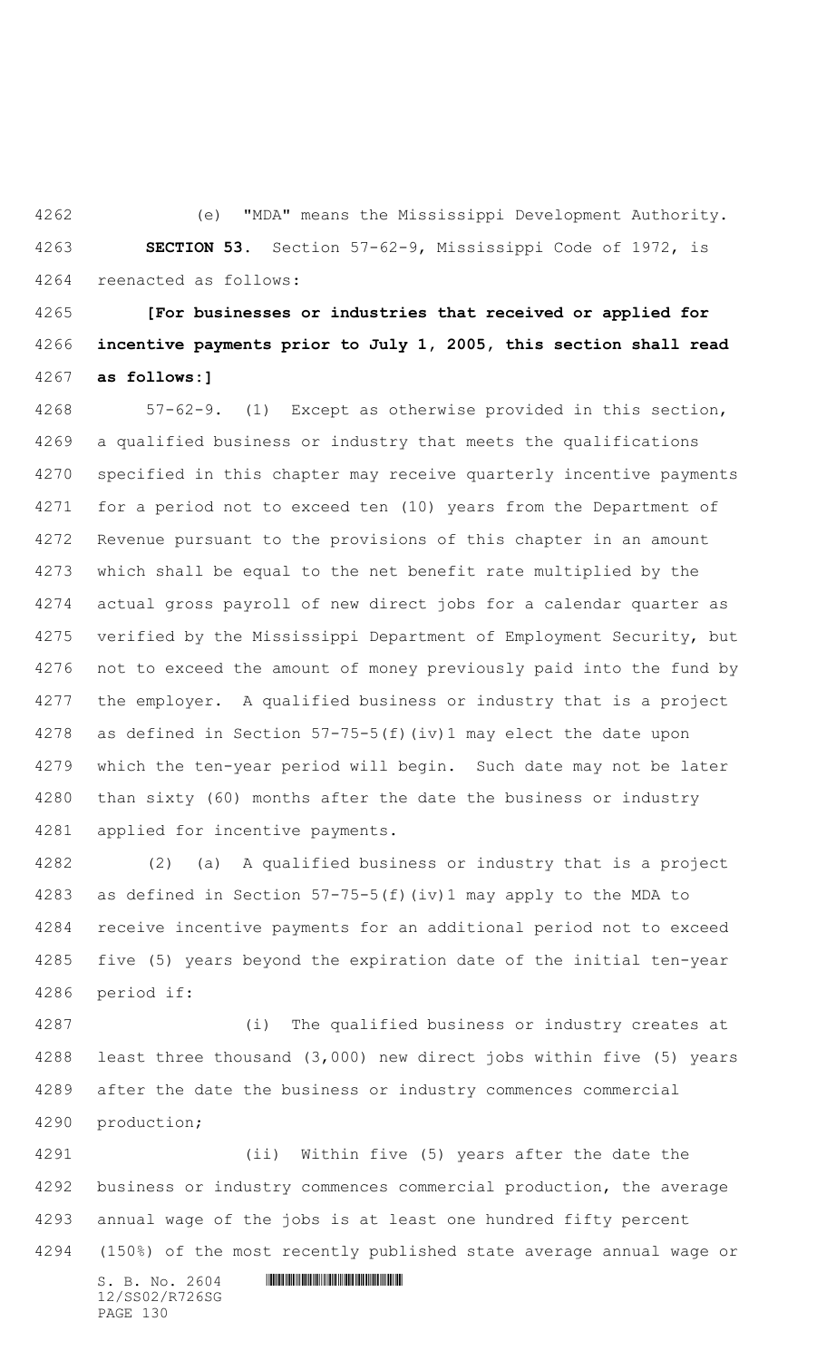(e) "MDA" means the Mississippi Development Authority.

**SECTION 53.** Section 57-62-9, Mississippi Code of 1972, is reenacted as follows:

**[For businesses or industries that received or applied for incentive payments prior to July 1, 2005, this section shall read as follows:]**

57-62-9. (1) Except as otherwise provided in this section, a qualified business or industry that meets the qualifications specified in this chapter may receive quarterly incentive payments for a period not to exceed ten (10) years from the Department of Revenue pursuant to the provisions of this chapter in an amount which shall be equal to the net benefit rate multiplied by the actual gross payroll of new direct jobs for a calendar quarter as verified by the Mississippi Department of Employment Security, but not to exceed the amount of money previously paid into the fund by the employer. A qualified business or industry that is a project as defined in Section 57-75-5(f)(iv)1 may elect the date upon which the ten-year period will begin. Such date may not be later than sixty (60) months after the date the business or industry applied for incentive payments.

(2) (a) A qualified business or industry that is a project as defined in Section 57-75-5(f)(iv)1 may apply to the MDA to receive incentive payments for an additional period not to exceed five (5) years beyond the expiration date of the initial ten-year period if:

(i) The qualified business or industry creates at least three thousand (3,000) new direct jobs within five (5) years after the date the business or industry commences commercial production;

(ii) Within five (5) years after the date the business or industry commences commercial production, the average annual wage of the jobs is at least one hundred fifty percent (150%) of the most recently published state average annual wage or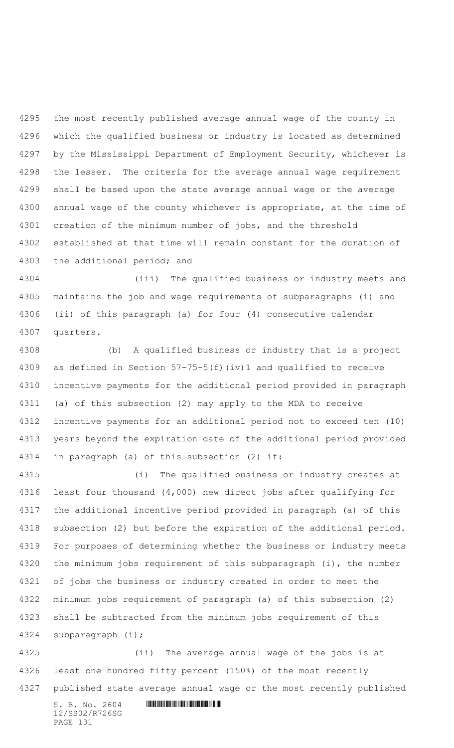the most recently published average annual wage of the county in which the qualified business or industry is located as determined by the Mississippi Department of Employment Security, whichever is the lesser. The criteria for the average annual wage requirement shall be based upon the state average annual wage or the average annual wage of the county whichever is appropriate, at the time of creation of the minimum number of jobs, and the threshold established at that time will remain constant for the duration of the additional period; and

(iii) The qualified business or industry meets and maintains the job and wage requirements of subparagraphs (i) and (ii) of this paragraph (a) for four (4) consecutive calendar quarters.

(b) A qualified business or industry that is a project as defined in Section 57-75-5(f)(iv)1 and qualified to receive incentive payments for the additional period provided in paragraph (a) of this subsection (2) may apply to the MDA to receive incentive payments for an additional period not to exceed ten (10) years beyond the expiration date of the additional period provided in paragraph (a) of this subsection (2) if:

(i) The qualified business or industry creates at least four thousand (4,000) new direct jobs after qualifying for the additional incentive period provided in paragraph (a) of this subsection (2) but before the expiration of the additional period. For purposes of determining whether the business or industry meets the minimum jobs requirement of this subparagraph (i), the number of jobs the business or industry created in order to meet the minimum jobs requirement of paragraph (a) of this subsection (2) shall be subtracted from the minimum jobs requirement of this subparagraph (i);

(ii) The average annual wage of the jobs is at least one hundred fifty percent (150%) of the most recently published state average annual wage or the most recently published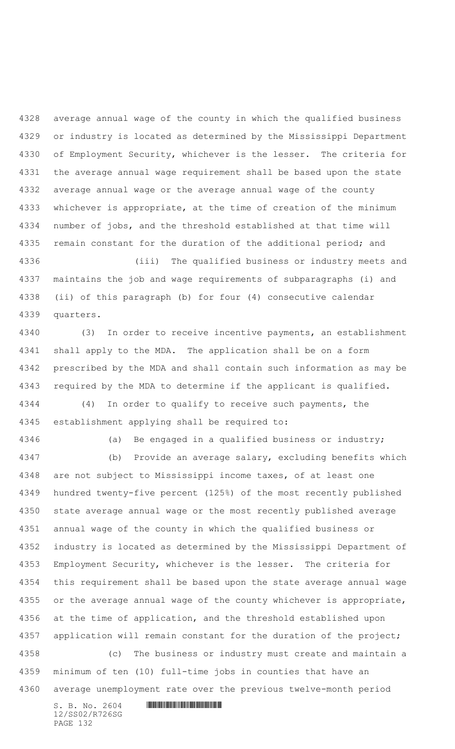average annual wage of the county in which the qualified business or industry is located as determined by the Mississippi Department of Employment Security, whichever is the lesser. The criteria for the average annual wage requirement shall be based upon the state average annual wage or the average annual wage of the county whichever is appropriate, at the time of creation of the minimum number of jobs, and the threshold established at that time will remain constant for the duration of the additional period; and

(iii) The qualified business or industry meets and maintains the job and wage requirements of subparagraphs (i) and (ii) of this paragraph (b) for four (4) consecutive calendar quarters.

(3) In order to receive incentive payments, an establishment shall apply to the MDA. The application shall be on a form prescribed by the MDA and shall contain such information as may be required by the MDA to determine if the applicant is qualified.

(4) In order to qualify to receive such payments, the establishment applying shall be required to:

(a) Be engaged in a qualified business or industry;

(b) Provide an average salary, excluding benefits which are not subject to Mississippi income taxes, of at least one hundred twenty-five percent (125%) of the most recently published state average annual wage or the most recently published average annual wage of the county in which the qualified business or industry is located as determined by the Mississippi Department of Employment Security, whichever is the lesser. The criteria for this requirement shall be based upon the state average annual wage or the average annual wage of the county whichever is appropriate, at the time of application, and the threshold established upon application will remain constant for the duration of the project;

(c) The business or industry must create and maintain a minimum of ten (10) full-time jobs in counties that have an average unemployment rate over the previous twelve-month period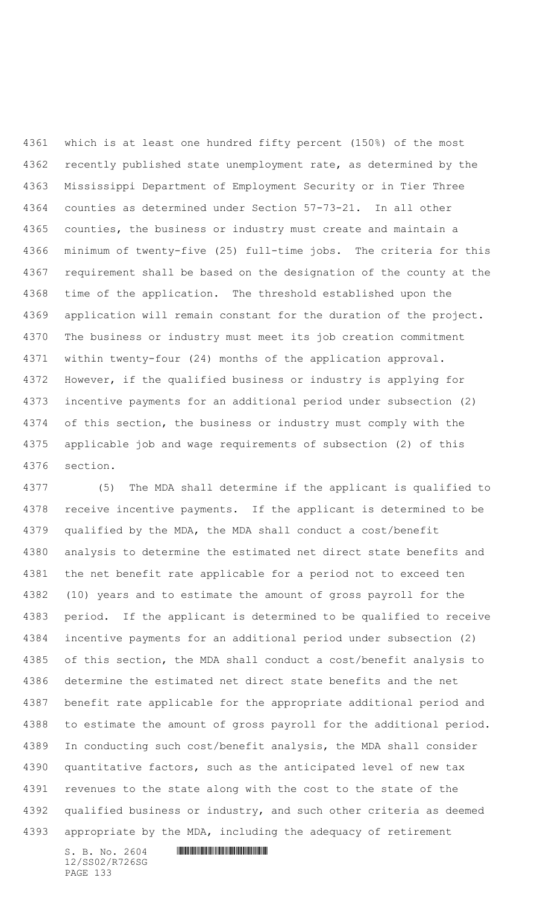which is at least one hundred fifty percent (150%) of the most recently published state unemployment rate, as determined by the Mississippi Department of Employment Security or in Tier Three counties as determined under Section 57-73-21. In all other counties, the business or industry must create and maintain a minimum of twenty-five (25) full-time jobs. The criteria for this requirement shall be based on the designation of the county at the time of the application. The threshold established upon the application will remain constant for the duration of the project. The business or industry must meet its job creation commitment within twenty-four (24) months of the application approval. However, if the qualified business or industry is applying for incentive payments for an additional period under subsection (2) of this section, the business or industry must comply with the applicable job and wage requirements of subsection (2) of this section.

(5) The MDA shall determine if the applicant is qualified to receive incentive payments. If the applicant is determined to be qualified by the MDA, the MDA shall conduct a cost/benefit analysis to determine the estimated net direct state benefits and the net benefit rate applicable for a period not to exceed ten (10) years and to estimate the amount of gross payroll for the period. If the applicant is determined to be qualified to receive incentive payments for an additional period under subsection (2) of this section, the MDA shall conduct a cost/benefit analysis to determine the estimated net direct state benefits and the net benefit rate applicable for the appropriate additional period and to estimate the amount of gross payroll for the additional period. In conducting such cost/benefit analysis, the MDA shall consider quantitative factors, such as the anticipated level of new tax revenues to the state along with the cost to the state of the qualified business or industry, and such other criteria as deemed appropriate by the MDA, including the adequacy of retirement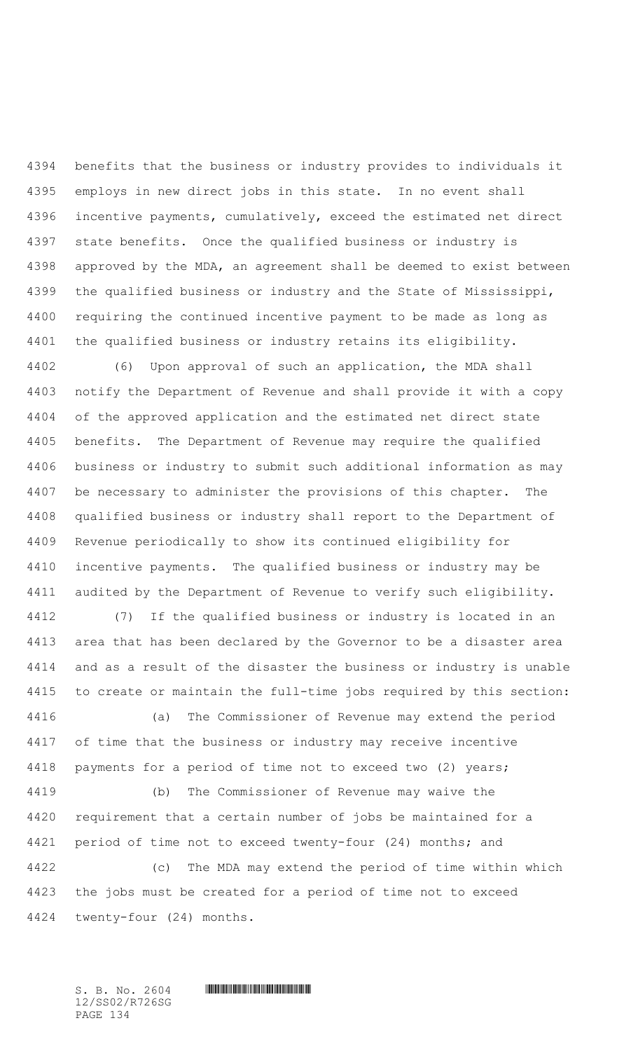benefits that the business or industry provides to individuals it employs in new direct jobs in this state. In no event shall incentive payments, cumulatively, exceed the estimated net direct state benefits. Once the qualified business or industry is approved by the MDA, an agreement shall be deemed to exist between the qualified business or industry and the State of Mississippi, requiring the continued incentive payment to be made as long as the qualified business or industry retains its eligibility.

(6) Upon approval of such an application, the MDA shall notify the Department of Revenue and shall provide it with a copy of the approved application and the estimated net direct state benefits. The Department of Revenue may require the qualified business or industry to submit such additional information as may be necessary to administer the provisions of this chapter. The qualified business or industry shall report to the Department of Revenue periodically to show its continued eligibility for incentive payments. The qualified business or industry may be audited by the Department of Revenue to verify such eligibility.

(7) If the qualified business or industry is located in an area that has been declared by the Governor to be a disaster area and as a result of the disaster the business or industry is unable to create or maintain the full-time jobs required by this section:

(a) The Commissioner of Revenue may extend the period of time that the business or industry may receive incentive payments for a period of time not to exceed two (2) years;

(b) The Commissioner of Revenue may waive the requirement that a certain number of jobs be maintained for a period of time not to exceed twenty-four (24) months; and

(c) The MDA may extend the period of time within which the jobs must be created for a period of time not to exceed twenty-four (24) months.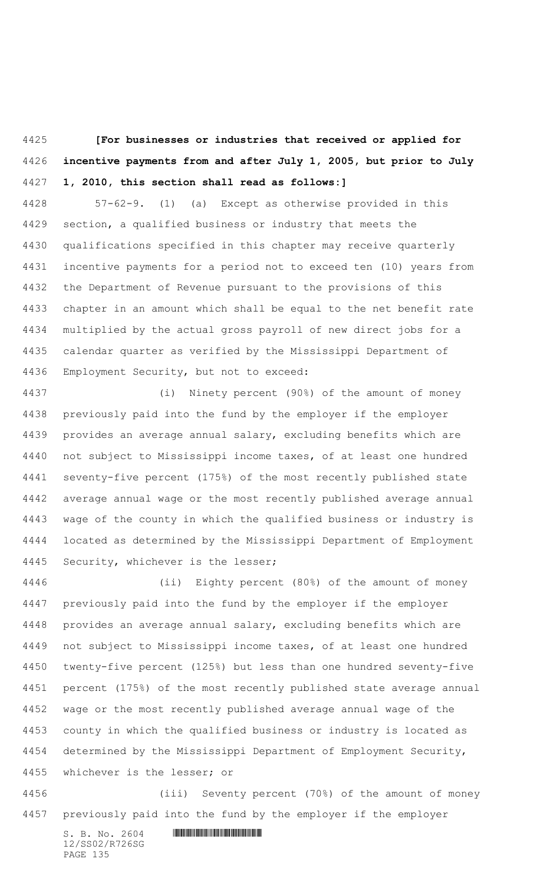**[For businesses or industries that received or applied for incentive payments from and after July 1, 2005, but prior to July 1, 2010, this section shall read as follows:]**

57-62-9. (1) (a) Except as otherwise provided in this section, a qualified business or industry that meets the qualifications specified in this chapter may receive quarterly incentive payments for a period not to exceed ten (10) years from the Department of Revenue pursuant to the provisions of this chapter in an amount which shall be equal to the net benefit rate multiplied by the actual gross payroll of new direct jobs for a calendar quarter as verified by the Mississippi Department of Employment Security, but not to exceed:

(i) Ninety percent (90%) of the amount of money previously paid into the fund by the employer if the employer provides an average annual salary, excluding benefits which are not subject to Mississippi income taxes, of at least one hundred seventy-five percent (175%) of the most recently published state average annual wage or the most recently published average annual wage of the county in which the qualified business or industry is located as determined by the Mississippi Department of Employment Security, whichever is the lesser;

(ii) Eighty percent (80%) of the amount of money previously paid into the fund by the employer if the employer provides an average annual salary, excluding benefits which are not subject to Mississippi income taxes, of at least one hundred twenty-five percent (125%) but less than one hundred seventy-five percent (175%) of the most recently published state average annual wage or the most recently published average annual wage of the county in which the qualified business or industry is located as determined by the Mississippi Department of Employment Security, whichever is the lesser; or

(iii) Seventy percent (70%) of the amount of money previously paid into the fund by the employer if the employer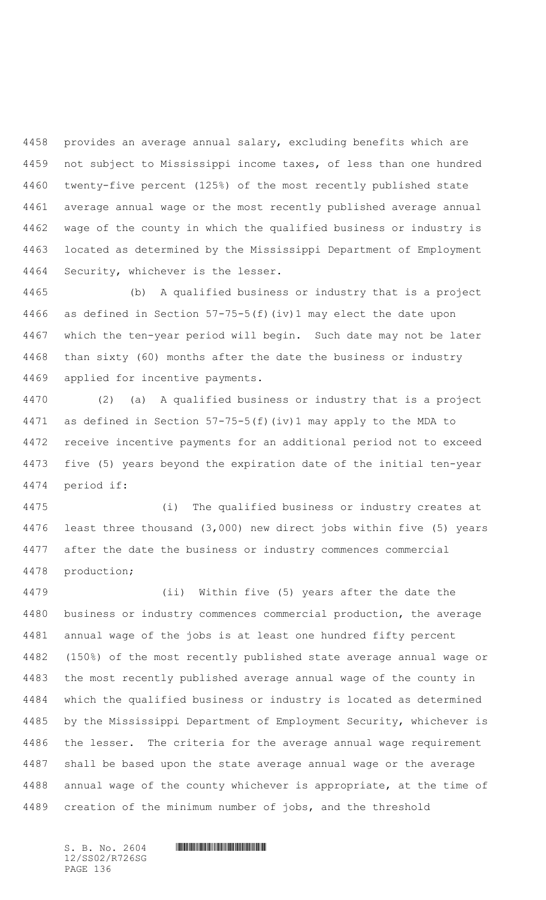provides an average annual salary, excluding benefits which are not subject to Mississippi income taxes, of less than one hundred twenty-five percent (125%) of the most recently published state average annual wage or the most recently published average annual wage of the county in which the qualified business or industry is located as determined by the Mississippi Department of Employment Security, whichever is the lesser.

(b) A qualified business or industry that is a project as defined in Section 57-75-5(f)(iv)1 may elect the date upon which the ten-year period will begin. Such date may not be later than sixty (60) months after the date the business or industry applied for incentive payments.

(2) (a) A qualified business or industry that is a project as defined in Section 57-75-5(f)(iv)1 may apply to the MDA to receive incentive payments for an additional period not to exceed five (5) years beyond the expiration date of the initial ten-year period if:

(i) The qualified business or industry creates at least three thousand (3,000) new direct jobs within five (5) years after the date the business or industry commences commercial production;

(ii) Within five (5) years after the date the business or industry commences commercial production, the average annual wage of the jobs is at least one hundred fifty percent (150%) of the most recently published state average annual wage or the most recently published average annual wage of the county in which the qualified business or industry is located as determined by the Mississippi Department of Employment Security, whichever is the lesser. The criteria for the average annual wage requirement shall be based upon the state average annual wage or the average annual wage of the county whichever is appropriate, at the time of creation of the minimum number of jobs, and the threshold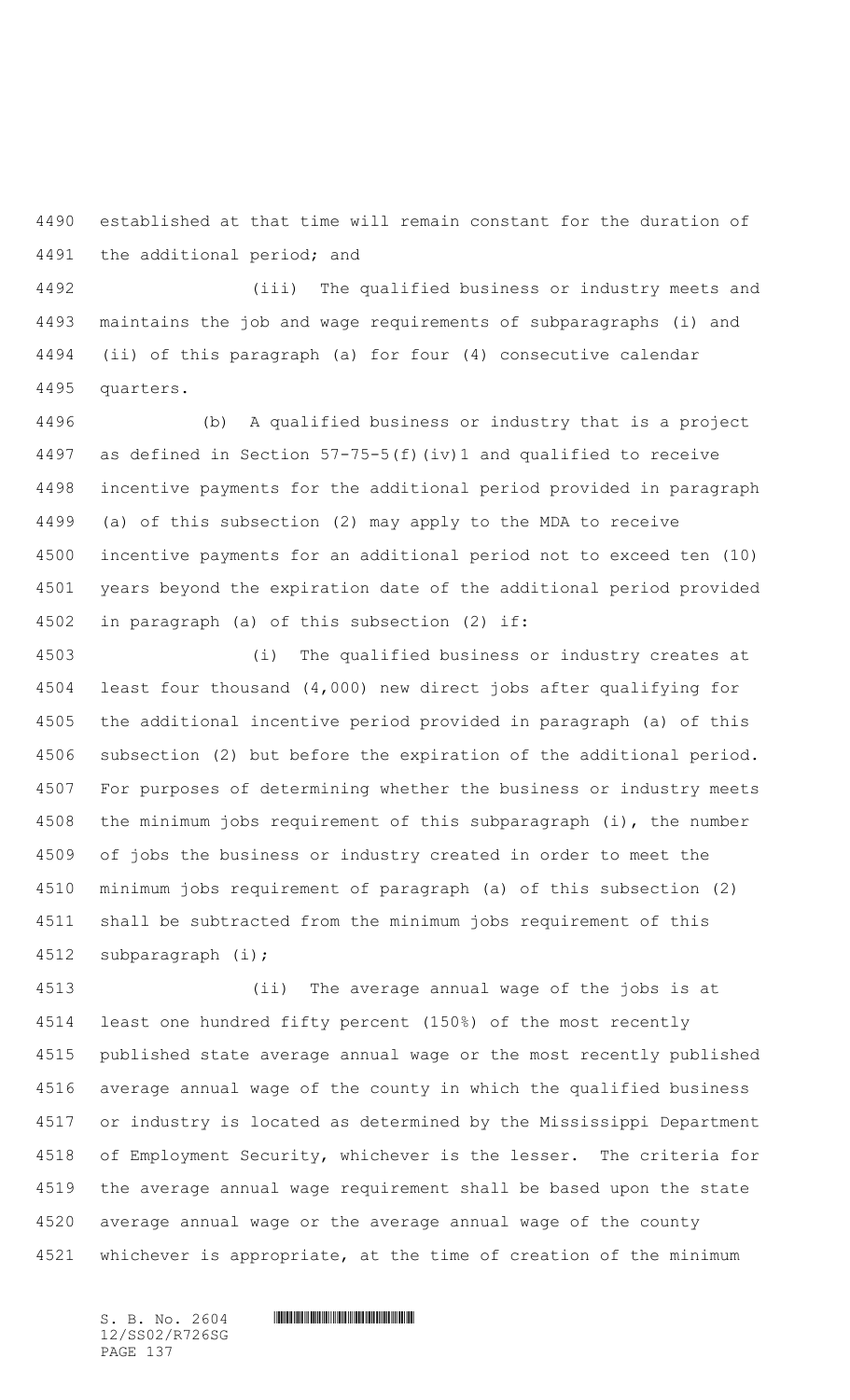established at that time will remain constant for the duration of the additional period; and

(iii) The qualified business or industry meets and maintains the job and wage requirements of subparagraphs (i) and (ii) of this paragraph (a) for four (4) consecutive calendar quarters.

(b) A qualified business or industry that is a project as defined in Section 57-75-5(f)(iv)1 and qualified to receive incentive payments for the additional period provided in paragraph (a) of this subsection (2) may apply to the MDA to receive incentive payments for an additional period not to exceed ten (10) years beyond the expiration date of the additional period provided in paragraph (a) of this subsection (2) if:

(i) The qualified business or industry creates at least four thousand (4,000) new direct jobs after qualifying for the additional incentive period provided in paragraph (a) of this subsection (2) but before the expiration of the additional period. For purposes of determining whether the business or industry meets the minimum jobs requirement of this subparagraph (i), the number of jobs the business or industry created in order to meet the minimum jobs requirement of paragraph (a) of this subsection (2) shall be subtracted from the minimum jobs requirement of this subparagraph (i);

(ii) The average annual wage of the jobs is at least one hundred fifty percent (150%) of the most recently published state average annual wage or the most recently published average annual wage of the county in which the qualified business or industry is located as determined by the Mississippi Department of Employment Security, whichever is the lesser. The criteria for the average annual wage requirement shall be based upon the state average annual wage or the average annual wage of the county whichever is appropriate, at the time of creation of the minimum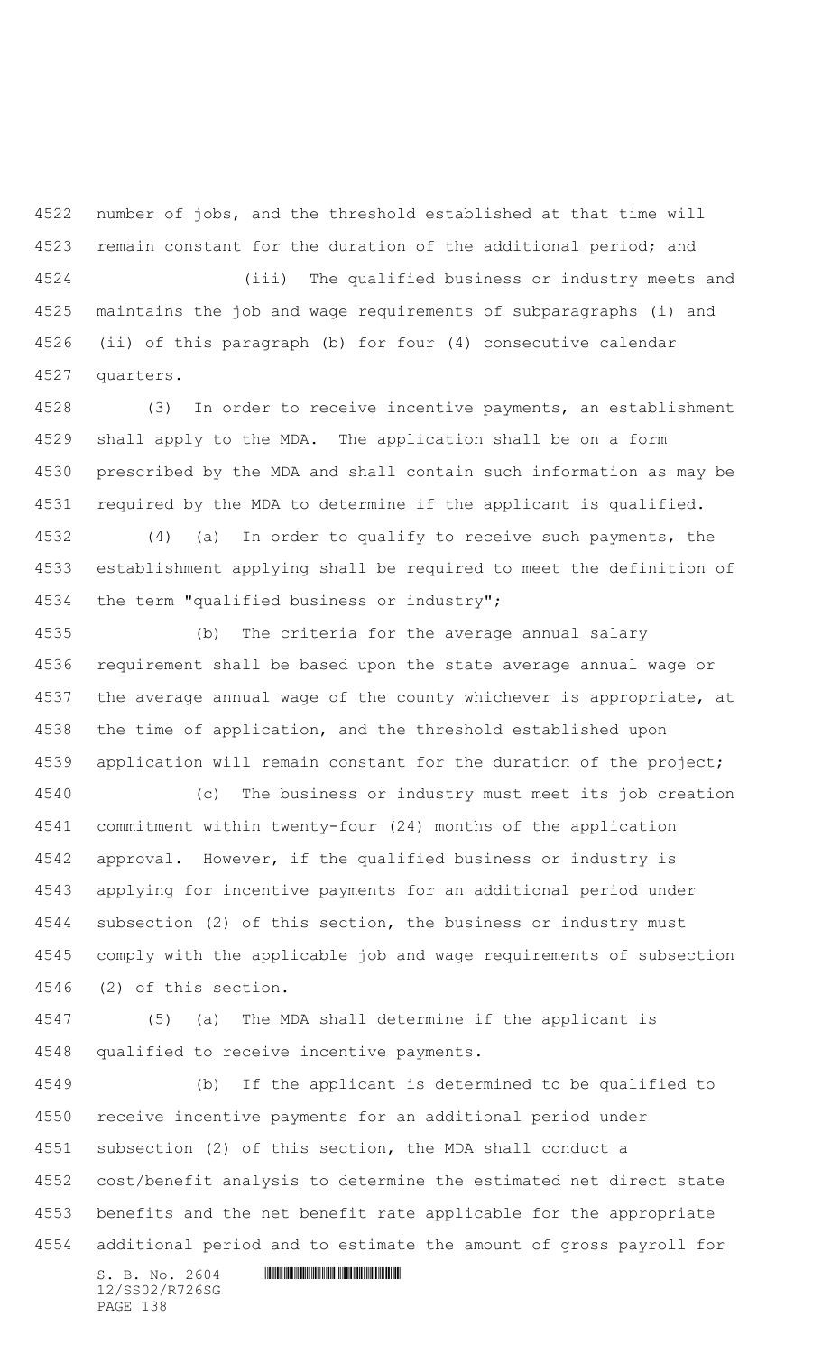number of jobs, and the threshold established at that time will remain constant for the duration of the additional period; and

(iii) The qualified business or industry meets and maintains the job and wage requirements of subparagraphs (i) and (ii) of this paragraph (b) for four (4) consecutive calendar quarters.

(3) In order to receive incentive payments, an establishment shall apply to the MDA. The application shall be on a form prescribed by the MDA and shall contain such information as may be required by the MDA to determine if the applicant is qualified.

(4) (a) In order to qualify to receive such payments, the establishment applying shall be required to meet the definition of the term "qualified business or industry";

(b) The criteria for the average annual salary requirement shall be based upon the state average annual wage or the average annual wage of the county whichever is appropriate, at the time of application, and the threshold established upon application will remain constant for the duration of the project;

(c) The business or industry must meet its job creation commitment within twenty-four (24) months of the application approval. However, if the qualified business or industry is applying for incentive payments for an additional period under subsection (2) of this section, the business or industry must comply with the applicable job and wage requirements of subsection (2) of this section.

(5) (a) The MDA shall determine if the applicant is qualified to receive incentive payments.

(b) If the applicant is determined to be qualified to receive incentive payments for an additional period under subsection (2) of this section, the MDA shall conduct a cost/benefit analysis to determine the estimated net direct state benefits and the net benefit rate applicable for the appropriate additional period and to estimate the amount of gross payroll for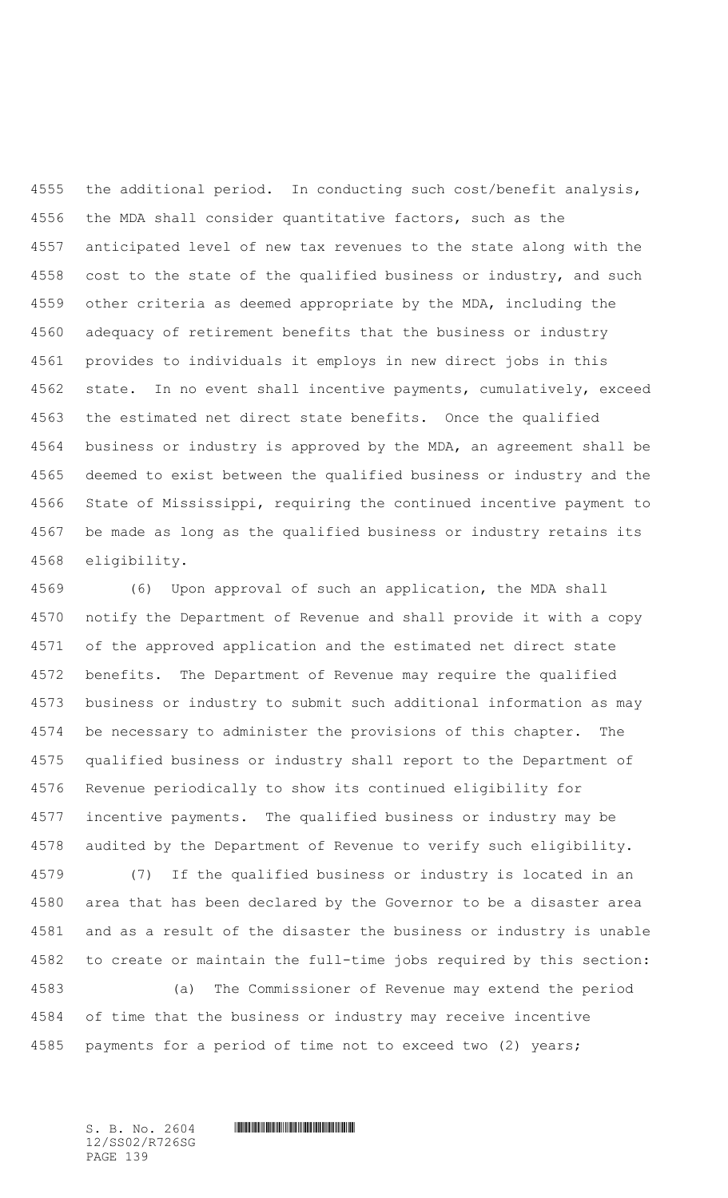the additional period. In conducting such cost/benefit analysis, the MDA shall consider quantitative factors, such as the anticipated level of new tax revenues to the state along with the cost to the state of the qualified business or industry, and such other criteria as deemed appropriate by the MDA, including the adequacy of retirement benefits that the business or industry provides to individuals it employs in new direct jobs in this state. In no event shall incentive payments, cumulatively, exceed the estimated net direct state benefits. Once the qualified business or industry is approved by the MDA, an agreement shall be deemed to exist between the qualified business or industry and the State of Mississippi, requiring the continued incentive payment to be made as long as the qualified business or industry retains its eligibility.

(6) Upon approval of such an application, the MDA shall notify the Department of Revenue and shall provide it with a copy of the approved application and the estimated net direct state benefits. The Department of Revenue may require the qualified business or industry to submit such additional information as may be necessary to administer the provisions of this chapter. The qualified business or industry shall report to the Department of Revenue periodically to show its continued eligibility for incentive payments. The qualified business or industry may be audited by the Department of Revenue to verify such eligibility.

(7) If the qualified business or industry is located in an area that has been declared by the Governor to be a disaster area and as a result of the disaster the business or industry is unable to create or maintain the full-time jobs required by this section:

(a) The Commissioner of Revenue may extend the period of time that the business or industry may receive incentive payments for a period of time not to exceed two (2) years;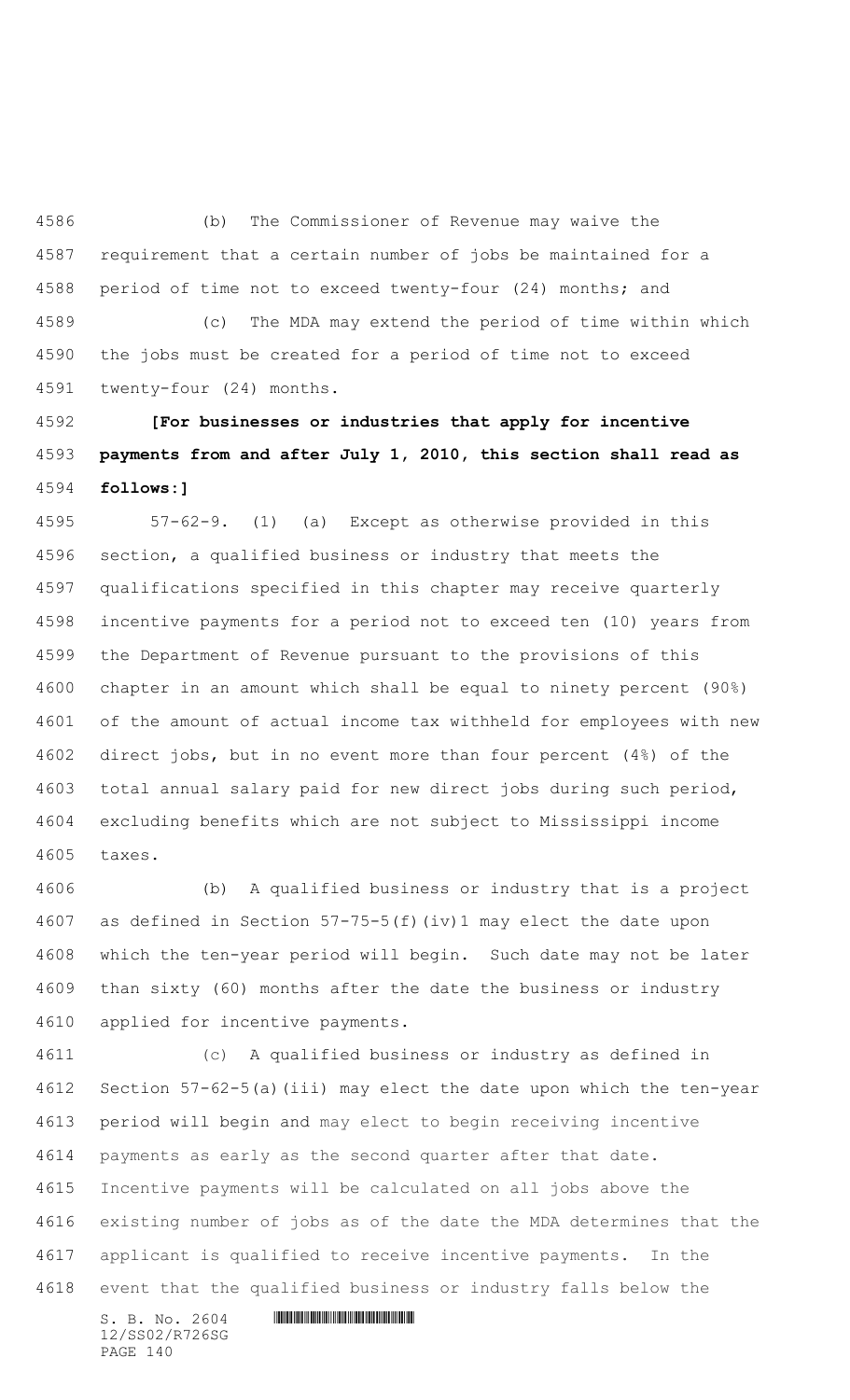(b) The Commissioner of Revenue may waive the requirement that a certain number of jobs be maintained for a period of time not to exceed twenty-four (24) months; and

(c) The MDA may extend the period of time within which the jobs must be created for a period of time not to exceed twenty-four (24) months.

**[For businesses or industries that apply for incentive payments from and after July 1, 2010, this section shall read as follows:]**

57-62-9. (1) (a) Except as otherwise provided in this section, a qualified business or industry that meets the qualifications specified in this chapter may receive quarterly incentive payments for a period not to exceed ten (10) years from the Department of Revenue pursuant to the provisions of this chapter in an amount which shall be equal to ninety percent (90%) of the amount of actual income tax withheld for employees with new direct jobs, but in no event more than four percent (4%) of the total annual salary paid for new direct jobs during such period, excluding benefits which are not subject to Mississippi income taxes.

(b) A qualified business or industry that is a project as defined in Section 57-75-5(f)(iv)1 may elect the date upon which the ten-year period will begin. Such date may not be later than sixty (60) months after the date the business or industry applied for incentive payments.

(c) A qualified business or industry as defined in Section 57-62-5(a)(iii) may elect the date upon which the ten-year period will begin and may elect to begin receiving incentive payments as early as the second quarter after that date. Incentive payments will be calculated on all jobs above the existing number of jobs as of the date the MDA determines that the applicant is qualified to receive incentive payments. In the event that the qualified business or industry falls below the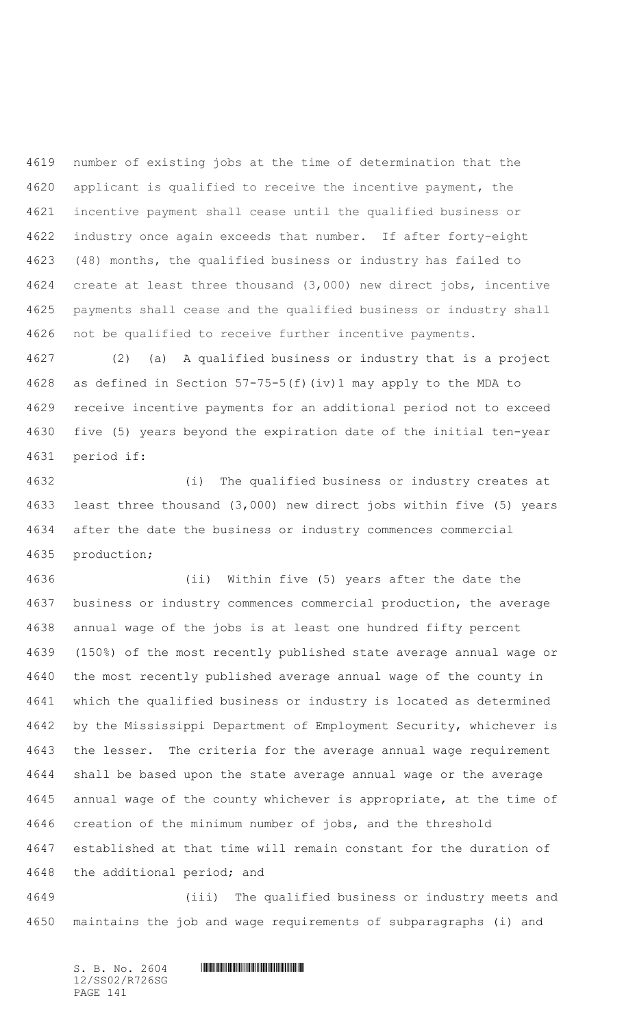number of existing jobs at the time of determination that the applicant is qualified to receive the incentive payment, the incentive payment shall cease until the qualified business or industry once again exceeds that number. If after forty-eight (48) months, the qualified business or industry has failed to create at least three thousand (3,000) new direct jobs, incentive payments shall cease and the qualified business or industry shall not be qualified to receive further incentive payments.

(2) (a) A qualified business or industry that is a project as defined in Section 57-75-5(f)(iv)1 may apply to the MDA to receive incentive payments for an additional period not to exceed five (5) years beyond the expiration date of the initial ten-year period if:

(i) The qualified business or industry creates at least three thousand (3,000) new direct jobs within five (5) years after the date the business or industry commences commercial production;

(ii) Within five (5) years after the date the business or industry commences commercial production, the average annual wage of the jobs is at least one hundred fifty percent (150%) of the most recently published state average annual wage or the most recently published average annual wage of the county in which the qualified business or industry is located as determined by the Mississippi Department of Employment Security, whichever is the lesser. The criteria for the average annual wage requirement shall be based upon the state average annual wage or the average annual wage of the county whichever is appropriate, at the time of creation of the minimum number of jobs, and the threshold established at that time will remain constant for the duration of the additional period; and

(iii) The qualified business or industry meets and maintains the job and wage requirements of subparagraphs (i) and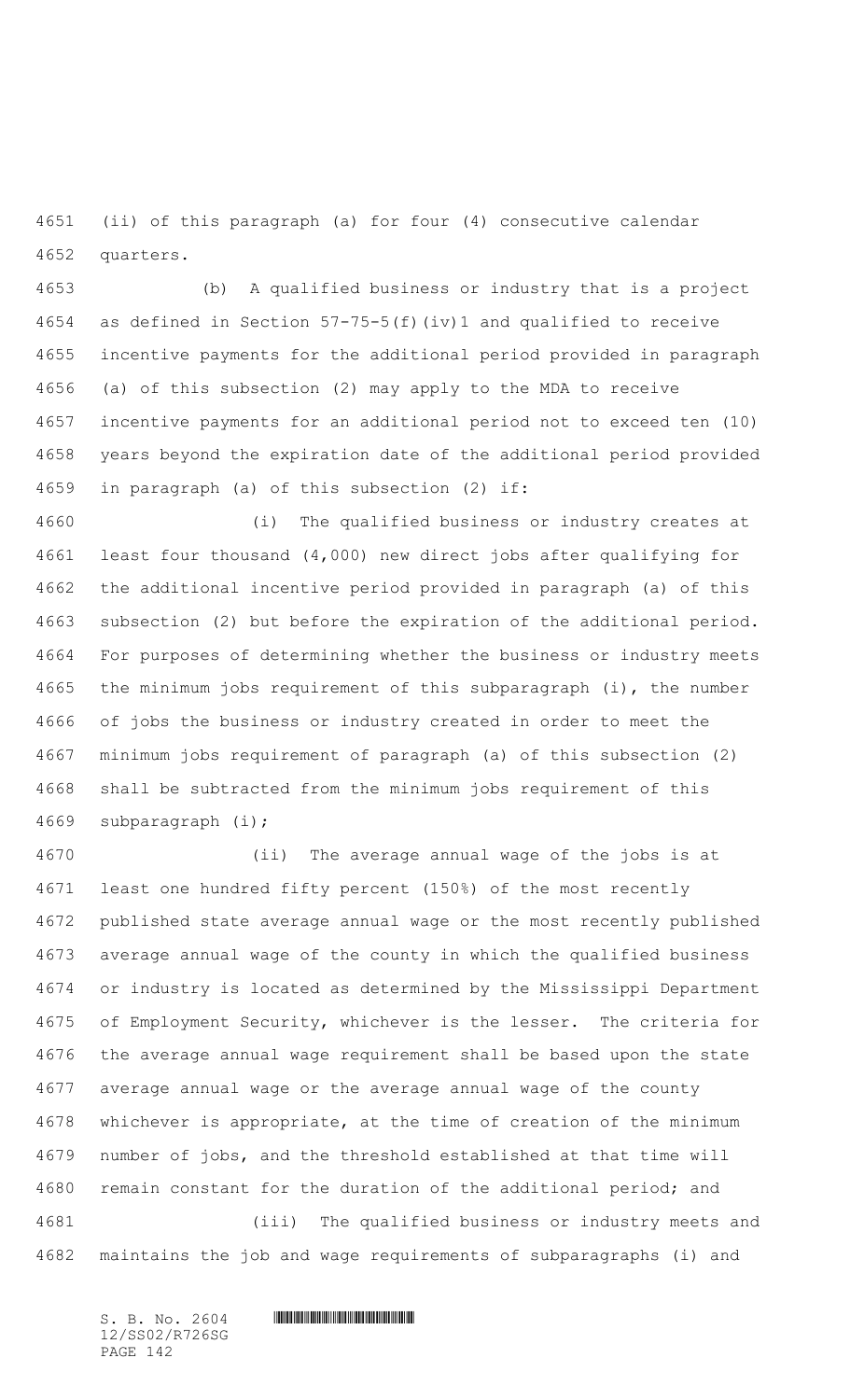(ii) of this paragraph (a) for four (4) consecutive calendar quarters.

(b) A qualified business or industry that is a project as defined in Section 57-75-5(f)(iv)1 and qualified to receive incentive payments for the additional period provided in paragraph (a) of this subsection (2) may apply to the MDA to receive incentive payments for an additional period not to exceed ten (10) years beyond the expiration date of the additional period provided in paragraph (a) of this subsection (2) if:

(i) The qualified business or industry creates at least four thousand (4,000) new direct jobs after qualifying for the additional incentive period provided in paragraph (a) of this subsection (2) but before the expiration of the additional period. For purposes of determining whether the business or industry meets the minimum jobs requirement of this subparagraph (i), the number of jobs the business or industry created in order to meet the minimum jobs requirement of paragraph (a) of this subsection (2) shall be subtracted from the minimum jobs requirement of this subparagraph (i);

(ii) The average annual wage of the jobs is at least one hundred fifty percent (150%) of the most recently published state average annual wage or the most recently published average annual wage of the county in which the qualified business or industry is located as determined by the Mississippi Department of Employment Security, whichever is the lesser. The criteria for the average annual wage requirement shall be based upon the state average annual wage or the average annual wage of the county whichever is appropriate, at the time of creation of the minimum number of jobs, and the threshold established at that time will remain constant for the duration of the additional period; and

(iii) The qualified business or industry meets and maintains the job and wage requirements of subparagraphs (i) and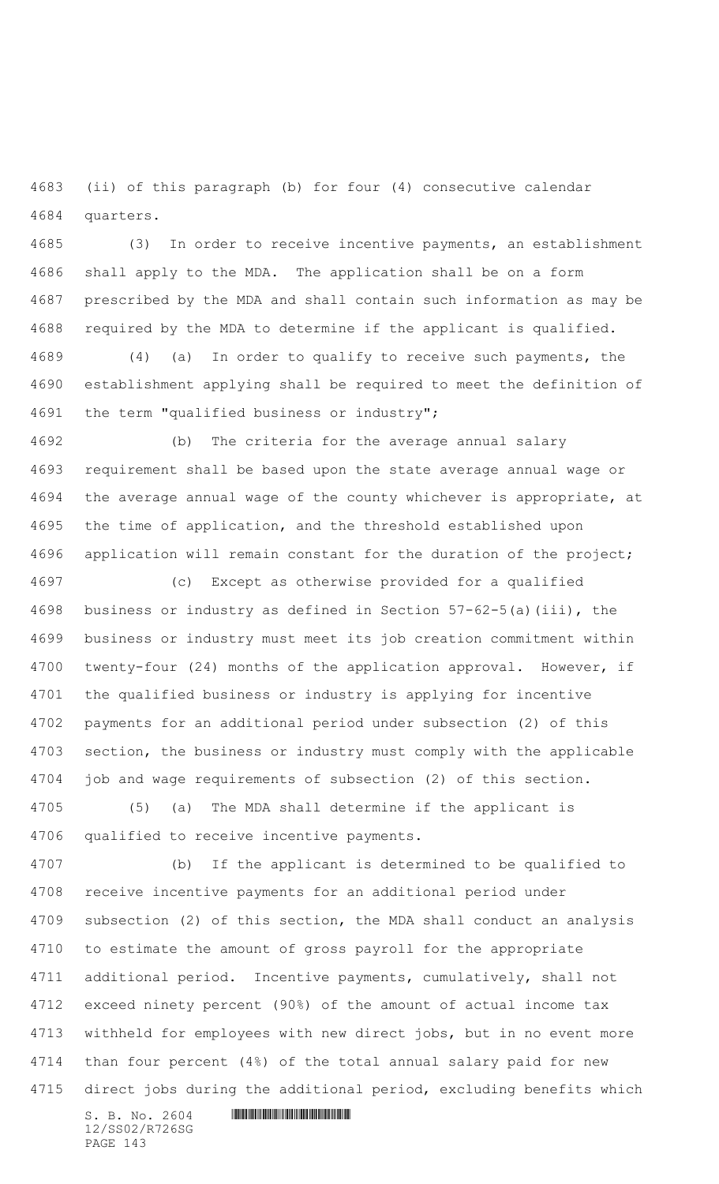(ii) of this paragraph (b) for four (4) consecutive calendar quarters.

(3) In order to receive incentive payments, an establishment shall apply to the MDA. The application shall be on a form prescribed by the MDA and shall contain such information as may be required by the MDA to determine if the applicant is qualified.

(4) (a) In order to qualify to receive such payments, the establishment applying shall be required to meet the definition of the term "qualified business or industry";

(b) The criteria for the average annual salary requirement shall be based upon the state average annual wage or the average annual wage of the county whichever is appropriate, at the time of application, and the threshold established upon application will remain constant for the duration of the project;

(c) Except as otherwise provided for a qualified business or industry as defined in Section 57-62-5(a)(iii), the business or industry must meet its job creation commitment within twenty-four (24) months of the application approval. However, if the qualified business or industry is applying for incentive payments for an additional period under subsection (2) of this section, the business or industry must comply with the applicable job and wage requirements of subsection (2) of this section.

(5) (a) The MDA shall determine if the applicant is qualified to receive incentive payments.

(b) If the applicant is determined to be qualified to receive incentive payments for an additional period under subsection (2) of this section, the MDA shall conduct an analysis to estimate the amount of gross payroll for the appropriate additional period. Incentive payments, cumulatively, shall not exceed ninety percent (90%) of the amount of actual income tax withheld for employees with new direct jobs, but in no event more than four percent (4%) of the total annual salary paid for new direct jobs during the additional period, excluding benefits which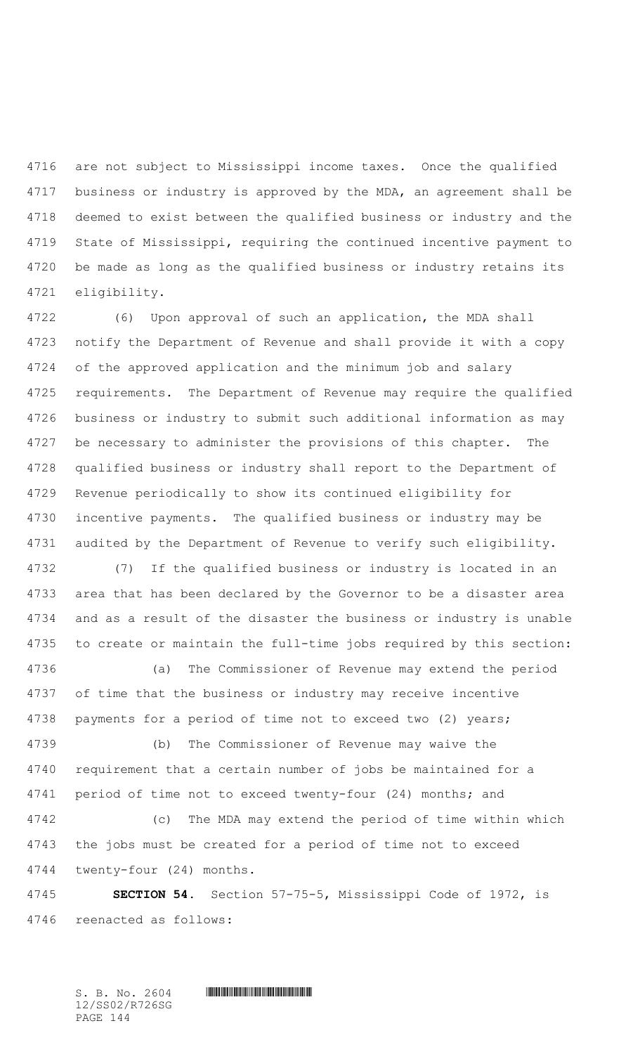are not subject to Mississippi income taxes. Once the qualified business or industry is approved by the MDA, an agreement shall be deemed to exist between the qualified business or industry and the State of Mississippi, requiring the continued incentive payment to be made as long as the qualified business or industry retains its eligibility.

(6) Upon approval of such an application, the MDA shall notify the Department of Revenue and shall provide it with a copy of the approved application and the minimum job and salary requirements. The Department of Revenue may require the qualified business or industry to submit such additional information as may be necessary to administer the provisions of this chapter. The qualified business or industry shall report to the Department of Revenue periodically to show its continued eligibility for incentive payments. The qualified business or industry may be audited by the Department of Revenue to verify such eligibility.

(7) If the qualified business or industry is located in an area that has been declared by the Governor to be a disaster area and as a result of the disaster the business or industry is unable to create or maintain the full-time jobs required by this section:

(a) The Commissioner of Revenue may extend the period of time that the business or industry may receive incentive payments for a period of time not to exceed two (2) years;

(b) The Commissioner of Revenue may waive the requirement that a certain number of jobs be maintained for a period of time not to exceed twenty-four (24) months; and

(c) The MDA may extend the period of time within which the jobs must be created for a period of time not to exceed twenty-four (24) months.

**SECTION 54.** Section 57-75-5, Mississippi Code of 1972, is reenacted as follows: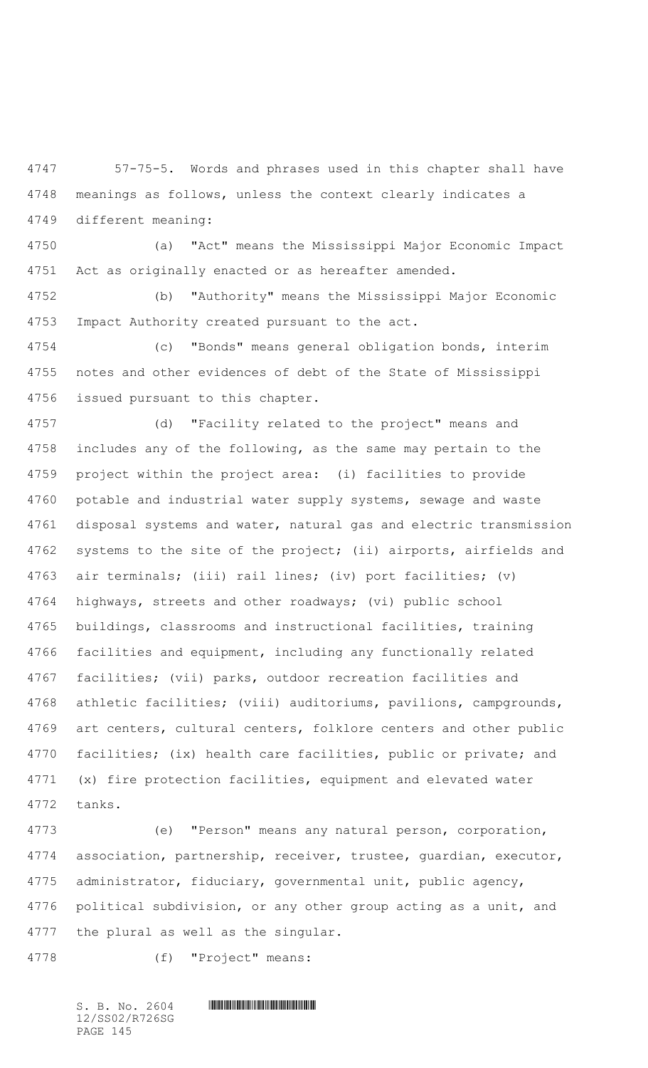57-75-5. Words and phrases used in this chapter shall have meanings as follows, unless the context clearly indicates a different meaning:

(a) "Act" means the Mississippi Major Economic Impact Act as originally enacted or as hereafter amended.

(b) "Authority" means the Mississippi Major Economic Impact Authority created pursuant to the act.

(c) "Bonds" means general obligation bonds, interim notes and other evidences of debt of the State of Mississippi issued pursuant to this chapter.

(d) "Facility related to the project" means and includes any of the following, as the same may pertain to the project within the project area: (i) facilities to provide potable and industrial water supply systems, sewage and waste disposal systems and water, natural gas and electric transmission systems to the site of the project; (ii) airports, airfields and air terminals; (iii) rail lines; (iv) port facilities; (v) highways, streets and other roadways; (vi) public school buildings, classrooms and instructional facilities, training facilities and equipment, including any functionally related facilities; (vii) parks, outdoor recreation facilities and athletic facilities; (viii) auditoriums, pavilions, campgrounds, art centers, cultural centers, folklore centers and other public facilities; (ix) health care facilities, public or private; and (x) fire protection facilities, equipment and elevated water tanks.

(e) "Person" means any natural person, corporation, association, partnership, receiver, trustee, guardian, executor, administrator, fiduciary, governmental unit, public agency, political subdivision, or any other group acting as a unit, and the plural as well as the singular.

(f) "Project" means: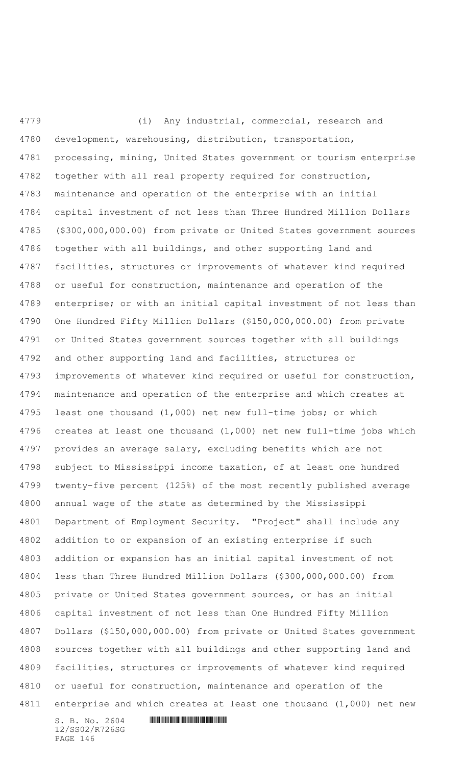(i) Any industrial, commercial, research and development, warehousing, distribution, transportation, processing, mining, United States government or tourism enterprise together with all real property required for construction, maintenance and operation of the enterprise with an initial capital investment of not less than Three Hundred Million Dollars ($300,000,000.00) from private or United States government sources together with all buildings, and other supporting land and facilities, structures or improvements of whatever kind required or useful for construction, maintenance and operation of the enterprise; or with an initial capital investment of not less than One Hundred Fifty Million Dollars ($150,000,000.00) from private or United States government sources together with all buildings and other supporting land and facilities, structures or improvements of whatever kind required or useful for construction, maintenance and operation of the enterprise and which creates at least one thousand (1,000) net new full-time jobs; or which creates at least one thousand (1,000) net new full-time jobs which provides an average salary, excluding benefits which are not subject to Mississippi income taxation, of at least one hundred twenty-five percent (125%) of the most recently published average annual wage of the state as determined by the Mississippi Department of Employment Security. "Project" shall include any addition to or expansion of an existing enterprise if such addition or expansion has an initial capital investment of not less than Three Hundred Million Dollars ($300,000,000.00) from private or United States government sources, or has an initial capital investment of not less than One Hundred Fifty Million Dollars ($150,000,000.00) from private or United States government sources together with all buildings and other supporting land and facilities, structures or improvements of whatever kind required or useful for construction, maintenance and operation of the enterprise and which creates at least one thousand (1,000) net new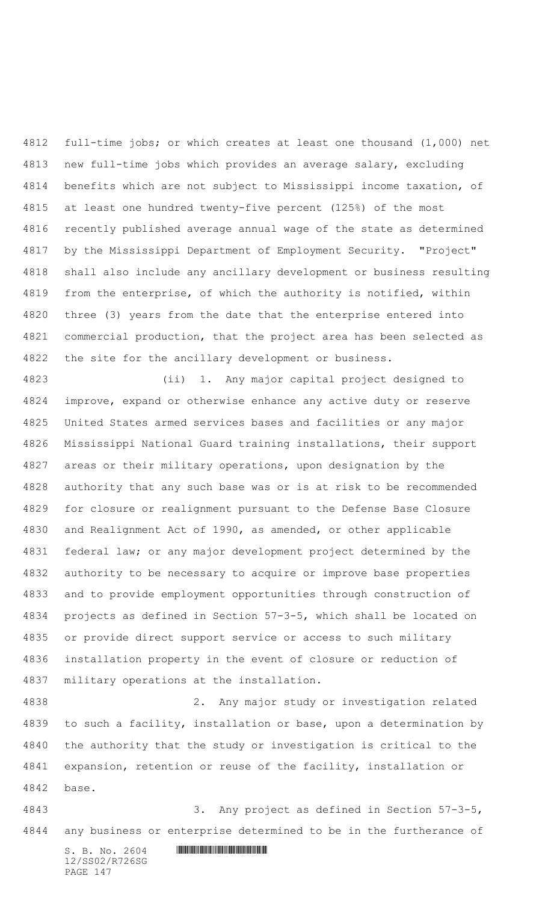full-time jobs; or which creates at least one thousand (1,000) net new full-time jobs which provides an average salary, excluding benefits which are not subject to Mississippi income taxation, of at least one hundred twenty-five percent (125%) of the most recently published average annual wage of the state as determined by the Mississippi Department of Employment Security. "Project" shall also include any ancillary development or business resulting from the enterprise, of which the authority is notified, within three (3) years from the date that the enterprise entered into commercial production, that the project area has been selected as the site for the ancillary development or business.

(ii) 1. Any major capital project designed to improve, expand or otherwise enhance any active duty or reserve United States armed services bases and facilities or any major Mississippi National Guard training installations, their support areas or their military operations, upon designation by the authority that any such base was or is at risk to be recommended for closure or realignment pursuant to the Defense Base Closure and Realignment Act of 1990, as amended, or other applicable federal law; or any major development project determined by the authority to be necessary to acquire or improve base properties and to provide employment opportunities through construction of projects as defined in Section 57-3-5, which shall be located on or provide direct support service or access to such military installation property in the event of closure or reduction of military operations at the installation.

2. Any major study or investigation related to such a facility, installation or base, upon a determination by the authority that the study or investigation is critical to the expansion, retention or reuse of the facility, installation or base.

3. Any project as defined in Section 57-3-5, any business or enterprise determined to be in the furtherance of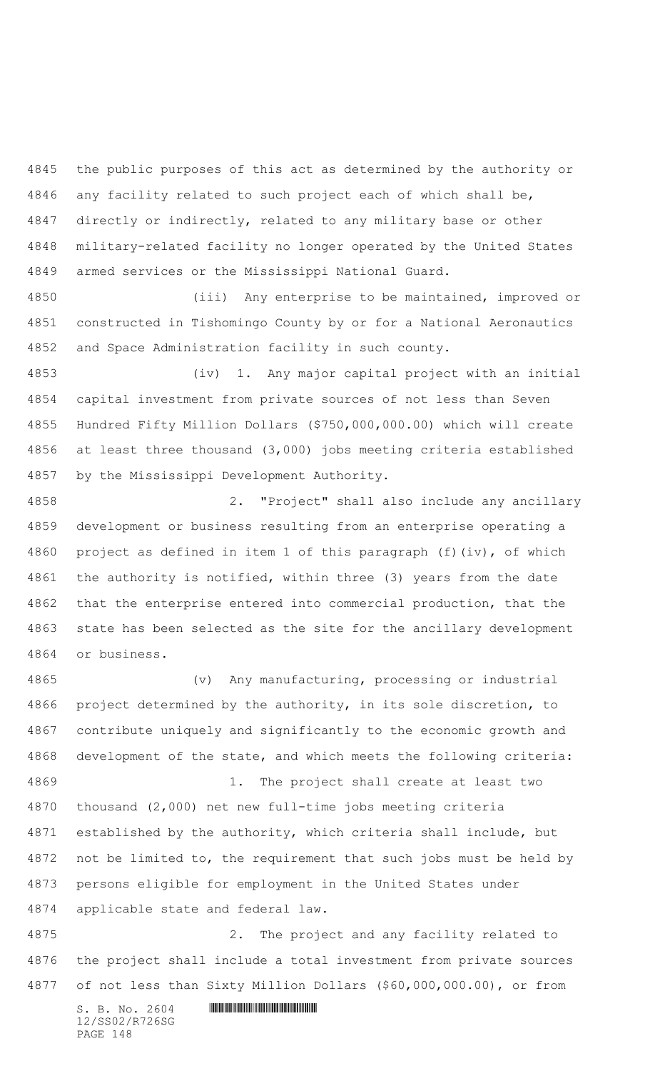the public purposes of this act as determined by the authority or any facility related to such project each of which shall be, directly or indirectly, related to any military base or other military-related facility no longer operated by the United States armed services or the Mississippi National Guard.

(iii) Any enterprise to be maintained, improved or constructed in Tishomingo County by or for a National Aeronautics and Space Administration facility in such county.

(iv) 1. Any major capital project with an initial capital investment from private sources of not less than Seven Hundred Fifty Million Dollars ($750,000,000.00) which will create at least three thousand (3,000) jobs meeting criteria established by the Mississippi Development Authority.

2. "Project" shall also include any ancillary development or business resulting from an enterprise operating a project as defined in item 1 of this paragraph (f)(iv), of which the authority is notified, within three (3) years from the date that the enterprise entered into commercial production, that the state has been selected as the site for the ancillary development or business.

(v) Any manufacturing, processing or industrial project determined by the authority, in its sole discretion, to contribute uniquely and significantly to the economic growth and development of the state, and which meets the following criteria:

1. The project shall create at least two thousand (2,000) net new full-time jobs meeting criteria established by the authority, which criteria shall include, but not be limited to, the requirement that such jobs must be held by persons eligible for employment in the United States under applicable state and federal law.

2. The project and any facility related to the project shall include a total investment from private sources of not less than Sixty Million Dollars ($60,000,000.00), or from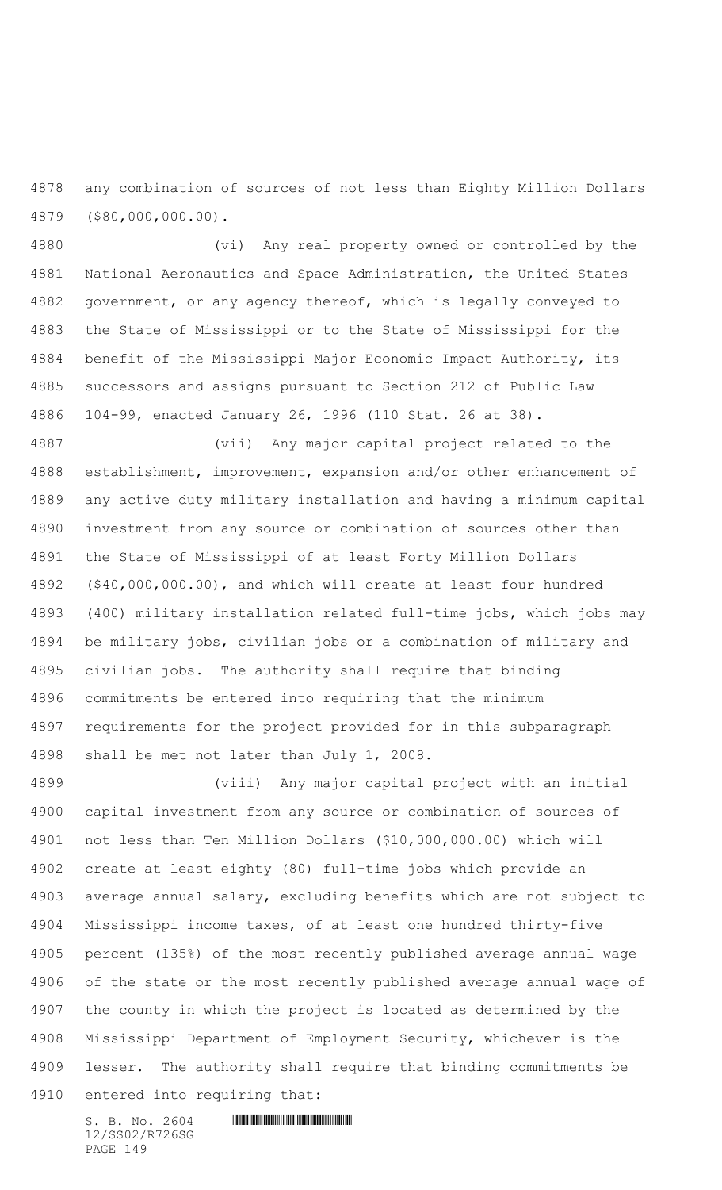any combination of sources of not less than Eighty Million Dollars ($80,000,000.00).

(vi) Any real property owned or controlled by the National Aeronautics and Space Administration, the United States government, or any agency thereof, which is legally conveyed to the State of Mississippi or to the State of Mississippi for the benefit of the Mississippi Major Economic Impact Authority, its successors and assigns pursuant to Section 212 of Public Law 104-99, enacted January 26, 1996 (110 Stat. 26 at 38).

(vii) Any major capital project related to the establishment, improvement, expansion and/or other enhancement of any active duty military installation and having a minimum capital investment from any source or combination of sources other than the State of Mississippi of at least Forty Million Dollars ($40,000,000.00), and which will create at least four hundred (400) military installation related full-time jobs, which jobs may be military jobs, civilian jobs or a combination of military and civilian jobs. The authority shall require that binding commitments be entered into requiring that the minimum requirements for the project provided for in this subparagraph shall be met not later than July 1, 2008.

(viii) Any major capital project with an initial capital investment from any source or combination of sources of not less than Ten Million Dollars ($10,000,000.00) which will create at least eighty (80) full-time jobs which provide an average annual salary, excluding benefits which are not subject to Mississippi income taxes, of at least one hundred thirty-five percent (135%) of the most recently published average annual wage of the state or the most recently published average annual wage of the county in which the project is located as determined by the Mississippi Department of Employment Security, whichever is the lesser. The authority shall require that binding commitments be entered into requiring that: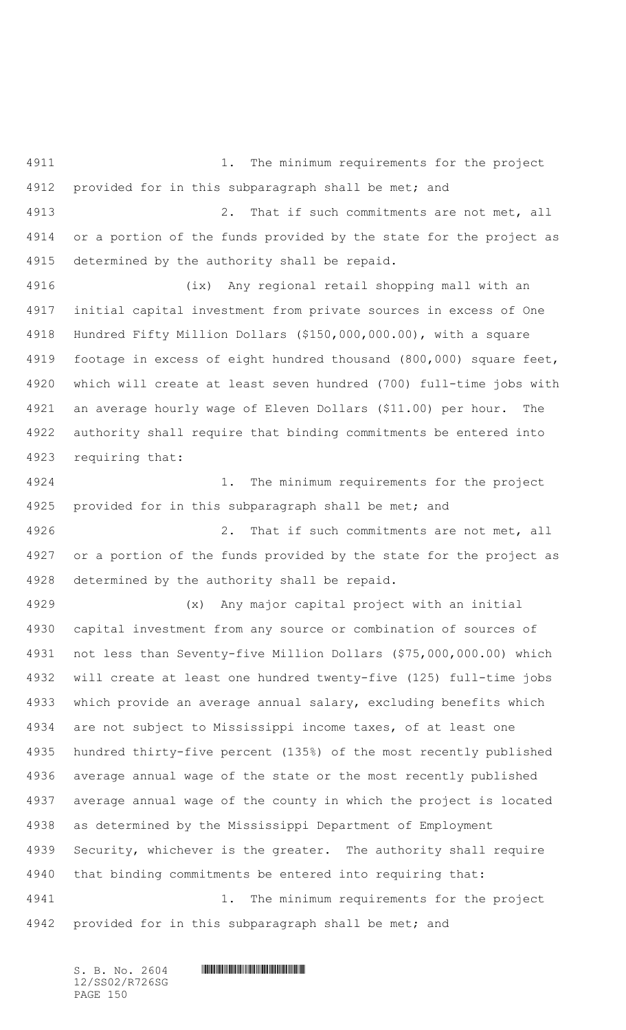1. The minimum requirements for the project provided for in this subparagraph shall be met; and

2. That if such commitments are not met, all or a portion of the funds provided by the state for the project as determined by the authority shall be repaid.

(ix) Any regional retail shopping mall with an initial capital investment from private sources in excess of One Hundred Fifty Million Dollars ($150,000,000.00), with a square footage in excess of eight hundred thousand (800,000) square feet, which will create at least seven hundred (700) full-time jobs with an average hourly wage of Eleven Dollars ($11.00) per hour. The authority shall require that binding commitments be entered into requiring that:

1. The minimum requirements for the project provided for in this subparagraph shall be met; and

2. That if such commitments are not met, all or a portion of the funds provided by the state for the project as determined by the authority shall be repaid.

(x) Any major capital project with an initial capital investment from any source or combination of sources of not less than Seventy-five Million Dollars ($75,000,000.00) which will create at least one hundred twenty-five (125) full-time jobs which provide an average annual salary, excluding benefits which are not subject to Mississippi income taxes, of at least one hundred thirty-five percent (135%) of the most recently published average annual wage of the state or the most recently published average annual wage of the county in which the project is located as determined by the Mississippi Department of Employment Security, whichever is the greater. The authority shall require that binding commitments be entered into requiring that:

1. The minimum requirements for the project provided for in this subparagraph shall be met; and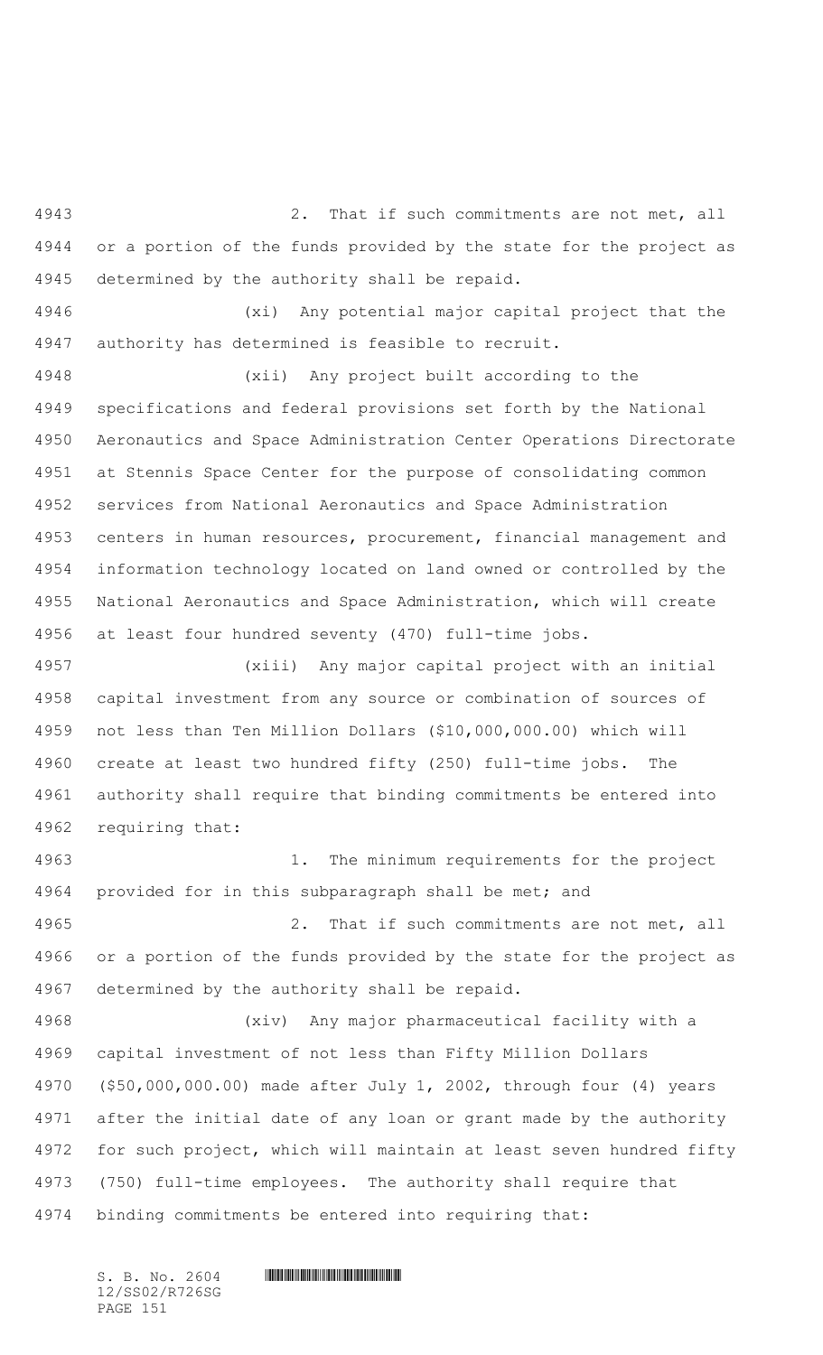2. That if such commitments are not met, all or a portion of the funds provided by the state for the project as determined by the authority shall be repaid.

(xi) Any potential major capital project that the authority has determined is feasible to recruit.

(xii) Any project built according to the specifications and federal provisions set forth by the National Aeronautics and Space Administration Center Operations Directorate at Stennis Space Center for the purpose of consolidating common services from National Aeronautics and Space Administration centers in human resources, procurement, financial management and information technology located on land owned or controlled by the National Aeronautics and Space Administration, which will create at least four hundred seventy (470) full-time jobs.

(xiii) Any major capital project with an initial capital investment from any source or combination of sources of not less than Ten Million Dollars ($10,000,000.00) which will create at least two hundred fifty (250) full-time jobs. The authority shall require that binding commitments be entered into requiring that:

1. The minimum requirements for the project provided for in this subparagraph shall be met; and

2. That if such commitments are not met, all or a portion of the funds provided by the state for the project as determined by the authority shall be repaid.

(xiv) Any major pharmaceutical facility with a capital investment of not less than Fifty Million Dollars ($50,000,000.00) made after July 1, 2002, through four (4) years after the initial date of any loan or grant made by the authority for such project, which will maintain at least seven hundred fifty (750) full-time employees. The authority shall require that binding commitments be entered into requiring that: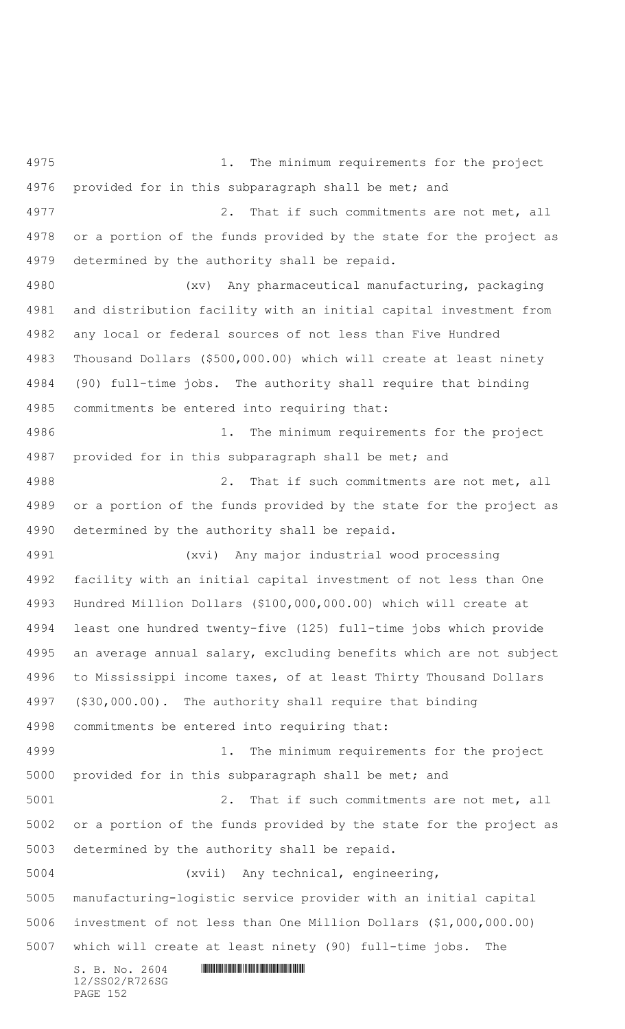1. The minimum requirements for the project provided for in this subparagraph shall be met; and

2. That if such commitments are not met, all or a portion of the funds provided by the state for the project as determined by the authority shall be repaid.

(xv) Any pharmaceutical manufacturing, packaging and distribution facility with an initial capital investment from any local or federal sources of not less than Five Hundred Thousand Dollars ($500,000.00) which will create at least ninety (90) full-time jobs. The authority shall require that binding commitments be entered into requiring that:

1. The minimum requirements for the project provided for in this subparagraph shall be met; and

2. That if such commitments are not met, all or a portion of the funds provided by the state for the project as determined by the authority shall be repaid.

(xvi) Any major industrial wood processing facility with an initial capital investment of not less than One Hundred Million Dollars ($100,000,000.00) which will create at least one hundred twenty-five (125) full-time jobs which provide an average annual salary, excluding benefits which are not subject to Mississippi income taxes, of at least Thirty Thousand Dollars ($30,000.00). The authority shall require that binding commitments be entered into requiring that:

1. The minimum requirements for the project provided for in this subparagraph shall be met; and

2. That if such commitments are not met, all or a portion of the funds provided by the state for the project as determined by the authority shall be repaid.

(xvii) Any technical, engineering, manufacturing-logistic service provider with an initial capital investment of not less than One Million Dollars ($1,000,000.00) which will create at least ninety (90) full-time jobs. The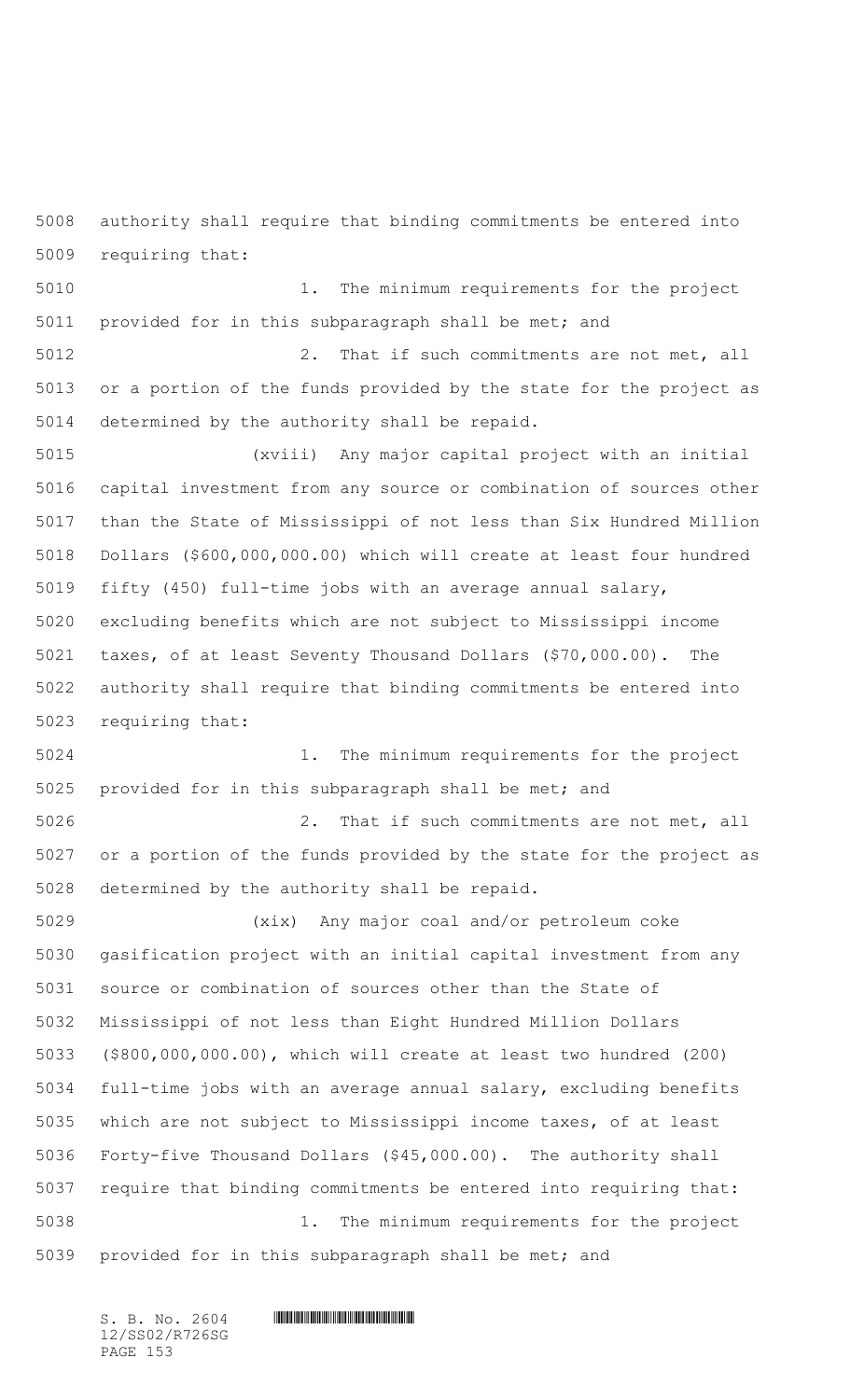authority shall require that binding commitments be entered into requiring that:

1. The minimum requirements for the project provided for in this subparagraph shall be met; and

2. That if such commitments are not met, all or a portion of the funds provided by the state for the project as determined by the authority shall be repaid.

(xviii) Any major capital project with an initial capital investment from any source or combination of sources other than the State of Mississippi of not less than Six Hundred Million Dollars ($600,000,000.00) which will create at least four hundred fifty (450) full-time jobs with an average annual salary, excluding benefits which are not subject to Mississippi income taxes, of at least Seventy Thousand Dollars ($70,000.00). The authority shall require that binding commitments be entered into requiring that:

1. The minimum requirements for the project provided for in this subparagraph shall be met; and

2. That if such commitments are not met, all or a portion of the funds provided by the state for the project as determined by the authority shall be repaid.

(xix) Any major coal and/or petroleum coke gasification project with an initial capital investment from any source or combination of sources other than the State of Mississippi of not less than Eight Hundred Million Dollars ($800,000,000.00), which will create at least two hundred (200) full-time jobs with an average annual salary, excluding benefits which are not subject to Mississippi income taxes, of at least Forty-five Thousand Dollars ($45,000.00). The authority shall require that binding commitments be entered into requiring that:

1. The minimum requirements for the project provided for in this subparagraph shall be met; and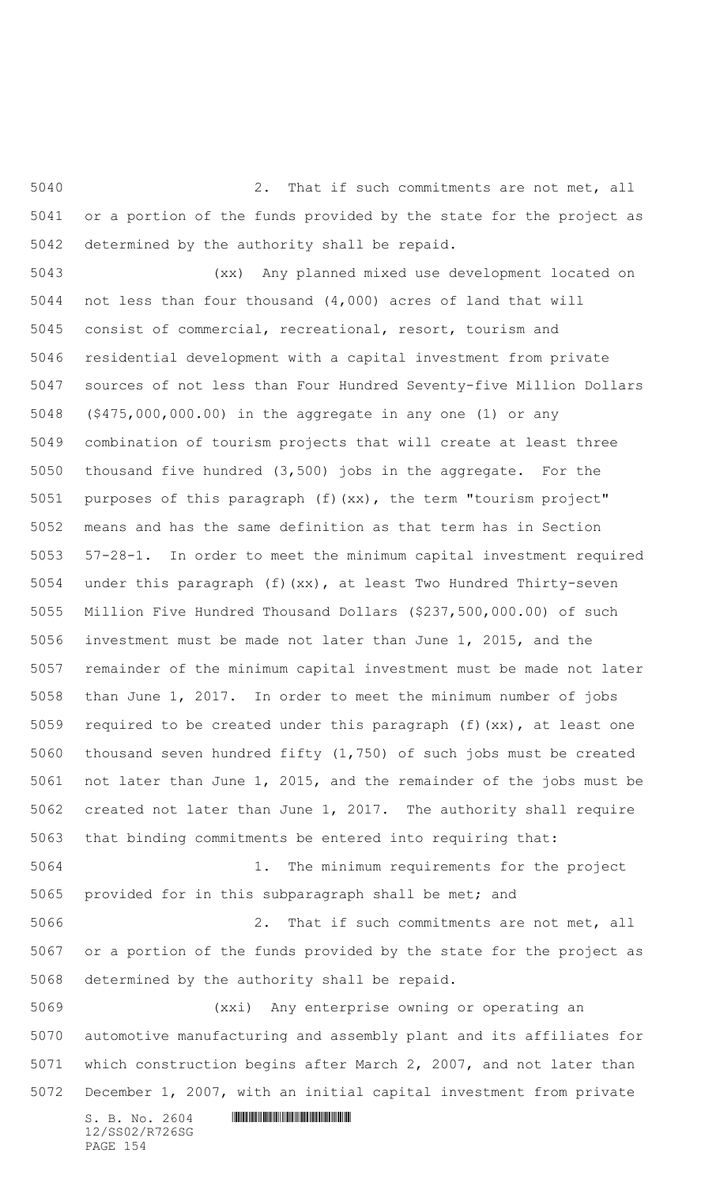2. That if such commitments are not met, all or a portion of the funds provided by the state for the project as determined by the authority shall be repaid.

(xx) Any planned mixed use development located on not less than four thousand (4,000) acres of land that will consist of commercial, recreational, resort, tourism and residential development with a capital investment from private sources of not less than Four Hundred Seventy-five Million Dollars ($475,000,000.00) in the aggregate in any one (1) or any combination of tourism projects that will create at least three thousand five hundred (3,500) jobs in the aggregate. For the purposes of this paragraph (f)(xx), the term "tourism project" means and has the same definition as that term has in Section 57-28-1. In order to meet the minimum capital investment required under this paragraph (f)(xx), at least Two Hundred Thirty-seven Million Five Hundred Thousand Dollars ($237,500,000.00) of such investment must be made not later than June 1, 2015, and the remainder of the minimum capital investment must be made not later than June 1, 2017. In order to meet the minimum number of jobs required to be created under this paragraph (f)(xx), at least one thousand seven hundred fifty (1,750) of such jobs must be created not later than June 1, 2015, and the remainder of the jobs must be created not later than June 1, 2017. The authority shall require that binding commitments be entered into requiring that:

1. The minimum requirements for the project provided for in this subparagraph shall be met; and

2. That if such commitments are not met, all or a portion of the funds provided by the state for the project as determined by the authority shall be repaid.

(xxi) Any enterprise owning or operating an automotive manufacturing and assembly plant and its affiliates for which construction begins after March 2, 2007, and not later than December 1, 2007, with an initial capital investment from private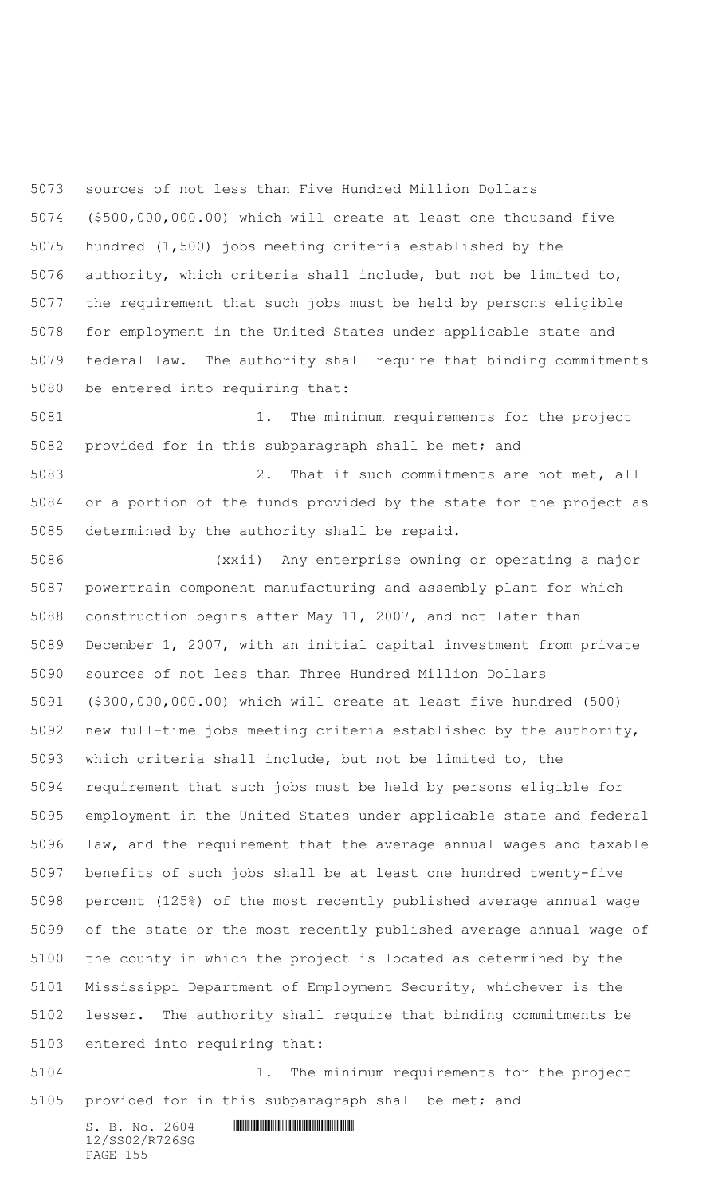sources of not less than Five Hundred Million Dollars ($500,000,000.00) which will create at least one thousand five hundred (1,500) jobs meeting criteria established by the authority, which criteria shall include, but not be limited to, the requirement that such jobs must be held by persons eligible for employment in the United States under applicable state and federal law. The authority shall require that binding commitments be entered into requiring that:

1. The minimum requirements for the project provided for in this subparagraph shall be met; and

2. That if such commitments are not met, all or a portion of the funds provided by the state for the project as determined by the authority shall be repaid.

(xxii) Any enterprise owning or operating a major powertrain component manufacturing and assembly plant for which construction begins after May 11, 2007, and not later than December 1, 2007, with an initial capital investment from private sources of not less than Three Hundred Million Dollars ($300,000,000.00) which will create at least five hundred (500) new full-time jobs meeting criteria established by the authority, which criteria shall include, but not be limited to, the requirement that such jobs must be held by persons eligible for employment in the United States under applicable state and federal law, and the requirement that the average annual wages and taxable benefits of such jobs shall be at least one hundred twenty-five percent (125%) of the most recently published average annual wage of the state or the most recently published average annual wage of the county in which the project is located as determined by the Mississippi Department of Employment Security, whichever is the lesser. The authority shall require that binding commitments be entered into requiring that:

1. The minimum requirements for the project provided for in this subparagraph shall be met; and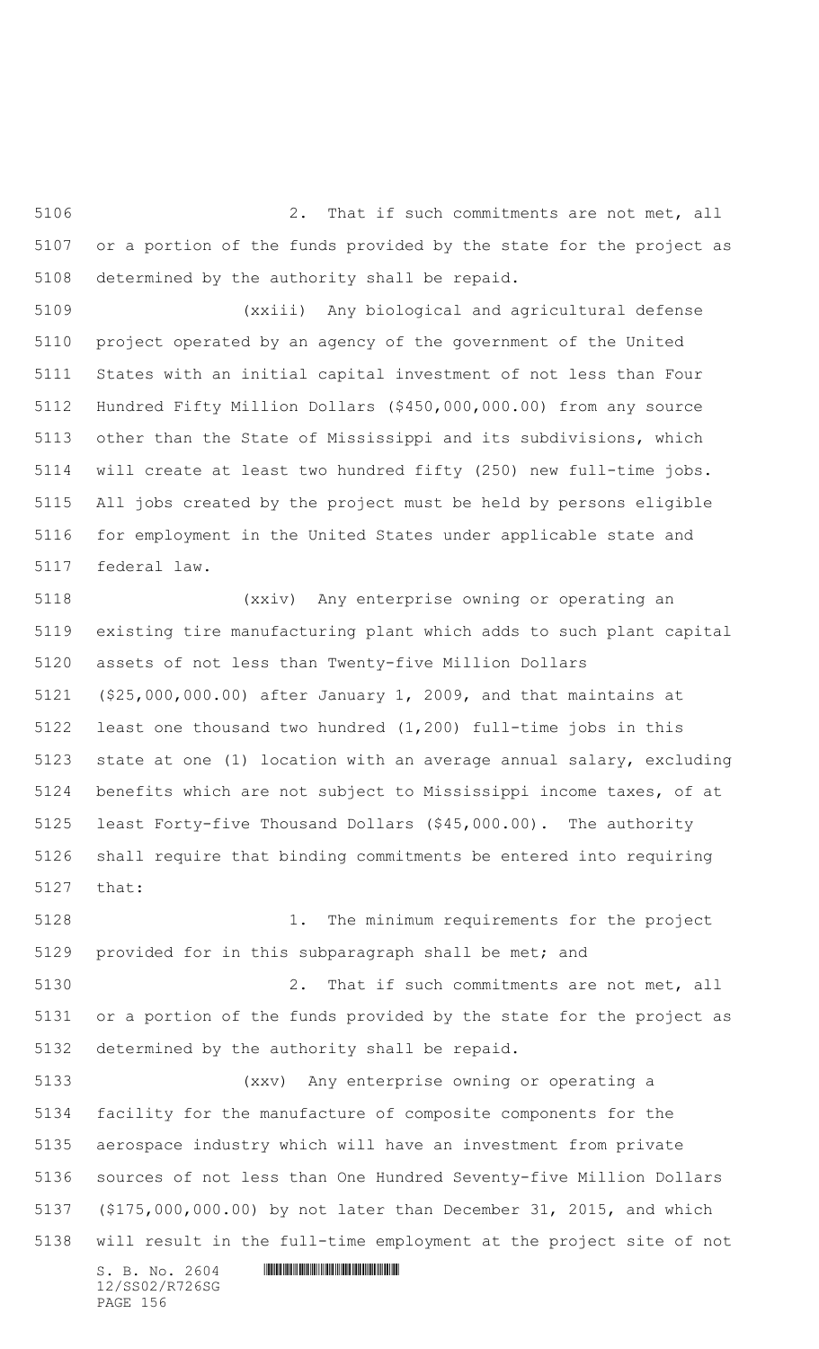2. That if such commitments are not met, all or a portion of the funds provided by the state for the project as determined by the authority shall be repaid.

(xxiii) Any biological and agricultural defense project operated by an agency of the government of the United States with an initial capital investment of not less than Four Hundred Fifty Million Dollars ($450,000,000.00) from any source other than the State of Mississippi and its subdivisions, which will create at least two hundred fifty (250) new full-time jobs. All jobs created by the project must be held by persons eligible for employment in the United States under applicable state and federal law.

(xxiv) Any enterprise owning or operating an existing tire manufacturing plant which adds to such plant capital assets of not less than Twenty-five Million Dollars ($25,000,000.00) after January 1, 2009, and that maintains at least one thousand two hundred (1,200) full-time jobs in this state at one (1) location with an average annual salary, excluding benefits which are not subject to Mississippi income taxes, of at least Forty-five Thousand Dollars ($45,000.00). The authority shall require that binding commitments be entered into requiring that:

1. The minimum requirements for the project provided for in this subparagraph shall be met; and

2. That if such commitments are not met, all or a portion of the funds provided by the state for the project as determined by the authority shall be repaid.

(xxv) Any enterprise owning or operating a facility for the manufacture of composite components for the aerospace industry which will have an investment from private sources of not less than One Hundred Seventy-five Million Dollars ($175,000,000.00) by not later than December 31, 2015, and which will result in the full-time employment at the project site of not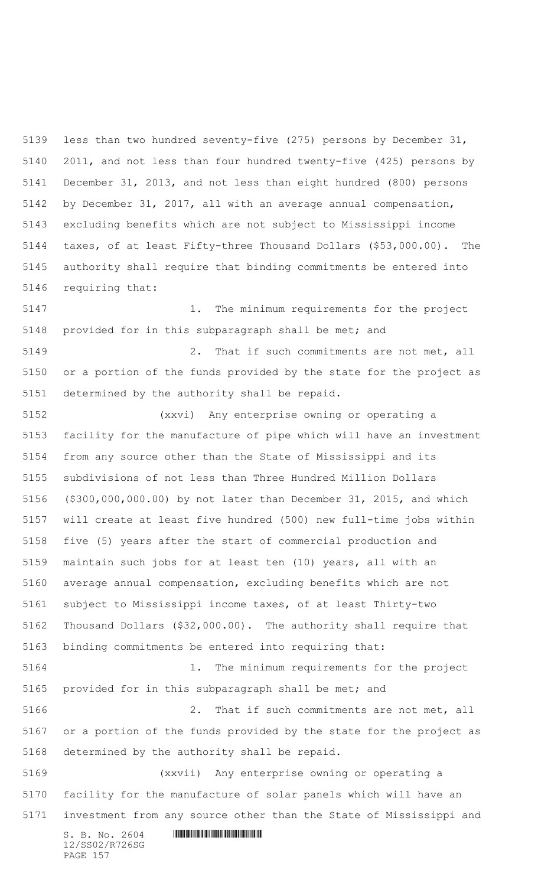less than two hundred seventy-five (275) persons by December 31, 2011, and not less than four hundred twenty-five (425) persons by December 31, 2013, and not less than eight hundred (800) persons by December 31, 2017, all with an average annual compensation, excluding benefits which are not subject to Mississippi income taxes, of at least Fifty-three Thousand Dollars ($53,000.00). The authority shall require that binding commitments be entered into requiring that:

1. The minimum requirements for the project provided for in this subparagraph shall be met; and

2. That if such commitments are not met, all or a portion of the funds provided by the state for the project as determined by the authority shall be repaid.

(xxvi) Any enterprise owning or operating a facility for the manufacture of pipe which will have an investment from any source other than the State of Mississippi and its subdivisions of not less than Three Hundred Million Dollars ($300,000,000.00) by not later than December 31, 2015, and which will create at least five hundred (500) new full-time jobs within five (5) years after the start of commercial production and maintain such jobs for at least ten (10) years, all with an average annual compensation, excluding benefits which are not subject to Mississippi income taxes, of at least Thirty-two Thousand Dollars ($32,000.00). The authority shall require that binding commitments be entered into requiring that:

1. The minimum requirements for the project provided for in this subparagraph shall be met; and

2. That if such commitments are not met, all or a portion of the funds provided by the state for the project as determined by the authority shall be repaid.

(xxvii) Any enterprise owning or operating a facility for the manufacture of solar panels which will have an investment from any source other than the State of Mississippi and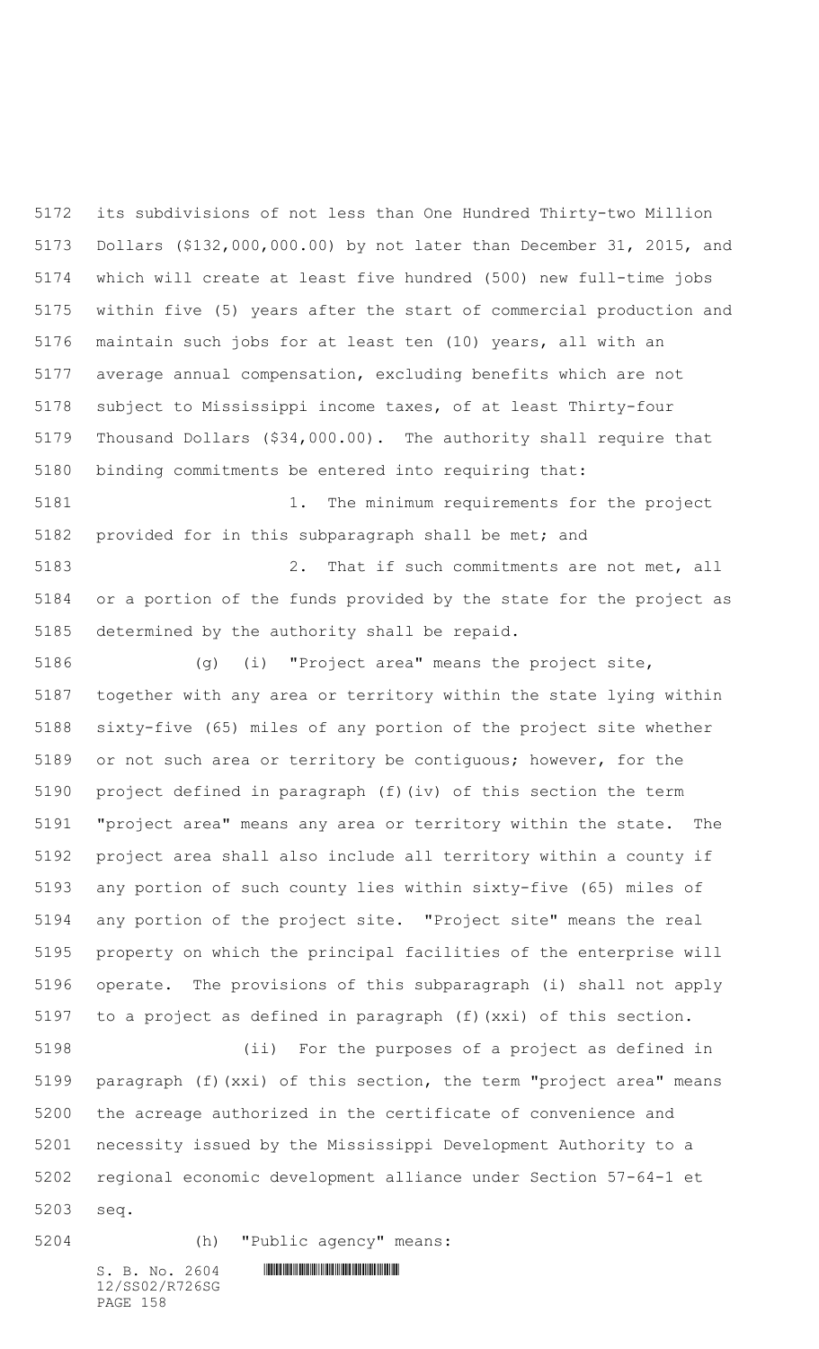its subdivisions of not less than One Hundred Thirty-two Million Dollars ($132,000,000.00) by not later than December 31, 2015, and which will create at least five hundred (500) new full-time jobs within five (5) years after the start of commercial production and maintain such jobs for at least ten (10) years, all with an average annual compensation, excluding benefits which are not subject to Mississippi income taxes, of at least Thirty-four Thousand Dollars ($34,000.00). The authority shall require that binding commitments be entered into requiring that:

1. The minimum requirements for the project provided for in this subparagraph shall be met; and

2. That if such commitments are not met, all or a portion of the funds provided by the state for the project as determined by the authority shall be repaid.

(g) (i) "Project area" means the project site, together with any area or territory within the state lying within sixty-five (65) miles of any portion of the project site whether or not such area or territory be contiguous; however, for the project defined in paragraph (f)(iv) of this section the term "project area" means any area or territory within the state. The project area shall also include all territory within a county if any portion of such county lies within sixty-five (65) miles of any portion of the project site. "Project site" means the real property on which the principal facilities of the enterprise will operate. The provisions of this subparagraph (i) shall not apply to a project as defined in paragraph (f)(xxi) of this section.

(ii) For the purposes of a project as defined in paragraph (f)(xxi) of this section, the term "project area" means the acreage authorized in the certificate of convenience and necessity issued by the Mississippi Development Authority to a regional economic development alliance under Section 57-64-1 et seq.

(h) "Public agency" means: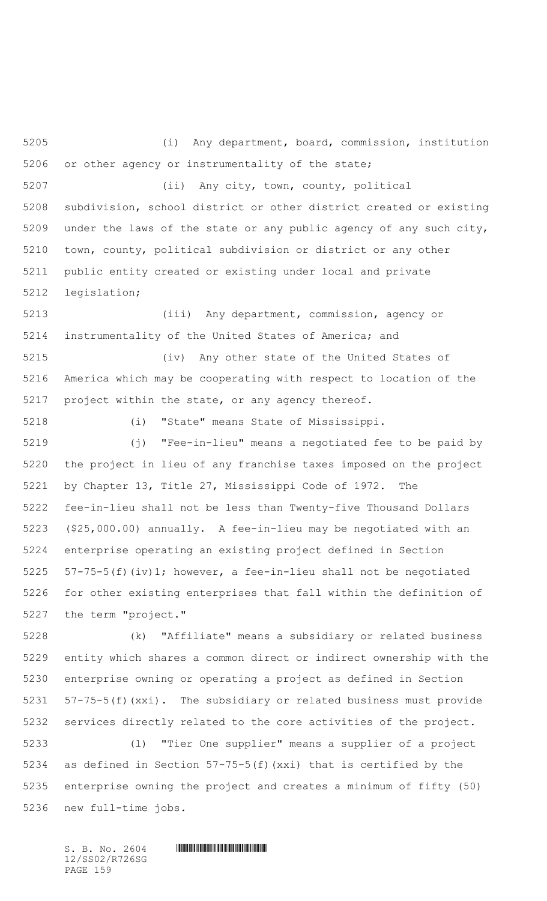(i) Any department, board, commission, institution or other agency or instrumentality of the state;

(ii) Any city, town, county, political subdivision, school district or other district created or existing under the laws of the state or any public agency of any such city, town, county, political subdivision or district or any other public entity created or existing under local and private legislation;

(iii) Any department, commission, agency or instrumentality of the United States of America; and

(iv) Any other state of the United States of America which may be cooperating with respect to location of the project within the state, or any agency thereof.

(i) "State" means State of Mississippi.

(j) "Fee-in-lieu" means a negotiated fee to be paid by the project in lieu of any franchise taxes imposed on the project by Chapter 13, Title 27, Mississippi Code of 1972. The fee-in-lieu shall not be less than Twenty-five Thousand Dollars ($25,000.00) annually. A fee-in-lieu may be negotiated with an enterprise operating an existing project defined in Section 57-75-5(f)(iv)1; however, a fee-in-lieu shall not be negotiated for other existing enterprises that fall within the definition of the term "project."

(k) "Affiliate" means a subsidiary or related business entity which shares a common direct or indirect ownership with the enterprise owning or operating a project as defined in Section 57-75-5(f)(xxi). The subsidiary or related business must provide services directly related to the core activities of the project.

(l) "Tier One supplier" means a supplier of a project as defined in Section 57-75-5(f)(xxi) that is certified by the enterprise owning the project and creates a minimum of fifty (50) new full-time jobs.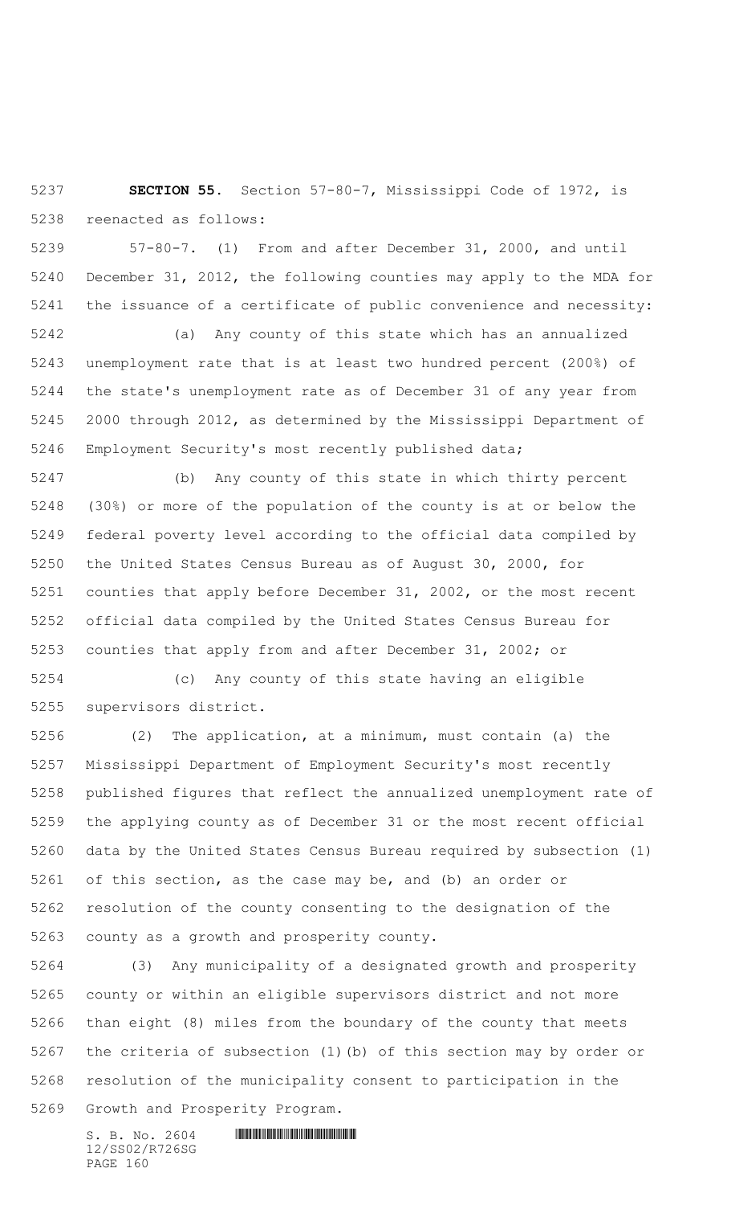**SECTION 55.** Section 57-80-7, Mississippi Code of 1972, is reenacted as follows:

57-80-7. (1) From and after December 31, 2000, and until December 31, 2012, the following counties may apply to the MDA for the issuance of a certificate of public convenience and necessity:

(a) Any county of this state which has an annualized unemployment rate that is at least two hundred percent (200%) of the state's unemployment rate as of December 31 of any year from 2000 through 2012, as determined by the Mississippi Department of Employment Security's most recently published data;

(b) Any county of this state in which thirty percent (30%) or more of the population of the county is at or below the federal poverty level according to the official data compiled by the United States Census Bureau as of August 30, 2000, for counties that apply before December 31, 2002, or the most recent official data compiled by the United States Census Bureau for counties that apply from and after December 31, 2002; or

(c) Any county of this state having an eligible supervisors district.

(2) The application, at a minimum, must contain (a) the Mississippi Department of Employment Security's most recently published figures that reflect the annualized unemployment rate of the applying county as of December 31 or the most recent official data by the United States Census Bureau required by subsection (1) of this section, as the case may be, and (b) an order or resolution of the county consenting to the designation of the county as a growth and prosperity county.

(3) Any municipality of a designated growth and prosperity county or within an eligible supervisors district and not more than eight (8) miles from the boundary of the county that meets the criteria of subsection (1)(b) of this section may by order or resolution of the municipality consent to participation in the Growth and Prosperity Program.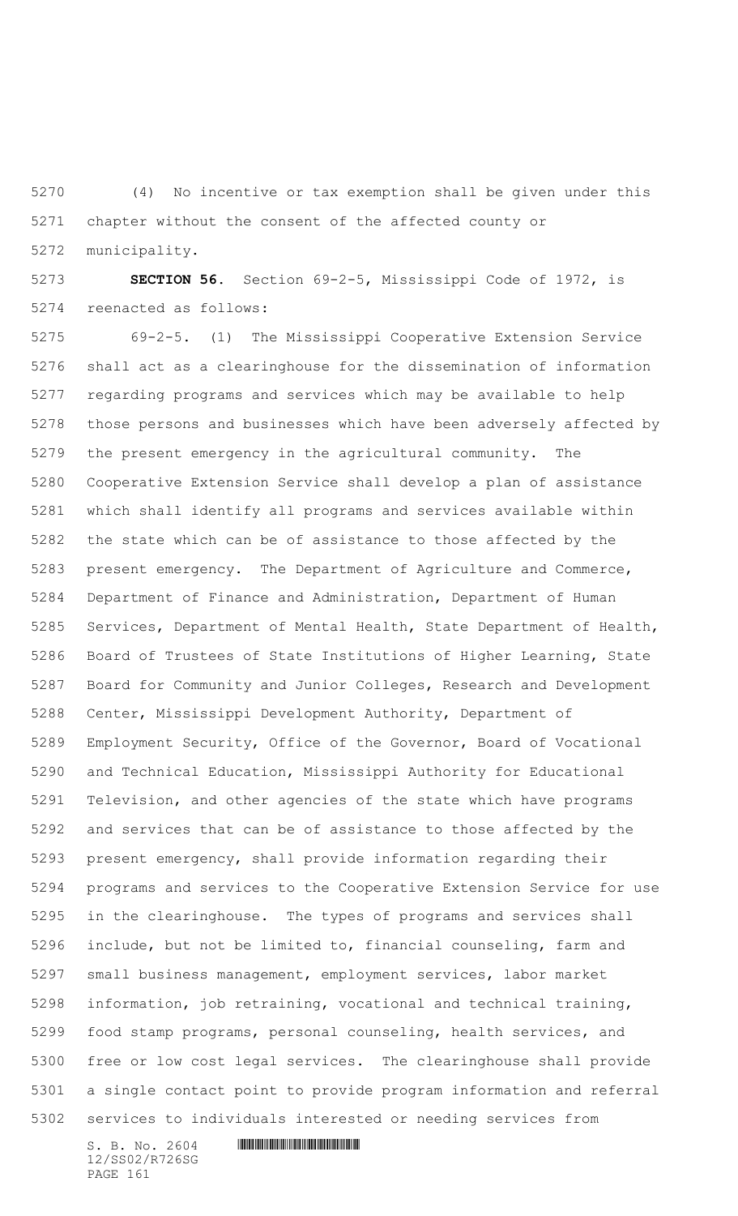(4) No incentive or tax exemption shall be given under this chapter without the consent of the affected county or municipality.

**SECTION 56.** Section 69-2-5, Mississippi Code of 1972, is reenacted as follows:

69-2-5. (1) The Mississippi Cooperative Extension Service shall act as a clearinghouse for the dissemination of information regarding programs and services which may be available to help those persons and businesses which have been adversely affected by the present emergency in the agricultural community. The Cooperative Extension Service shall develop a plan of assistance which shall identify all programs and services available within the state which can be of assistance to those affected by the present emergency. The Department of Agriculture and Commerce, Department of Finance and Administration, Department of Human Services, Department of Mental Health, State Department of Health, Board of Trustees of State Institutions of Higher Learning, State Board for Community and Junior Colleges, Research and Development Center, Mississippi Development Authority, Department of Employment Security, Office of the Governor, Board of Vocational and Technical Education, Mississippi Authority for Educational Television, and other agencies of the state which have programs and services that can be of assistance to those affected by the present emergency, shall provide information regarding their programs and services to the Cooperative Extension Service for use in the clearinghouse. The types of programs and services shall include, but not be limited to, financial counseling, farm and small business management, employment services, labor market information, job retraining, vocational and technical training, food stamp programs, personal counseling, health services, and free or low cost legal services. The clearinghouse shall provide a single contact point to provide program information and referral services to individuals interested or needing services from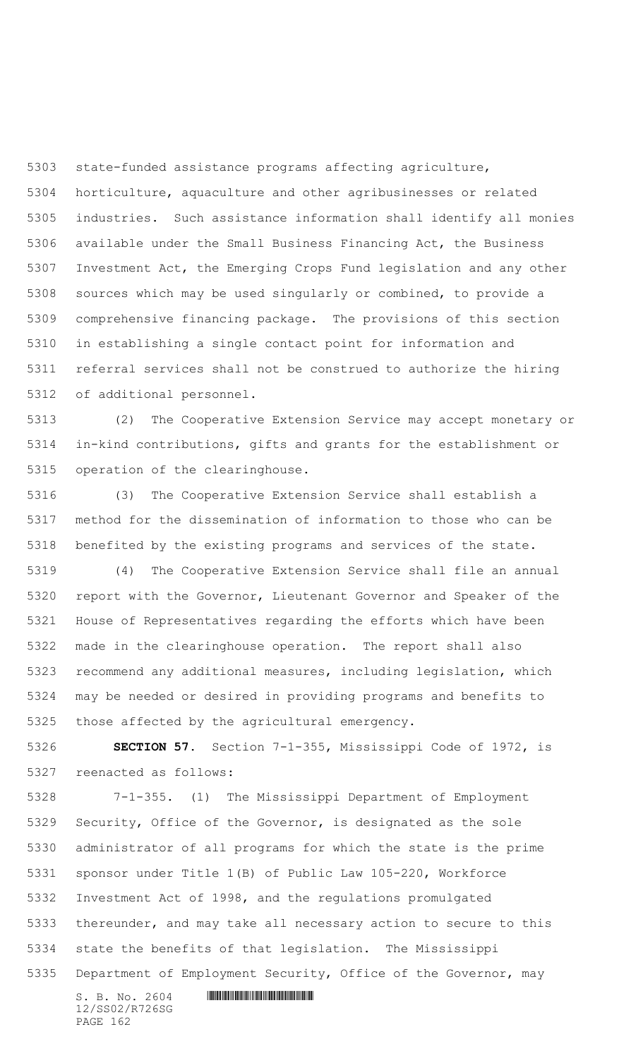state-funded assistance programs affecting agriculture, horticulture, aquaculture and other agribusinesses or related industries. Such assistance information shall identify all monies available under the Small Business Financing Act, the Business Investment Act, the Emerging Crops Fund legislation and any other sources which may be used singularly or combined, to provide a comprehensive financing package. The provisions of this section in establishing a single contact point for information and referral services shall not be construed to authorize the hiring of additional personnel.

(2) The Cooperative Extension Service may accept monetary or in-kind contributions, gifts and grants for the establishment or operation of the clearinghouse.

(3) The Cooperative Extension Service shall establish a method for the dissemination of information to those who can be benefited by the existing programs and services of the state.

(4) The Cooperative Extension Service shall file an annual report with the Governor, Lieutenant Governor and Speaker of the House of Representatives regarding the efforts which have been made in the clearinghouse operation. The report shall also recommend any additional measures, including legislation, which may be needed or desired in providing programs and benefits to those affected by the agricultural emergency.

**SECTION 57.** Section 7-1-355, Mississippi Code of 1972, is reenacted as follows:

7-1-355. (1) The Mississippi Department of Employment Security, Office of the Governor, is designated as the sole administrator of all programs for which the state is the prime sponsor under Title 1(B) of Public Law 105-220, Workforce Investment Act of 1998, and the regulations promulgated thereunder, and may take all necessary action to secure to this state the benefits of that legislation. The Mississippi Department of Employment Security, Office of the Governor, may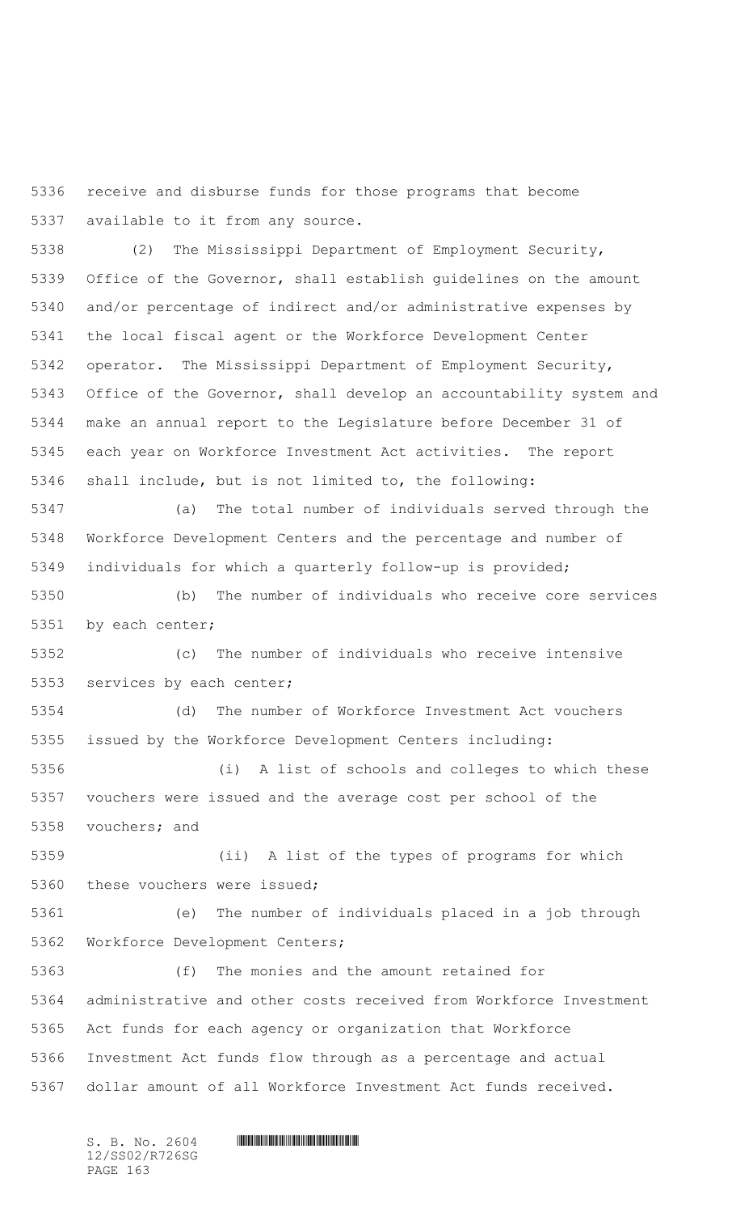receive and disburse funds for those programs that become available to it from any source.

(2) The Mississippi Department of Employment Security, Office of the Governor, shall establish guidelines on the amount and/or percentage of indirect and/or administrative expenses by the local fiscal agent or the Workforce Development Center operator. The Mississippi Department of Employment Security, Office of the Governor, shall develop an accountability system and make an annual report to the Legislature before December 31 of each year on Workforce Investment Act activities. The report shall include, but is not limited to, the following:

(a) The total number of individuals served through the Workforce Development Centers and the percentage and number of individuals for which a quarterly follow-up is provided;

(b) The number of individuals who receive core services by each center;

(c) The number of individuals who receive intensive services by each center;

(d) The number of Workforce Investment Act vouchers issued by the Workforce Development Centers including:

(i) A list of schools and colleges to which these vouchers were issued and the average cost per school of the vouchers; and

(ii) A list of the types of programs for which these vouchers were issued;

(e) The number of individuals placed in a job through Workforce Development Centers;

(f) The monies and the amount retained for administrative and other costs received from Workforce Investment Act funds for each agency or organization that Workforce Investment Act funds flow through as a percentage and actual dollar amount of all Workforce Investment Act funds received.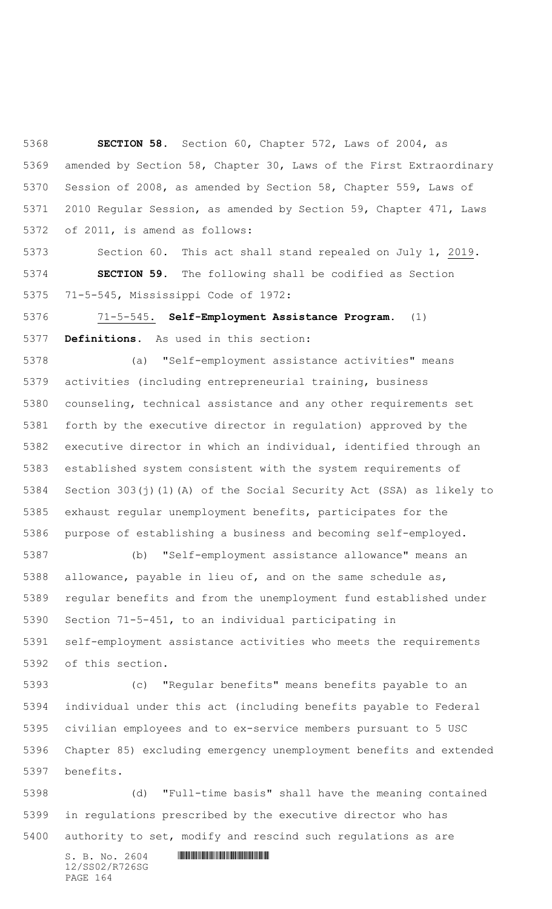**SECTION 58.** Section 60, Chapter 572, Laws of 2004, as amended by Section 58, Chapter 30, Laws of the First Extraordinary Session of 2008, as amended by Section 58, Chapter 559, Laws of 2010 Regular Session, as amended by Section 59, Chapter 471, Laws of 2011, is amend as follows:

Section 60. This act shall stand repealed on July 1, 2019.

**SECTION 59.** The following shall be codified as Section 71-5-545, Mississippi Code of 1972:

71-5-545. **Self-Employment Assistance Program.** (1) **Definitions.** As used in this section:

(a) "Self-employment assistance activities" means activities (including entrepreneurial training, business counseling, technical assistance and any other requirements set forth by the executive director in regulation) approved by the executive director in which an individual, identified through an established system consistent with the system requirements of Section 303(j)(1)(A) of the Social Security Act (SSA) as likely to exhaust regular unemployment benefits, participates for the purpose of establishing a business and becoming self-employed.

(b) "Self-employment assistance allowance" means an allowance, payable in lieu of, and on the same schedule as, regular benefits and from the unemployment fund established under Section 71-5-451, to an individual participating in self-employment assistance activities who meets the requirements of this section.

(c) "Regular benefits" means benefits payable to an individual under this act (including benefits payable to Federal civilian employees and to ex-service members pursuant to 5 USC Chapter 85) excluding emergency unemployment benefits and extended benefits.

(d) "Full-time basis" shall have the meaning contained in regulations prescribed by the executive director who has authority to set, modify and rescind such regulations as are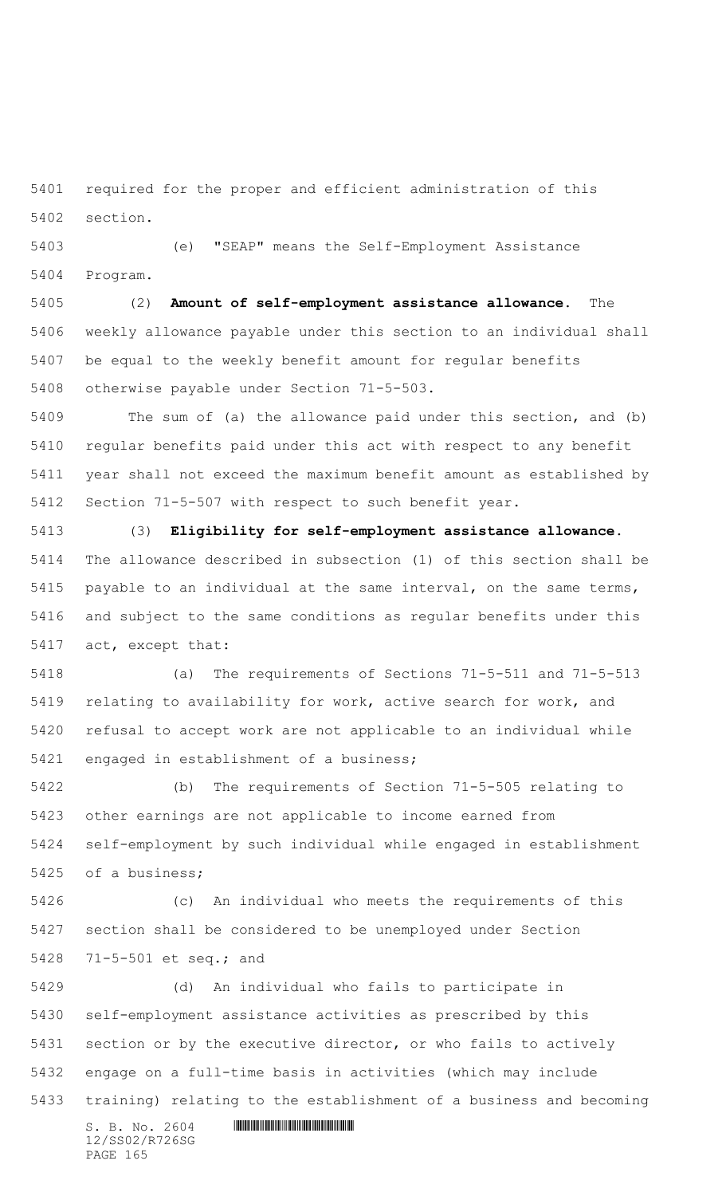required for the proper and efficient administration of this section.

(e) "SEAP" means the Self-Employment Assistance Program.

(2) **Amount of self-employment assistance allowance.** The weekly allowance payable under this section to an individual shall be equal to the weekly benefit amount for regular benefits otherwise payable under Section 71-5-503.

The sum of (a) the allowance paid under this section, and (b) regular benefits paid under this act with respect to any benefit year shall not exceed the maximum benefit amount as established by Section 71-5-507 with respect to such benefit year.

(3) **Eligibility for self-employment assistance allowance.** The allowance described in subsection (1) of this section shall be payable to an individual at the same interval, on the same terms, and subject to the same conditions as regular benefits under this act, except that:

(a) The requirements of Sections 71-5-511 and 71-5-513 relating to availability for work, active search for work, and refusal to accept work are not applicable to an individual while engaged in establishment of a business;

(b) The requirements of Section 71-5-505 relating to other earnings are not applicable to income earned from self-employment by such individual while engaged in establishment of a business;

(c) An individual who meets the requirements of this section shall be considered to be unemployed under Section 71-5-501 et seq.; and

(d) An individual who fails to participate in self-employment assistance activities as prescribed by this section or by the executive director, or who fails to actively engage on a full-time basis in activities (which may include training) relating to the establishment of a business and becoming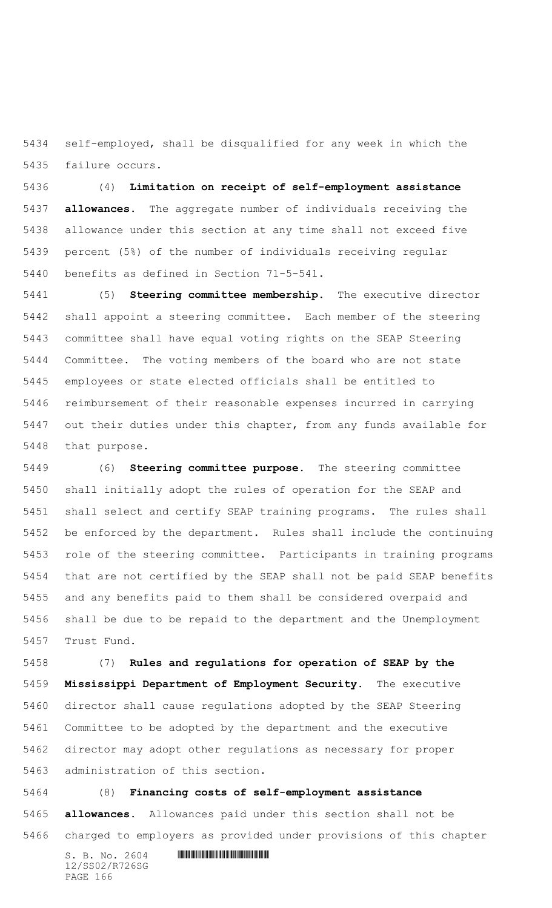self-employed, shall be disqualified for any week in which the failure occurs.

(4) **Limitation on receipt of self-employment assistance allowances.** The aggregate number of individuals receiving the allowance under this section at any time shall not exceed five percent (5%) of the number of individuals receiving regular benefits as defined in Section 71-5-541.

(5) **Steering committee membership.** The executive director shall appoint a steering committee. Each member of the steering committee shall have equal voting rights on the SEAP Steering Committee. The voting members of the board who are not state employees or state elected officials shall be entitled to reimbursement of their reasonable expenses incurred in carrying out their duties under this chapter, from any funds available for that purpose.

(6) **Steering committee purpose.** The steering committee shall initially adopt the rules of operation for the SEAP and shall select and certify SEAP training programs. The rules shall be enforced by the department. Rules shall include the continuing role of the steering committee. Participants in training programs that are not certified by the SEAP shall not be paid SEAP benefits and any benefits paid to them shall be considered overpaid and shall be due to be repaid to the department and the Unemployment Trust Fund.

(7) **Rules and regulations for operation of SEAP by the Mississippi Department of Employment Security.** The executive director shall cause regulations adopted by the SEAP Steering Committee to be adopted by the department and the executive director may adopt other regulations as necessary for proper administration of this section.

(8) **Financing costs of self-employment assistance allowances.** Allowances paid under this section shall not be charged to employers as provided under provisions of this chapter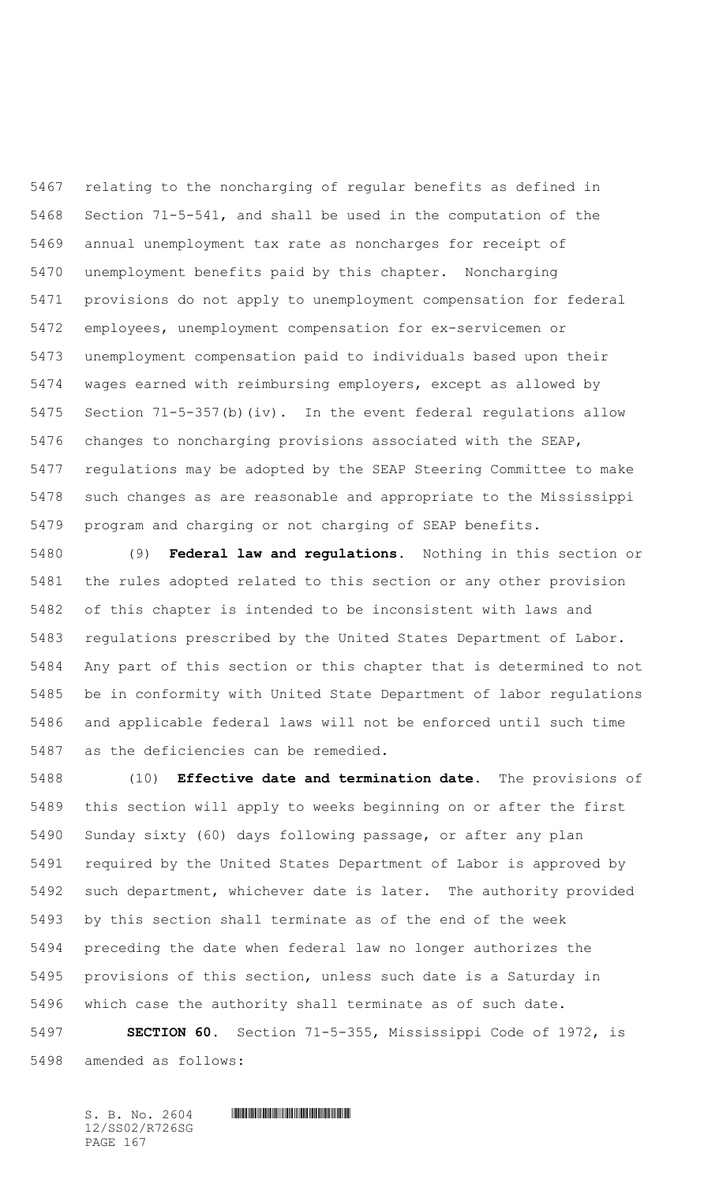relating to the noncharging of regular benefits as defined in Section 71-5-541, and shall be used in the computation of the annual unemployment tax rate as noncharges for receipt of unemployment benefits paid by this chapter. Noncharging provisions do not apply to unemployment compensation for federal employees, unemployment compensation for ex-servicemen or unemployment compensation paid to individuals based upon their wages earned with reimbursing employers, except as allowed by Section 71-5-357(b)(iv). In the event federal regulations allow changes to noncharging provisions associated with the SEAP, regulations may be adopted by the SEAP Steering Committee to make such changes as are reasonable and appropriate to the Mississippi program and charging or not charging of SEAP benefits.

(9) **Federal law and regulations.** Nothing in this section or the rules adopted related to this section or any other provision of this chapter is intended to be inconsistent with laws and regulations prescribed by the United States Department of Labor. Any part of this section or this chapter that is determined to not be in conformity with United State Department of labor regulations and applicable federal laws will not be enforced until such time as the deficiencies can be remedied.

(10) **Effective date and termination date.** The provisions of this section will apply to weeks beginning on or after the first Sunday sixty (60) days following passage, or after any plan required by the United States Department of Labor is approved by such department, whichever date is later. The authority provided by this section shall terminate as of the end of the week preceding the date when federal law no longer authorizes the provisions of this section, unless such date is a Saturday in which case the authority shall terminate as of such date.

**SECTION 60.** Section 71-5-355, Mississippi Code of 1972, is amended as follows: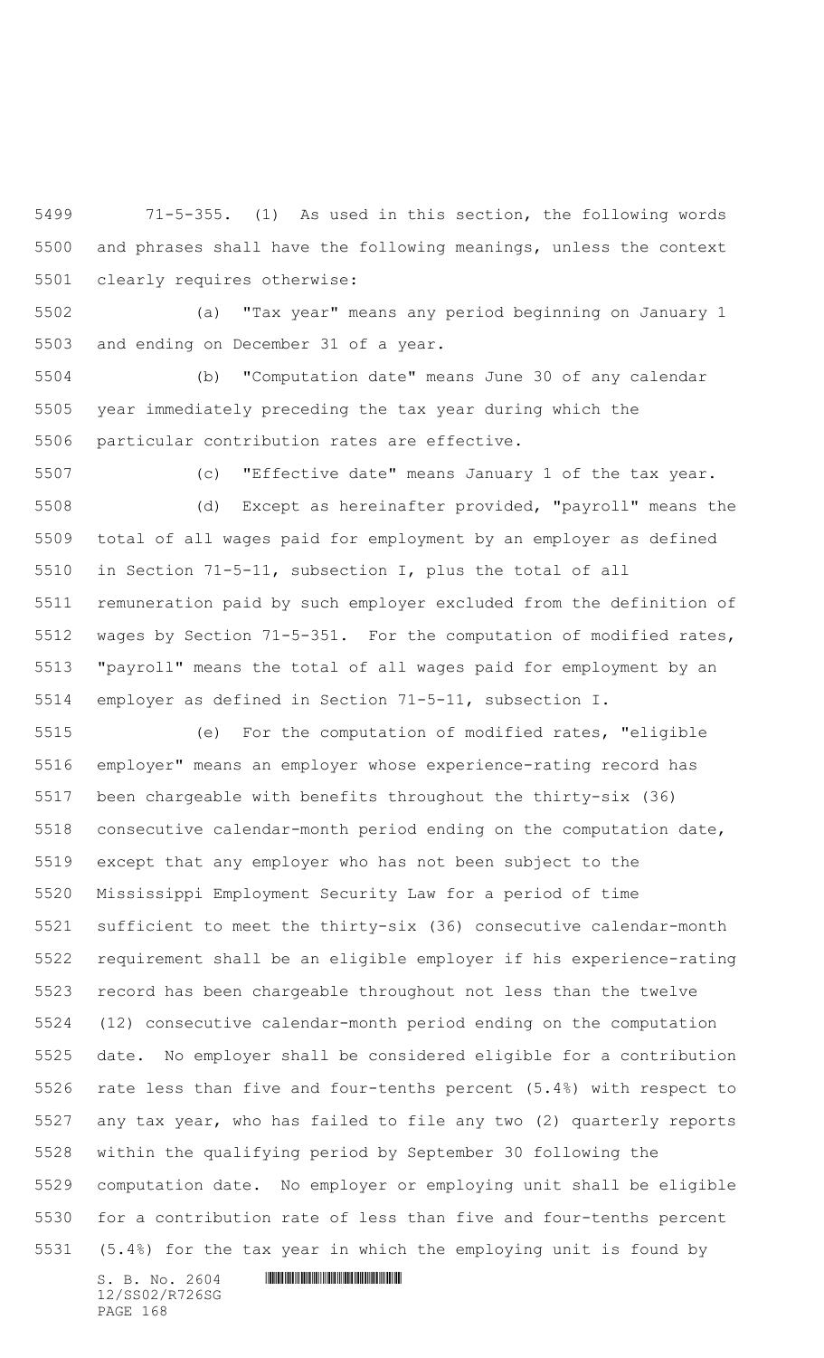71-5-355. (1) As used in this section, the following words and phrases shall have the following meanings, unless the context clearly requires otherwise:

(a) "Tax year" means any period beginning on January 1 and ending on December 31 of a year.

(b) "Computation date" means June 30 of any calendar year immediately preceding the tax year during which the particular contribution rates are effective.

(c) "Effective date" means January 1 of the tax year.

(d) Except as hereinafter provided, "payroll" means the total of all wages paid for employment by an employer as defined in Section 71-5-11, subsection I, plus the total of all remuneration paid by such employer excluded from the definition of wages by Section 71-5-351. For the computation of modified rates, "payroll" means the total of all wages paid for employment by an employer as defined in Section 71-5-11, subsection I.

(e) For the computation of modified rates, "eligible employer" means an employer whose experience-rating record has been chargeable with benefits throughout the thirty-six (36) consecutive calendar-month period ending on the computation date, except that any employer who has not been subject to the Mississippi Employment Security Law for a period of time sufficient to meet the thirty-six (36) consecutive calendar-month requirement shall be an eligible employer if his experience-rating record has been chargeable throughout not less than the twelve (12) consecutive calendar-month period ending on the computation date. No employer shall be considered eligible for a contribution rate less than five and four-tenths percent (5.4%) with respect to any tax year, who has failed to file any two (2) quarterly reports within the qualifying period by September 30 following the computation date. No employer or employing unit shall be eligible for a contribution rate of less than five and four-tenths percent (5.4%) for the tax year in which the employing unit is found by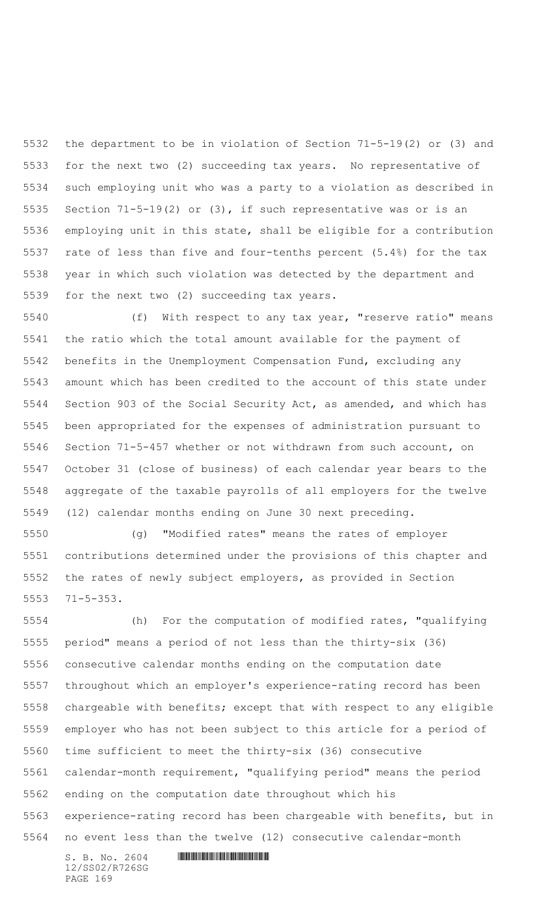the department to be in violation of Section 71-5-19(2) or (3) and for the next two (2) succeeding tax years. No representative of such employing unit who was a party to a violation as described in Section 71-5-19(2) or (3), if such representative was or is an employing unit in this state, shall be eligible for a contribution rate of less than five and four-tenths percent (5.4%) for the tax year in which such violation was detected by the department and for the next two (2) succeeding tax years.

(f) With respect to any tax year, "reserve ratio" means the ratio which the total amount available for the payment of benefits in the Unemployment Compensation Fund, excluding any amount which has been credited to the account of this state under Section 903 of the Social Security Act, as amended, and which has been appropriated for the expenses of administration pursuant to Section 71-5-457 whether or not withdrawn from such account, on October 31 (close of business) of each calendar year bears to the aggregate of the taxable payrolls of all employers for the twelve (12) calendar months ending on June 30 next preceding.

(g) "Modified rates" means the rates of employer contributions determined under the provisions of this chapter and the rates of newly subject employers, as provided in Section 71-5-353.

(h) For the computation of modified rates, "qualifying period" means a period of not less than the thirty-six (36) consecutive calendar months ending on the computation date throughout which an employer's experience-rating record has been chargeable with benefits; except that with respect to any eligible employer who has not been subject to this article for a period of time sufficient to meet the thirty-six (36) consecutive calendar-month requirement, "qualifying period" means the period ending on the computation date throughout which his experience-rating record has been chargeable with benefits, but in no event less than the twelve (12) consecutive calendar-month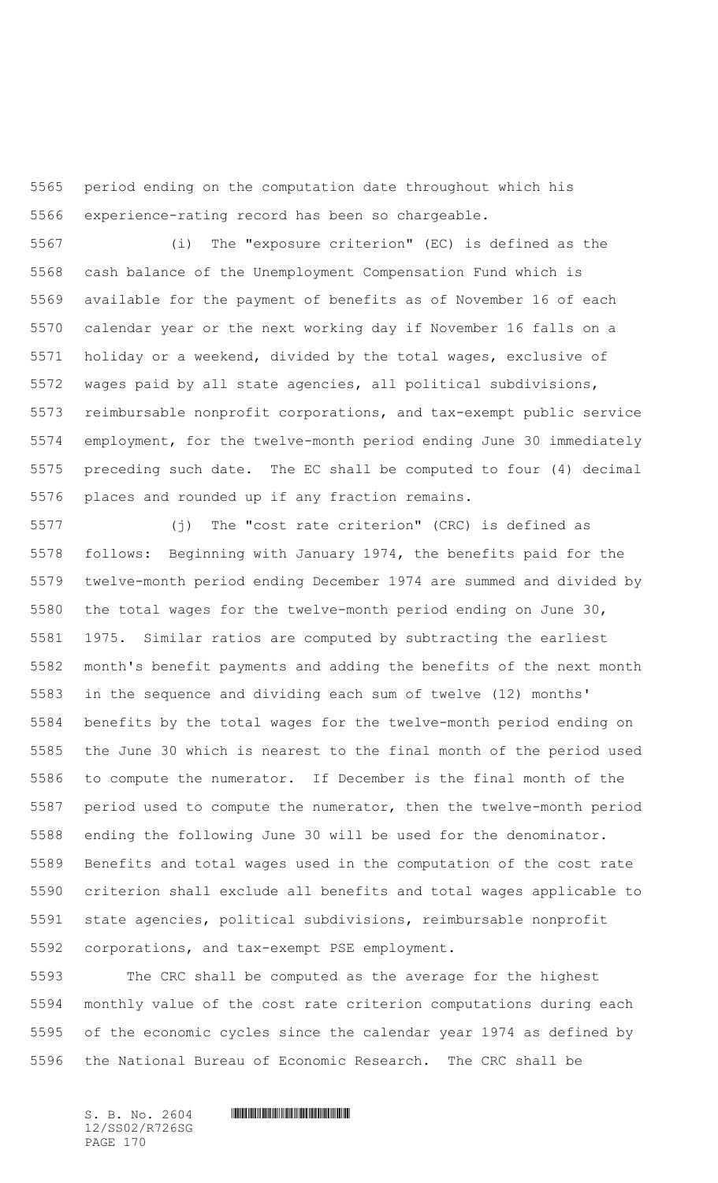period ending on the computation date throughout which his experience-rating record has been so chargeable.

(i) The "exposure criterion" (EC) is defined as the cash balance of the Unemployment Compensation Fund which is available for the payment of benefits as of November 16 of each calendar year or the next working day if November 16 falls on a holiday or a weekend, divided by the total wages, exclusive of wages paid by all state agencies, all political subdivisions, reimbursable nonprofit corporations, and tax-exempt public service employment, for the twelve-month period ending June 30 immediately preceding such date. The EC shall be computed to four (4) decimal places and rounded up if any fraction remains.

(j) The "cost rate criterion" (CRC) is defined as follows: Beginning with January 1974, the benefits paid for the twelve-month period ending December 1974 are summed and divided by the total wages for the twelve-month period ending on June 30, 1975. Similar ratios are computed by subtracting the earliest month's benefit payments and adding the benefits of the next month in the sequence and dividing each sum of twelve (12) months' benefits by the total wages for the twelve-month period ending on the June 30 which is nearest to the final month of the period used to compute the numerator. If December is the final month of the period used to compute the numerator, then the twelve-month period ending the following June 30 will be used for the denominator. Benefits and total wages used in the computation of the cost rate criterion shall exclude all benefits and total wages applicable to state agencies, political subdivisions, reimbursable nonprofit corporations, and tax-exempt PSE employment.

The CRC shall be computed as the average for the highest monthly value of the cost rate criterion computations during each of the economic cycles since the calendar year 1974 as defined by the National Bureau of Economic Research. The CRC shall be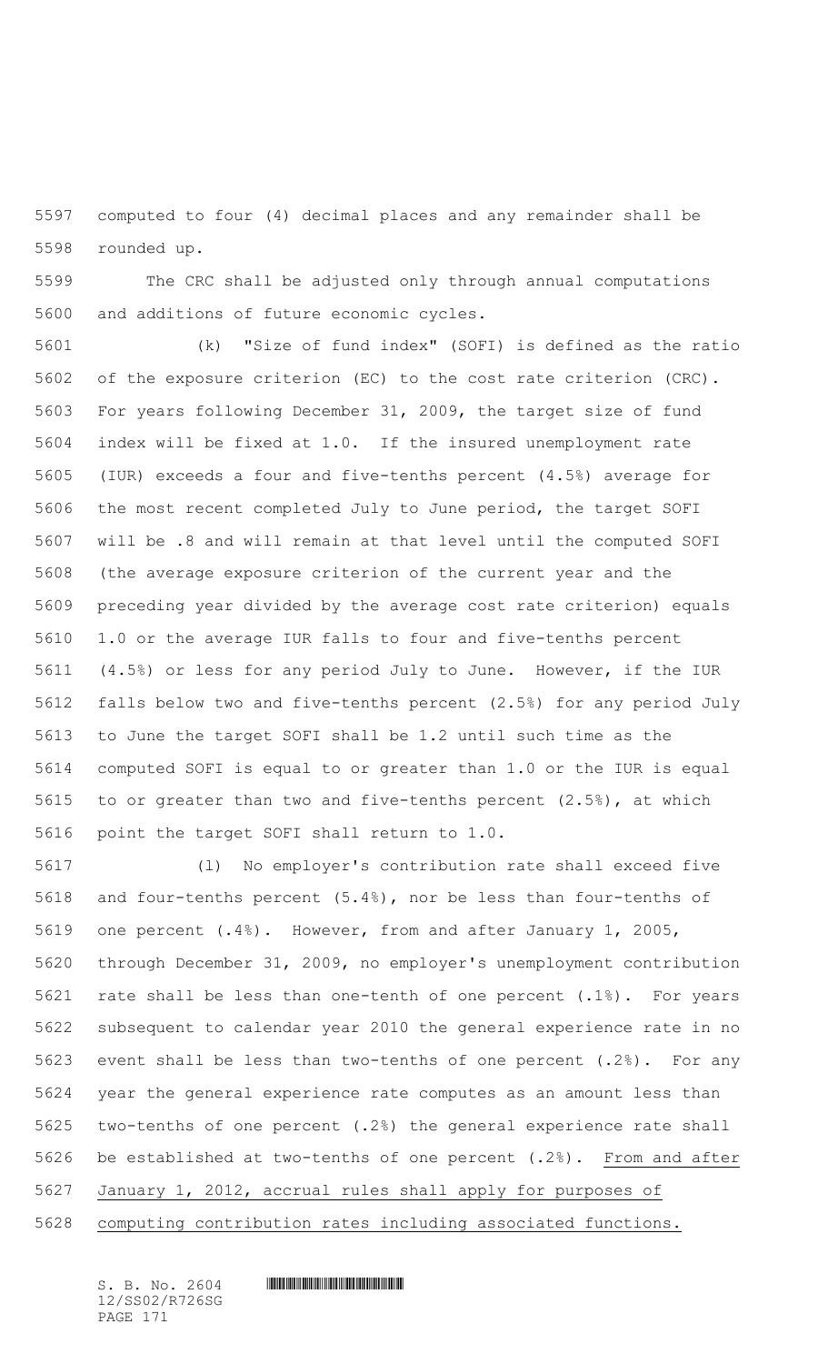computed to four (4) decimal places and any remainder shall be rounded up.

The CRC shall be adjusted only through annual computations and additions of future economic cycles.

(k) "Size of fund index" (SOFI) is defined as the ratio of the exposure criterion (EC) to the cost rate criterion (CRC). For years following December 31, 2009, the target size of fund index will be fixed at 1.0. If the insured unemployment rate (IUR) exceeds a four and five-tenths percent (4.5%) average for the most recent completed July to June period, the target SOFI will be .8 and will remain at that level until the computed SOFI (the average exposure criterion of the current year and the preceding year divided by the average cost rate criterion) equals 1.0 or the average IUR falls to four and five-tenths percent (4.5%) or less for any period July to June. However, if the IUR falls below two and five-tenths percent (2.5%) for any period July to June the target SOFI shall be 1.2 until such time as the computed SOFI is equal to or greater than 1.0 or the IUR is equal to or greater than two and five-tenths percent (2.5%), at which point the target SOFI shall return to 1.0.

(l) No employer's contribution rate shall exceed five and four-tenths percent (5.4%), nor be less than four-tenths of one percent (.4%). However, from and after January 1, 2005, through December 31, 2009, no employer's unemployment contribution rate shall be less than one-tenth of one percent (.1%). For years subsequent to calendar year 2010 the general experience rate in no event shall be less than two-tenths of one percent (.2%). For any year the general experience rate computes as an amount less than two-tenths of one percent (.2%) the general experience rate shall be established at two-tenths of one percent (.2%). <u>From and after January 1, 2012, accrual rules shall apply for purposes of computing contribution rates including associated functions.</u>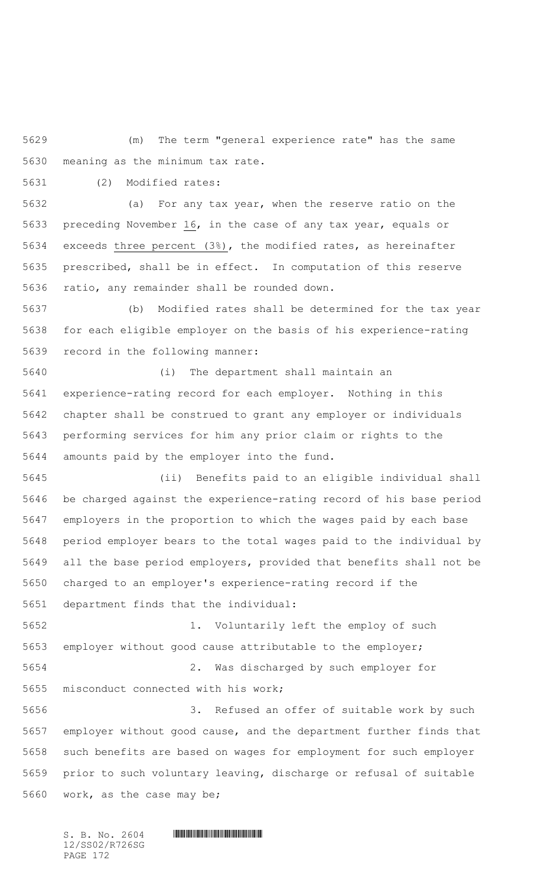(m) The term "general experience rate" has the same meaning as the minimum tax rate.

(2) Modified rates:

(a) For any tax year, when the reserve ratio on the preceding November 16, in the case of any tax year, equals or exceeds three percent (3%), the modified rates, as hereinafter prescribed, shall be in effect. In computation of this reserve ratio, any remainder shall be rounded down.

(b) Modified rates shall be determined for the tax year for each eligible employer on the basis of his experience-rating record in the following manner:

(i) The department shall maintain an experience-rating record for each employer. Nothing in this chapter shall be construed to grant any employer or individuals performing services for him any prior claim or rights to the amounts paid by the employer into the fund.

(ii) Benefits paid to an eligible individual shall be charged against the experience-rating record of his base period employers in the proportion to which the wages paid by each base period employer bears to the total wages paid to the individual by all the base period employers, provided that benefits shall not be charged to an employer's experience-rating record if the department finds that the individual:

1. Voluntarily left the employ of such employer without good cause attributable to the employer;

2. Was discharged by such employer for misconduct connected with his work;

3. Refused an offer of suitable work by such employer without good cause, and the department further finds that such benefits are based on wages for employment for such employer prior to such voluntary leaving, discharge or refusal of suitable work, as the case may be;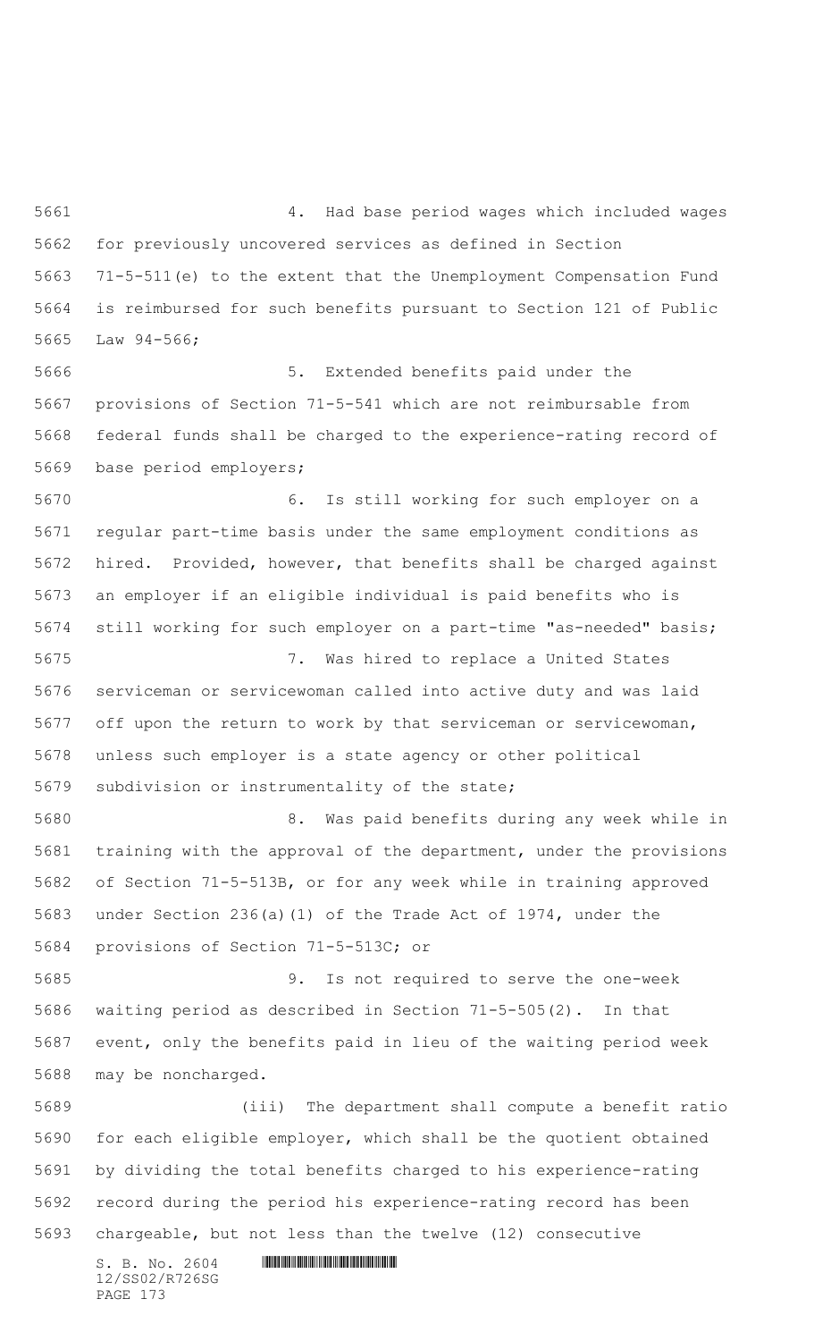4. Had base period wages which included wages for previously uncovered services as defined in Section 71-5-511(e) to the extent that the Unemployment Compensation Fund is reimbursed for such benefits pursuant to Section 121 of Public Law 94-566;

5. Extended benefits paid under the provisions of Section 71-5-541 which are not reimbursable from federal funds shall be charged to the experience-rating record of base period employers;

6. Is still working for such employer on a regular part-time basis under the same employment conditions as hired. Provided, however, that benefits shall be charged against an employer if an eligible individual is paid benefits who is still working for such employer on a part-time "as-needed" basis;

7. Was hired to replace a United States serviceman or servicewoman called into active duty and was laid off upon the return to work by that serviceman or servicewoman, unless such employer is a state agency or other political subdivision or instrumentality of the state;

8. Was paid benefits during any week while in training with the approval of the department, under the provisions of Section 71-5-513B, or for any week while in training approved under Section 236(a)(1) of the Trade Act of 1974, under the provisions of Section 71-5-513C; or

9. Is not required to serve the one-week waiting period as described in Section 71-5-505(2). In that event, only the benefits paid in lieu of the waiting period week may be noncharged.

(iii) The department shall compute a benefit ratio for each eligible employer, which shall be the quotient obtained by dividing the total benefits charged to his experience-rating record during the period his experience-rating record has been chargeable, but not less than the twelve (12) consecutive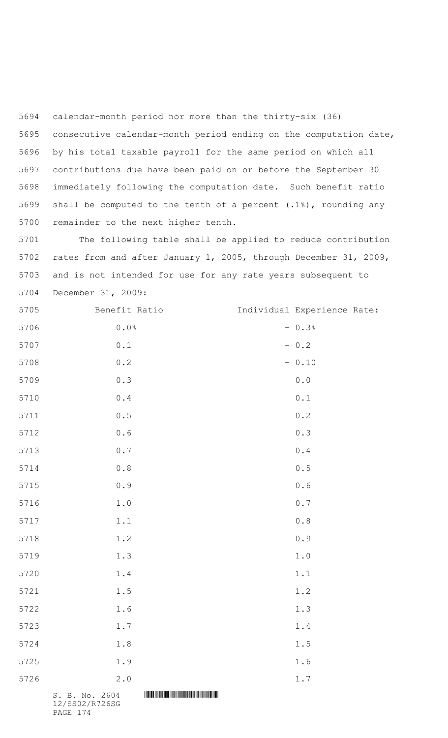calendar-month period nor more than the thirty-six (36) consecutive calendar-month period ending on the computation date, by his total taxable payroll for the same period on which all contributions due have been paid on or before the September 30 immediately following the computation date. Such benefit ratio shall be computed to the tenth of a percent (.1%), rounding any remainder to the next higher tenth.

The following table shall be applied to reduce contribution rates from and after January 1, 2005, through December 31, 2009, and is not intended for use for any rate years subsequent to December 31, 2009:

| Benefit Ratio | Individual Experience Rate: |
|---|---|
| 0.0% | - 0.3% |
| 0.1 | - 0.2 |
| 0.2 | - 0.10 |
| 0.3 | 0.0 |
| 0.4 | 0.1 |
| 0.5 | 0.2 |
| 0.6 | 0.3 |
| 0.7 | 0.4 |
| 0.8 | 0.5 |
| 0.9 | 0.6 |
| 1.0 | 0.7 |
| 1.1 | 0.8 |
| 1.2 | 0.9 |
| 1.3 | 1.0 |
| 1.4 | 1.1 |
| 1.5 | 1.2 |
| 1.6 | 1.3 |
| 1.7 | 1.4 |
| 1.8 | 1.5 |
| 1.9 | 1.6 |
| 2.0 | 1.7 |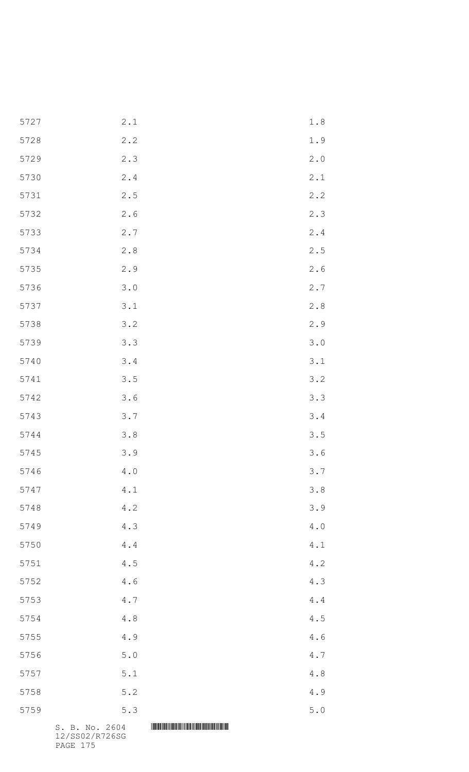| | | |
|---|---|---|
| 5727 | 2.1 | 1.8 |
| 5728 | 2.2 | 1.9 |
| 5729 | 2.3 | 2.0 |
| 5730 | 2.4 | 2.1 |
| 5731 | 2.5 | 2.2 |
| 5732 | 2.6 | 2.3 |
| 5733 | 2.7 | 2.4 |
| 5734 | 2.8 | 2.5 |
| 5735 | 2.9 | 2.6 |
| 5736 | 3.0 | 2.7 |
| 5737 | 3.1 | 2.8 |
| 5738 | 3.2 | 2.9 |
| 5739 | 3.3 | 3.0 |
| 5740 | 3.4 | 3.1 |
| 5741 | 3.5 | 3.2 |
| 5742 | 3.6 | 3.3 |
| 5743 | 3.7 | 3.4 |
| 5744 | 3.8 | 3.5 |
| 5745 | 3.9 | 3.6 |
| 5746 | 4.0 | 3.7 |
| 5747 | 4.1 | 3.8 |
| 5748 | 4.2 | 3.9 |
| 5749 | 4.3 | 4.0 |
| 5750 | 4.4 | 4.1 |
| 5751 | 4.5 | 4.2 |
| 5752 | 4.6 | 4.3 |
| 5753 | 4.7 | 4.4 |
| 5754 | 4.8 | 4.5 |
| 5755 | 4.9 | 4.6 |
| 5756 | 5.0 | 4.7 |
| 5757 | 5.1 | 4.8 |
| 5758 | 5.2 | 4.9 |
| 5759 | 5.3 | 5.0 |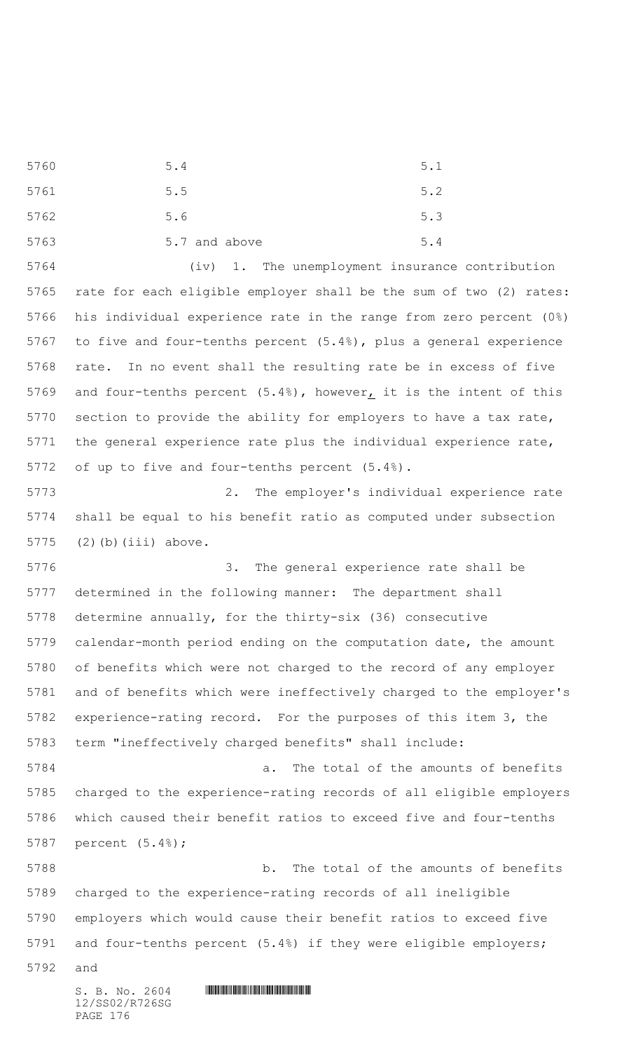| | |
|---|---|
| 5.4 | 5.1 |
| 5.5 | 5.2 |
| 5.6 | 5.3 |
| 5.7 and above | 5.4 |

(iv) 1. The unemployment insurance contribution rate for each eligible employer shall be the sum of two (2) rates: his individual experience rate in the range from zero percent (0%) to five and four-tenths percent (5.4%), plus a general experience rate. In no event shall the resulting rate be in excess of five and four-tenths percent (5.4%), however, it is the intent of this section to provide the ability for employers to have a tax rate, the general experience rate plus the individual experience rate, of up to five and four-tenths percent (5.4%).

2. The employer's individual experience rate shall be equal to his benefit ratio as computed under subsection (2)(b)(iii) above.

3. The general experience rate shall be determined in the following manner: The department shall determine annually, for the thirty-six (36) consecutive calendar-month period ending on the computation date, the amount of benefits which were not charged to the record of any employer and of benefits which were ineffectively charged to the employer's experience-rating record. For the purposes of this item 3, the term "ineffectively charged benefits" shall include:

a. The total of the amounts of benefits charged to the experience-rating records of all eligible employers which caused their benefit ratios to exceed five and four-tenths percent (5.4%);

b. The total of the amounts of benefits charged to the experience-rating records of all ineligible employers which would cause their benefit ratios to exceed five and four-tenths percent (5.4%) if they were eligible employers; and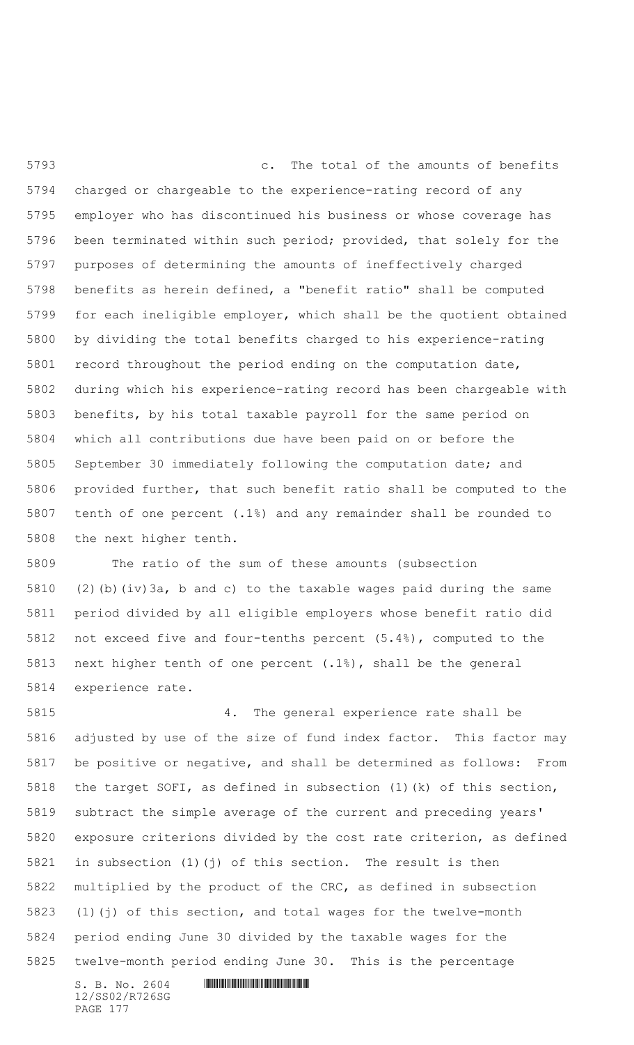c. The total of the amounts of benefits charged or chargeable to the experience-rating record of any employer who has discontinued his business or whose coverage has been terminated within such period; provided, that solely for the purposes of determining the amounts of ineffectively charged benefits as herein defined, a "benefit ratio" shall be computed for each ineligible employer, which shall be the quotient obtained by dividing the total benefits charged to his experience-rating record throughout the period ending on the computation date, during which his experience-rating record has been chargeable with benefits, by his total taxable payroll for the same period on which all contributions due have been paid on or before the September 30 immediately following the computation date; and provided further, that such benefit ratio shall be computed to the tenth of one percent (.1%) and any remainder shall be rounded to the next higher tenth.

The ratio of the sum of these amounts (subsection (2)(b)(iv)3a, b and c) to the taxable wages paid during the same period divided by all eligible employers whose benefit ratio did not exceed five and four-tenths percent (5.4%), computed to the next higher tenth of one percent (.1%), shall be the general experience rate.

4. The general experience rate shall be adjusted by use of the size of fund index factor. This factor may be positive or negative, and shall be determined as follows: From the target SOFI, as defined in subsection (1)(k) of this section, subtract the simple average of the current and preceding years' exposure criterions divided by the cost rate criterion, as defined in subsection (1)(j) of this section. The result is then multiplied by the product of the CRC, as defined in subsection (1)(j) of this section, and total wages for the twelve-month period ending June 30 divided by the taxable wages for the twelve-month period ending June 30. This is the percentage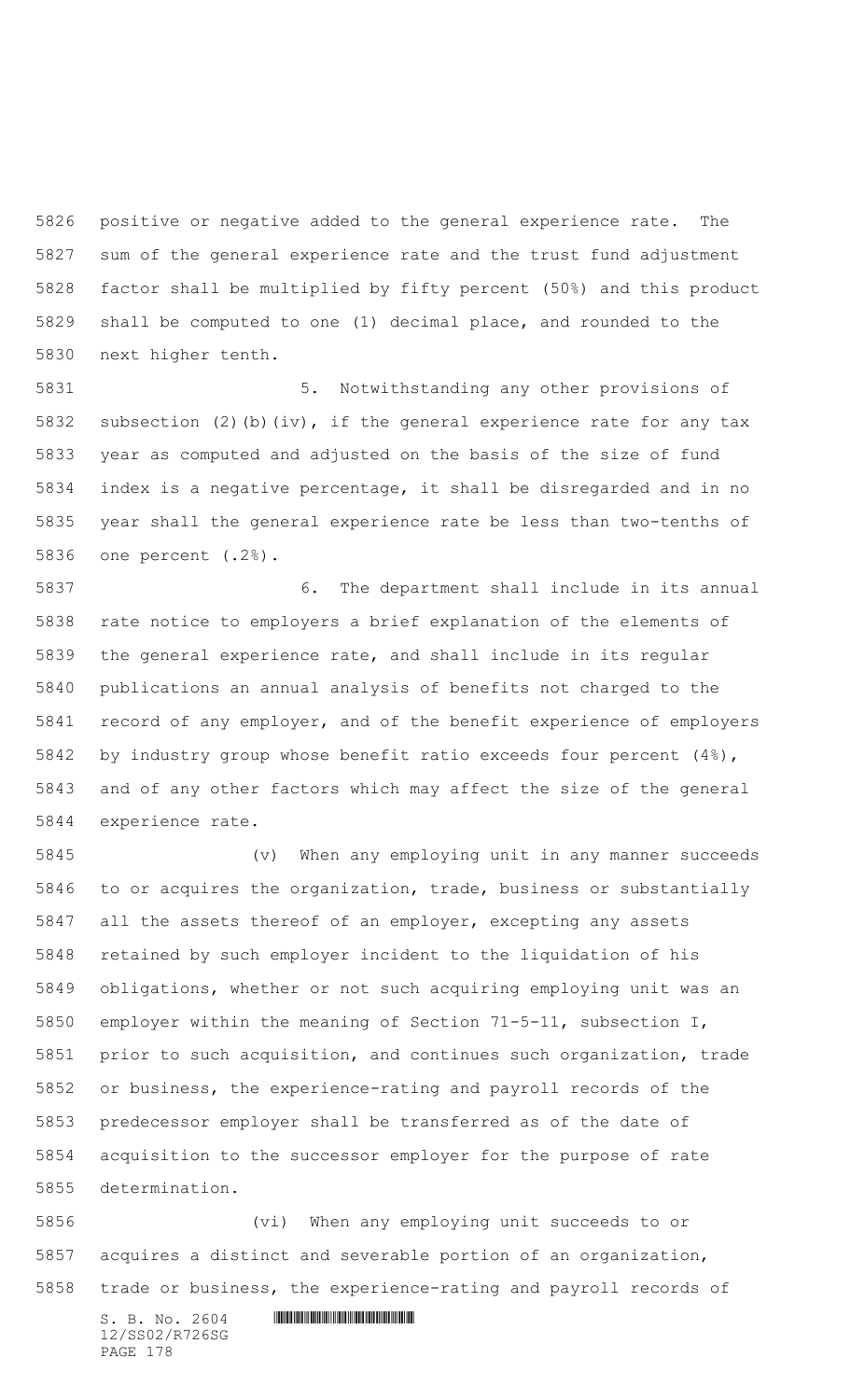positive or negative added to the general experience rate. The sum of the general experience rate and the trust fund adjustment factor shall be multiplied by fifty percent (50%) and this product shall be computed to one (1) decimal place, and rounded to the next higher tenth.

5. Notwithstanding any other provisions of subsection (2)(b)(iv), if the general experience rate for any tax year as computed and adjusted on the basis of the size of fund index is a negative percentage, it shall be disregarded and in no year shall the general experience rate be less than two-tenths of one percent (.2%).

6. The department shall include in its annual rate notice to employers a brief explanation of the elements of the general experience rate, and shall include in its regular publications an annual analysis of benefits not charged to the record of any employer, and of the benefit experience of employers by industry group whose benefit ratio exceeds four percent (4%), and of any other factors which may affect the size of the general experience rate.

(v) When any employing unit in any manner succeeds to or acquires the organization, trade, business or substantially all the assets thereof of an employer, excepting any assets retained by such employer incident to the liquidation of his obligations, whether or not such acquiring employing unit was an employer within the meaning of Section 71-5-11, subsection I, prior to such acquisition, and continues such organization, trade or business, the experience-rating and payroll records of the predecessor employer shall be transferred as of the date of acquisition to the successor employer for the purpose of rate determination.

(vi) When any employing unit succeeds to or acquires a distinct and severable portion of an organization, trade or business, the experience-rating and payroll records of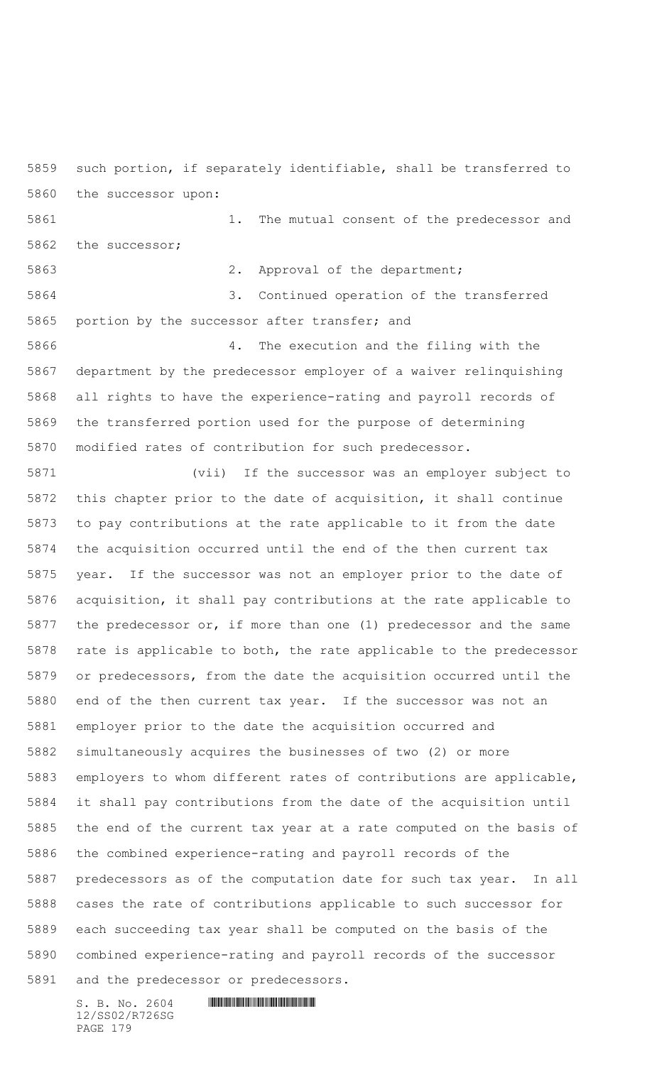such portion, if separately identifiable, shall be transferred to the successor upon:

1. The mutual consent of the predecessor and the successor;

2. Approval of the department;

3. Continued operation of the transferred portion by the successor after transfer; and

4. The execution and the filing with the department by the predecessor employer of a waiver relinquishing all rights to have the experience-rating and payroll records of the transferred portion used for the purpose of determining modified rates of contribution for such predecessor.

(vii) If the successor was an employer subject to this chapter prior to the date of acquisition, it shall continue to pay contributions at the rate applicable to it from the date the acquisition occurred until the end of the then current tax year. If the successor was not an employer prior to the date of acquisition, it shall pay contributions at the rate applicable to the predecessor or, if more than one (1) predecessor and the same rate is applicable to both, the rate applicable to the predecessor or predecessors, from the date the acquisition occurred until the end of the then current tax year. If the successor was not an employer prior to the date the acquisition occurred and simultaneously acquires the businesses of two (2) or more employers to whom different rates of contributions are applicable, it shall pay contributions from the date of the acquisition until the end of the current tax year at a rate computed on the basis of the combined experience-rating and payroll records of the predecessors as of the computation date for such tax year. In all cases the rate of contributions applicable to such successor for each succeeding tax year shall be computed on the basis of the combined experience-rating and payroll records of the successor and the predecessor or predecessors.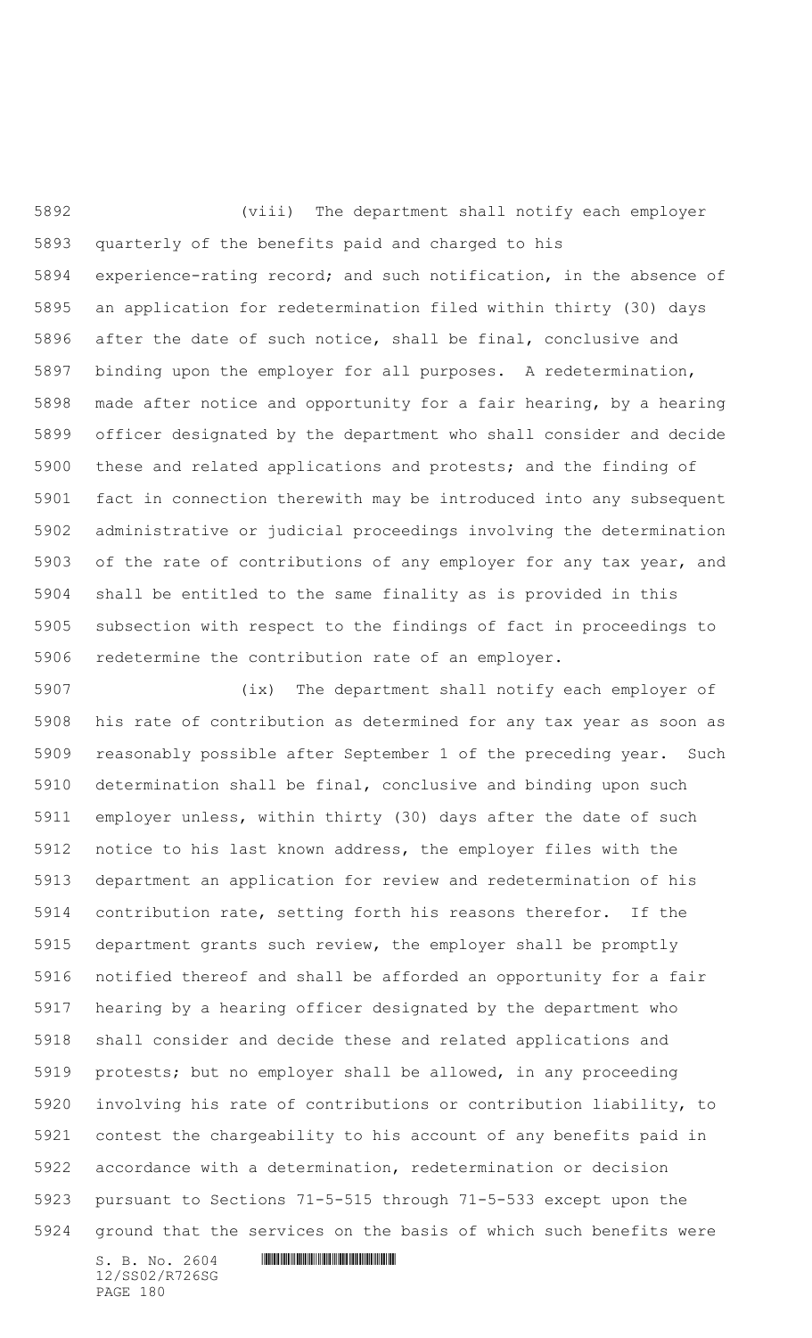(viii) The department shall notify each employer quarterly of the benefits paid and charged to his experience-rating record; and such notification, in the absence of an application for redetermination filed within thirty (30) days after the date of such notice, shall be final, conclusive and binding upon the employer for all purposes. A redetermination, made after notice and opportunity for a fair hearing, by a hearing officer designated by the department who shall consider and decide these and related applications and protests; and the finding of fact in connection therewith may be introduced into any subsequent administrative or judicial proceedings involving the determination of the rate of contributions of any employer for any tax year, and shall be entitled to the same finality as is provided in this subsection with respect to the findings of fact in proceedings to redetermine the contribution rate of an employer.

(ix) The department shall notify each employer of his rate of contribution as determined for any tax year as soon as reasonably possible after September 1 of the preceding year. Such determination shall be final, conclusive and binding upon such employer unless, within thirty (30) days after the date of such notice to his last known address, the employer files with the department an application for review and redetermination of his contribution rate, setting forth his reasons therefor. If the department grants such review, the employer shall be promptly notified thereof and shall be afforded an opportunity for a fair hearing by a hearing officer designated by the department who shall consider and decide these and related applications and protests; but no employer shall be allowed, in any proceeding involving his rate of contributions or contribution liability, to contest the chargeability to his account of any benefits paid in accordance with a determination, redetermination or decision pursuant to Sections 71-5-515 through 71-5-533 except upon the ground that the services on the basis of which such benefits were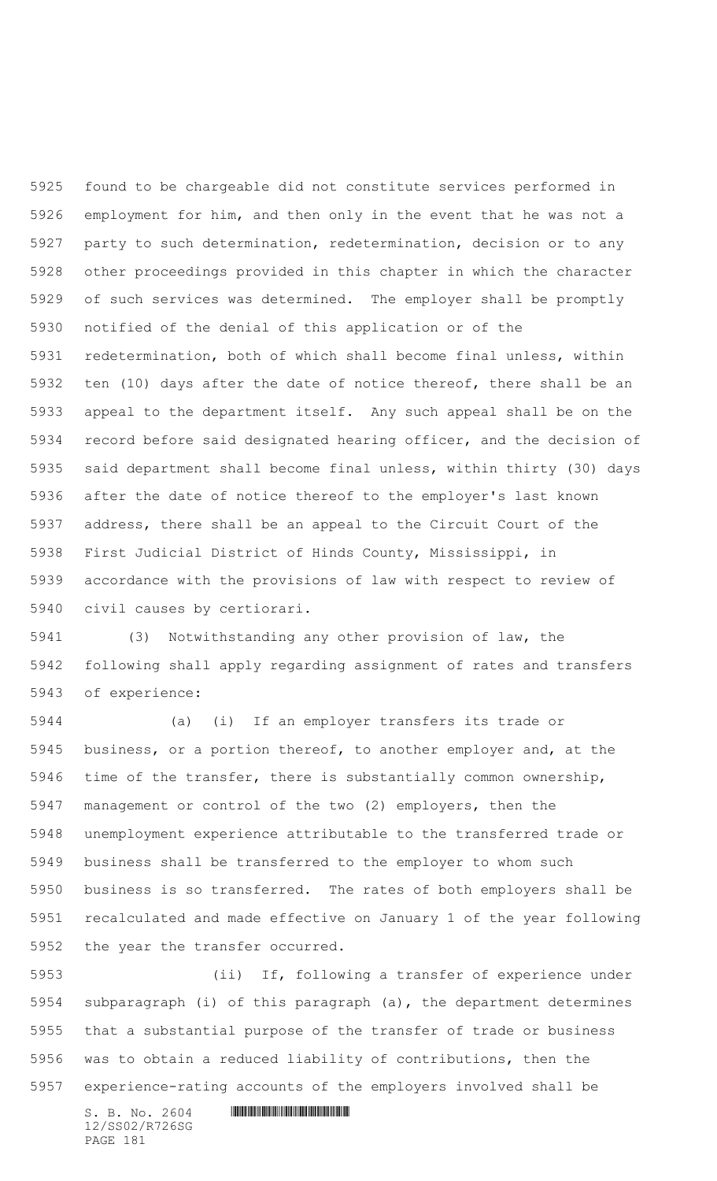found to be chargeable did not constitute services performed in employment for him, and then only in the event that he was not a party to such determination, redetermination, decision or to any other proceedings provided in this chapter in which the character of such services was determined. The employer shall be promptly notified of the denial of this application or of the redetermination, both of which shall become final unless, within ten (10) days after the date of notice thereof, there shall be an appeal to the department itself. Any such appeal shall be on the record before said designated hearing officer, and the decision of said department shall become final unless, within thirty (30) days after the date of notice thereof to the employer's last known address, there shall be an appeal to the Circuit Court of the First Judicial District of Hinds County, Mississippi, in accordance with the provisions of law with respect to review of civil causes by certiorari.

(3) Notwithstanding any other provision of law, the following shall apply regarding assignment of rates and transfers of experience:

(a) (i) If an employer transfers its trade or business, or a portion thereof, to another employer and, at the time of the transfer, there is substantially common ownership, management or control of the two (2) employers, then the unemployment experience attributable to the transferred trade or business shall be transferred to the employer to whom such business is so transferred. The rates of both employers shall be recalculated and made effective on January 1 of the year following the year the transfer occurred.

(ii) If, following a transfer of experience under subparagraph (i) of this paragraph (a), the department determines that a substantial purpose of the transfer of trade or business was to obtain a reduced liability of contributions, then the experience-rating accounts of the employers involved shall be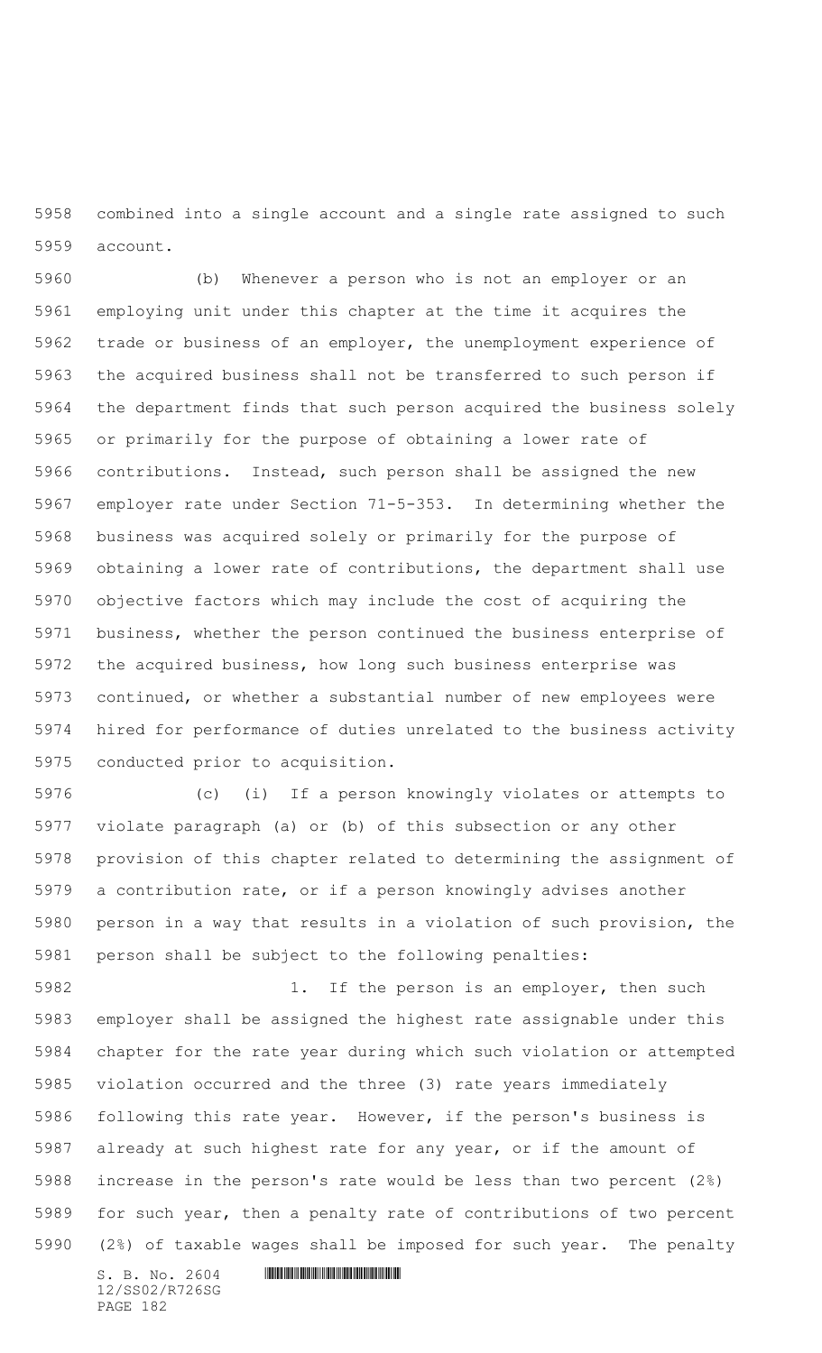combined into a single account and a single rate assigned to such account.

(b) Whenever a person who is not an employer or an employing unit under this chapter at the time it acquires the trade or business of an employer, the unemployment experience of the acquired business shall not be transferred to such person if the department finds that such person acquired the business solely or primarily for the purpose of obtaining a lower rate of contributions. Instead, such person shall be assigned the new employer rate under Section 71-5-353. In determining whether the business was acquired solely or primarily for the purpose of obtaining a lower rate of contributions, the department shall use objective factors which may include the cost of acquiring the business, whether the person continued the business enterprise of the acquired business, how long such business enterprise was continued, or whether a substantial number of new employees were hired for performance of duties unrelated to the business activity conducted prior to acquisition.

(c) (i) If a person knowingly violates or attempts to violate paragraph (a) or (b) of this subsection or any other provision of this chapter related to determining the assignment of a contribution rate, or if a person knowingly advises another person in a way that results in a violation of such provision, the person shall be subject to the following penalties:

1. If the person is an employer, then such employer shall be assigned the highest rate assignable under this chapter for the rate year during which such violation or attempted violation occurred and the three (3) rate years immediately following this rate year. However, if the person's business is already at such highest rate for any year, or if the amount of increase in the person's rate would be less than two percent (2%) for such year, then a penalty rate of contributions of two percent (2%) of taxable wages shall be imposed for such year. The penalty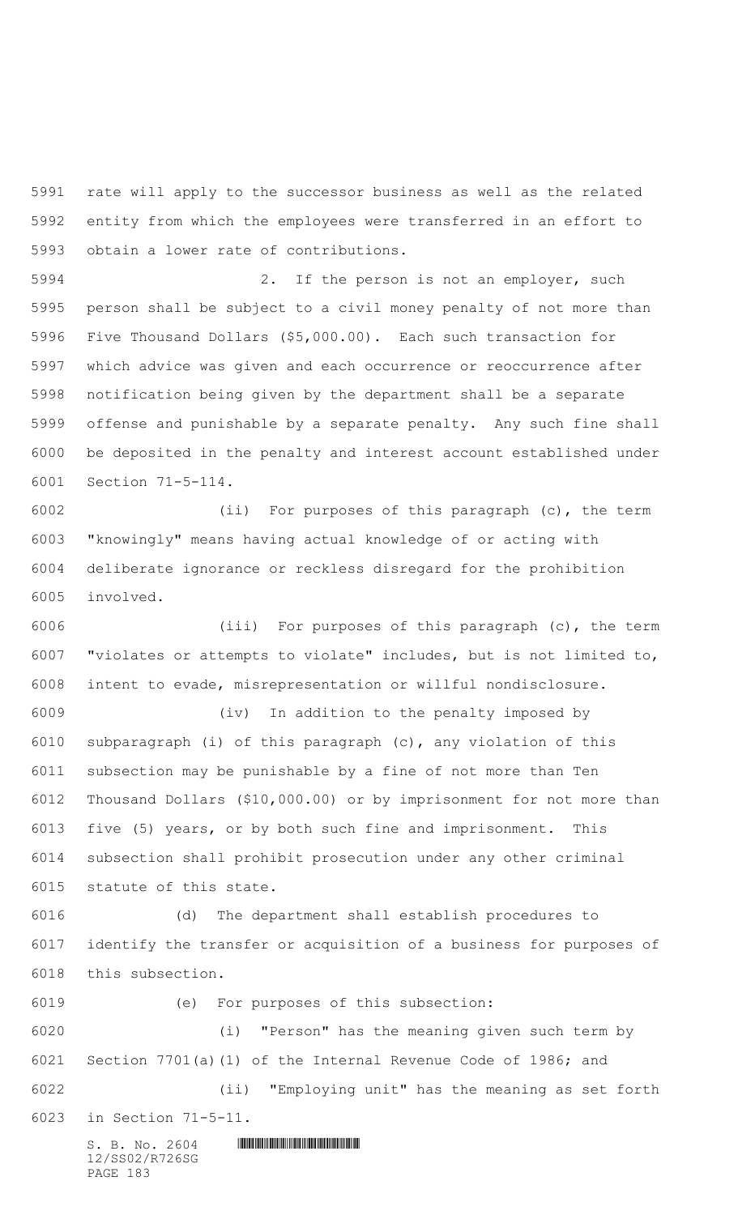rate will apply to the successor business as well as the related entity from which the employees were transferred in an effort to obtain a lower rate of contributions.

2. If the person is not an employer, such person shall be subject to a civil money penalty of not more than Five Thousand Dollars ($5,000.00). Each such transaction for which advice was given and each occurrence or reoccurrence after notification being given by the department shall be a separate offense and punishable by a separate penalty. Any such fine shall be deposited in the penalty and interest account established under Section 71-5-114.

(ii) For purposes of this paragraph (c), the term "knowingly" means having actual knowledge of or acting with deliberate ignorance or reckless disregard for the prohibition involved.

(iii) For purposes of this paragraph (c), the term "violates or attempts to violate" includes, but is not limited to, intent to evade, misrepresentation or willful nondisclosure.

(iv) In addition to the penalty imposed by subparagraph (i) of this paragraph (c), any violation of this subsection may be punishable by a fine of not more than Ten Thousand Dollars ($10,000.00) or by imprisonment for not more than five (5) years, or by both such fine and imprisonment. This subsection shall prohibit prosecution under any other criminal statute of this state.

(d) The department shall establish procedures to identify the transfer or acquisition of a business for purposes of this subsection.

(e) For purposes of this subsection:

(i) "Person" has the meaning given such term by Section 7701(a)(1) of the Internal Revenue Code of 1986; and

(ii) "Employing unit" has the meaning as set forth in Section 71-5-11.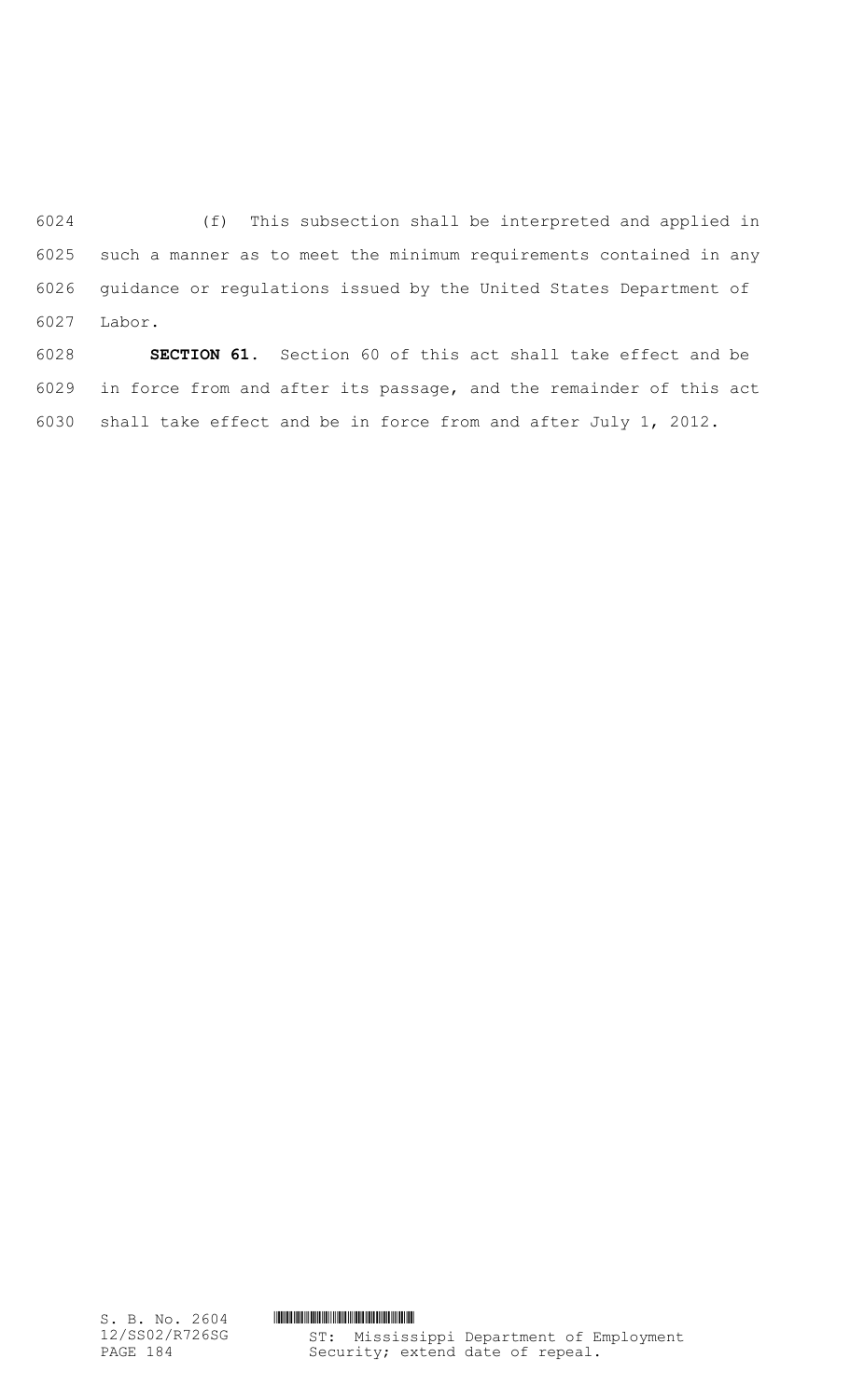(f) This subsection shall be interpreted and applied in such a manner as to meet the minimum requirements contained in any guidance or regulations issued by the United States Department of Labor.

**SECTION 61.** Section 60 of this act shall take effect and be in force from and after its passage, and the remainder of this act shall take effect and be in force from and after July 1, 2012.